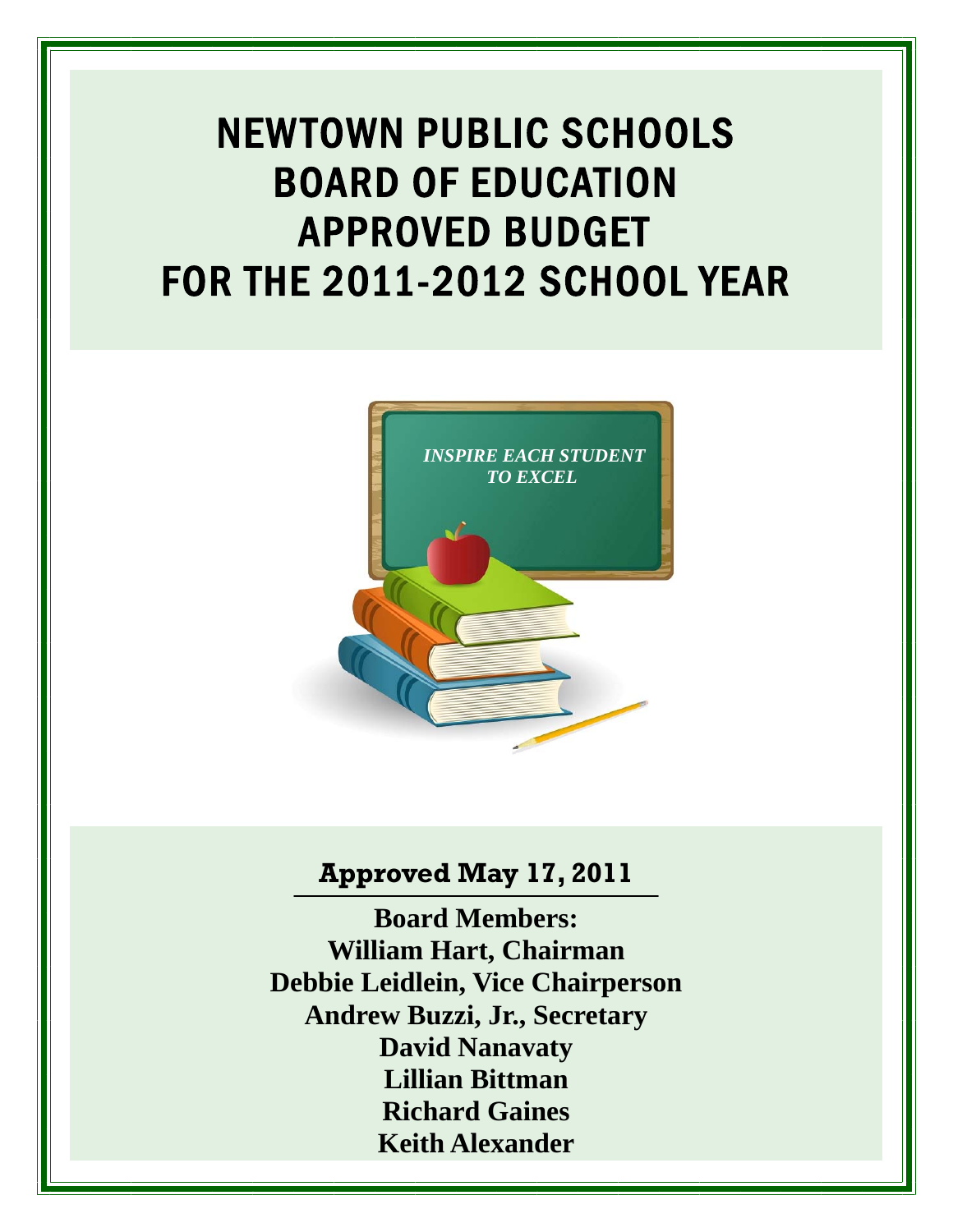# NEWTOWN PUBLIC SCHOOLS BOARD OF EDUCATION APPROVED BUDGET FOR THE 2011-2012 SCHOOL YEAR

*INSPIRE EACH STUDENT TO EXCEL*

**Approved May 17, 2011**

**Board Members:**
**William Hart, Chairman**
**Debbie Leidlein, Vice Chairperson**
**Andrew Buzzi, Jr., Secretary**
**David Nanavaty**
**Lillian Bittman**
**Richard Gaines**
**Keith Alexander**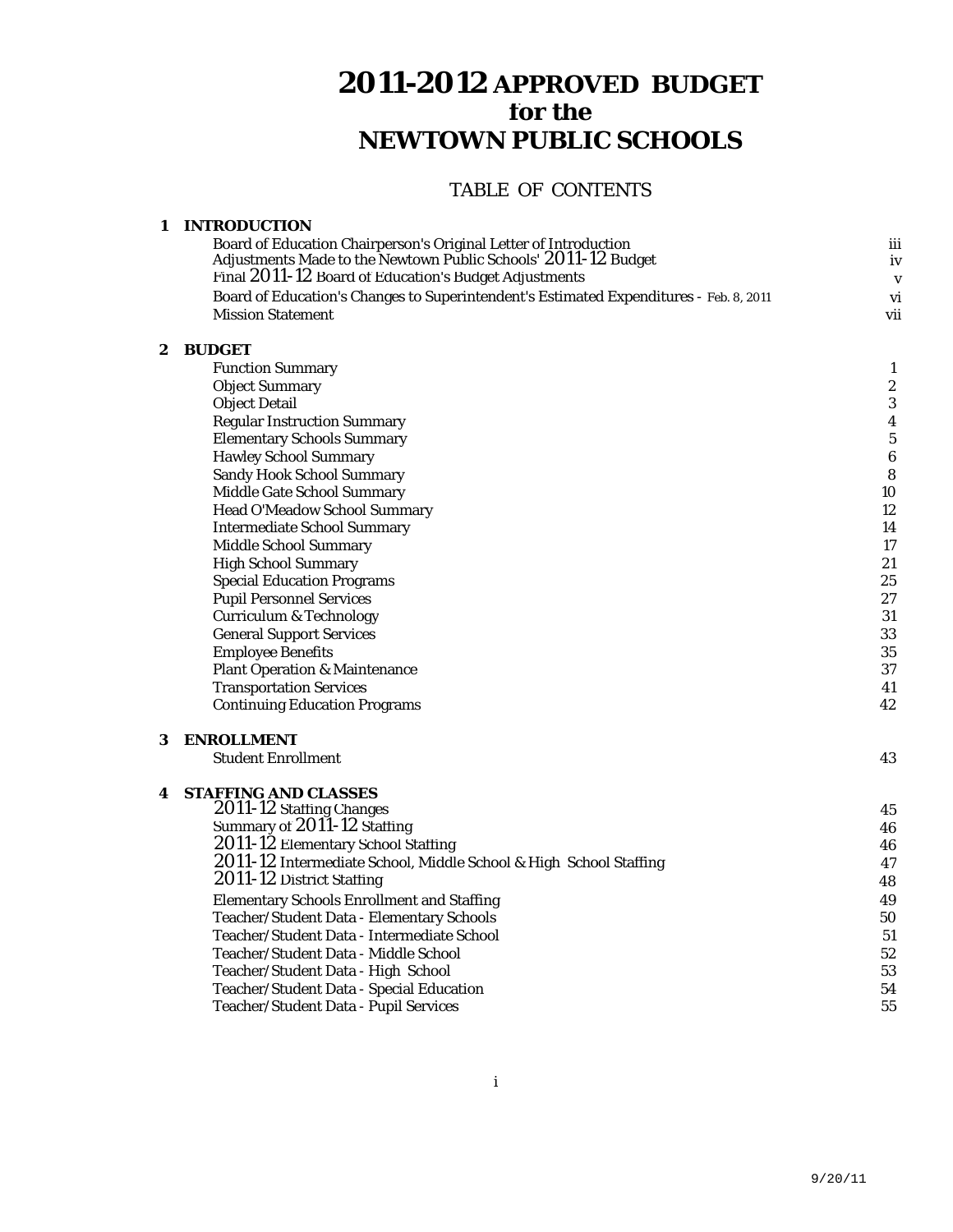# 2011-2012 APPROVED BUDGET
## for the
# NEWTOWN PUBLIC SCHOOLS

## TABLE OF CONTENTS

| | | |
|---|---|---|
| **1** | **INTRODUCTION** | |
| | Board of Education Chairperson's Original Letter of Introduction | iii |
| | Adjustments Made to the Newtown Public Schools' 2011-12 Budget | iv |
| | Final 2011-12 Board of Education's Budget Adjustments | v |
| | Board of Education's Changes to Superintendent's Estimated Expenditures - Feb. 8, 2011 | vi |
| | Mission Statement | vii |
| **2** | **BUDGET** | |
| | Function Summary | 1 |
| | Object Summary | 2 |
| | Object Detail | 3 |
| | Regular Instruction Summary | 4 |
| | Elementary Schools Summary | 5 |
| | Hawley School Summary | 6 |
| | Sandy Hook School Summary | 8 |
| | Middle Gate School Summary | 10 |
| | Head O'Meadow School Summary | 12 |
| | Intermediate School Summary | 14 |
| | Middle School Summary | 17 |
| | High School Summary | 21 |
| | Special Education Programs | 25 |
| | Pupil Personnel Services | 27 |
| | Curriculum & Technology | 31 |
| | General Support Services | 33 |
| | Employee Benefits | 35 |
| | Plant Operation & Maintenance | 37 |
| | Transportation Services | 41 |
| | Continuing Education Programs | 42 |
| **3** | **ENROLLMENT** | |
| | Student Enrollment | 43 |
| **4** | **STAFFING AND CLASSES** | |
| | 2011-12 Staffing Changes | 45 |
| | Summary of 2011-12 Staffing | 46 |
| | 2011-12 Elementary School Staffing | 46 |
| | 2011-12 Intermediate School, Middle School & High School Staffing | 47 |
| | 2011-12 District Staffing | 48 |
| | Elementary Schools Enrollment and Staffing | 49 |
| | Teacher/Student Data - Elementary Schools | 50 |
| | Teacher/Student Data - Intermediate School | 51 |
| | Teacher/Student Data - Middle School | 52 |
| | Teacher/Student Data - High School | 53 |
| | Teacher/Student Data - Special Education | 54 |
| | Teacher/Student Data - Pupil Services | 55 |

9/20/11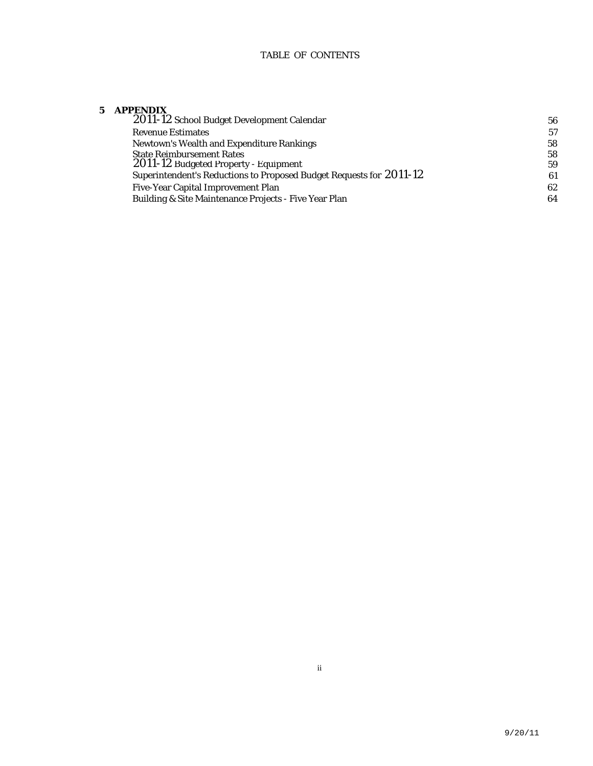TABLE OF CONTENTS

**5 APPENDIX**

| | |
|---|---|
| 2011-12 School Budget Development Calendar | 56 |
| Revenue Estimates | 57 |
| Newtown's Wealth and Expenditure Rankings | 58 |
| State Reimbursement Rates | 58 |
| 2011-12 Budgeted Property - Equipment | 59 |
| Superintendent's Reductions to Proposed Budget Requests for 2011-12 | 61 |
| Five-Year Capital Improvement Plan | 62 |
| Building & Site Maintenance Projects - Five Year Plan | 64 |

9/20/11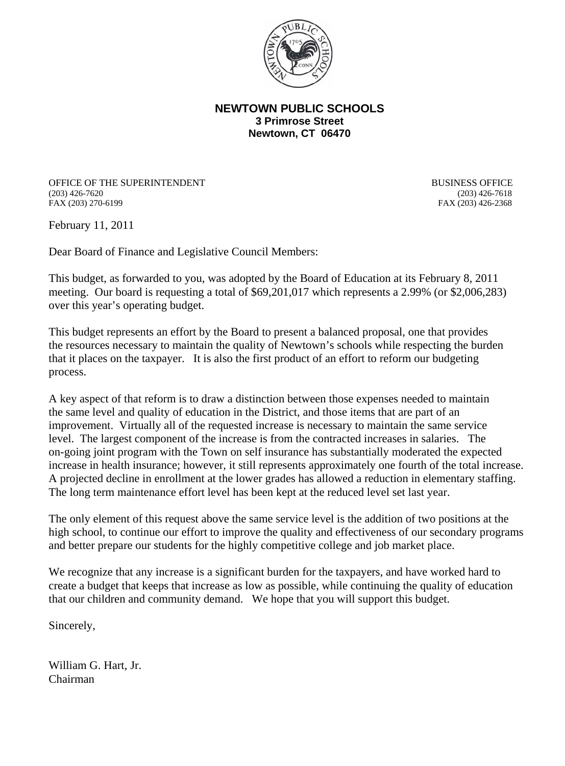**NEWTOWN PUBLIC SCHOOLS**
**3 Primrose Street**
**Newtown, CT 06470**

OFFICE OF THE SUPERINTENDENT
(203) 426-7620
FAX (203) 270-6199

BUSINESS OFFICE
(203) 426-7618
FAX (203) 426-2368

February 11, 2011

Dear Board of Finance and Legislative Council Members:

This budget, as forwarded to you, was adopted by the Board of Education at its February 8, 2011 meeting. Our board is requesting a total of $69,201,017 which represents a 2.99% (or $2,006,283) over this year's operating budget.

This budget represents an effort by the Board to present a balanced proposal, one that provides the resources necessary to maintain the quality of Newtown's schools while respecting the burden that it places on the taxpayer. It is also the first product of an effort to reform our budgeting process.

A key aspect of that reform is to draw a distinction between those expenses needed to maintain the same level and quality of education in the District, and those items that are part of an improvement. Virtually all of the requested increase is necessary to maintain the same service level. The largest component of the increase is from the contracted increases in salaries. The on-going joint program with the Town on self insurance has substantially moderated the expected increase in health insurance; however, it still represents approximately one fourth of the total increase. A projected decline in enrollment at the lower grades has allowed a reduction in elementary staffing. The long term maintenance effort level has been kept at the reduced level set last year.

The only element of this request above the same service level is the addition of two positions at the high school, to continue our effort to improve the quality and effectiveness of our secondary programs and better prepare our students for the highly competitive college and job market place.

We recognize that any increase is a significant burden for the taxpayers, and have worked hard to create a budget that keeps that increase as low as possible, while continuing the quality of education that our children and community demand. We hope that you will support this budget.

Sincerely,

William G. Hart, Jr.
Chairman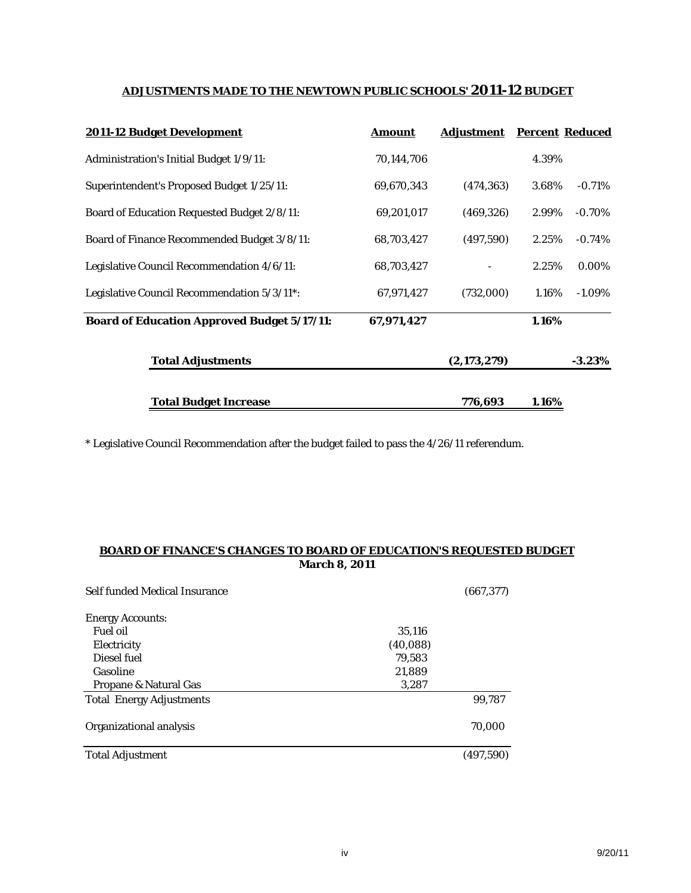## ADJUSTMENTS MADE TO THE NEWTOWN PUBLIC SCHOOLS' 2011-12 BUDGET

| 2011-12 Budget Development | Amount | Adjustment | Percent | Reduced |
|---|---|---|---|---|
| Administration's Initial Budget 1/9/11: | 70,144,706 | | 4.39% | |
| Superintendent's Proposed Budget 1/25/11: | 69,670,343 | (474,363) | 3.68% | -0.71% |
| Board of Education Requested Budget 2/8/11: | 69,201,017 | (469,326) | 2.99% | -0.70% |
| Board of Finance Recommended Budget 3/8/11: | 68,703,427 | (497,590) | 2.25% | -0.74% |
| Legislative Council Recommendation 4/6/11: | 68,703,427 | - | 2.25% | 0.00% |
| Legislative Council Recommendation 5/3/11*: | 67,971,427 | (732,000) | 1.16% | -1.09% |
| **Board of Education Approved Budget 5/17/11:** | **67,971,427** | | **1.16%** | |
| **Total Adjustments** | | **(2,173,279)** | | **-3.23%** |
| **Total Budget Increase** | | **776,693** | **1.16%** | |

* Legislative Council Recommendation after the budget failed to pass the 4/26/11 referendum.

## BOARD OF FINANCE'S CHANGES TO BOARD OF EDUCATION'S REQUESTED BUDGET
### March 8, 2011

| | | |
|---|---|---|
| Self funded Medical Insurance | | (667,377) |
| Energy Accounts: | | |
| Fuel oil | 35,116 | |
| Electricity | (40,088) | |
| Diesel fuel | 79,583 | |
| Gasoline | 21,889 | |
| Propane & Natural Gas | 3,287 | |
| Total Energy Adjustments | | 99,787 |
| Organizational analysis | | 70,000 |
| Total Adjustment | | (497,590) |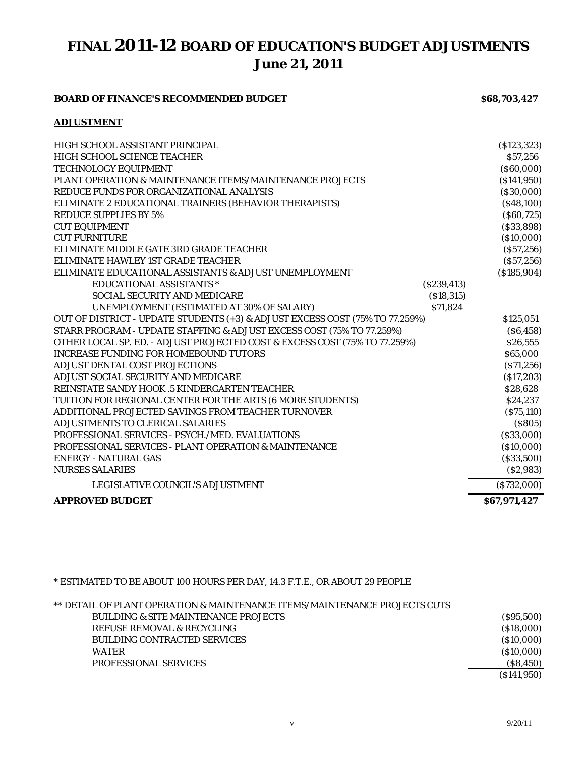# FINAL 2011-12 BOARD OF EDUCATION'S BUDGET ADJUSTMENTS
## June 21, 2011

| | | |
|---|---|---|
| **BOARD OF FINANCE'S RECOMMENDED BUDGET** | | **$68,703,427** |
| **ADJUSTMENT** | | |
| HIGH SCHOOL ASSISTANT PRINCIPAL | | ($123,323) |
| HIGH SCHOOL SCIENCE TEACHER | | $57,256 |
| TECHNOLOGY EQUIPMENT | | ($60,000) |
| PLANT OPERATION & MAINTENANCE ITEMS/MAINTENANCE PROJECTS | | ($141,950) |
| REDUCE FUNDS FOR ORGANIZATIONAL ANALYSIS | | ($30,000) |
| ELIMINATE 2 EDUCATIONAL TRAINERS (BEHAVIOR THERAPISTS) | | ($48,100) |
| REDUCE SUPPLIES BY 5% | | ($60,725) |
| CUT EQUIPMENT | | ($33,898) |
| CUT FURNITURE | | ($10,000) |
| ELIMINATE MIDDLE GATE 3RD GRADE TEACHER | | ($57,256) |
| ELIMINATE HAWLEY 1ST GRADE TEACHER | | ($57,256) |
| ELIMINATE EDUCATIONAL ASSISTANTS & ADJUST UNEMPLOYMENT | | ($185,904) |
| EDUCATIONAL ASSISTANTS * | ($239,413) | |
| SOCIAL SECURITY AND MEDICARE | ($18,315) | |
| UNEMPLOYMENT (ESTIMATED AT 30% OF SALARY) | $71,824 | |
| OUT OF DISTRICT - UPDATE STUDENTS (+3) & ADJUST EXCESS COST (75% TO 77.259%) | | $125,051 |
| STARR PROGRAM - UPDATE STAFFING & ADJUST EXCESS COST (75% TO 77.259%) | | ($6,458) |
| OTHER LOCAL SP. ED. - ADJUST PROJECTED COST & EXCESS COST (75% TO 77.259%) | | $26,555 |
| INCREASE FUNDING FOR HOMEBOUND TUTORS | | $65,000 |
| ADJUST DENTAL COST PROJECTIONS | | ($71,256) |
| ADJUST SOCIAL SECURITY AND MEDICARE | | ($17,203) |
| REINSTATE SANDY HOOK .5 KINDERGARTEN TEACHER | | $28,628 |
| TUITION FOR REGIONAL CENTER FOR THE ARTS (6 MORE STUDENTS) | | $24,237 |
| ADDITIONAL PROJECTED SAVINGS FROM TEACHER TURNOVER | | ($75,110) |
| ADJUSTMENTS TO CLERICAL SALARIES | | ($805) |
| PROFESSIONAL SERVICES - PSYCH./MED. EVALUATIONS | | ($33,000) |
| PROFESSIONAL SERVICES - PLANT OPERATION & MAINTENANCE | | ($10,000) |
| ENERGY - NATURAL GAS | | ($33,500) |
| NURSES SALARIES | | ($2,983) |
| LEGISLATIVE COUNCIL'S ADJUSTMENT | | ($732,000) |
| **APPROVED BUDGET** | | **$67,971,427** |

\* ESTIMATED TO BE ABOUT 100 HOURS PER DAY, 14.3 F.T.E., OR ABOUT 29 PEOPLE

** DETAIL OF PLANT OPERATION & MAINTENANCE ITEMS/MAINTENANCE PROJECTS CUTS

| | |
|---|---|
| BUILDING & SITE MAINTENANCE PROJECTS | ($95,500) |
| REFUSE REMOVAL & RECYCLING | ($18,000) |
| BUILDING CONTRACTED SERVICES | ($10,000) |
| WATER | ($10,000) |
| PROFESSIONAL SERVICES | ($8,450) |
| | ($141,950) |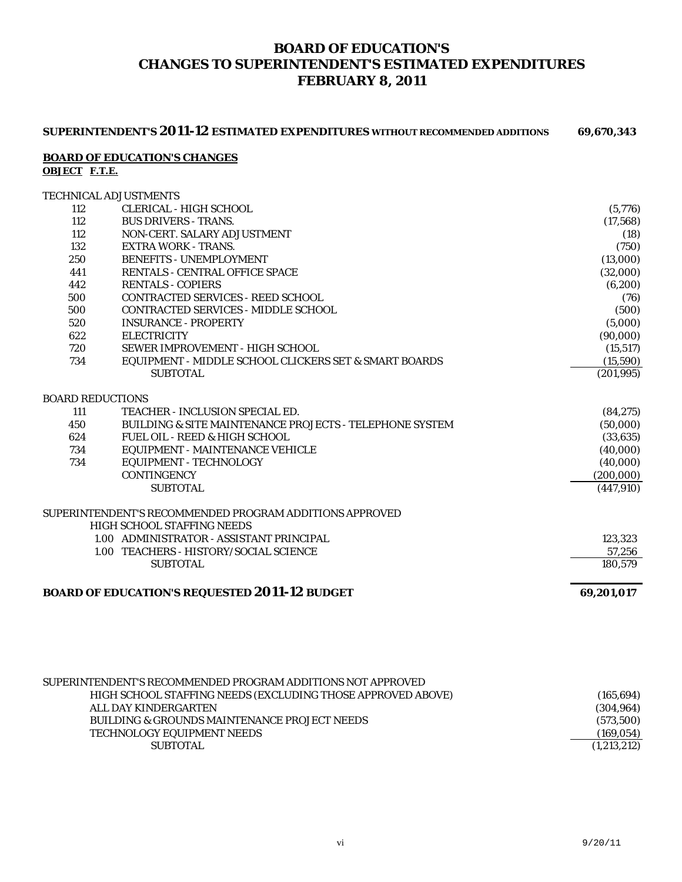# BOARD OF EDUCATION'S
# CHANGES TO SUPERINTENDENT'S ESTIMATED EXPENDITURES
# FEBRUARY 8, 2011

| **SUPERINTENDENT'S 2011-12 ESTIMATED EXPENDITURES WITHOUT RECOMMENDED ADDITIONS** | | | **69,670,343** |
|---|---|---|---|
| **BOARD OF EDUCATION'S CHANGES** | | | |
| **OBJECT** | **F.T.E.** | | |
| TECHNICAL ADJUSTMENTS | | | |
| 112 | | CLERICAL - HIGH SCHOOL | (5,776) |
| 112 | | BUS DRIVERS - TRANS. | (17,568) |
| 112 | | NON-CERT. SALARY ADJUSTMENT | (18) |
| 132 | | EXTRA WORK - TRANS. | (750) |
| 250 | | BENEFITS - UNEMPLOYMENT | (13,000) |
| 441 | | RENTALS - CENTRAL OFFICE SPACE | (32,000) |
| 442 | | RENTALS - COPIERS | (6,200) |
| 500 | | CONTRACTED SERVICES - REED SCHOOL | (76) |
| 500 | | CONTRACTED SERVICES - MIDDLE SCHOOL | (500) |
| 520 | | INSURANCE - PROPERTY | (5,000) |
| 622 | | ELECTRICITY | (90,000) |
| 720 | | SEWER IMPROVEMENT - HIGH SCHOOL | (15,517) |
| 734 | | EQUIPMENT - MIDDLE SCHOOL CLICKERS SET & SMART BOARDS | (15,590) |
| | | SUBTOTAL | (201,995) |
| BOARD REDUCTIONS | | | |
| 111 | | TEACHER - INCLUSION SPECIAL ED. | (84,275) |
| 450 | | BUILDING & SITE MAINTENANCE PROJECTS - TELEPHONE SYSTEM | (50,000) |
| 624 | | FUEL OIL - REED & HIGH SCHOOL | (33,635) |
| 734 | | EQUIPMENT - MAINTENANCE VEHICLE | (40,000) |
| 734 | | EQUIPMENT - TECHNOLOGY | (40,000) |
| | | CONTINGENCY | (200,000) |
| | | SUBTOTAL | (447,910) |
| SUPERINTENDENT'S RECOMMENDED PROGRAM ADDITIONS APPROVED | | | |
| | | HIGH SCHOOL STAFFING NEEDS | |
| | 1.00 | ADMINISTRATOR - ASSISTANT PRINCIPAL | 123,323 |
| | 1.00 | TEACHERS - HISTORY/SOCIAL SCIENCE | 57,256 |
| | | SUBTOTAL | 180,579 |
| **BOARD OF EDUCATION'S REQUESTED 2011-12 BUDGET** | | | **69,201,017** |

| SUPERINTENDENT'S RECOMMENDED PROGRAM ADDITIONS NOT APPROVED | |
|---|---|
| HIGH SCHOOL STAFFING NEEDS (EXCLUDING THOSE APPROVED ABOVE) | (165,694) |
| ALL DAY KINDERGARTEN | (304,964) |
| BUILDING & GROUNDS MAINTENANCE PROJECT NEEDS | (573,500) |
| TECHNOLOGY EQUIPMENT NEEDS | (169,054) |
| SUBTOTAL | (1,213,212) |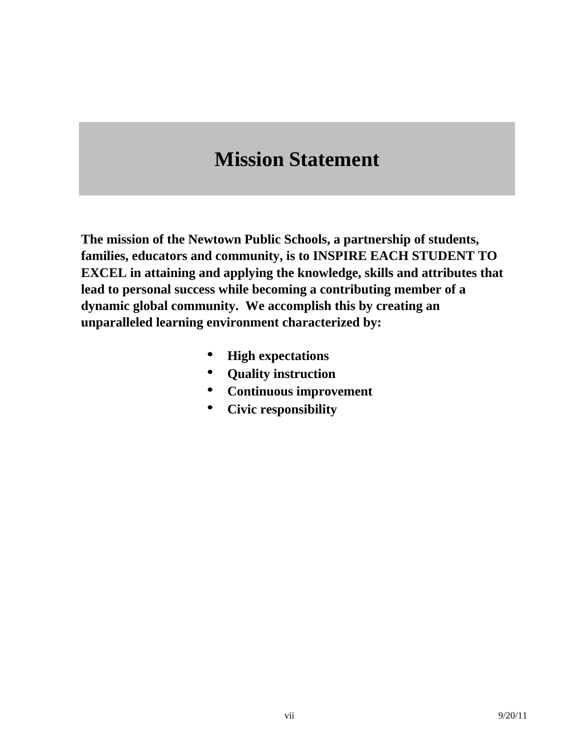# Mission Statement

**The mission of the Newtown Public Schools, a partnership of students, families, educators and community, is to INSPIRE EACH STUDENT TO EXCEL in attaining and applying the knowledge, skills and attributes that lead to personal success while becoming a contributing member of a dynamic global community. We accomplish this by creating an unparalleled learning environment characterized by:**

- **High expectations**
- **Quality instruction**
- **Continuous improvement**
- **Civic responsibility**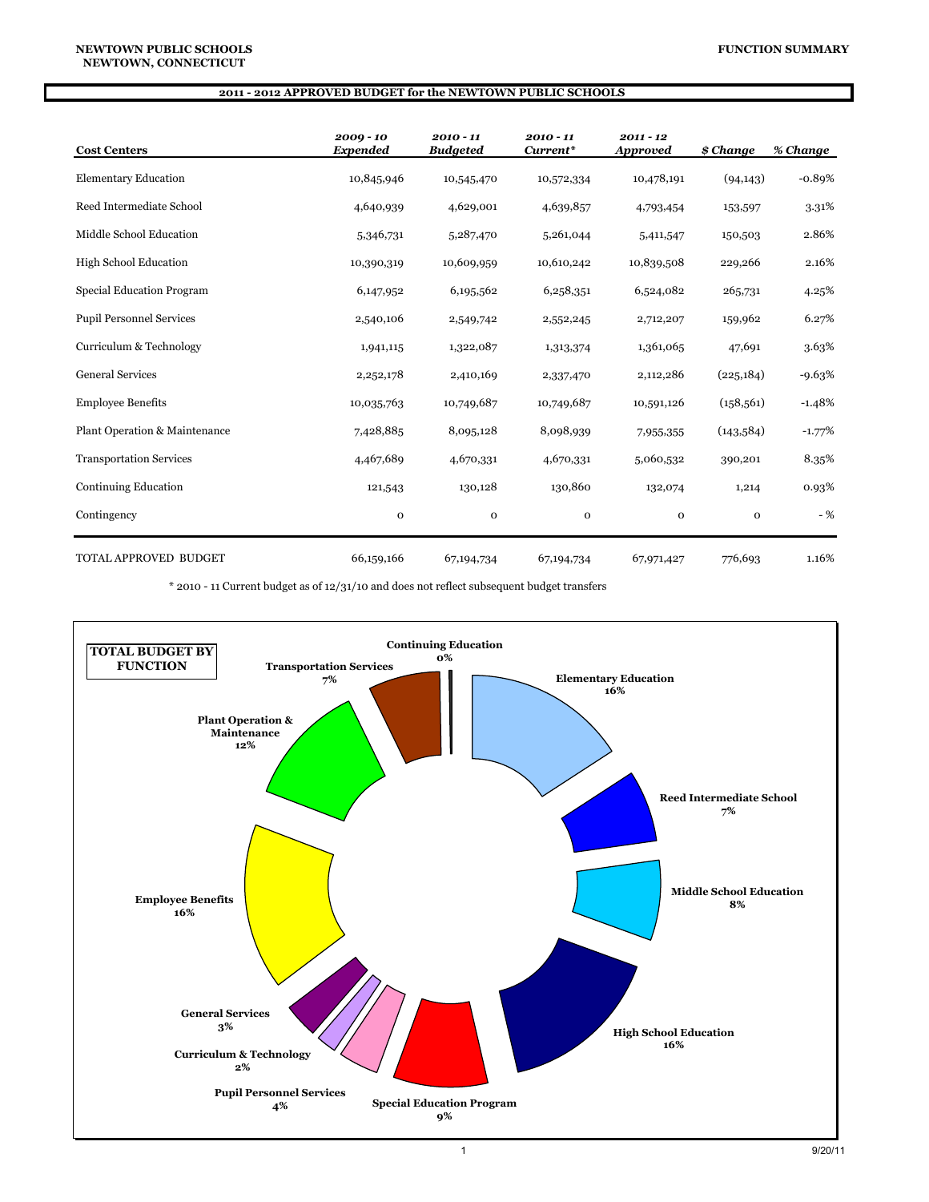**NEWTOWN PUBLIC SCHOOLS**
**NEWTOWN, CONNECTICUT**

**FUNCTION SUMMARY**

## 2011 - 2012 APPROVED BUDGET for the NEWTOWN PUBLIC SCHOOLS

| Cost Centers | *2009 - 10 Expended* | *2010 - 11 Budgeted* | *2010 - 11 Current** | *2011 - 12 Approved* | *$ Change* | *% Change* |
|---|---|---|---|---|---|---|
| Elementary Education | 10,845,946 | 10,545,470 | 10,572,334 | 10,478,191 | (94,143) | -0.89% |
| Reed Intermediate School | 4,640,939 | 4,629,001 | 4,639,857 | 4,793,454 | 153,597 | 3.31% |
| Middle School Education | 5,346,731 | 5,287,470 | 5,261,044 | 5,411,547 | 150,503 | 2.86% |
| High School Education | 10,390,319 | 10,609,959 | 10,610,242 | 10,839,508 | 229,266 | 2.16% |
| Special Education Program | 6,147,952 | 6,195,562 | 6,258,351 | 6,524,082 | 265,731 | 4.25% |
| Pupil Personnel Services | 2,540,106 | 2,549,742 | 2,552,245 | 2,712,207 | 159,962 | 6.27% |
| Curriculum & Technology | 1,941,115 | 1,322,087 | 1,313,374 | 1,361,065 | 47,691 | 3.63% |
| General Services | 2,252,178 | 2,410,169 | 2,337,470 | 2,112,286 | (225,184) | -9.63% |
| Employee Benefits | 10,035,763 | 10,749,687 | 10,749,687 | 10,591,126 | (158,561) | -1.48% |
| Plant Operation & Maintenance | 7,428,885 | 8,095,128 | 8,098,939 | 7,955,355 | (143,584) | -1.77% |
| Transportation Services | 4,467,689 | 4,670,331 | 4,670,331 | 5,060,532 | 390,201 | 8.35% |
| Continuing Education | 121,543 | 130,128 | 130,860 | 132,074 | 1,214 | 0.93% |
| Contingency | 0 | 0 | 0 | 0 | 0 | - % |
| TOTAL APPROVED BUDGET | 66,159,166 | 67,194,734 | 67,194,734 | 67,971,427 | 776,693 | 1.16% |

\* 2010 - 11 Current budget as of 12/31/10 and does not reflect subsequent budget transfers

**TOTAL BUDGET BY FUNCTION**

- Elementary Education 16%
- Reed Intermediate School 7%
- Middle School Education 8%
- High School Education 16%
- Special Education Program 9%
- Pupil Personnel Services 4%
- Curriculum & Technology 2%
- General Services 3%
- Employee Benefits 16%
- Plant Operation & Maintenance 12%
- Transportation Services 7%
- Continuing Education 0%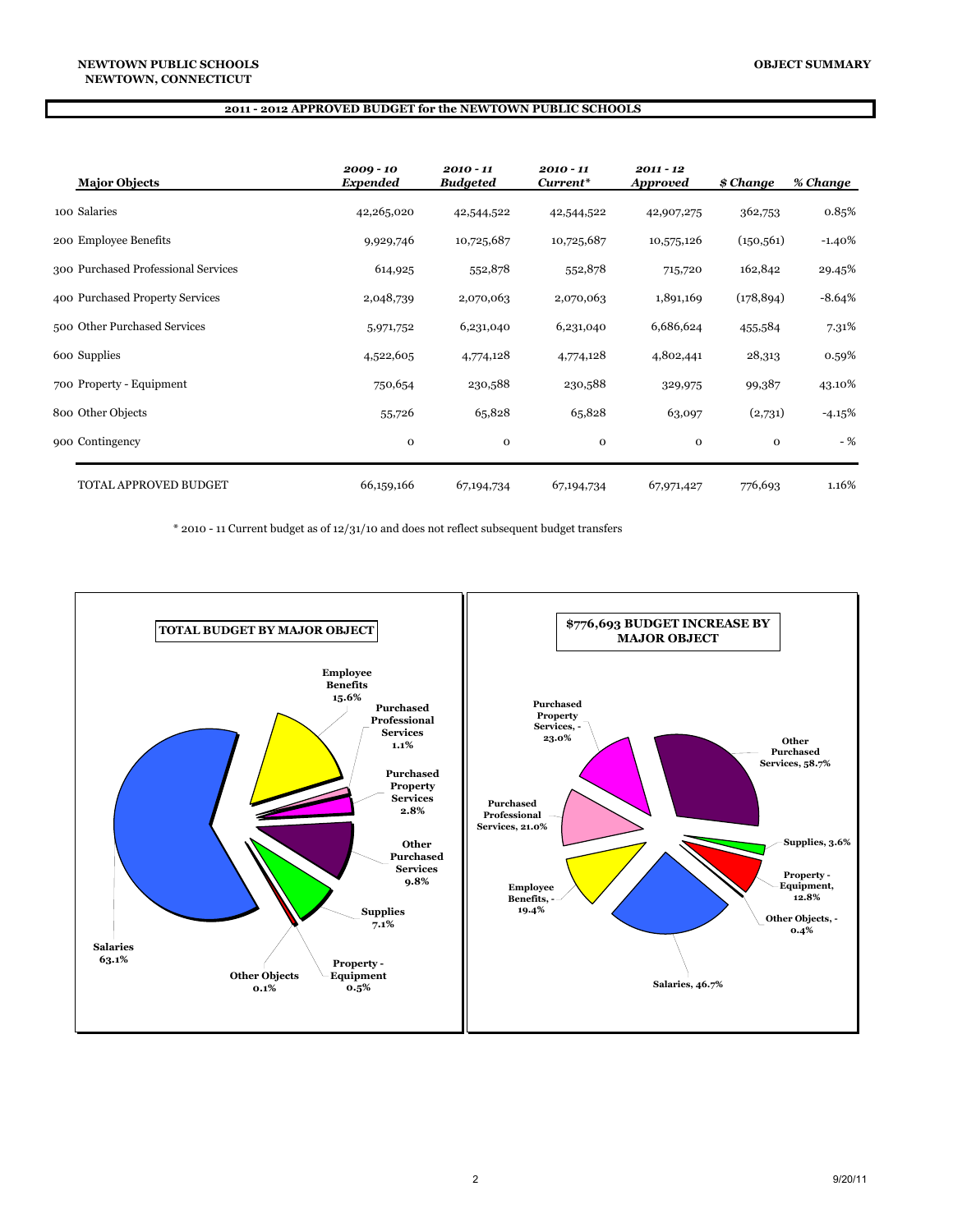**NEWTOWN PUBLIC SCHOOLS**
**NEWTOWN, CONNECTICUT**

**OBJECT SUMMARY**

## 2011 - 2012 APPROVED BUDGET for the NEWTOWN PUBLIC SCHOOLS

| Major Objects | 2009 - 10 Expended | 2010 - 11 Budgeted | 2010 - 11 Current* | 2011 - 12 Approved | $ Change | % Change |
|---|---|---|---|---|---|---|
| 100 Salaries | 42,265,020 | 42,544,522 | 42,544,522 | 42,907,275 | 362,753 | 0.85% |
| 200 Employee Benefits | 9,929,746 | 10,725,687 | 10,725,687 | 10,575,126 | (150,561) | -1.40% |
| 300 Purchased Professional Services | 614,925 | 552,878 | 552,878 | 715,720 | 162,842 | 29.45% |
| 400 Purchased Property Services | 2,048,739 | 2,070,063 | 2,070,063 | 1,891,169 | (178,894) | -8.64% |
| 500 Other Purchased Services | 5,971,752 | 6,231,040 | 6,231,040 | 6,686,624 | 455,584 | 7.31% |
| 600 Supplies | 4,522,605 | 4,774,128 | 4,774,128 | 4,802,441 | 28,313 | 0.59% |
| 700 Property - Equipment | 750,654 | 230,588 | 230,588 | 329,975 | 99,387 | 43.10% |
| 800 Other Objects | 55,726 | 65,828 | 65,828 | 63,097 | (2,731) | -4.15% |
| 900 Contingency | 0 | 0 | 0 | 0 | 0 | - % |
| TOTAL APPROVED BUDGET | 66,159,166 | 67,194,734 | 67,194,734 | 67,971,427 | 776,693 | 1.16% |

\* 2010 - 11 Current budget as of 12/31/10 and does not reflect subsequent budget transfers

**TOTAL BUDGET BY MAJOR OBJECT**

- Salaries 63.1%
- Employee Benefits 15.6%
- Purchased Professional Services 1.1%
- Purchased Property Services 2.8%
- Other Purchased Services 9.8%
- Supplies 7.1%
- Property - Equipment 0.5%
- Other Objects 0.1%

**$776,693 BUDGET INCREASE BY MAJOR OBJECT**

- Salaries, 46.7%
- Employee Benefits, -19.4%
- Purchased Professional Services, 21.0%
- Purchased Property Services, -23.0%
- Other Purchased Services, 58.7%
- Supplies, 3.6%
- Property - Equipment, 12.8%
- Other Objects, -0.4%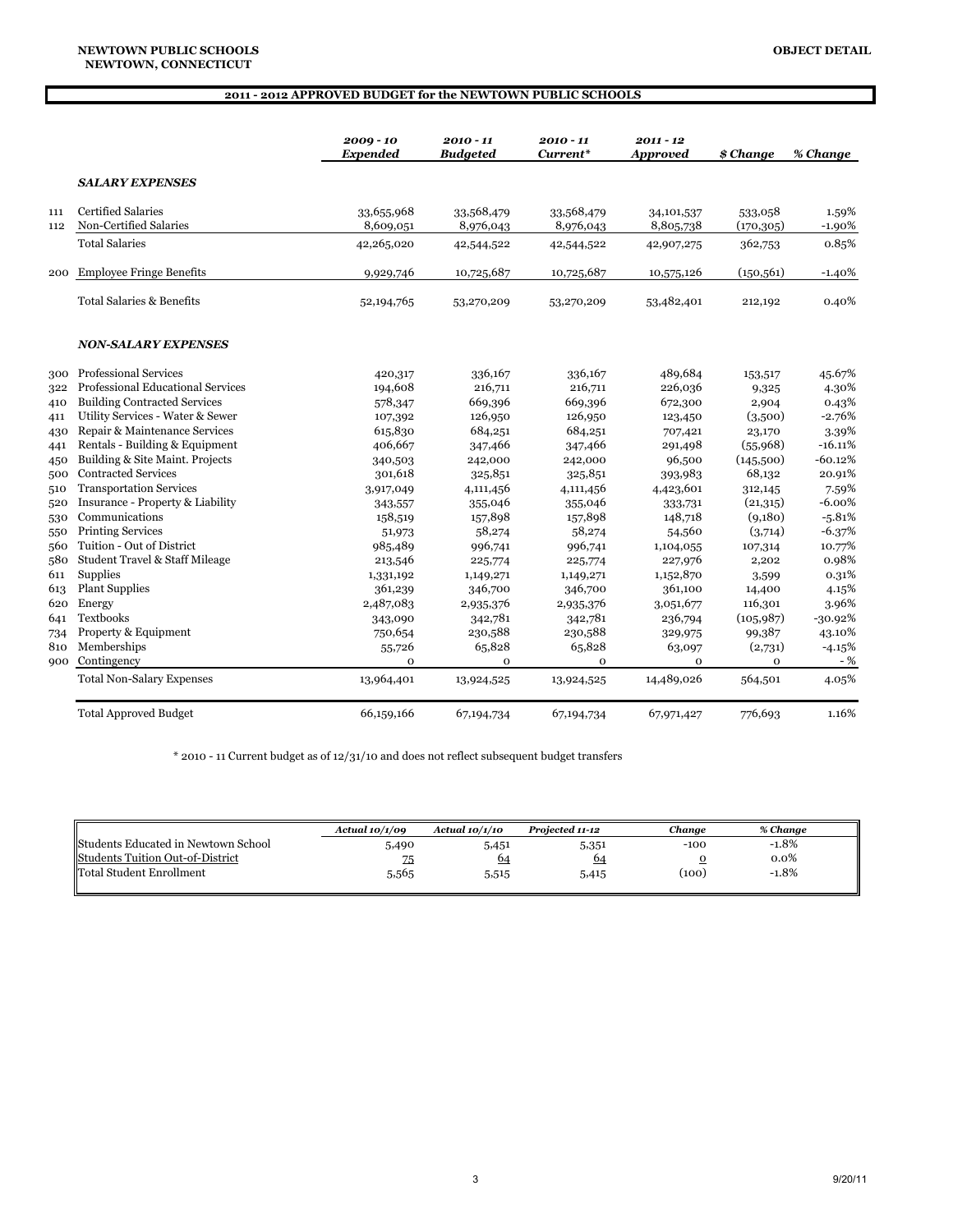**NEWTOWN PUBLIC SCHOOLS**
**NEWTOWN, CONNECTICUT**

**OBJECT DETAIL**

## 2011 - 2012 APPROVED BUDGET for the NEWTOWN PUBLIC SCHOOLS

| | | *2009 - 10 Expended* | *2010 - 11 Budgeted* | *2010 - 11 Current** | *2011 - 12 Approved* | *$ Change* | *% Change* |
|---|---|---|---|---|---|---|---|
| | ***SALARY EXPENSES*** | | | | | | |
| 111 | Certified Salaries | 33,655,968 | 33,568,479 | 33,568,479 | 34,101,537 | 533,058 | 1.59% |
| 112 | Non-Certified Salaries | 8,609,051 | 8,976,043 | 8,976,043 | 8,805,738 | (170,305) | -1.90% |
| | Total Salaries | 42,265,020 | 42,544,522 | 42,544,522 | 42,907,275 | 362,753 | 0.85% |
| 200 | Employee Fringe Benefits | 9,929,746 | 10,725,687 | 10,725,687 | 10,575,126 | (150,561) | -1.40% |
| | Total Salaries & Benefits | 52,194,765 | 53,270,209 | 53,270,209 | 53,482,401 | 212,192 | 0.40% |
| | ***NON-SALARY EXPENSES*** | | | | | | |
| 300 | Professional Services | 420,317 | 336,167 | 336,167 | 489,684 | 153,517 | 45.67% |
| 322 | Professional Educational Services | 194,608 | 216,711 | 216,711 | 226,036 | 9,325 | 4.30% |
| 410 | Building Contracted Services | 578,347 | 669,396 | 669,396 | 672,300 | 2,904 | 0.43% |
| 411 | Utility Services - Water & Sewer | 107,392 | 126,950 | 126,950 | 123,450 | (3,500) | -2.76% |
| 430 | Repair & Maintenance Services | 615,830 | 684,251 | 684,251 | 707,421 | 23,170 | 3.39% |
| 441 | Rentals - Building & Equipment | 406,667 | 347,466 | 347,466 | 291,498 | (55,968) | -16.11% |
| 450 | Building & Site Maint. Projects | 340,503 | 242,000 | 242,000 | 96,500 | (145,500) | -60.12% |
| 500 | Contracted Services | 301,618 | 325,851 | 325,851 | 393,983 | 68,132 | 20.91% |
| 510 | Transportation Services | 3,917,049 | 4,111,456 | 4,111,456 | 4,423,601 | 312,145 | 7.59% |
| 520 | Insurance - Property & Liability | 343,557 | 355,046 | 355,046 | 333,731 | (21,315) | -6.00% |
| 530 | Communications | 158,519 | 157,898 | 157,898 | 148,718 | (9,180) | -5.81% |
| 550 | Printing Services | 51,973 | 58,274 | 58,274 | 54,560 | (3,714) | -6.37% |
| 560 | Tuition - Out of District | 985,489 | 996,741 | 996,741 | 1,104,055 | 107,314 | 10.77% |
| 580 | Student Travel & Staff Mileage | 213,546 | 225,774 | 225,774 | 227,976 | 2,202 | 0.98% |
| 611 | Supplies | 1,331,192 | 1,149,271 | 1,149,271 | 1,152,870 | 3,599 | 0.31% |
| 613 | Plant Supplies | 361,239 | 346,700 | 346,700 | 361,100 | 14,400 | 4.15% |
| 620 | Energy | 2,487,083 | 2,935,376 | 2,935,376 | 3,051,677 | 116,301 | 3.96% |
| 641 | Textbooks | 343,090 | 342,781 | 342,781 | 236,794 | (105,987) | -30.92% |
| 734 | Property & Equipment | 750,654 | 230,588 | 230,588 | 329,975 | 99,387 | 43.10% |
| 810 | Memberships | 55,726 | 65,828 | 65,828 | 63,097 | (2,731) | -4.15% |
| 900 | Contingency | 0 | 0 | 0 | 0 | 0 | - % |
| | Total Non-Salary Expenses | 13,964,401 | 13,924,525 | 13,924,525 | 14,489,026 | 564,501 | 4.05% |
| | Total Approved Budget | 66,159,166 | 67,194,734 | 67,194,734 | 67,971,427 | 776,693 | 1.16% |

* 2010 - 11 Current budget as of 12/31/10 and does not reflect subsequent budget transfers

| | *Actual 10/1/09* | *Actual 10/1/10* | *Projected 11-12* | *Change* | *% Change* |
|---|---|---|---|---|---|
| Students Educated in Newtown School | 5,490 | 5,451 | 5,351 | -100 | -1.8% |
| Students Tuition Out-of-District | 75 | 64 | 64 | 0 | 0.0% |
| Total Student Enrollment | 5,565 | 5,515 | 5,415 | (100) | -1.8% |

9/20/11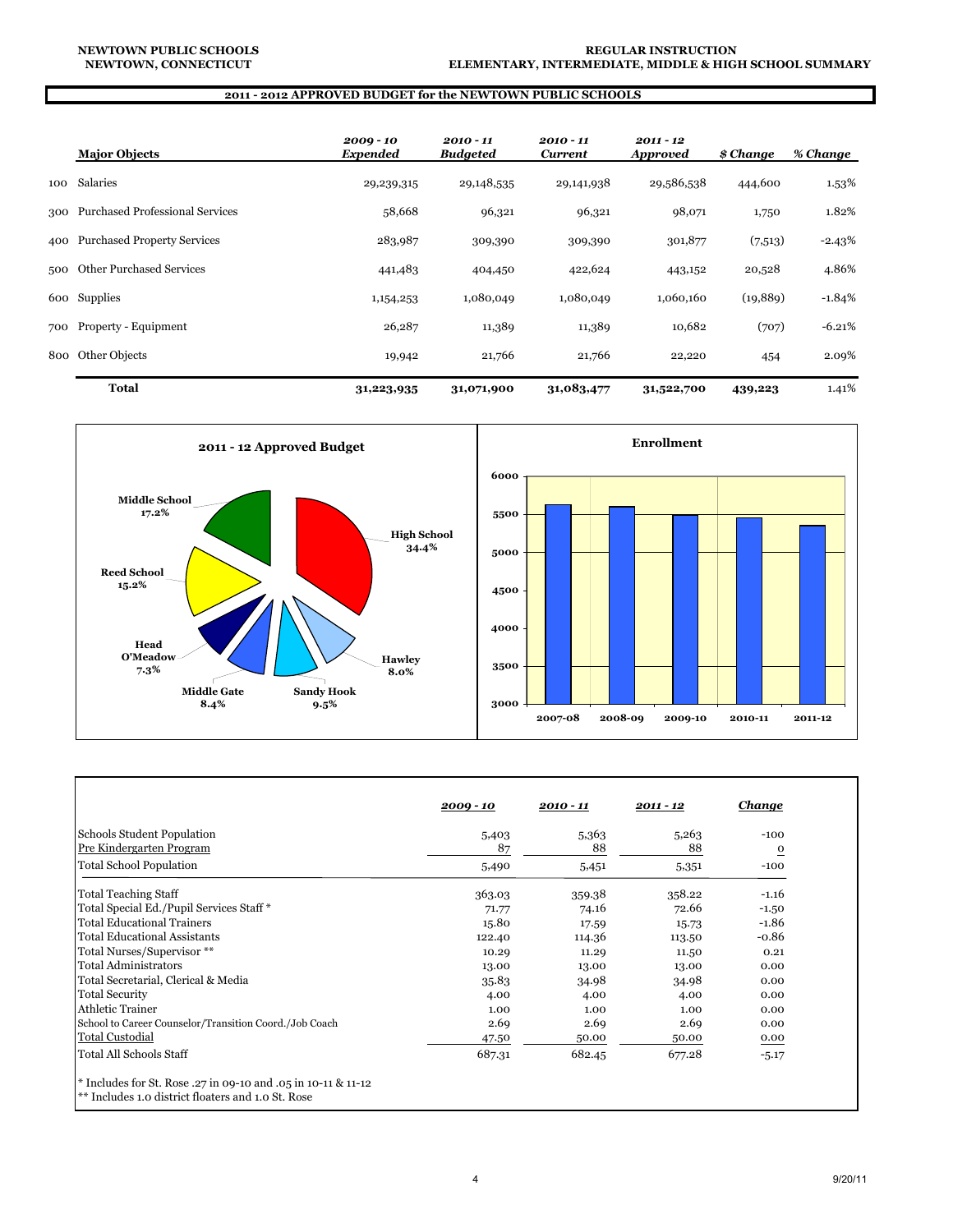NEWTOWN PUBLIC SCHOOLS
NEWTOWN, CONNECTICUT

REGULAR INSTRUCTION
ELEMENTARY, INTERMEDIATE, MIDDLE & HIGH SCHOOL SUMMARY

## 2011 - 2012 APPROVED BUDGET for the NEWTOWN PUBLIC SCHOOLS

| | Major Objects | 2009 - 10 Expended | 2010 - 11 Budgeted | 2010 - 11 Current | 2011 - 12 Approved | $ Change | % Change |
|---|---|---|---|---|---|---|---|
| 100 | Salaries | 29,239,315 | 29,148,535 | 29,141,938 | 29,586,538 | 444,600 | 1.53% |
| 300 | Purchased Professional Services | 58,668 | 96,321 | 96,321 | 98,071 | 1,750 | 1.82% |
| 400 | Purchased Property Services | 283,987 | 309,390 | 309,390 | 301,877 | (7,513) | -2.43% |
| 500 | Other Purchased Services | 441,483 | 404,450 | 422,624 | 443,152 | 20,528 | 4.86% |
| 600 | Supplies | 1,154,253 | 1,080,049 | 1,080,049 | 1,060,160 | (19,889) | -1.84% |
| 700 | Property - Equipment | 26,287 | 11,389 | 11,389 | 10,682 | (707) | -6.21% |
| 800 | Other Objects | 19,942 | 21,766 | 21,766 | 22,220 | 454 | 2.09% |
| | **Total** | **31,223,935** | **31,071,900** | **31,083,477** | **31,522,700** | **439,223** | 1.41% |

**2011 - 12 Approved Budget**

| School | Share |
|---|---|
| High School | 34.4% |
| Middle School | 17.2% |
| Reed School | 15.2% |
| Sandy Hook | 9.5% |
| Middle Gate | 8.4% |
| Hawley | 8.0% |
| Head O'Meadow | 7.3% |

**Enrollment** (chart: 2007-08, 2008-09, 2009-10, 2010-11, 2011-12; axis 3000–6000)

| | 2009 - 10 | 2010 - 11 | 2011 - 12 | Change |
|---|---|---|---|---|
| Schools Student Population | 5,403 | 5,363 | 5,263 | -100 |
| Pre Kindergarten Program | 87 | 88 | 88 | 0 |
| Total School Population | 5,490 | 5,451 | 5,351 | -100 |
| Total Teaching Staff | 363.03 | 359.38 | 358.22 | -1.16 |
| Total Special Ed./Pupil Services Staff * | 71.77 | 74.16 | 72.66 | -1.50 |
| Total Educational Trainers | 15.80 | 17.59 | 15.73 | -1.86 |
| Total Educational Assistants | 122.40 | 114.36 | 113.50 | -0.86 |
| Total Nurses/Supervisor ** | 10.29 | 11.29 | 11.50 | 0.21 |
| Total Administrators | 13.00 | 13.00 | 13.00 | 0.00 |
| Total Secretarial, Clerical & Media | 35.83 | 34.98 | 34.98 | 0.00 |
| Total Security | 4.00 | 4.00 | 4.00 | 0.00 |
| Athletic Trainer | 1.00 | 1.00 | 1.00 | 0.00 |
| School to Career Counselor/Transition Coord./Job Coach | 2.69 | 2.69 | 2.69 | 0.00 |
| Total Custodial | 47.50 | 50.00 | 50.00 | 0.00 |
| Total All Schools Staff | 687.31 | 682.45 | 677.28 | -5.17 |

* Includes for St. Rose .27 in 09-10 and .05 in 10-11 & 11-12
** Includes 1.0 district floaters and 1.0 St. Rose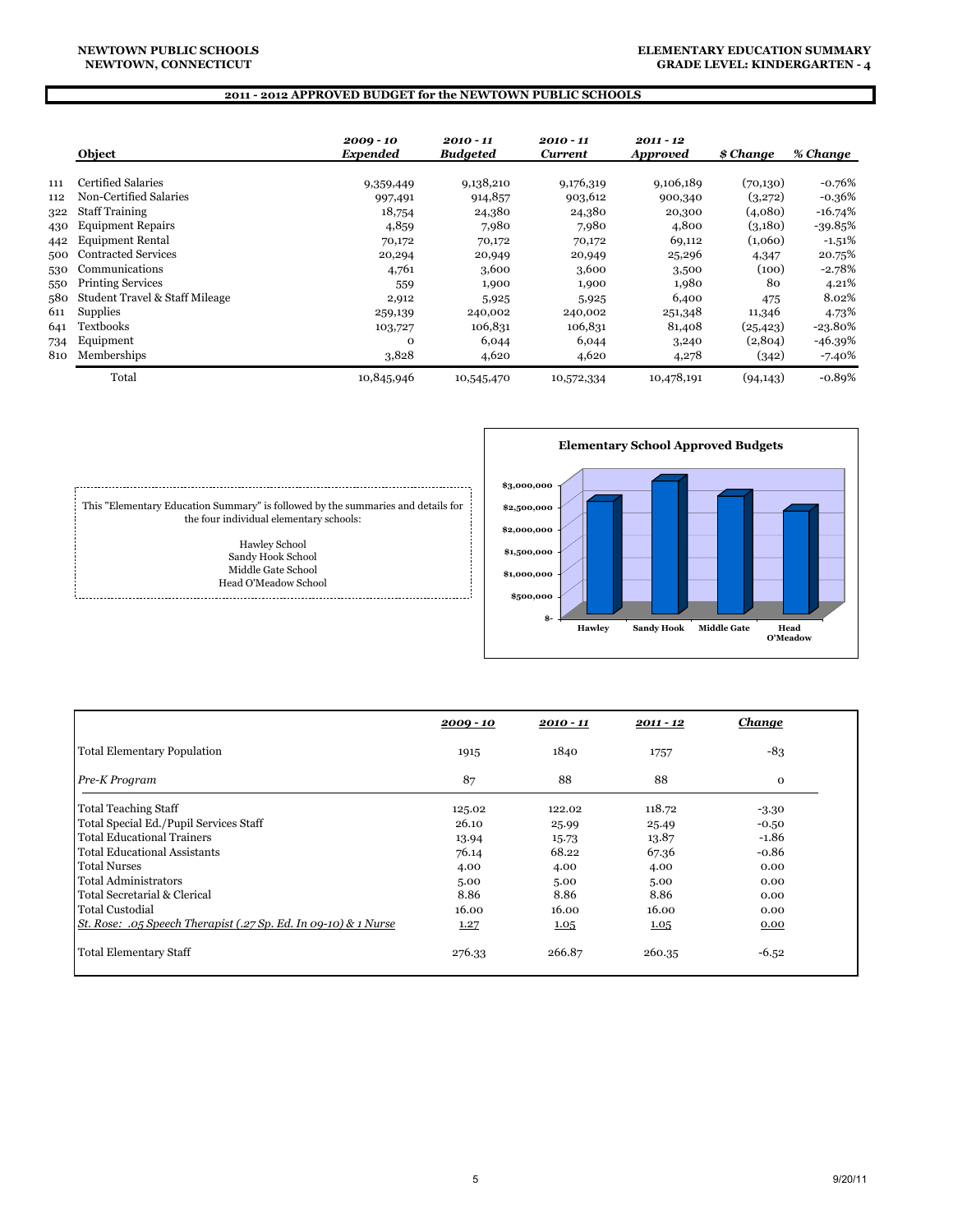NEWTOWN PUBLIC SCHOOLS
NEWTOWN, CONNECTICUT

ELEMENTARY EDUCATION SUMMARY
GRADE LEVEL: KINDERGARTEN - 4

## 2011 - 2012 APPROVED BUDGET for the NEWTOWN PUBLIC SCHOOLS

| | Object | *2009 - 10 Expended* | *2010 - 11 Budgeted* | *2010 - 11 Current* | *2011 - 12 Approved* | *$ Change* | *% Change* |
|---|---|---|---|---|---|---|---|
| 111 | Certified Salaries | 9,359,449 | 9,138,210 | 9,176,319 | 9,106,189 | (70,130) | -0.76% |
| 112 | Non-Certified Salaries | 997,491 | 914,857 | 903,612 | 900,340 | (3,272) | -0.36% |
| 322 | Staff Training | 18,754 | 24,380 | 24,380 | 20,300 | (4,080) | -16.74% |
| 430 | Equipment Repairs | 4,859 | 7,980 | 7,980 | 4,800 | (3,180) | -39.85% |
| 442 | Equipment Rental | 70,172 | 70,172 | 70,172 | 69,112 | (1,060) | -1.51% |
| 500 | Contracted Services | 20,294 | 20,949 | 20,949 | 25,296 | 4,347 | 20.75% |
| 530 | Communications | 4,761 | 3,600 | 3,600 | 3,500 | (100) | -2.78% |
| 550 | Printing Services | 559 | 1,900 | 1,900 | 1,980 | 80 | 4.21% |
| 580 | Student Travel & Staff Mileage | 2,912 | 5,925 | 5,925 | 6,400 | 475 | 8.02% |
| 611 | Supplies | 259,139 | 240,002 | 240,002 | 251,348 | 11,346 | 4.73% |
| 641 | Textbooks | 103,727 | 106,831 | 106,831 | 81,408 | (25,423) | -23.80% |
| 734 | Equipment | 0 | 6,044 | 6,044 | 3,240 | (2,804) | -46.39% |
| 810 | Memberships | 3,828 | 4,620 | 4,620 | 4,278 | (342) | -7.40% |
| | Total | 10,845,946 | 10,545,470 | 10,572,334 | 10,478,191 | (94,143) | -0.89% |

This "Elementary Education Summary" is followed by the summaries and details for the four individual elementary schools:

Hawley School
Sandy Hook School
Middle Gate School
Head O'Meadow School

**Elementary School Approved Budgets**

| | *2009 - 10* | *2010 - 11* | *2011 - 12* | *Change* |
|---|---|---|---|---|
| Total Elementary Population | 1915 | 1840 | 1757 | -83 |
| *Pre-K Program* | 87 | 88 | 88 | 0 |
| Total Teaching Staff | 125.02 | 122.02 | 118.72 | -3.30 |
| Total Special Ed./Pupil Services Staff | 26.10 | 25.99 | 25.49 | -0.50 |
| Total Educational Trainers | 13.94 | 15.73 | 13.87 | -1.86 |
| Total Educational Assistants | 76.14 | 68.22 | 67.36 | -0.86 |
| Total Nurses | 4.00 | 4.00 | 4.00 | 0.00 |
| Total Administrators | 5.00 | 5.00 | 5.00 | 0.00 |
| Total Secretarial & Clerical | 8.86 | 8.86 | 8.86 | 0.00 |
| Total Custodial | 16.00 | 16.00 | 16.00 | 0.00 |
| *St. Rose: .05 Speech Therapist (.27 Sp. Ed. In 09-10) & 1 Nurse* | 1.27 | 1.05 | 1.05 | 0.00 |
| Total Elementary Staff | 276.33 | 266.87 | 260.35 | -6.52 |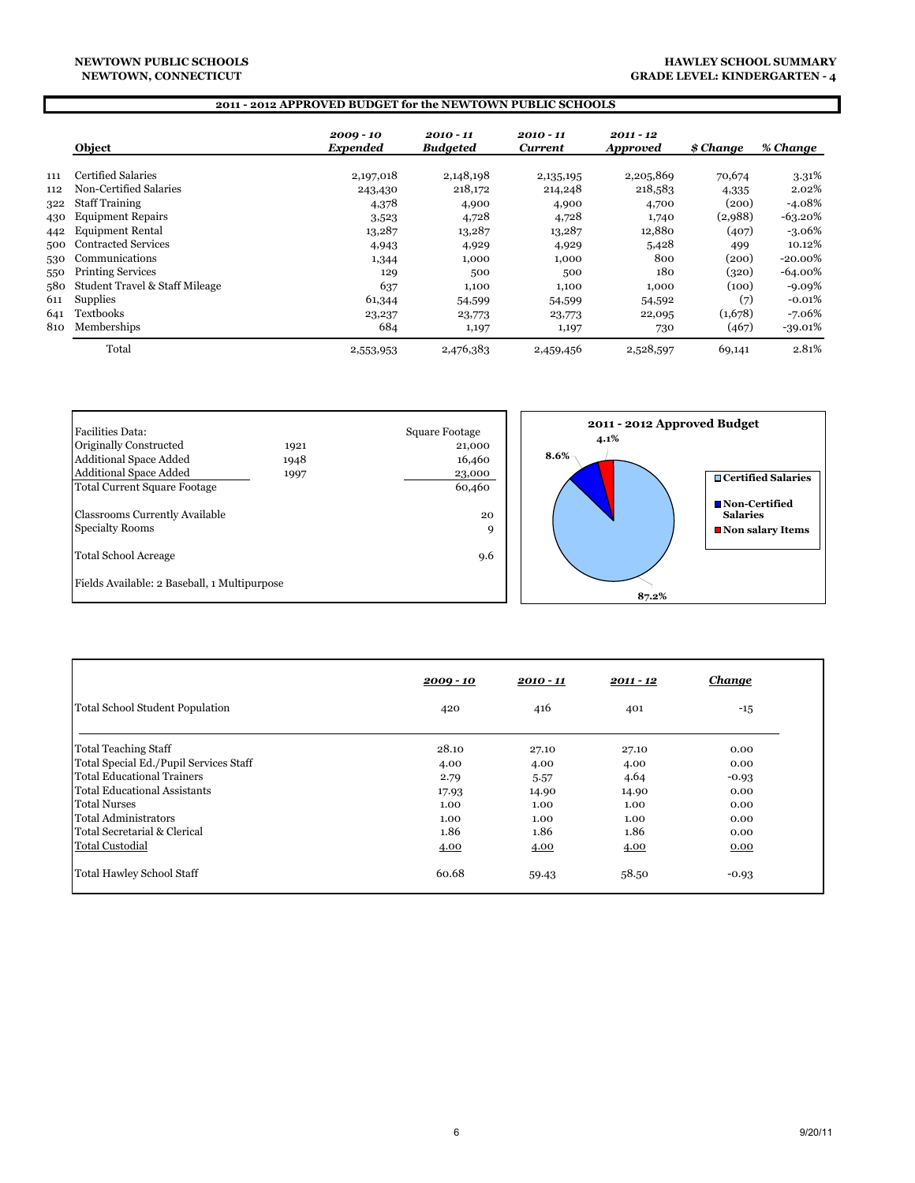NEWTOWN PUBLIC SCHOOLS
NEWTOWN, CONNECTICUT

HAWLEY SCHOOL SUMMARY
GRADE LEVEL: KINDERGARTEN - 4

## 2011 - 2012 APPROVED BUDGET for the NEWTOWN PUBLIC SCHOOLS

| | Object | *2009 - 10 Expended* | *2010 - 11 Budgeted* | *2010 - 11 Current* | *2011 - 12 Approved* | *$ Change* | *% Change* |
|---|---|---|---|---|---|---|---|
| 111 | Certified Salaries | 2,197,018 | 2,148,198 | 2,135,195 | 2,205,869 | 70,674 | 3.31% |
| 112 | Non-Certified Salaries | 243,430 | 218,172 | 214,248 | 218,583 | 4,335 | 2.02% |
| 322 | Staff Training | 4,378 | 4,900 | 4,900 | 4,700 | (200) | -4.08% |
| 430 | Equipment Repairs | 3,523 | 4,728 | 4,728 | 1,740 | (2,988) | -63.20% |
| 442 | Equipment Rental | 13,287 | 13,287 | 13,287 | 12,880 | (407) | -3.06% |
| 500 | Contracted Services | 4,943 | 4,929 | 4,929 | 5,428 | 499 | 10.12% |
| 530 | Communications | 1,344 | 1,000 | 1,000 | 800 | (200) | -20.00% |
| 550 | Printing Services | 129 | 500 | 500 | 180 | (320) | -64.00% |
| 580 | Student Travel & Staff Mileage | 637 | 1,100 | 1,100 | 1,000 | (100) | -9.09% |
| 611 | Supplies | 61,344 | 54,599 | 54,599 | 54,592 | (7) | -0.01% |
| 641 | Textbooks | 23,237 | 23,773 | 23,773 | 22,095 | (1,678) | -7.06% |
| 810 | Memberships | 684 | 1,197 | 1,197 | 730 | (467) | -39.01% |
| | Total | 2,553,953 | 2,476,383 | 2,459,456 | 2,528,597 | 69,141 | 2.81% |

| Facilities Data: | | Square Footage |
|---|---|---|
| Originally Constructed | 1921 | 21,000 |
| Additional Space Added | 1948 | 16,460 |
| Additional Space Added | 1997 | 23,000 |
| Total Current Square Footage | | 60,460 |
| Classrooms Currently Available | | 20 |
| Specialty Rooms | | 9 |
| Total School Acreage | | 9.6 |
| Fields Available: 2 Baseball, 1 Multipurpose | | |

**2011 - 2012 Approved Budget**

- Certified Salaries: 87.2%
- Non-Certified Salaries: 8.6%
- Non salary Items: 4.1%

| | *2009 - 10* | *2010 - 11* | *2011 - 12* | *Change* |
|---|---|---|---|---|
| Total School Student Population | 420 | 416 | 401 | -15 |
| Total Teaching Staff | 28.10 | 27.10 | 27.10 | 0.00 |
| Total Special Ed./Pupil Services Staff | 4.00 | 4.00 | 4.00 | 0.00 |
| Total Educational Trainers | 2.79 | 5.57 | 4.64 | -0.93 |
| Total Educational Assistants | 17.93 | 14.90 | 14.90 | 0.00 |
| Total Nurses | 1.00 | 1.00 | 1.00 | 0.00 |
| Total Administrators | 1.00 | 1.00 | 1.00 | 0.00 |
| Total Secretarial & Clerical | 1.86 | 1.86 | 1.86 | 0.00 |
| Total Custodial | 4.00 | 4.00 | 4.00 | 0.00 |
| Total Hawley School Staff | 60.68 | 59.43 | 58.50 | -0.93 |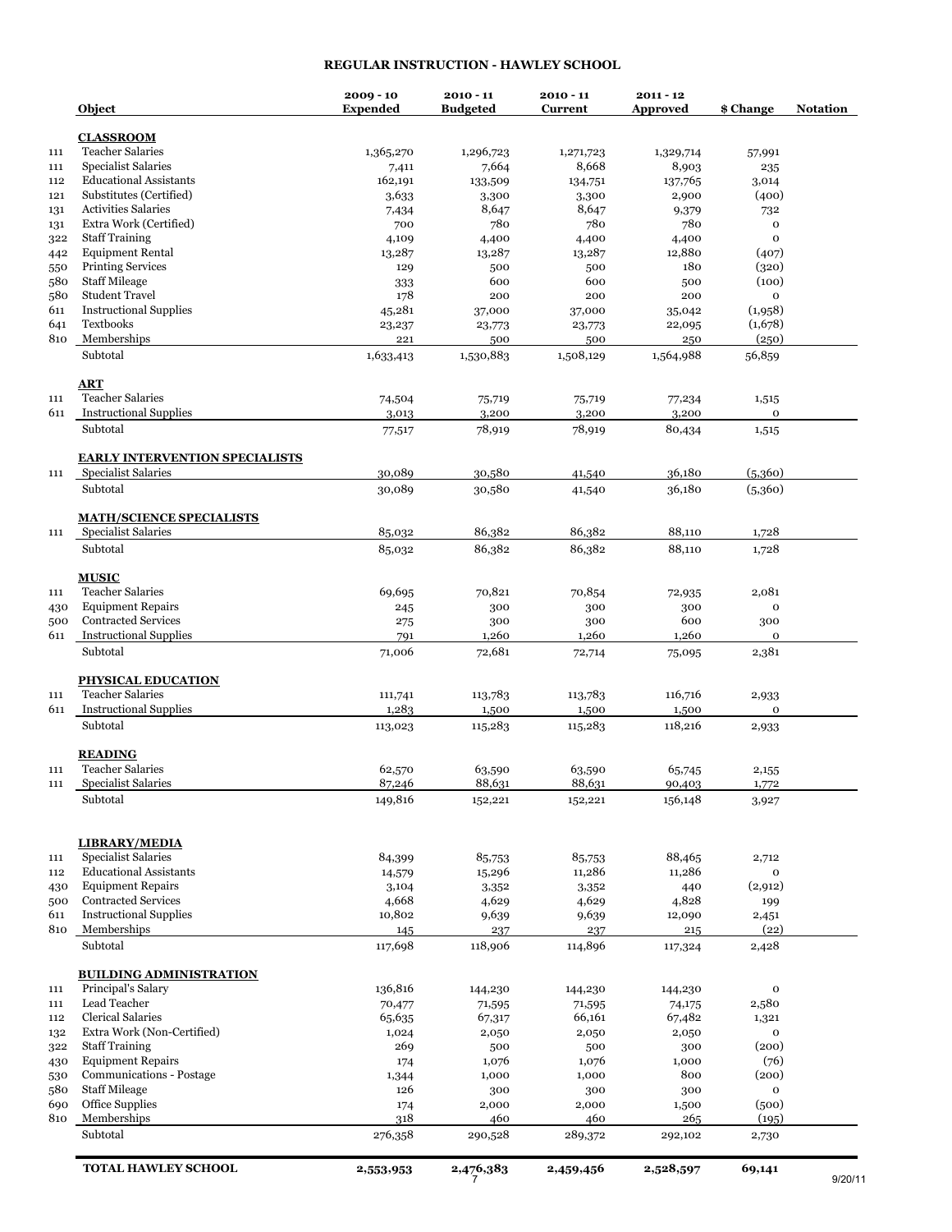# REGULAR INSTRUCTION - HAWLEY SCHOOL

| | Object | 2009 - 10 Expended | 2010 - 11 Budgeted | 2010 - 11 Current | 2011 - 12 Approved | $ Change | Notation |
|---|---|---|---|---|---|---|---|
| | **CLASSROOM** | | | | | | |
| 111 | Teacher Salaries | 1,365,270 | 1,296,723 | 1,271,723 | 1,329,714 | 57,991 | |
| 111 | Specialist Salaries | 7,411 | 7,664 | 8,668 | 8,903 | 235 | |
| 112 | Educational Assistants | 162,191 | 133,509 | 134,751 | 137,765 | 3,014 | |
| 121 | Substitutes (Certified) | 3,633 | 3,300 | 3,300 | 2,900 | (400) | |
| 131 | Activities Salaries | 7,434 | 8,647 | 8,647 | 9,379 | 732 | |
| 131 | Extra Work (Certified) | 700 | 780 | 780 | 780 | 0 | |
| 322 | Staff Training | 4,109 | 4,400 | 4,400 | 4,400 | 0 | |
| 442 | Equipment Rental | 13,287 | 13,287 | 13,287 | 12,880 | (407) | |
| 550 | Printing Services | 129 | 500 | 500 | 180 | (320) | |
| 580 | Staff Mileage | 333 | 600 | 600 | 500 | (100) | |
| 580 | Student Travel | 178 | 200 | 200 | 200 | 0 | |
| 611 | Instructional Supplies | 45,281 | 37,000 | 37,000 | 35,042 | (1,958) | |
| 641 | Textbooks | 23,237 | 23,773 | 23,773 | 22,095 | (1,678) | |
| 810 | Memberships | 221 | 500 | 500 | 250 | (250) | |
| | Subtotal | 1,633,413 | 1,530,883 | 1,508,129 | 1,564,988 | 56,859 | |
| | **ART** | | | | | | |
| 111 | Teacher Salaries | 74,504 | 75,719 | 75,719 | 77,234 | 1,515 | |
| 611 | Instructional Supplies | 3,013 | 3,200 | 3,200 | 3,200 | 0 | |
| | Subtotal | 77,517 | 78,919 | 78,919 | 80,434 | 1,515 | |
| | **EARLY INTERVENTION SPECIALISTS** | | | | | | |
| 111 | Specialist Salaries | 30,089 | 30,580 | 41,540 | 36,180 | (5,360) | |
| | Subtotal | 30,089 | 30,580 | 41,540 | 36,180 | (5,360) | |
| | **MATH/SCIENCE SPECIALISTS** | | | | | | |
| 111 | Specialist Salaries | 85,032 | 86,382 | 86,382 | 88,110 | 1,728 | |
| | Subtotal | 85,032 | 86,382 | 86,382 | 88,110 | 1,728 | |
| | **MUSIC** | | | | | | |
| 111 | Teacher Salaries | 69,695 | 70,821 | 70,854 | 72,935 | 2,081 | |
| 430 | Equipment Repairs | 245 | 300 | 300 | 300 | 0 | |
| 500 | Contracted Services | 275 | 300 | 300 | 600 | 300 | |
| 611 | Instructional Supplies | 791 | 1,260 | 1,260 | 1,260 | 0 | |
| | Subtotal | 71,006 | 72,681 | 72,714 | 75,095 | 2,381 | |
| | **PHYSICAL EDUCATION** | | | | | | |
| 111 | Teacher Salaries | 111,741 | 113,783 | 113,783 | 116,716 | 2,933 | |
| 611 | Instructional Supplies | 1,283 | 1,500 | 1,500 | 1,500 | 0 | |
| | Subtotal | 113,023 | 115,283 | 115,283 | 118,216 | 2,933 | |
| | **READING** | | | | | | |
| 111 | Teacher Salaries | 62,570 | 63,590 | 63,590 | 65,745 | 2,155 | |
| 111 | Specialist Salaries | 87,246 | 88,631 | 88,631 | 90,403 | 1,772 | |
| | Subtotal | 149,816 | 152,221 | 152,221 | 156,148 | 3,927 | |
| | **LIBRARY/MEDIA** | | | | | | |
| 111 | Specialist Salaries | 84,399 | 85,753 | 85,753 | 88,465 | 2,712 | |
| 112 | Educational Assistants | 14,579 | 15,296 | 11,286 | 11,286 | 0 | |
| 430 | Equipment Repairs | 3,104 | 3,352 | 3,352 | 440 | (2,912) | |
| 500 | Contracted Services | 4,668 | 4,629 | 4,629 | 4,828 | 199 | |
| 611 | Instructional Supplies | 10,802 | 9,639 | 9,639 | 12,090 | 2,451 | |
| 810 | Memberships | 145 | 237 | 237 | 215 | (22) | |
| | Subtotal | 117,698 | 118,906 | 114,896 | 117,324 | 2,428 | |
| | **BUILDING ADMINISTRATION** | | | | | | |
| 111 | Principal's Salary | 136,816 | 144,230 | 144,230 | 144,230 | 0 | |
| 111 | Lead Teacher | 70,477 | 71,595 | 71,595 | 74,175 | 2,580 | |
| 112 | Clerical Salaries | 65,635 | 67,317 | 66,161 | 67,482 | 1,321 | |
| 132 | Extra Work (Non-Certified) | 1,024 | 2,050 | 2,050 | 2,050 | 0 | |
| 322 | Staff Training | 269 | 500 | 500 | 300 | (200) | |
| 430 | Equipment Repairs | 174 | 1,076 | 1,076 | 1,000 | (76) | |
| 530 | Communications - Postage | 1,344 | 1,000 | 1,000 | 800 | (200) | |
| 580 | Staff Mileage | 126 | 300 | 300 | 300 | 0 | |
| 690 | Office Supplies | 174 | 2,000 | 2,000 | 1,500 | (500) | |
| 810 | Memberships | 318 | 460 | 460 | 265 | (195) | |
| | Subtotal | 276,358 | 290,528 | 289,372 | 292,102 | 2,730 | |
| | **TOTAL HAWLEY SCHOOL** | **2,553,953** | **2,476,383** | **2,459,456** | **2,528,597** | **69,141** | |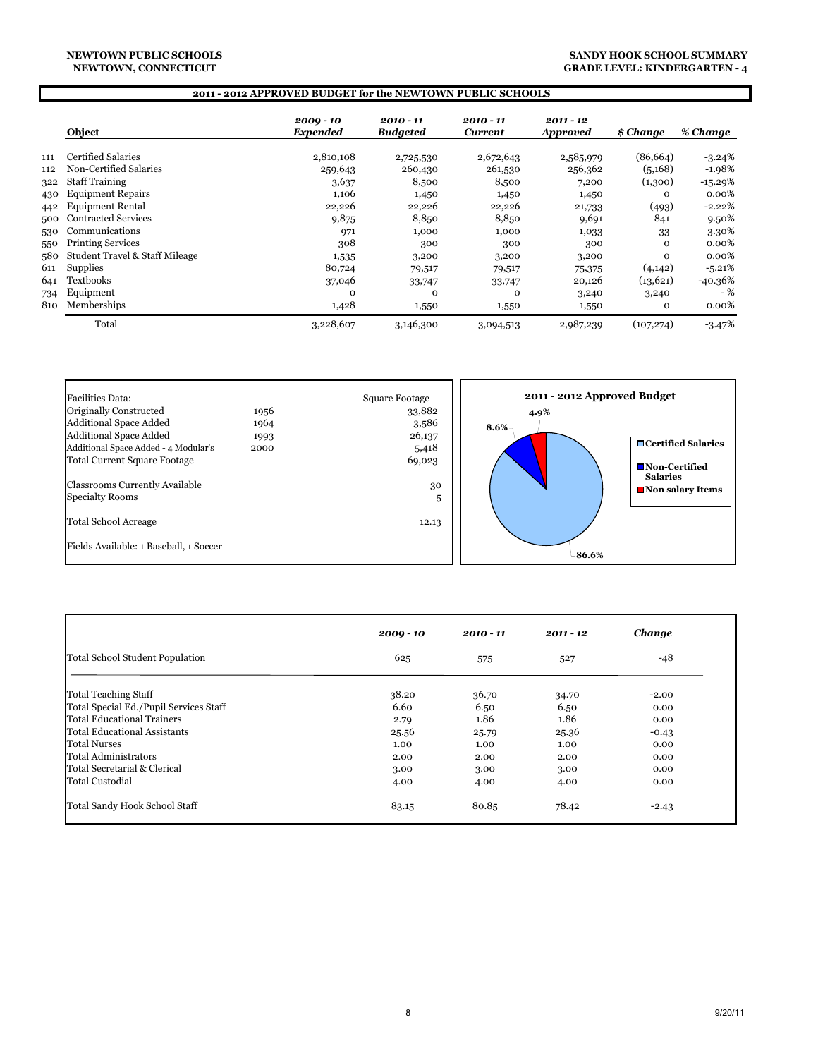NEWTOWN PUBLIC SCHOOLS
NEWTOWN, CONNECTICUT

SANDY HOOK SCHOOL SUMMARY
GRADE LEVEL: KINDERGARTEN - 4

## 2011 - 2012 APPROVED BUDGET for the NEWTOWN PUBLIC SCHOOLS

| | Object | *2009 - 10 Expended* | *2010 - 11 Budgeted* | *2010 - 11 Current* | *2011 - 12 Approved* | *$ Change* | *% Change* |
|---|---|---|---|---|---|---|---|
| 111 | Certified Salaries | 2,810,108 | 2,725,530 | 2,672,643 | 2,585,979 | (86,664) | -3.24% |
| 112 | Non-Certified Salaries | 259,643 | 260,430 | 261,530 | 256,362 | (5,168) | -1.98% |
| 322 | Staff Training | 3,637 | 8,500 | 8,500 | 7,200 | (1,300) | -15.29% |
| 430 | Equipment Repairs | 1,106 | 1,450 | 1,450 | 1,450 | 0 | 0.00% |
| 442 | Equipment Rental | 22,226 | 22,226 | 22,226 | 21,733 | (493) | -2.22% |
| 500 | Contracted Services | 9,875 | 8,850 | 8,850 | 9,691 | 841 | 9.50% |
| 530 | Communications | 971 | 1,000 | 1,000 | 1,033 | 33 | 3.30% |
| 550 | Printing Services | 308 | 300 | 300 | 300 | 0 | 0.00% |
| 580 | Student Travel & Staff Mileage | 1,535 | 3,200 | 3,200 | 3,200 | 0 | 0.00% |
| 611 | Supplies | 80,724 | 79,517 | 79,517 | 75,375 | (4,142) | -5.21% |
| 641 | Textbooks | 37,046 | 33,747 | 33,747 | 20,126 | (13,621) | -40.36% |
| 734 | Equipment | 0 | 0 | 0 | 3,240 | 3,240 | - % |
| 810 | Memberships | 1,428 | 1,550 | 1,550 | 1,550 | 0 | 0.00% |
| | Total | 3,228,607 | 3,146,300 | 3,094,513 | 2,987,239 | (107,274) | -3.47% |

| Facilities Data: | | Square Footage |
|---|---|---|
| Originally Constructed | 1956 | 33,882 |
| Additional Space Added | 1964 | 3,586 |
| Additional Space Added | 1993 | 26,137 |
| Additional Space Added - 4 Modular's | 2000 | 5,418 |
| Total Current Square Footage | | 69,023 |
| Classrooms Currently Available | | 30 |
| Specialty Rooms | | 5 |
| Total School Acreage | | 12.13 |
| Fields Available: 1 Baseball, 1 Soccer | | |

**2011 - 2012 Approved Budget**

- Certified Salaries: 86.6%
- Non-Certified Salaries: 8.6%
- Non salary Items: 4.9%

| | *2009 - 10* | *2010 - 11* | *2011 - 12* | *Change* |
|---|---|---|---|---|
| Total School Student Population | 625 | 575 | 527 | -48 |
| Total Teaching Staff | 38.20 | 36.70 | 34.70 | -2.00 |
| Total Special Ed./Pupil Services Staff | 6.60 | 6.50 | 6.50 | 0.00 |
| Total Educational Trainers | 2.79 | 1.86 | 1.86 | 0.00 |
| Total Educational Assistants | 25.56 | 25.79 | 25.36 | -0.43 |
| Total Nurses | 1.00 | 1.00 | 1.00 | 0.00 |
| Total Administrators | 2.00 | 2.00 | 2.00 | 0.00 |
| Total Secretarial & Clerical | 3.00 | 3.00 | 3.00 | 0.00 |
| Total Custodial | 4.00 | 4.00 | 4.00 | 0.00 |
| Total Sandy Hook School Staff | 83.15 | 80.85 | 78.42 | -2.43 |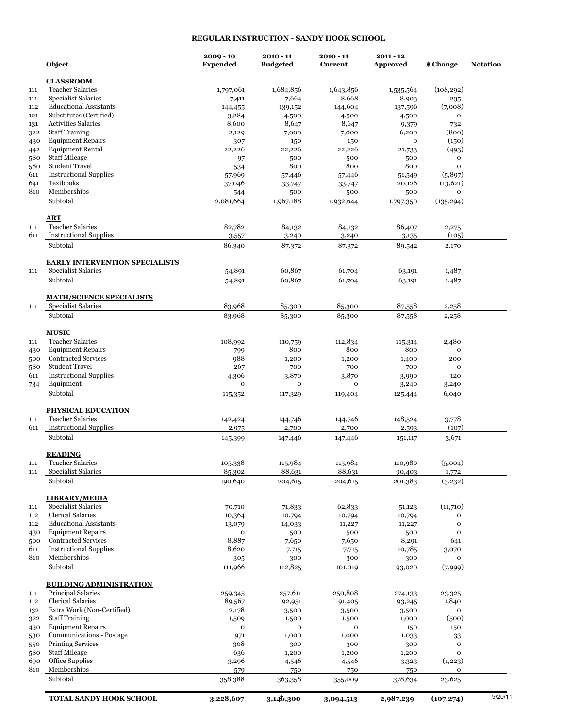## REGULAR INSTRUCTION - SANDY HOOK SCHOOL

| | Object | 2009 - 10 Expended | 2010 - 11 Budgeted | 2010 - 11 Current | 2011 - 12 Approved | $ Change | Notation |
|---|---|---|---|---|---|---|---|
| | **CLASSROOM** | | | | | | |
| 111 | Teacher Salaries | 1,797,061 | 1,684,856 | 1,643,856 | 1,535,564 | (108,292) | |
| 111 | Specialist Salaries | 7,411 | 7,664 | 8,668 | 8,903 | 235 | |
| 112 | Educational Assistants | 144,455 | 139,152 | 144,604 | 137,596 | (7,008) | |
| 121 | Substitutes (Certified) | 3,284 | 4,500 | 4,500 | 4,500 | 0 | |
| 131 | Activities Salaries | 8,600 | 8,647 | 8,647 | 9,379 | 732 | |
| 322 | Staff Training | 2,129 | 7,000 | 7,000 | 6,200 | (800) | |
| 430 | Equipment Repairs | 307 | 150 | 150 | 0 | (150) | |
| 442 | Equipment Rental | 22,226 | 22,226 | 22,226 | 21,733 | (493) | |
| 580 | Staff Mileage | 97 | 500 | 500 | 500 | 0 | |
| 580 | Student Travel | 534 | 800 | 800 | 800 | 0 | |
| 611 | Instructional Supplies | 57,969 | 57,446 | 57,446 | 51,549 | (5,897) | |
| 641 | Textbooks | 37,046 | 33,747 | 33,747 | 20,126 | (13,621) | |
| 810 | Memberships | 544 | 500 | 500 | 500 | 0 | |
| | Subtotal | 2,081,664 | 1,967,188 | 1,932,644 | 1,797,350 | (135,294) | |
| | **ART** | | | | | | |
| 111 | Teacher Salaries | 82,782 | 84,132 | 84,132 | 86,407 | 2,275 | |
| 611 | Instructional Supplies | 3,557 | 3,240 | 3,240 | 3,135 | (105) | |
| | Subtotal | 86,340 | 87,372 | 87,372 | 89,542 | 2,170 | |
| | **EARLY INTERVENTION SPECIALISTS** | | | | | | |
| 111 | Specialist Salaries | 54,891 | 60,867 | 61,704 | 63,191 | 1,487 | |
| | Subtotal | 54,891 | 60,867 | 61,704 | 63,191 | 1,487 | |
| | **MATH/SCIENCE SPECIALISTS** | | | | | | |
| 111 | Specialist Salaries | 83,968 | 85,300 | 85,300 | 87,558 | 2,258 | |
| | Subtotal | 83,968 | 85,300 | 85,300 | 87,558 | 2,258 | |
| | **MUSIC** | | | | | | |
| 111 | Teacher Salaries | 108,992 | 110,759 | 112,834 | 115,314 | 2,480 | |
| 430 | Equipment Repairs | 799 | 800 | 800 | 800 | 0 | |
| 500 | Contracted Services | 988 | 1,200 | 1,200 | 1,400 | 200 | |
| 580 | Student Travel | 267 | 700 | 700 | 700 | 0 | |
| 611 | Instructional Supplies | 4,306 | 3,870 | 3,870 | 3,990 | 120 | |
| 734 | Equipment | 0 | 0 | 0 | 3,240 | 3,240 | |
| | Subtotal | 115,352 | 117,329 | 119,404 | 125,444 | 6,040 | |
| | **PHYSICAL EDUCATION** | | | | | | |
| 111 | Teacher Salaries | 142,424 | 144,746 | 144,746 | 148,524 | 3,778 | |
| 611 | Instructional Supplies | 2,975 | 2,700 | 2,700 | 2,593 | (107) | |
| | Subtotal | 145,399 | 147,446 | 147,446 | 151,117 | 3,671 | |
| | **READING** | | | | | | |
| 111 | Teacher Salaries | 105,338 | 115,984 | 115,984 | 110,980 | (5,004) | |
| 111 | Specialist Salaries | 85,302 | 88,631 | 88,631 | 90,403 | 1,772 | |
| | Subtotal | 190,640 | 204,615 | 204,615 | 201,383 | (3,232) | |
| | **LIBRARY/MEDIA** | | | | | | |
| 111 | Specialist Salaries | 70,710 | 71,833 | 62,833 | 51,123 | (11,710) | |
| 112 | Clerical Salaries | 10,364 | 10,794 | 10,794 | 10,794 | 0 | |
| 112 | Educational Assistants | 13,079 | 14,033 | 11,227 | 11,227 | 0 | |
| 430 | Equipment Repairs | 0 | 500 | 500 | 500 | 0 | |
| 500 | Contracted Services | 8,887 | 7,650 | 7,650 | 8,291 | 641 | |
| 611 | Instructional Supplies | 8,620 | 7,715 | 7,715 | 10,785 | 3,070 | |
| 810 | Memberships | 305 | 300 | 300 | 300 | 0 | |
| | Subtotal | 111,966 | 112,825 | 101,019 | 93,020 | (7,999) | |
| | **BUILDING ADMINISTRATION** | | | | | | |
| 111 | Principal Salaries | 259,345 | 257,611 | 250,808 | 274,133 | 23,325 | |
| 112 | Clerical Salaries | 89,567 | 92,951 | 91,405 | 93,245 | 1,840 | |
| 132 | Extra Work (Non-Certified) | 2,178 | 3,500 | 3,500 | 3,500 | 0 | |
| 322 | Staff Training | 1,509 | 1,500 | 1,500 | 1,000 | (500) | |
| 430 | Equipment Repairs | 0 | 0 | 0 | 150 | 150 | |
| 530 | Communications - Postage | 971 | 1,000 | 1,000 | 1,033 | 33 | |
| 550 | Printing Services | 308 | 300 | 300 | 300 | 0 | |
| 580 | Staff Mileage | 636 | 1,200 | 1,200 | 1,200 | 0 | |
| 690 | Office Supplies | 3,296 | 4,546 | 4,546 | 3,323 | (1,223) | |
| 810 | Memberships | 579 | 750 | 750 | 750 | 0 | |
| | Subtotal | 358,388 | 363,358 | 355,009 | 378,634 | 23,625 | |
| | **TOTAL SANDY HOOK SCHOOL** | **3,228,607** | **3,146,300** | **3,094,513** | **2,987,239** | **(107,274)** | |

9/20/11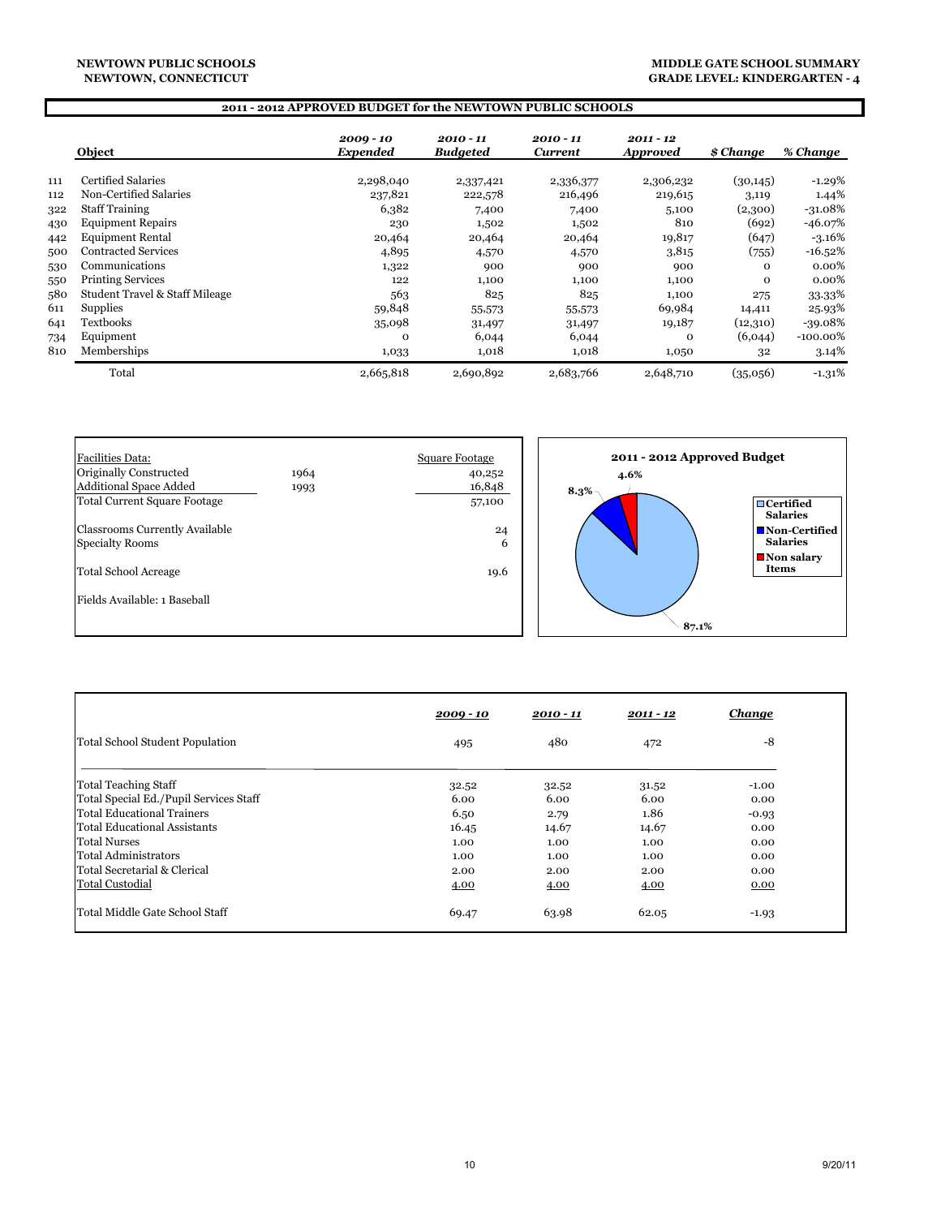NEWTOWN PUBLIC SCHOOLS
NEWTOWN, CONNECTICUT

MIDDLE GATE SCHOOL SUMMARY
GRADE LEVEL: KINDERGARTEN - 4

## 2011 - 2012 APPROVED BUDGET for the NEWTOWN PUBLIC SCHOOLS

| | Object | 2009 - 10 Expended | 2010 - 11 Budgeted | 2010 - 11 Current | 2011 - 12 Approved | $ Change | % Change |
|---|---|---|---|---|---|---|---|
| 111 | Certified Salaries | 2,298,040 | 2,337,421 | 2,336,377 | 2,306,232 | (30,145) | -1.29% |
| 112 | Non-Certified Salaries | 237,821 | 222,578 | 216,496 | 219,615 | 3,119 | 1.44% |
| 322 | Staff Training | 6,382 | 7,400 | 7,400 | 5,100 | (2,300) | -31.08% |
| 430 | Equipment Repairs | 230 | 1,502 | 1,502 | 810 | (692) | -46.07% |
| 442 | Equipment Rental | 20,464 | 20,464 | 20,464 | 19,817 | (647) | -3.16% |
| 500 | Contracted Services | 4,895 | 4,570 | 4,570 | 3,815 | (755) | -16.52% |
| 530 | Communications | 1,322 | 900 | 900 | 900 | 0 | 0.00% |
| 550 | Printing Services | 122 | 1,100 | 1,100 | 1,100 | 0 | 0.00% |
| 580 | Student Travel & Staff Mileage | 563 | 825 | 825 | 1,100 | 275 | 33.33% |
| 611 | Supplies | 59,848 | 55,573 | 55,573 | 69,984 | 14,411 | 25.93% |
| 641 | Textbooks | 35,098 | 31,497 | 31,497 | 19,187 | (12,310) | -39.08% |
| 734 | Equipment | 0 | 6,044 | 6,044 | 0 | (6,044) | -100.00% |
| 810 | Memberships | 1,033 | 1,018 | 1,018 | 1,050 | 32 | 3.14% |
| | Total | 2,665,818 | 2,690,892 | 2,683,766 | 2,648,710 | (35,056) | -1.31% |

| Facilities Data: | | Square Footage |
|---|---|---|
| Originally Constructed | 1964 | 40,252 |
| Additional Space Added | 1993 | 16,848 |
| Total Current Square Footage | | 57,100 |
| Classrooms Currently Available | | 24 |
| Specialty Rooms | | 6 |
| Total School Acreage | | 19.6 |
| Fields Available: 1 Baseball | | |

**2011 - 2012 Approved Budget**

- Certified Salaries: 87.1%
- Non-Certified Salaries: 8.3%
- Non salary Items: 4.6%

| | 2009 - 10 | 2010 - 11 | 2011 - 12 | Change |
|---|---|---|---|---|
| Total School Student Population | 495 | 480 | 472 | -8 |
| Total Teaching Staff | 32.52 | 32.52 | 31.52 | -1.00 |
| Total Special Ed./Pupil Services Staff | 6.00 | 6.00 | 6.00 | 0.00 |
| Total Educational Trainers | 6.50 | 2.79 | 1.86 | -0.93 |
| Total Educational Assistants | 16.45 | 14.67 | 14.67 | 0.00 |
| Total Nurses | 1.00 | 1.00 | 1.00 | 0.00 |
| Total Administrators | 1.00 | 1.00 | 1.00 | 0.00 |
| Total Secretarial & Clerical | 2.00 | 2.00 | 2.00 | 0.00 |
| Total Custodial | 4.00 | 4.00 | 4.00 | 0.00 |
| Total Middle Gate School Staff | 69.47 | 63.98 | 62.05 | -1.93 |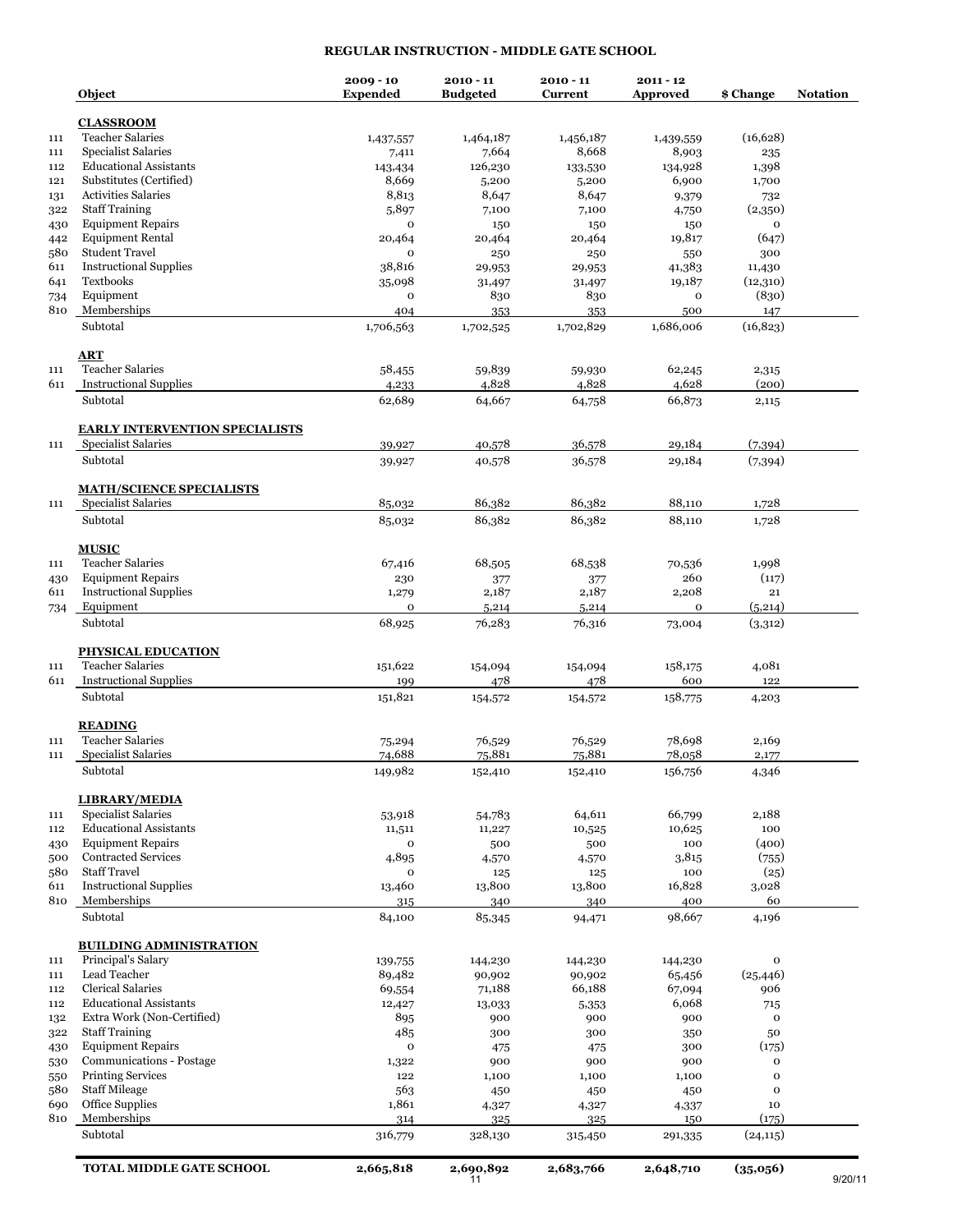# REGULAR INSTRUCTION - MIDDLE GATE SCHOOL

| | Object | 2009 - 10 Expended | 2010 - 11 Budgeted | 2010 - 11 Current | 2011 - 12 Approved | $ Change | Notation |
|---|---|---|---|---|---|---|---|
| | **CLASSROOM** | | | | | | |
| 111 | Teacher Salaries | 1,437,557 | 1,464,187 | 1,456,187 | 1,439,559 | (16,628) | |
| 111 | Specialist Salaries | 7,411 | 7,664 | 8,668 | 8,903 | 235 | |
| 112 | Educational Assistants | 143,434 | 126,230 | 133,530 | 134,928 | 1,398 | |
| 121 | Substitutes (Certified) | 8,669 | 5,200 | 5,200 | 6,900 | 1,700 | |
| 131 | Activities Salaries | 8,813 | 8,647 | 8,647 | 9,379 | 732 | |
| 322 | Staff Training | 5,897 | 7,100 | 7,100 | 4,750 | (2,350) | |
| 430 | Equipment Repairs | 0 | 150 | 150 | 150 | 0 | |
| 442 | Equipment Rental | 20,464 | 20,464 | 20,464 | 19,817 | (647) | |
| 580 | Student Travel | 0 | 250 | 250 | 550 | 300 | |
| 611 | Instructional Supplies | 38,816 | 29,953 | 29,953 | 41,383 | 11,430 | |
| 641 | Textbooks | 35,098 | 31,497 | 31,497 | 19,187 | (12,310) | |
| 734 | Equipment | 0 | 830 | 830 | 0 | (830) | |
| 810 | Memberships | 404 | 353 | 353 | 500 | 147 | |
| | Subtotal | 1,706,563 | 1,702,525 | 1,702,829 | 1,686,006 | (16,823) | |
| | **ART** | | | | | | |
| 111 | Teacher Salaries | 58,455 | 59,839 | 59,930 | 62,245 | 2,315 | |
| 611 | Instructional Supplies | 4,233 | 4,828 | 4,828 | 4,628 | (200) | |
| | Subtotal | 62,689 | 64,667 | 64,758 | 66,873 | 2,115 | |
| | **EARLY INTERVENTION SPECIALISTS** | | | | | | |
| 111 | Specialist Salaries | 39,927 | 40,578 | 36,578 | 29,184 | (7,394) | |
| | Subtotal | 39,927 | 40,578 | 36,578 | 29,184 | (7,394) | |
| | **MATH/SCIENCE SPECIALISTS** | | | | | | |
| 111 | Specialist Salaries | 85,032 | 86,382 | 86,382 | 88,110 | 1,728 | |
| | Subtotal | 85,032 | 86,382 | 86,382 | 88,110 | 1,728 | |
| | **MUSIC** | | | | | | |
| 111 | Teacher Salaries | 67,416 | 68,505 | 68,538 | 70,536 | 1,998 | |
| 430 | Equipment Repairs | 230 | 377 | 377 | 260 | (117) | |
| 611 | Instructional Supplies | 1,279 | 2,187 | 2,187 | 2,208 | 21 | |
| 734 | Equipment | 0 | 5,214 | 5,214 | 0 | (5,214) | |
| | Subtotal | 68,925 | 76,283 | 76,316 | 73,004 | (3,312) | |
| | **PHYSICAL EDUCATION** | | | | | | |
| 111 | Teacher Salaries | 151,622 | 154,094 | 154,094 | 158,175 | 4,081 | |
| 611 | Instructional Supplies | 199 | 478 | 478 | 600 | 122 | |
| | Subtotal | 151,821 | 154,572 | 154,572 | 158,775 | 4,203 | |
| | **READING** | | | | | | |
| 111 | Teacher Salaries | 75,294 | 76,529 | 76,529 | 78,698 | 2,169 | |
| 111 | Specialist Salaries | 74,688 | 75,881 | 75,881 | 78,058 | 2,177 | |
| | Subtotal | 149,982 | 152,410 | 152,410 | 156,756 | 4,346 | |
| | **LIBRARY/MEDIA** | | | | | | |
| 111 | Specialist Salaries | 53,918 | 54,783 | 64,611 | 66,799 | 2,188 | |
| 112 | Educational Assistants | 11,511 | 11,227 | 10,525 | 10,625 | 100 | |
| 430 | Equipment Repairs | 0 | 500 | 500 | 100 | (400) | |
| 500 | Contracted Services | 4,895 | 4,570 | 4,570 | 3,815 | (755) | |
| 580 | Staff Travel | 0 | 125 | 125 | 100 | (25) | |
| 611 | Instructional Supplies | 13,460 | 13,800 | 13,800 | 16,828 | 3,028 | |
| 810 | Memberships | 315 | 340 | 340 | 400 | 60 | |
| | Subtotal | 84,100 | 85,345 | 94,471 | 98,667 | 4,196 | |
| | **BUILDING ADMINISTRATION** | | | | | | |
| 111 | Principal's Salary | 139,755 | 144,230 | 144,230 | 144,230 | 0 | |
| 111 | Lead Teacher | 89,482 | 90,902 | 90,902 | 65,456 | (25,446) | |
| 112 | Clerical Salaries | 69,554 | 71,188 | 66,188 | 67,094 | 906 | |
| 112 | Educational Assistants | 12,427 | 13,033 | 5,353 | 6,068 | 715 | |
| 132 | Extra Work (Non-Certified) | 895 | 900 | 900 | 900 | 0 | |
| 322 | Staff Training | 485 | 300 | 300 | 350 | 50 | |
| 430 | Equipment Repairs | 0 | 475 | 475 | 300 | (175) | |
| 530 | Communications - Postage | 1,322 | 900 | 900 | 900 | 0 | |
| 550 | Printing Services | 122 | 1,100 | 1,100 | 1,100 | 0 | |
| 580 | Staff Mileage | 563 | 450 | 450 | 450 | 0 | |
| 690 | Office Supplies | 1,861 | 4,327 | 4,327 | 4,337 | 10 | |
| 810 | Memberships | 314 | 325 | 325 | 150 | (175) | |
| | Subtotal | 316,779 | 328,130 | 315,450 | 291,335 | (24,115) | |
| | **TOTAL MIDDLE GATE SCHOOL** | **2,665,818** | **2,690,892** | **2,683,766** | **2,648,710** | **(35,056)** | |

9/20/11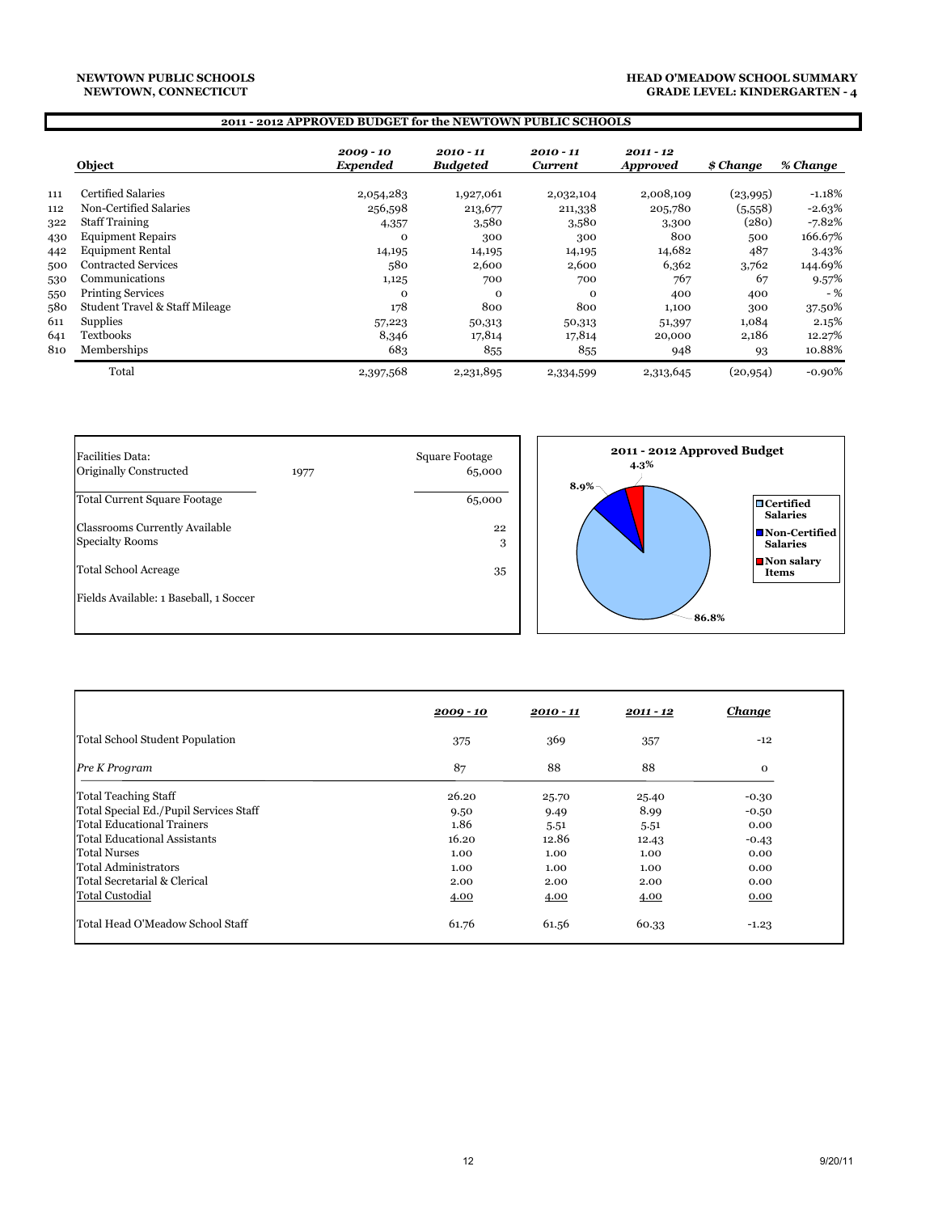**NEWTOWN PUBLIC SCHOOLS**
**NEWTOWN, CONNECTICUT**

**HEAD O'MEADOW SCHOOL SUMMARY**
**GRADE LEVEL: KINDERGARTEN - 4**

## 2011 - 2012 APPROVED BUDGET for the NEWTOWN PUBLIC SCHOOLS

| | Object | *2009 - 10 Expended* | *2010 - 11 Budgeted* | *2010 - 11 Current* | *2011 - 12 Approved* | *$ Change* | *% Change* |
|---|---|---|---|---|---|---|---|
| 111 | Certified Salaries | 2,054,283 | 1,927,061 | 2,032,104 | 2,008,109 | (23,995) | -1.18% |
| 112 | Non-Certified Salaries | 256,598 | 213,677 | 211,338 | 205,780 | (5,558) | -2.63% |
| 322 | Staff Training | 4,357 | 3,580 | 3,580 | 3,300 | (280) | -7.82% |
| 430 | Equipment Repairs | 0 | 300 | 300 | 800 | 500 | 166.67% |
| 442 | Equipment Rental | 14,195 | 14,195 | 14,195 | 14,682 | 487 | 3.43% |
| 500 | Contracted Services | 580 | 2,600 | 2,600 | 6,362 | 3,762 | 144.69% |
| 530 | Communications | 1,125 | 700 | 700 | 767 | 67 | 9.57% |
| 550 | Printing Services | 0 | 0 | 0 | 400 | 400 | - % |
| 580 | Student Travel & Staff Mileage | 178 | 800 | 800 | 1,100 | 300 | 37.50% |
| 611 | Supplies | 57,223 | 50,313 | 50,313 | 51,397 | 1,084 | 2.15% |
| 641 | Textbooks | 8,346 | 17,814 | 17,814 | 20,000 | 2,186 | 12.27% |
| 810 | Memberships | 683 | 855 | 855 | 948 | 93 | 10.88% |
| | Total | 2,397,568 | 2,231,895 | 2,334,599 | 2,313,645 | (20,954) | -0.90% |

| Facilities Data: | | Square Footage |
|---|---|---|
| Originally Constructed | 1977 | 65,000 |
| Total Current Square Footage | | 65,000 |
| Classrooms Currently Available | | 22 |
| Specialty Rooms | | 3 |
| Total School Acreage | | 35 |
| Fields Available: 1 Baseball, 1 Soccer | | |

**2011 - 2012 Approved Budget**

- Certified Salaries: 86.8%
- Non-Certified Salaries: 8.9%
- Non salary Items: 4.3%

| | *2009 - 10* | *2010 - 11* | *2011 - 12* | *Change* |
|---|---|---|---|---|
| Total School Student Population | 375 | 369 | 357 | -12 |
| *Pre K Program* | 87 | 88 | 88 | 0 |
| Total Teaching Staff | 26.20 | 25.70 | 25.40 | -0.30 |
| Total Special Ed./Pupil Services Staff | 9.50 | 9.49 | 8.99 | -0.50 |
| Total Educational Trainers | 1.86 | 5.51 | 5.51 | 0.00 |
| Total Educational Assistants | 16.20 | 12.86 | 12.43 | -0.43 |
| Total Nurses | 1.00 | 1.00 | 1.00 | 0.00 |
| Total Administrators | 1.00 | 1.00 | 1.00 | 0.00 |
| Total Secretarial & Clerical | 2.00 | 2.00 | 2.00 | 0.00 |
| Total Custodial | 4.00 | 4.00 | 4.00 | 0.00 |
| Total Head O'Meadow School Staff | 61.76 | 61.56 | 60.33 | -1.23 |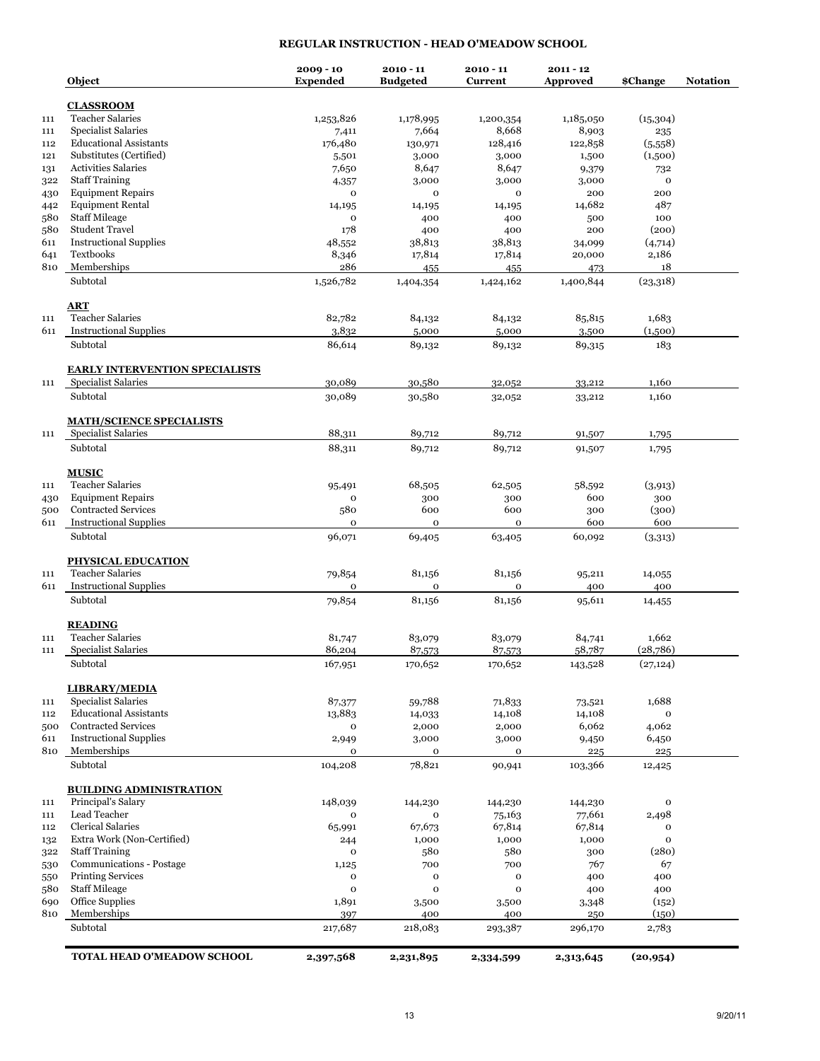# REGULAR INSTRUCTION - HEAD O'MEADOW SCHOOL

| | Object | 2009 - 10 Expended | 2010 - 11 Budgeted | 2010 - 11 Current | 2011 - 12 Approved | $Change | Notation |
|---|---|---|---|---|---|---|---|
| | **CLASSROOM** | | | | | | |
| 111 | Teacher Salaries | 1,253,826 | 1,178,995 | 1,200,354 | 1,185,050 | (15,304) | |
| 111 | Specialist Salaries | 7,411 | 7,664 | 8,668 | 8,903 | 235 | |
| 112 | Educational Assistants | 176,480 | 130,971 | 128,416 | 122,858 | (5,558) | |
| 121 | Substitutes (Certified) | 5,501 | 3,000 | 3,000 | 1,500 | (1,500) | |
| 131 | Activities Salaries | 7,650 | 8,647 | 8,647 | 9,379 | 732 | |
| 322 | Staff Training | 4,357 | 3,000 | 3,000 | 3,000 | 0 | |
| 430 | Equipment Repairs | 0 | 0 | 0 | 200 | 200 | |
| 442 | Equipment Rental | 14,195 | 14,195 | 14,195 | 14,682 | 487 | |
| 580 | Staff Mileage | 0 | 400 | 400 | 500 | 100 | |
| 580 | Student Travel | 178 | 400 | 400 | 200 | (200) | |
| 611 | Instructional Supplies | 48,552 | 38,813 | 38,813 | 34,099 | (4,714) | |
| 641 | Textbooks | 8,346 | 17,814 | 17,814 | 20,000 | 2,186 | |
| 810 | Memberships | 286 | 455 | 455 | 473 | 18 | |
| | Subtotal | 1,526,782 | 1,404,354 | 1,424,162 | 1,400,844 | (23,318) | |
| | **ART** | | | | | | |
| 111 | Teacher Salaries | 82,782 | 84,132 | 84,132 | 85,815 | 1,683 | |
| 611 | Instructional Supplies | 3,832 | 5,000 | 5,000 | 3,500 | (1,500) | |
| | Subtotal | 86,614 | 89,132 | 89,132 | 89,315 | 183 | |
| | **EARLY INTERVENTION SPECIALISTS** | | | | | | |
| 111 | Specialist Salaries | 30,089 | 30,580 | 32,052 | 33,212 | 1,160 | |
| | Subtotal | 30,089 | 30,580 | 32,052 | 33,212 | 1,160 | |
| | **MATH/SCIENCE SPECIALISTS** | | | | | | |
| 111 | Specialist Salaries | 88,311 | 89,712 | 89,712 | 91,507 | 1,795 | |
| | Subtotal | 88,311 | 89,712 | 89,712 | 91,507 | 1,795 | |
| | **MUSIC** | | | | | | |
| 111 | Teacher Salaries | 95,491 | 68,505 | 62,505 | 58,592 | (3,913) | |
| 430 | Equipment Repairs | 0 | 300 | 300 | 600 | 300 | |
| 500 | Contracted Services | 580 | 600 | 600 | 300 | (300) | |
| 611 | Instructional Supplies | 0 | 0 | 0 | 600 | 600 | |
| | Subtotal | 96,071 | 69,405 | 63,405 | 60,092 | (3,313) | |
| | **PHYSICAL EDUCATION** | | | | | | |
| 111 | Teacher Salaries | 79,854 | 81,156 | 81,156 | 95,211 | 14,055 | |
| 611 | Instructional Supplies | 0 | 0 | 0 | 400 | 400 | |
| | Subtotal | 79,854 | 81,156 | 81,156 | 95,611 | 14,455 | |
| | **READING** | | | | | | |
| 111 | Teacher Salaries | 81,747 | 83,079 | 83,079 | 84,741 | 1,662 | |
| 111 | Specialist Salaries | 86,204 | 87,573 | 87,573 | 58,787 | (28,786) | |
| | Subtotal | 167,951 | 170,652 | 170,652 | 143,528 | (27,124) | |
| | **LIBRARY/MEDIA** | | | | | | |
| 111 | Specialist Salaries | 87,377 | 59,788 | 71,833 | 73,521 | 1,688 | |
| 112 | Educational Assistants | 13,883 | 14,033 | 14,108 | 14,108 | 0 | |
| 500 | Contracted Services | 0 | 2,000 | 2,000 | 6,062 | 4,062 | |
| 611 | Instructional Supplies | 2,949 | 3,000 | 3,000 | 9,450 | 6,450 | |
| 810 | Memberships | 0 | 0 | 0 | 225 | 225 | |
| | Subtotal | 104,208 | 78,821 | 90,941 | 103,366 | 12,425 | |
| | **BUILDING ADMINISTRATION** | | | | | | |
| 111 | Principal's Salary | 148,039 | 144,230 | 144,230 | 144,230 | 0 | |
| 111 | Lead Teacher | 0 | 0 | 75,163 | 77,661 | 2,498 | |
| 112 | Clerical Salaries | 65,991 | 67,673 | 67,814 | 67,814 | 0 | |
| 132 | Extra Work (Non-Certified) | 244 | 1,000 | 1,000 | 1,000 | 0 | |
| 322 | Staff Training | 0 | 580 | 580 | 300 | (280) | |
| 530 | Communications - Postage | 1,125 | 700 | 700 | 767 | 67 | |
| 550 | Printing Services | 0 | 0 | 0 | 400 | 400 | |
| 580 | Staff Mileage | 0 | 0 | 0 | 400 | 400 | |
| 690 | Office Supplies | 1,891 | 3,500 | 3,500 | 3,348 | (152) | |
| 810 | Memberships | 397 | 400 | 400 | 250 | (150) | |
| | Subtotal | 217,687 | 218,083 | 293,387 | 296,170 | 2,783 | |
| | **TOTAL HEAD O'MEADOW SCHOOL** | **2,397,568** | **2,231,895** | **2,334,599** | **2,313,645** | **(20,954)** | |

9/20/11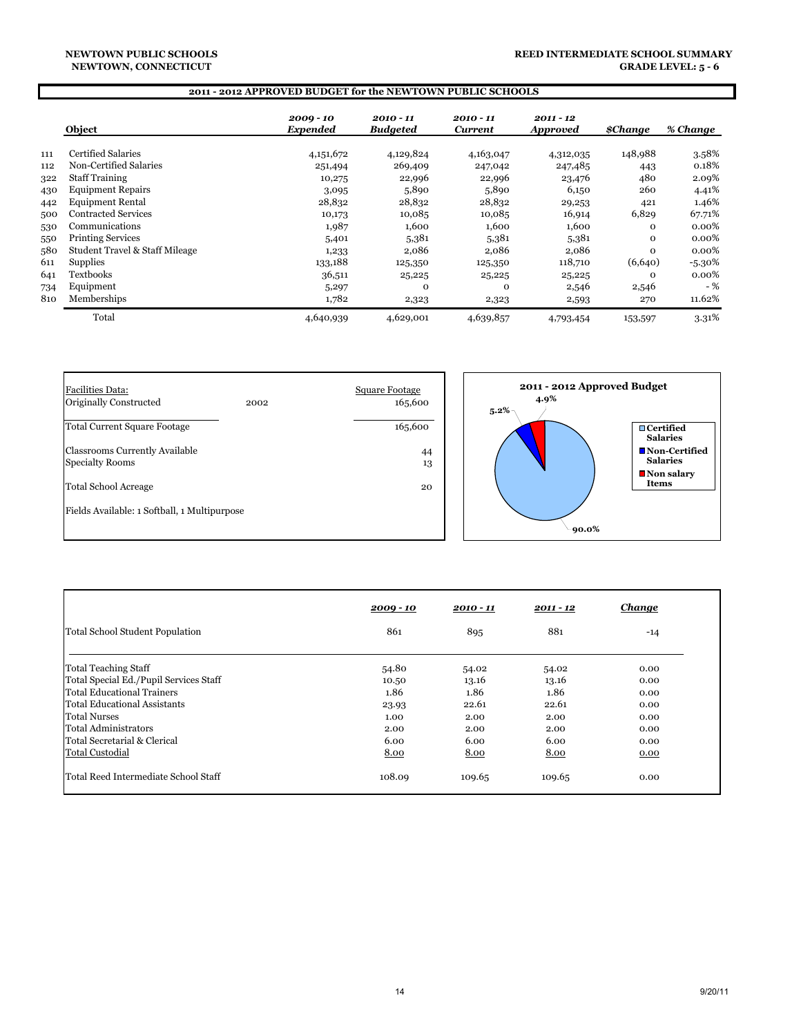**NEWTOWN PUBLIC SCHOOLS**
**NEWTOWN, CONNECTICUT**

**REED INTERMEDIATE SCHOOL SUMMARY**
**GRADE LEVEL: 5 - 6**

## 2011 - 2012 APPROVED BUDGET for the NEWTOWN PUBLIC SCHOOLS

| | Object | *2009 - 10 Expended* | *2010 - 11 Budgeted* | *2010 - 11 Current* | *2011 - 12 Approved* | *$Change* | *% Change* |
|---|---|---|---|---|---|---|---|
| 111 | Certified Salaries | 4,151,672 | 4,129,824 | 4,163,047 | 4,312,035 | 148,988 | 3.58% |
| 112 | Non-Certified Salaries | 251,494 | 269,409 | 247,042 | 247,485 | 443 | 0.18% |
| 322 | Staff Training | 10,275 | 22,996 | 22,996 | 23,476 | 480 | 2.09% |
| 430 | Equipment Repairs | 3,095 | 5,890 | 5,890 | 6,150 | 260 | 4.41% |
| 442 | Equipment Rental | 28,832 | 28,832 | 28,832 | 29,253 | 421 | 1.46% |
| 500 | Contracted Services | 10,173 | 10,085 | 10,085 | 16,914 | 6,829 | 67.71% |
| 530 | Communications | 1,987 | 1,600 | 1,600 | 1,600 | 0 | 0.00% |
| 550 | Printing Services | 5,401 | 5,381 | 5,381 | 5,381 | 0 | 0.00% |
| 580 | Student Travel & Staff Mileage | 1,233 | 2,086 | 2,086 | 2,086 | 0 | 0.00% |
| 611 | Supplies | 133,188 | 125,350 | 125,350 | 118,710 | (6,640) | -5.30% |
| 641 | Textbooks | 36,511 | 25,225 | 25,225 | 25,225 | 0 | 0.00% |
| 734 | Equipment | 5,297 | 0 | 0 | 2,546 | 2,546 | - % |
| 810 | Memberships | 1,782 | 2,323 | 2,323 | 2,593 | 270 | 11.62% |
| | Total | 4,640,939 | 4,629,001 | 4,639,857 | 4,793,454 | 153,597 | 3.31% |

| Facilities Data: | | Square Footage |
|---|---|---|
| Originally Constructed | 2002 | 165,600 |
| Total Current Square Footage | | 165,600 |
| Classrooms Currently Available | | 44 |
| Specialty Rooms | | 13 |
| Total School Acreage | | 20 |
| Fields Available: 1 Softball, 1 Multipurpose | | |

**2011 - 2012 Approved Budget**

- Certified Salaries: 90.0%
- Non-Certified Salaries: 5.2%
- Non salary Items: 4.9%

| | *2009 - 10* | *2010 - 11* | *2011 - 12* | *Change* |
|---|---|---|---|---|
| Total School Student Population | 861 | 895 | 881 | -14 |
| Total Teaching Staff | 54.80 | 54.02 | 54.02 | 0.00 |
| Total Special Ed./Pupil Services Staff | 10.50 | 13.16 | 13.16 | 0.00 |
| Total Educational Trainers | 1.86 | 1.86 | 1.86 | 0.00 |
| Total Educational Assistants | 23.93 | 22.61 | 22.61 | 0.00 |
| Total Nurses | 1.00 | 2.00 | 2.00 | 0.00 |
| Total Administrators | 2.00 | 2.00 | 2.00 | 0.00 |
| Total Secretarial & Clerical | 6.00 | 6.00 | 6.00 | 0.00 |
| Total Custodial | 8.00 | 8.00 | 8.00 | 0.00 |
| Total Reed Intermediate School Staff | 108.09 | 109.65 | 109.65 | 0.00 |

9/20/11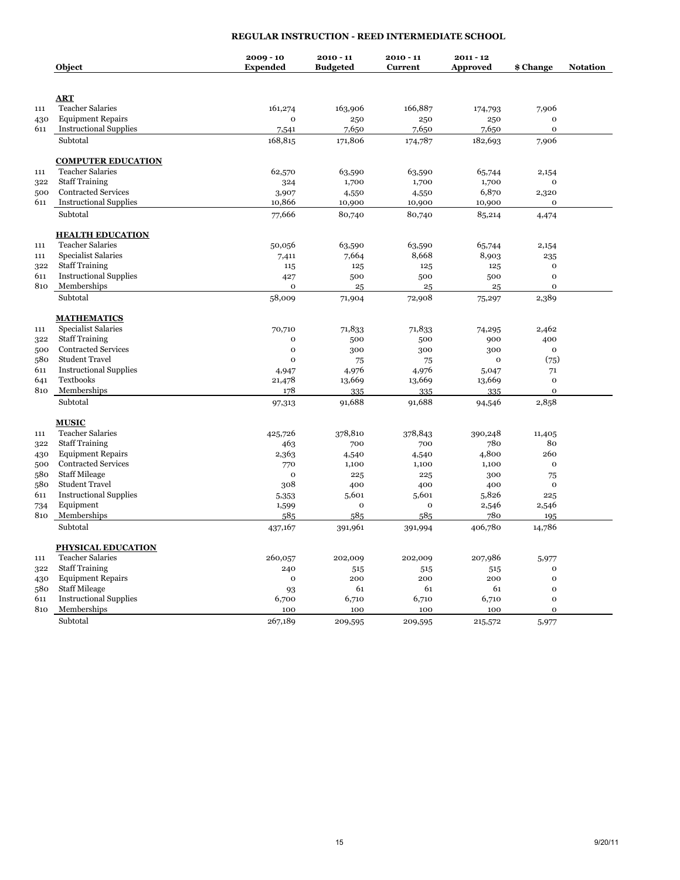# REGULAR INSTRUCTION - REED INTERMEDIATE SCHOOL

| | Object | 2009 - 10 Expended | 2010 - 11 Budgeted | 2010 - 11 Current | 2011 - 12 Approved | $ Change | Notation |
|---|---|---|---|---|---|---|---|
| | **ART** | | | | | | |
| 111 | Teacher Salaries | 161,274 | 163,906 | 166,887 | 174,793 | 7,906 | |
| 430 | Equipment Repairs | 0 | 250 | 250 | 250 | 0 | |
| 611 | Instructional Supplies | 7,541 | 7,650 | 7,650 | 7,650 | 0 | |
| | Subtotal | 168,815 | 171,806 | 174,787 | 182,693 | 7,906 | |
| | **COMPUTER EDUCATION** | | | | | | |
| 111 | Teacher Salaries | 62,570 | 63,590 | 63,590 | 65,744 | 2,154 | |
| 322 | Staff Training | 324 | 1,700 | 1,700 | 1,700 | 0 | |
| 500 | Contracted Services | 3,907 | 4,550 | 4,550 | 6,870 | 2,320 | |
| 611 | Instructional Supplies | 10,866 | 10,900 | 10,900 | 10,900 | 0 | |
| | Subtotal | 77,666 | 80,740 | 80,740 | 85,214 | 4,474 | |
| | **HEALTH EDUCATION** | | | | | | |
| 111 | Teacher Salaries | 50,056 | 63,590 | 63,590 | 65,744 | 2,154 | |
| 111 | Specialist Salaries | 7,411 | 7,664 | 8,668 | 8,903 | 235 | |
| 322 | Staff Training | 115 | 125 | 125 | 125 | 0 | |
| 611 | Instructional Supplies | 427 | 500 | 500 | 500 | 0 | |
| 810 | Memberships | 0 | 25 | 25 | 25 | 0 | |
| | Subtotal | 58,009 | 71,904 | 72,908 | 75,297 | 2,389 | |
| | **MATHEMATICS** | | | | | | |
| 111 | Specialist Salaries | 70,710 | 71,833 | 71,833 | 74,295 | 2,462 | |
| 322 | Staff Training | 0 | 500 | 500 | 900 | 400 | |
| 500 | Contracted Services | 0 | 300 | 300 | 300 | 0 | |
| 580 | Student Travel | 0 | 75 | 75 | 0 | (75) | |
| 611 | Instructional Supplies | 4,947 | 4,976 | 4,976 | 5,047 | 71 | |
| 641 | Textbooks | 21,478 | 13,669 | 13,669 | 13,669 | 0 | |
| 810 | Memberships | 178 | 335 | 335 | 335 | 0 | |
| | Subtotal | 97,313 | 91,688 | 91,688 | 94,546 | 2,858 | |
| | **MUSIC** | | | | | | |
| 111 | Teacher Salaries | 425,726 | 378,810 | 378,843 | 390,248 | 11,405 | |
| 322 | Staff Training | 463 | 700 | 700 | 780 | 80 | |
| 430 | Equipment Repairs | 2,363 | 4,540 | 4,540 | 4,800 | 260 | |
| 500 | Contracted Services | 770 | 1,100 | 1,100 | 1,100 | 0 | |
| 580 | Staff Mileage | 0 | 225 | 225 | 300 | 75 | |
| 580 | Student Travel | 308 | 400 | 400 | 400 | 0 | |
| 611 | Instructional Supplies | 5,353 | 5,601 | 5,601 | 5,826 | 225 | |
| 734 | Equipment | 1,599 | 0 | 0 | 2,546 | 2,546 | |
| 810 | Memberships | 585 | 585 | 585 | 780 | 195 | |
| | Subtotal | 437,167 | 391,961 | 391,994 | 406,780 | 14,786 | |
| | **PHYSICAL EDUCATION** | | | | | | |
| 111 | Teacher Salaries | 260,057 | 202,009 | 202,009 | 207,986 | 5,977 | |
| 322 | Staff Training | 240 | 515 | 515 | 515 | 0 | |
| 430 | Equipment Repairs | 0 | 200 | 200 | 200 | 0 | |
| 580 | Staff Mileage | 93 | 61 | 61 | 61 | 0 | |
| 611 | Instructional Supplies | 6,700 | 6,710 | 6,710 | 6,710 | 0 | |
| 810 | Memberships | 100 | 100 | 100 | 100 | 0 | |
| | Subtotal | 267,189 | 209,595 | 209,595 | 215,572 | 5,977 | |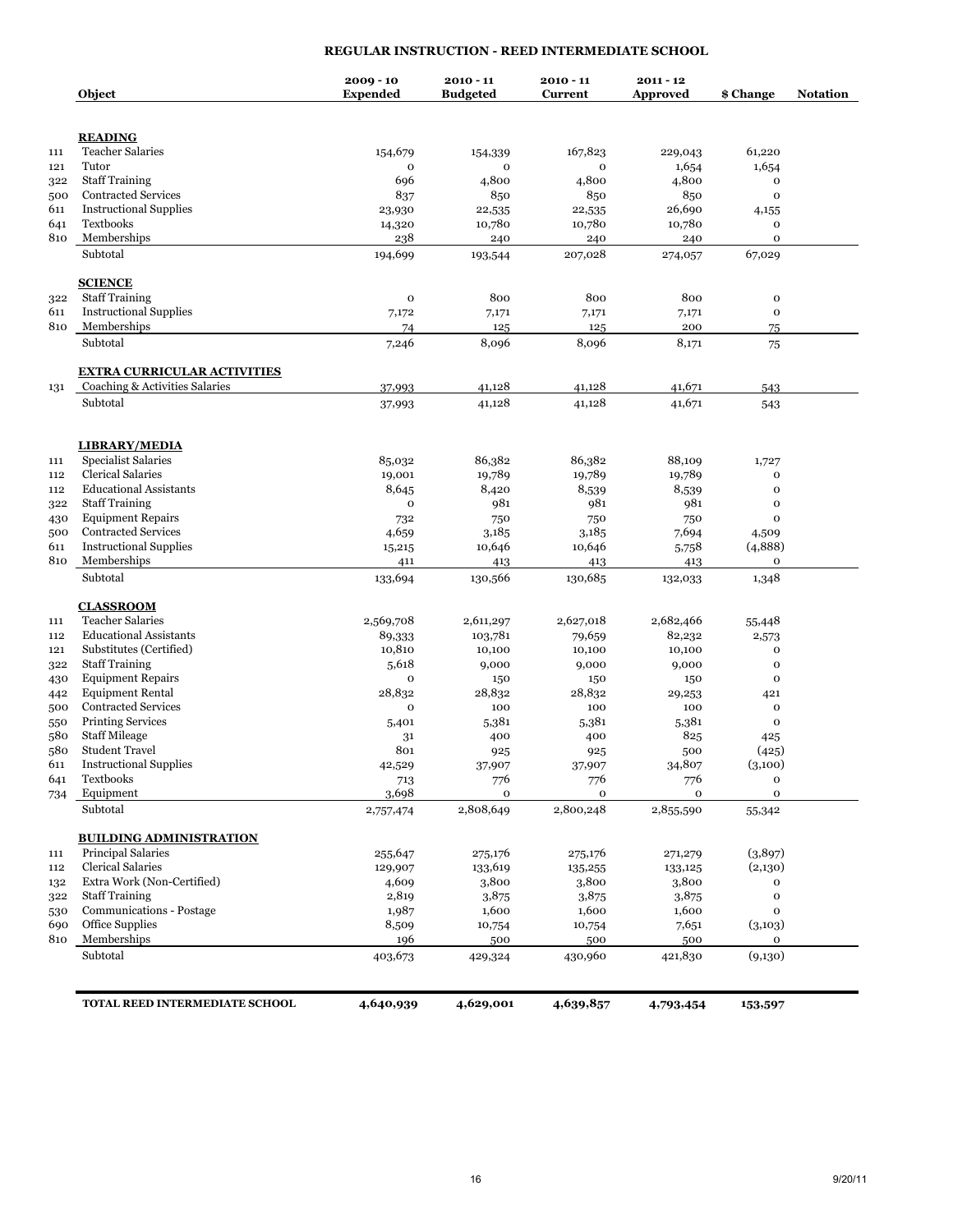# REGULAR INSTRUCTION - REED INTERMEDIATE SCHOOL

| | Object | 2009 - 10 Expended | 2010 - 11 Budgeted | 2010 - 11 Current | 2011 - 12 Approved | $ Change | Notation |
|---|---|---|---|---|---|---|---|
| | **READING** | | | | | | |
| 111 | Teacher Salaries | 154,679 | 154,339 | 167,823 | 229,043 | 61,220 | |
| 121 | Tutor | 0 | 0 | 0 | 1,654 | 1,654 | |
| 322 | Staff Training | 696 | 4,800 | 4,800 | 4,800 | 0 | |
| 500 | Contracted Services | 837 | 850 | 850 | 850 | 0 | |
| 611 | Instructional Supplies | 23,930 | 22,535 | 22,535 | 26,690 | 4,155 | |
| 641 | Textbooks | 14,320 | 10,780 | 10,780 | 10,780 | 0 | |
| 810 | Memberships | 238 | 240 | 240 | 240 | 0 | |
| | Subtotal | 194,699 | 193,544 | 207,028 | 274,057 | 67,029 | |
| | **SCIENCE** | | | | | | |
| 322 | Staff Training | 0 | 800 | 800 | 800 | 0 | |
| 611 | Instructional Supplies | 7,172 | 7,171 | 7,171 | 7,171 | 0 | |
| 810 | Memberships | 74 | 125 | 125 | 200 | 75 | |
| | Subtotal | 7,246 | 8,096 | 8,096 | 8,171 | 75 | |
| | **EXTRA CURRICULAR ACTIVITIES** | | | | | | |
| 131 | Coaching & Activities Salaries | 37,993 | 41,128 | 41,128 | 41,671 | 543 | |
| | Subtotal | 37,993 | 41,128 | 41,128 | 41,671 | 543 | |
| | **LIBRARY/MEDIA** | | | | | | |
| 111 | Specialist Salaries | 85,032 | 86,382 | 86,382 | 88,109 | 1,727 | |
| 112 | Clerical Salaries | 19,001 | 19,789 | 19,789 | 19,789 | 0 | |
| 112 | Educational Assistants | 8,645 | 8,420 | 8,539 | 8,539 | 0 | |
| 322 | Staff Training | 0 | 981 | 981 | 981 | 0 | |
| 430 | Equipment Repairs | 732 | 750 | 750 | 750 | 0 | |
| 500 | Contracted Services | 4,659 | 3,185 | 3,185 | 7,694 | 4,509 | |
| 611 | Instructional Supplies | 15,215 | 10,646 | 10,646 | 5,758 | (4,888) | |
| 810 | Memberships | 411 | 413 | 413 | 413 | 0 | |
| | Subtotal | 133,694 | 130,566 | 130,685 | 132,033 | 1,348 | |
| | **CLASSROOM** | | | | | | |
| 111 | Teacher Salaries | 2,569,708 | 2,611,297 | 2,627,018 | 2,682,466 | 55,448 | |
| 112 | Educational Assistants | 89,333 | 103,781 | 79,659 | 82,232 | 2,573 | |
| 121 | Substitutes (Certified) | 10,810 | 10,100 | 10,100 | 10,100 | 0 | |
| 322 | Staff Training | 5,618 | 9,000 | 9,000 | 9,000 | 0 | |
| 430 | Equipment Repairs | 0 | 150 | 150 | 150 | 0 | |
| 442 | Equipment Rental | 28,832 | 28,832 | 28,832 | 29,253 | 421 | |
| 500 | Contracted Services | 0 | 100 | 100 | 100 | 0 | |
| 550 | Printing Services | 5,401 | 5,381 | 5,381 | 5,381 | 0 | |
| 580 | Staff Mileage | 31 | 400 | 400 | 825 | 425 | |
| 580 | Student Travel | 801 | 925 | 925 | 500 | (425) | |
| 611 | Instructional Supplies | 42,529 | 37,907 | 37,907 | 34,807 | (3,100) | |
| 641 | Textbooks | 713 | 776 | 776 | 776 | 0 | |
| 734 | Equipment | 3,698 | 0 | 0 | 0 | 0 | |
| | Subtotal | 2,757,474 | 2,808,649 | 2,800,248 | 2,855,590 | 55,342 | |
| | **BUILDING ADMINISTRATION** | | | | | | |
| 111 | Principal Salaries | 255,647 | 275,176 | 275,176 | 271,279 | (3,897) | |
| 112 | Clerical Salaries | 129,907 | 133,619 | 135,255 | 133,125 | (2,130) | |
| 132 | Extra Work (Non-Certified) | 4,609 | 3,800 | 3,800 | 3,800 | 0 | |
| 322 | Staff Training | 2,819 | 3,875 | 3,875 | 3,875 | 0 | |
| 530 | Communications - Postage | 1,987 | 1,600 | 1,600 | 1,600 | 0 | |
| 690 | Office Supplies | 8,509 | 10,754 | 10,754 | 7,651 | (3,103) | |
| 810 | Memberships | 196 | 500 | 500 | 500 | 0 | |
| | Subtotal | 403,673 | 429,324 | 430,960 | 421,830 | (9,130) | |
| | **TOTAL REED INTERMEDIATE SCHOOL** | **4,640,939** | **4,629,001** | **4,639,857** | **4,793,454** | **153,597** | |

9/20/11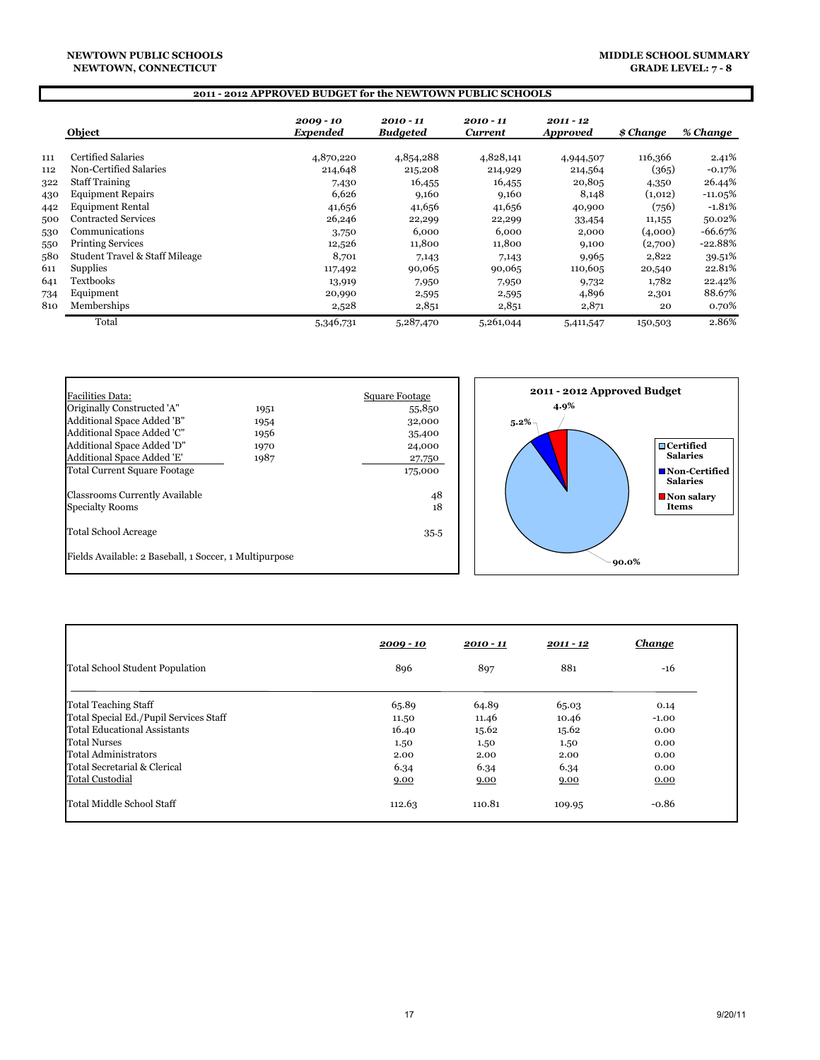NEWTOWN PUBLIC SCHOOLS
NEWTOWN, CONNECTICUT

MIDDLE SCHOOL SUMMARY
GRADE LEVEL: 7 - 8

## 2011 - 2012 APPROVED BUDGET for the NEWTOWN PUBLIC SCHOOLS

| | Object | *2009 - 10 Expended* | *2010 - 11 Budgeted* | *2010 - 11 Current* | *2011 - 12 Approved* | *$ Change* | *% Change* |
|---|---|---|---|---|---|---|---|
| 111 | Certified Salaries | 4,870,220 | 4,854,288 | 4,828,141 | 4,944,507 | 116,366 | 2.41% |
| 112 | Non-Certified Salaries | 214,648 | 215,208 | 214,929 | 214,564 | (365) | -0.17% |
| 322 | Staff Training | 7,430 | 16,455 | 16,455 | 20,805 | 4,350 | 26.44% |
| 430 | Equipment Repairs | 6,626 | 9,160 | 9,160 | 8,148 | (1,012) | -11.05% |
| 442 | Equipment Rental | 41,656 | 41,656 | 41,656 | 40,900 | (756) | -1.81% |
| 500 | Contracted Services | 26,246 | 22,299 | 22,299 | 33,454 | 11,155 | 50.02% |
| 530 | Communications | 3,750 | 6,000 | 6,000 | 2,000 | (4,000) | -66.67% |
| 550 | Printing Services | 12,526 | 11,800 | 11,800 | 9,100 | (2,700) | -22.88% |
| 580 | Student Travel & Staff Mileage | 8,701 | 7,143 | 7,143 | 9,965 | 2,822 | 39.51% |
| 611 | Supplies | 117,492 | 90,065 | 90,065 | 110,605 | 20,540 | 22.81% |
| 641 | Textbooks | 13,919 | 7,950 | 7,950 | 9,732 | 1,782 | 22.42% |
| 734 | Equipment | 20,990 | 2,595 | 2,595 | 4,896 | 2,301 | 88.67% |
| 810 | Memberships | 2,528 | 2,851 | 2,851 | 2,871 | 20 | 0.70% |
| | Total | 5,346,731 | 5,287,470 | 5,261,044 | 5,411,547 | 150,503 | 2.86% |

| Facilities Data: | | Square Footage |
|---|---|---|
| Originally Constructed 'A" | 1951 | 55,850 |
| Additional Space Added 'B" | 1954 | 32,000 |
| Additional Space Added 'C" | 1956 | 35,400 |
| Additional Space Added 'D" | 1970 | 24,000 |
| Additional Space Added 'E' | 1987 | 27,750 |
| Total Current Square Footage | | 175,000 |
| Classrooms Currently Available | | 48 |
| Specialty Rooms | | 18 |
| Total School Acreage | | 35.5 |

Fields Available: 2 Baseball, 1 Soccer, 1 Multipurpose

**2011 - 2012 Approved Budget**

- Certified Salaries: 90.0%
- Non-Certified Salaries: 4.9%
- Non salary Items: 5.2%

| | 2009 - 10 | 2010 - 11 | 2011 - 12 | Change |
|---|---|---|---|---|
| Total School Student Population | 896 | 897 | 881 | -16 |
| Total Teaching Staff | 65.89 | 64.89 | 65.03 | 0.14 |
| Total Special Ed./Pupil Services Staff | 11.50 | 11.46 | 10.46 | -1.00 |
| Total Educational Assistants | 16.40 | 15.62 | 15.62 | 0.00 |
| Total Nurses | 1.50 | 1.50 | 1.50 | 0.00 |
| Total Administrators | 2.00 | 2.00 | 2.00 | 0.00 |
| Total Secretarial & Clerical | 6.34 | 6.34 | 6.34 | 0.00 |
| Total Custodial | 9.00 | 9.00 | 9.00 | 0.00 |
| Total Middle School Staff | 112.63 | 110.81 | 109.95 | -0.86 |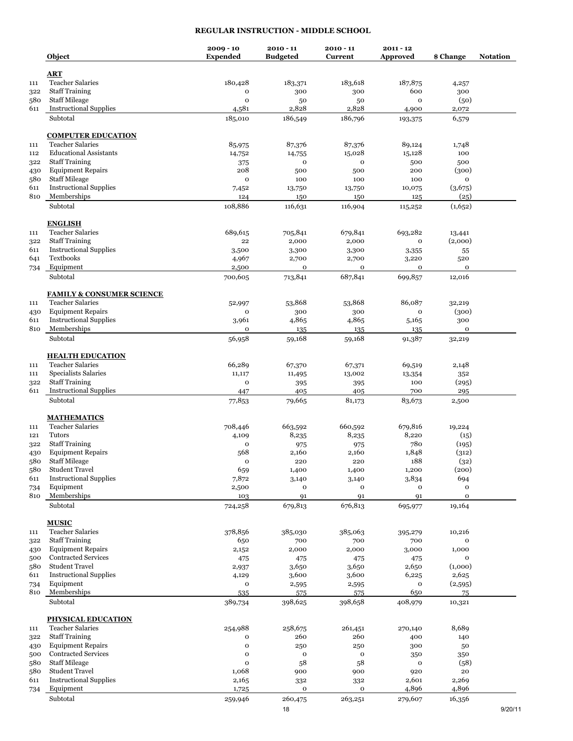# REGULAR INSTRUCTION - MIDDLE SCHOOL

| | Object | 2009 - 10 Expended | 2010 - 11 Budgeted | 2010 - 11 Current | 2011 - 12 Approved | $ Change | Notation |
|---|---|---|---|---|---|---|---|
| | **ART** | | | | | | |
| 111 | Teacher Salaries | 180,428 | 183,371 | 183,618 | 187,875 | 4,257 | |
| 322 | Staff Training | 0 | 300 | 300 | 600 | 300 | |
| 580 | Staff Mileage | 0 | 50 | 50 | 0 | (50) | |
| 611 | Instructional Supplies | 4,581 | 2,828 | 2,828 | 4,900 | 2,072 | |
| | Subtotal | 185,010 | 186,549 | 186,796 | 193,375 | 6,579 | |
| | **COMPUTER EDUCATION** | | | | | | |
| 111 | Teacher Salaries | 85,975 | 87,376 | 87,376 | 89,124 | 1,748 | |
| 112 | Educational Assistants | 14,752 | 14,755 | 15,028 | 15,128 | 100 | |
| 322 | Staff Training | 375 | 0 | 0 | 500 | 500 | |
| 430 | Equipment Repairs | 208 | 500 | 500 | 200 | (300) | |
| 580 | Staff Mileage | 0 | 100 | 100 | 100 | 0 | |
| 611 | Instructional Supplies | 7,452 | 13,750 | 13,750 | 10,075 | (3,675) | |
| 810 | Memberships | 124 | 150 | 150 | 125 | (25) | |
| | Subtotal | 108,886 | 116,631 | 116,904 | 115,252 | (1,652) | |
| | **ENGLISH** | | | | | | |
| 111 | Teacher Salaries | 689,615 | 705,841 | 679,841 | 693,282 | 13,441 | |
| 322 | Staff Training | 22 | 2,000 | 2,000 | 0 | (2,000) | |
| 611 | Instructional Supplies | 3,500 | 3,300 | 3,300 | 3,355 | 55 | |
| 641 | Textbooks | 4,967 | 2,700 | 2,700 | 3,220 | 520 | |
| 734 | Equipment | 2,500 | 0 | 0 | 0 | 0 | |
| | Subtotal | 700,605 | 713,841 | 687,841 | 699,857 | 12,016 | |
| | **FAMILY & CONSUMER SCIENCE** | | | | | | |
| 111 | Teacher Salaries | 52,997 | 53,868 | 53,868 | 86,087 | 32,219 | |
| 430 | Equipment Repairs | 0 | 300 | 300 | 0 | (300) | |
| 611 | Instructional Supplies | 3,961 | 4,865 | 4,865 | 5,165 | 300 | |
| 810 | Memberships | 0 | 135 | 135 | 135 | 0 | |
| | Subtotal | 56,958 | 59,168 | 59,168 | 91,387 | 32,219 | |
| | **HEALTH EDUCATION** | | | | | | |
| 111 | Teacher Salaries | 66,289 | 67,370 | 67,371 | 69,519 | 2,148 | |
| 111 | Specialists Salaries | 11,117 | 11,495 | 13,002 | 13,354 | 352 | |
| 322 | Staff Training | 0 | 395 | 395 | 100 | (295) | |
| 611 | Instructional Supplies | 447 | 405 | 405 | 700 | 295 | |
| | Subtotal | 77,853 | 79,665 | 81,173 | 83,673 | 2,500 | |
| | **MATHEMATICS** | | | | | | |
| 111 | Teacher Salaries | 708,446 | 663,592 | 660,592 | 679,816 | 19,224 | |
| 121 | Tutors | 4,109 | 8,235 | 8,235 | 8,220 | (15) | |
| 322 | Staff Training | 0 | 975 | 975 | 780 | (195) | |
| 430 | Equipment Repairs | 568 | 2,160 | 2,160 | 1,848 | (312) | |
| 580 | Staff Mileage | 0 | 220 | 220 | 188 | (32) | |
| 580 | Student Travel | 659 | 1,400 | 1,400 | 1,200 | (200) | |
| 611 | Instructional Supplies | 7,872 | 3,140 | 3,140 | 3,834 | 694 | |
| 734 | Equipment | 2,500 | 0 | 0 | 0 | 0 | |
| 810 | Memberships | 103 | 91 | 91 | 91 | 0 | |
| | Subtotal | 724,258 | 679,813 | 676,813 | 695,977 | 19,164 | |
| | **MUSIC** | | | | | | |
| 111 | Teacher Salaries | 378,856 | 385,030 | 385,063 | 395,279 | 10,216 | |
| 322 | Staff Training | 650 | 700 | 700 | 700 | 0 | |
| 430 | Equipment Repairs | 2,152 | 2,000 | 2,000 | 3,000 | 1,000 | |
| 500 | Contracted Services | 475 | 475 | 475 | 475 | 0 | |
| 580 | Student Travel | 2,937 | 3,650 | 3,650 | 2,650 | (1,000) | |
| 611 | Instructional Supplies | 4,129 | 3,600 | 3,600 | 6,225 | 2,625 | |
| 734 | Equipment | 0 | 2,595 | 2,595 | 0 | (2,595) | |
| 810 | Memberships | 535 | 575 | 575 | 650 | 75 | |
| | Subtotal | 389,734 | 398,625 | 398,658 | 408,979 | 10,321 | |
| | **PHYSICAL EDUCATION** | | | | | | |
| 111 | Teacher Salaries | 254,988 | 258,675 | 261,451 | 270,140 | 8,689 | |
| 322 | Staff Training | 0 | 260 | 260 | 400 | 140 | |
| 430 | Equipment Repairs | 0 | 250 | 250 | 300 | 50 | |
| 500 | Contracted Services | 0 | 0 | 0 | 350 | 350 | |
| 580 | Staff Mileage | 0 | 58 | 58 | 0 | (58) | |
| 580 | Student Travel | 1,068 | 900 | 900 | 920 | 20 | |
| 611 | Instructional Supplies | 2,165 | 332 | 332 | 2,601 | 2,269 | |
| 734 | Equipment | 1,725 | 0 | 0 | 4,896 | 4,896 | |
| | Subtotal | 259,946 | 260,475 | 263,251 | 279,607 | 16,356 | |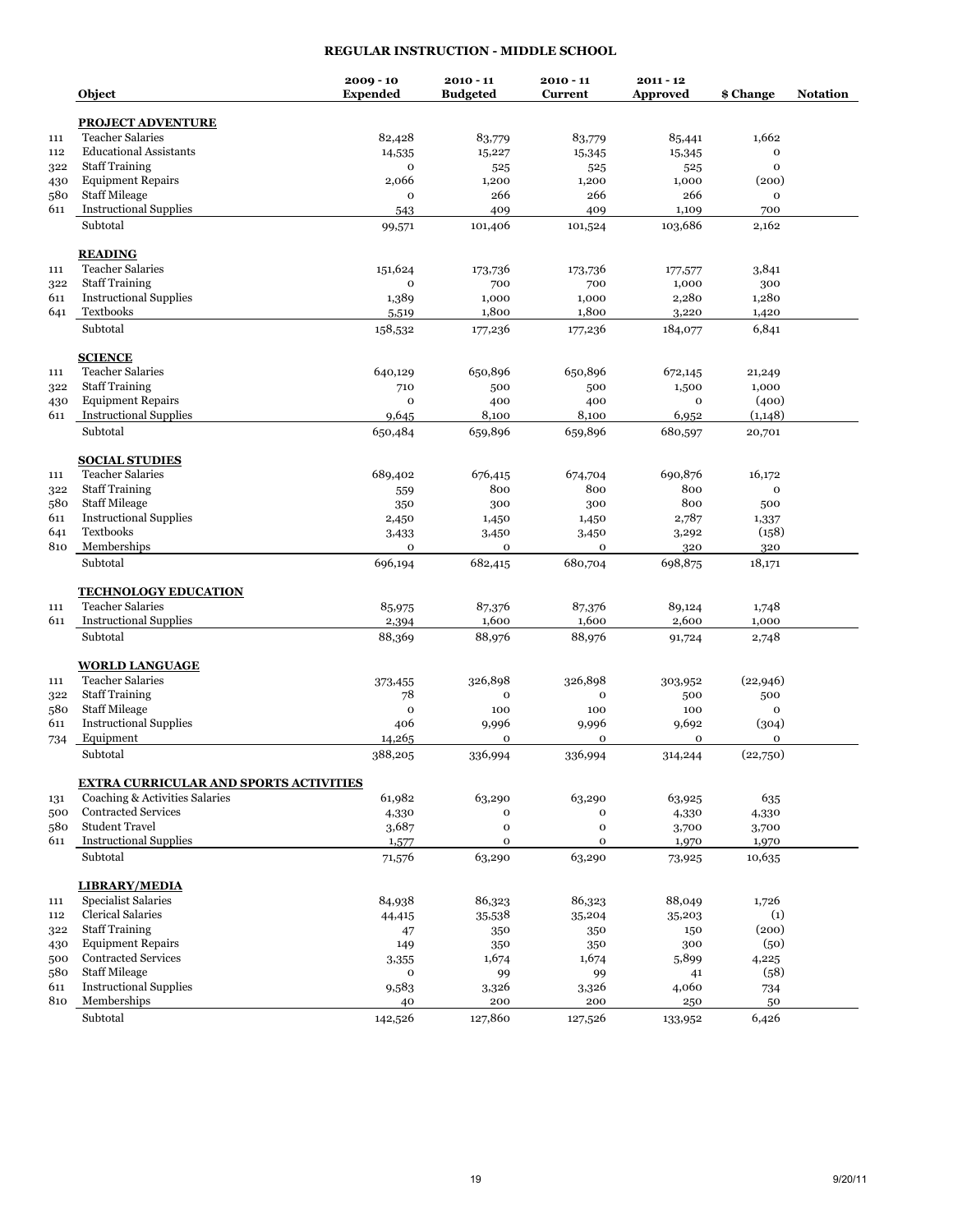# REGULAR INSTRUCTION - MIDDLE SCHOOL

| | Object | 2009 - 10 Expended | 2010 - 11 Budgeted | 2010 - 11 Current | 2011 - 12 Approved | $ Change | Notation |
|---|---|---|---|---|---|---|---|
| | **PROJECT ADVENTURE** | | | | | | |
| 111 | Teacher Salaries | 82,428 | 83,779 | 83,779 | 85,441 | 1,662 | |
| 112 | Educational Assistants | 14,535 | 15,227 | 15,345 | 15,345 | 0 | |
| 322 | Staff Training | 0 | 525 | 525 | 525 | 0 | |
| 430 | Equipment Repairs | 2,066 | 1,200 | 1,200 | 1,000 | (200) | |
| 580 | Staff Mileage | 0 | 266 | 266 | 266 | 0 | |
| 611 | Instructional Supplies | 543 | 409 | 409 | 1,109 | 700 | |
| | Subtotal | 99,571 | 101,406 | 101,524 | 103,686 | 2,162 | |
| | **READING** | | | | | | |
| 111 | Teacher Salaries | 151,624 | 173,736 | 173,736 | 177,577 | 3,841 | |
| 322 | Staff Training | 0 | 700 | 700 | 1,000 | 300 | |
| 611 | Instructional Supplies | 1,389 | 1,000 | 1,000 | 2,280 | 1,280 | |
| 641 | Textbooks | 5,519 | 1,800 | 1,800 | 3,220 | 1,420 | |
| | Subtotal | 158,532 | 177,236 | 177,236 | 184,077 | 6,841 | |
| | **SCIENCE** | | | | | | |
| 111 | Teacher Salaries | 640,129 | 650,896 | 650,896 | 672,145 | 21,249 | |
| 322 | Staff Training | 710 | 500 | 500 | 1,500 | 1,000 | |
| 430 | Equipment Repairs | 0 | 400 | 400 | 0 | (400) | |
| 611 | Instructional Supplies | 9,645 | 8,100 | 8,100 | 6,952 | (1,148) | |
| | Subtotal | 650,484 | 659,896 | 659,896 | 680,597 | 20,701 | |
| | **SOCIAL STUDIES** | | | | | | |
| 111 | Teacher Salaries | 689,402 | 676,415 | 674,704 | 690,876 | 16,172 | |
| 322 | Staff Training | 559 | 800 | 800 | 800 | 0 | |
| 580 | Staff Mileage | 350 | 300 | 300 | 800 | 500 | |
| 611 | Instructional Supplies | 2,450 | 1,450 | 1,450 | 2,787 | 1,337 | |
| 641 | Textbooks | 3,433 | 3,450 | 3,450 | 3,292 | (158) | |
| 810 | Memberships | 0 | 0 | 0 | 320 | 320 | |
| | Subtotal | 696,194 | 682,415 | 680,704 | 698,875 | 18,171 | |
| | **TECHNOLOGY EDUCATION** | | | | | | |
| 111 | Teacher Salaries | 85,975 | 87,376 | 87,376 | 89,124 | 1,748 | |
| 611 | Instructional Supplies | 2,394 | 1,600 | 1,600 | 2,600 | 1,000 | |
| | Subtotal | 88,369 | 88,976 | 88,976 | 91,724 | 2,748 | |
| | **WORLD LANGUAGE** | | | | | | |
| 111 | Teacher Salaries | 373,455 | 326,898 | 326,898 | 303,952 | (22,946) | |
| 322 | Staff Training | 78 | 0 | 0 | 500 | 500 | |
| 580 | Staff Mileage | 0 | 100 | 100 | 100 | 0 | |
| 611 | Instructional Supplies | 406 | 9,996 | 9,996 | 9,692 | (304) | |
| 734 | Equipment | 14,265 | 0 | 0 | 0 | 0 | |
| | Subtotal | 388,205 | 336,994 | 336,994 | 314,244 | (22,750) | |
| | **EXTRA CURRICULAR AND SPORTS ACTIVITIES** | | | | | | |
| 131 | Coaching & Activities Salaries | 61,982 | 63,290 | 63,290 | 63,925 | 635 | |
| 500 | Contracted Services | 4,330 | 0 | 0 | 4,330 | 4,330 | |
| 580 | Student Travel | 3,687 | 0 | 0 | 3,700 | 3,700 | |
| 611 | Instructional Supplies | 1,577 | 0 | 0 | 1,970 | 1,970 | |
| | Subtotal | 71,576 | 63,290 | 63,290 | 73,925 | 10,635 | |
| | **LIBRARY/MEDIA** | | | | | | |
| 111 | Specialist Salaries | 84,938 | 86,323 | 86,323 | 88,049 | 1,726 | |
| 112 | Clerical Salaries | 44,415 | 35,538 | 35,204 | 35,203 | (1) | |
| 322 | Staff Training | 47 | 350 | 350 | 150 | (200) | |
| 430 | Equipment Repairs | 149 | 350 | 350 | 300 | (50) | |
| 500 | Contracted Services | 3,355 | 1,674 | 1,674 | 5,899 | 4,225 | |
| 580 | Staff Mileage | 0 | 99 | 99 | 41 | (58) | |
| 611 | Instructional Supplies | 9,583 | 3,326 | 3,326 | 4,060 | 734 | |
| 810 | Memberships | 40 | 200 | 200 | 250 | 50 | |
| | Subtotal | 142,526 | 127,860 | 127,526 | 133,952 | 6,426 | |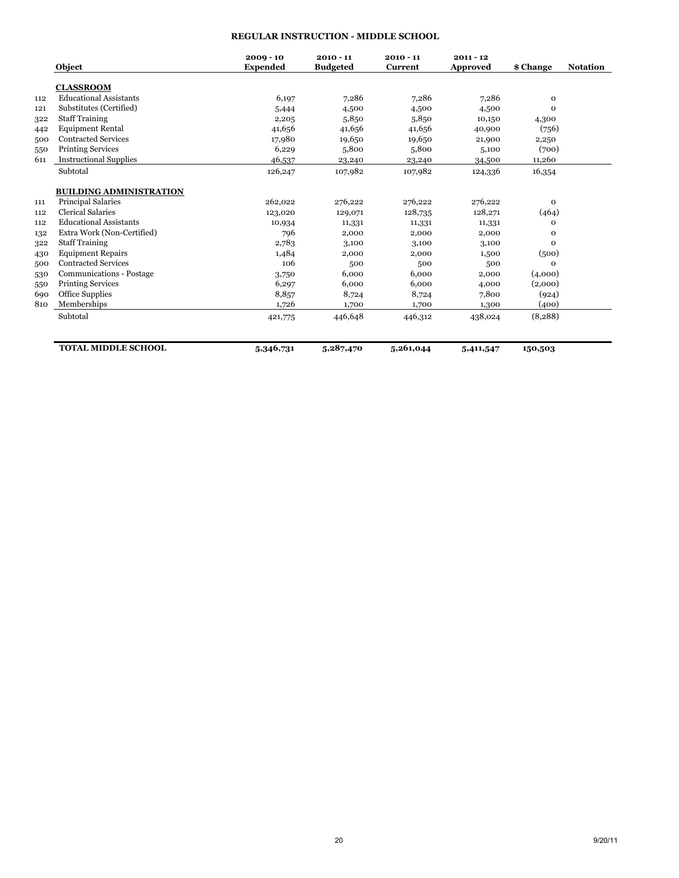## REGULAR INSTRUCTION - MIDDLE SCHOOL

| | Object | 2009 - 10 Expended | 2010 - 11 Budgeted | 2010 - 11 Current | 2011 - 12 Approved | $ Change | Notation |
|---|---|---|---|---|---|---|---|
| | **CLASSROOM** | | | | | | |
| 112 | Educational Assistants | 6,197 | 7,286 | 7,286 | 7,286 | 0 | |
| 121 | Substitutes (Certified) | 5,444 | 4,500 | 4,500 | 4,500 | 0 | |
| 322 | Staff Training | 2,205 | 5,850 | 5,850 | 10,150 | 4,300 | |
| 442 | Equipment Rental | 41,656 | 41,656 | 41,656 | 40,900 | (756) | |
| 500 | Contracted Services | 17,980 | 19,650 | 19,650 | 21,900 | 2,250 | |
| 550 | Printing Services | 6,229 | 5,800 | 5,800 | 5,100 | (700) | |
| 611 | Instructional Supplies | 46,537 | 23,240 | 23,240 | 34,500 | 11,260 | |
| | Subtotal | 126,247 | 107,982 | 107,982 | 124,336 | 16,354 | |
| | **BUILDING ADMINISTRATION** | | | | | | |
| 111 | Principal Salaries | 262,022 | 276,222 | 276,222 | 276,222 | 0 | |
| 112 | Clerical Salaries | 123,020 | 129,071 | 128,735 | 128,271 | (464) | |
| 112 | Educational Assistants | 10,934 | 11,331 | 11,331 | 11,331 | 0 | |
| 132 | Extra Work (Non-Certified) | 796 | 2,000 | 2,000 | 2,000 | 0 | |
| 322 | Staff Training | 2,783 | 3,100 | 3,100 | 3,100 | 0 | |
| 430 | Equipment Repairs | 1,484 | 2,000 | 2,000 | 1,500 | (500) | |
| 500 | Contracted Services | 106 | 500 | 500 | 500 | 0 | |
| 530 | Communications - Postage | 3,750 | 6,000 | 6,000 | 2,000 | (4,000) | |
| 550 | Printing Services | 6,297 | 6,000 | 6,000 | 4,000 | (2,000) | |
| 690 | Office Supplies | 8,857 | 8,724 | 8,724 | 7,800 | (924) | |
| 810 | Memberships | 1,726 | 1,700 | 1,700 | 1,300 | (400) | |
| | Subtotal | 421,775 | 446,648 | 446,312 | 438,024 | (8,288) | |
| | **TOTAL MIDDLE SCHOOL** | **5,346,731** | **5,287,470** | **5,261,044** | **5,411,547** | **150,503** | |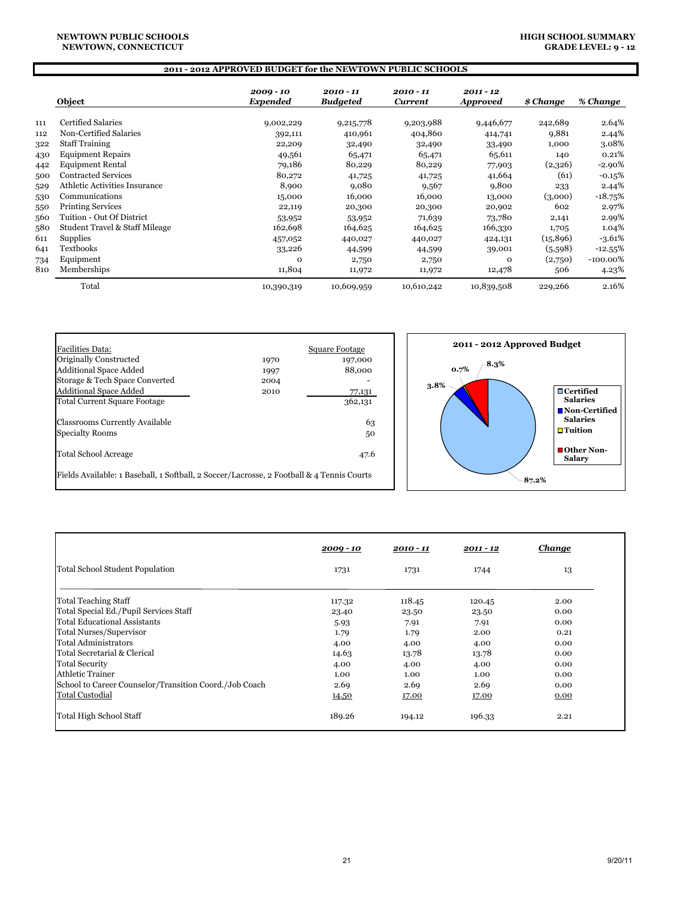NEWTOWN PUBLIC SCHOOLS
NEWTOWN, CONNECTICUT

HIGH SCHOOL SUMMARY
GRADE LEVEL: 9 - 12

## 2011 - 2012 APPROVED BUDGET for the NEWTOWN PUBLIC SCHOOLS

| | Object | *2009 - 10 Expended* | *2010 - 11 Budgeted* | *2010 - 11 Current* | *2011 - 12 Approved* | *$ Change* | *% Change* |
|---|---|---|---|---|---|---|---|
| 111 | Certified Salaries | 9,002,229 | 9,215,778 | 9,203,988 | 9,446,677 | 242,689 | 2.64% |
| 112 | Non-Certified Salaries | 392,111 | 410,961 | 404,860 | 414,741 | 9,881 | 2.44% |
| 322 | Staff Training | 22,209 | 32,490 | 32,490 | 33,490 | 1,000 | 3.08% |
| 430 | Equipment Repairs | 49,561 | 65,471 | 65,471 | 65,611 | 140 | 0.21% |
| 442 | Equipment Rental | 79,186 | 80,229 | 80,229 | 77,903 | (2,326) | -2.90% |
| 500 | Contracted Services | 80,272 | 41,725 | 41,725 | 41,664 | (61) | -0.15% |
| 529 | Athletic Activities Insurance | 8,900 | 9,080 | 9,567 | 9,800 | 233 | 2.44% |
| 530 | Communications | 15,000 | 16,000 | 16,000 | 13,000 | (3,000) | -18.75% |
| 550 | Printing Services | 22,119 | 20,300 | 20,300 | 20,902 | 602 | 2.97% |
| 560 | Tuition - Out Of District | 53,952 | 53,952 | 71,639 | 73,780 | 2,141 | 2.99% |
| 580 | Student Travel & Staff Mileage | 162,698 | 164,625 | 164,625 | 166,330 | 1,705 | 1.04% |
| 611 | Supplies | 457,052 | 440,027 | 440,027 | 424,131 | (15,896) | -3.61% |
| 641 | Textbooks | 33,226 | 44,599 | 44,599 | 39,001 | (5,598) | -12.55% |
| 734 | Equipment | 0 | 2,750 | 2,750 | 0 | (2,750) | -100.00% |
| 810 | Memberships | 11,804 | 11,972 | 11,972 | 12,478 | 506 | 4.23% |
| | Total | 10,390,319 | 10,609,959 | 10,610,242 | 10,839,508 | 229,266 | 2.16% |

| Facilities Data: | | Square Footage |
|---|---|---|
| Originally Constructed | 1970 | 197,000 |
| Additional Space Added | 1997 | 88,000 |
| Storage & Tech Space Converted | 2004 | - |
| Additional Space Added | 2010 | 77,131 |
| Total Current Square Footage | | 362,131 |
| Classrooms Currently Available | | 63 |
| Specialty Rooms | | 50 |
| Total School Acreage | | 47.6 |

Fields Available: 1 Baseball, 1 Softball, 2 Soccer/Lacrosse, 2 Football & 4 Tennis Courts

**2011 - 2012 Approved Budget**

- Certified Salaries: 87.2%
- Non-Certified Salaries: 3.8%
- Tuition: 0.7%
- Other Non-Salary: 8.3%

| | *2009 - 10* | *2010 - 11* | *2011 - 12* | *Change* |
|---|---|---|---|---|
| Total School Student Population | 1731 | 1731 | 1744 | 13 |
| Total Teaching Staff | 117.32 | 118.45 | 120.45 | 2.00 |
| Total Special Ed./Pupil Services Staff | 23.40 | 23.50 | 23.50 | 0.00 |
| Total Educational Assistants | 5.93 | 7.91 | 7.91 | 0.00 |
| Total Nurses/Supervisor | 1.79 | 1.79 | 2.00 | 0.21 |
| Total Administrators | 4.00 | 4.00 | 4.00 | 0.00 |
| Total Secretarial & Clerical | 14.63 | 13.78 | 13.78 | 0.00 |
| Total Security | 4.00 | 4.00 | 4.00 | 0.00 |
| Athletic Trainer | 1.00 | 1.00 | 1.00 | 0.00 |
| School to Career Counselor/Transition Coord./Job Coach | 2.69 | 2.69 | 2.69 | 0.00 |
| Total Custodial | 14.50 | 17.00 | 17.00 | 0.00 |
| Total High School Staff | 189.26 | 194.12 | 196.33 | 2.21 |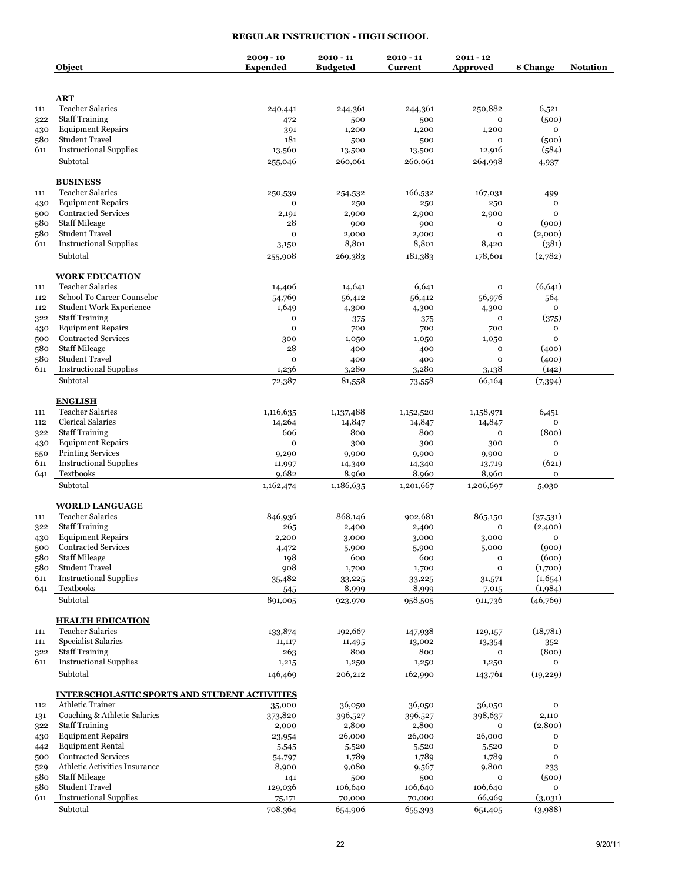# REGULAR INSTRUCTION - HIGH SCHOOL

| | Object | 2009 - 10 Expended | 2010 - 11 Budgeted | 2010 - 11 Current | 2011 - 12 Approved | $ Change | Notation |
|---|---|---|---|---|---|---|---|
| | **ART** | | | | | | |
| 111 | Teacher Salaries | 240,441 | 244,361 | 244,361 | 250,882 | 6,521 | |
| 322 | Staff Training | 472 | 500 | 500 | 0 | (500) | |
| 430 | Equipment Repairs | 391 | 1,200 | 1,200 | 1,200 | 0 | |
| 580 | Student Travel | 181 | 500 | 500 | 0 | (500) | |
| 611 | Instructional Supplies | 13,560 | 13,500 | 13,500 | 12,916 | (584) | |
| | Subtotal | 255,046 | 260,061 | 260,061 | 264,998 | 4,937 | |
| | **BUSINESS** | | | | | | |
| 111 | Teacher Salaries | 250,539 | 254,532 | 166,532 | 167,031 | 499 | |
| 430 | Equipment Repairs | 0 | 250 | 250 | 250 | 0 | |
| 500 | Contracted Services | 2,191 | 2,900 | 2,900 | 2,900 | 0 | |
| 580 | Staff Mileage | 28 | 900 | 900 | 0 | (900) | |
| 580 | Student Travel | 0 | 2,000 | 2,000 | 0 | (2,000) | |
| 611 | Instructional Supplies | 3,150 | 8,801 | 8,801 | 8,420 | (381) | |
| | Subtotal | 255,908 | 269,383 | 181,383 | 178,601 | (2,782) | |
| | **WORK EDUCATION** | | | | | | |
| 111 | Teacher Salaries | 14,406 | 14,641 | 6,641 | 0 | (6,641) | |
| 112 | School To Career Counselor | 54,769 | 56,412 | 56,412 | 56,976 | 564 | |
| 112 | Student Work Experience | 1,649 | 4,300 | 4,300 | 4,300 | 0 | |
| 322 | Staff Training | 0 | 375 | 375 | 0 | (375) | |
| 430 | Equipment Repairs | 0 | 700 | 700 | 700 | 0 | |
| 500 | Contracted Services | 300 | 1,050 | 1,050 | 1,050 | 0 | |
| 580 | Staff Mileage | 28 | 400 | 400 | 0 | (400) | |
| 580 | Student Travel | 0 | 400 | 400 | 0 | (400) | |
| 611 | Instructional Supplies | 1,236 | 3,280 | 3,280 | 3,138 | (142) | |
| | Subtotal | 72,387 | 81,558 | 73,558 | 66,164 | (7,394) | |
| | **ENGLISH** | | | | | | |
| 111 | Teacher Salaries | 1,116,635 | 1,137,488 | 1,152,520 | 1,158,971 | 6,451 | |
| 112 | Clerical Salaries | 14,264 | 14,847 | 14,847 | 14,847 | 0 | |
| 322 | Staff Training | 606 | 800 | 800 | 0 | (800) | |
| 430 | Equipment Repairs | 0 | 300 | 300 | 300 | 0 | |
| 550 | Printing Services | 9,290 | 9,900 | 9,900 | 9,900 | 0 | |
| 611 | Instructional Supplies | 11,997 | 14,340 | 14,340 | 13,719 | (621) | |
| 641 | Textbooks | 9,682 | 8,960 | 8,960 | 8,960 | 0 | |
| | Subtotal | 1,162,474 | 1,186,635 | 1,201,667 | 1,206,697 | 5,030 | |
| | **WORLD LANGUAGE** | | | | | | |
| 111 | Teacher Salaries | 846,936 | 868,146 | 902,681 | 865,150 | (37,531) | |
| 322 | Staff Training | 265 | 2,400 | 2,400 | 0 | (2,400) | |
| 430 | Equipment Repairs | 2,200 | 3,000 | 3,000 | 3,000 | 0 | |
| 500 | Contracted Services | 4,472 | 5,900 | 5,900 | 5,000 | (900) | |
| 580 | Staff Mileage | 198 | 600 | 600 | 0 | (600) | |
| 580 | Student Travel | 908 | 1,700 | 1,700 | 0 | (1,700) | |
| 611 | Instructional Supplies | 35,482 | 33,225 | 33,225 | 31,571 | (1,654) | |
| 641 | Textbooks | 545 | 8,999 | 8,999 | 7,015 | (1,984) | |
| | Subtotal | 891,005 | 923,970 | 958,505 | 911,736 | (46,769) | |
| | **HEALTH EDUCATION** | | | | | | |
| 111 | Teacher Salaries | 133,874 | 192,667 | 147,938 | 129,157 | (18,781) | |
| 111 | Specialist Salaries | 11,117 | 11,495 | 13,002 | 13,354 | 352 | |
| 322 | Staff Training | 263 | 800 | 800 | 0 | (800) | |
| 611 | Instructional Supplies | 1,215 | 1,250 | 1,250 | 1,250 | 0 | |
| | Subtotal | 146,469 | 206,212 | 162,990 | 143,761 | (19,229) | |
| | **INTERSCHOLASTIC SPORTS AND STUDENT ACTIVITIES** | | | | | | |
| 112 | Athletic Trainer | 35,000 | 36,050 | 36,050 | 36,050 | 0 | |
| 131 | Coaching & Athletic Salaries | 373,820 | 396,527 | 396,527 | 398,637 | 2,110 | |
| 322 | Staff Training | 2,000 | 2,800 | 2,800 | 0 | (2,800) | |
| 430 | Equipment Repairs | 23,954 | 26,000 | 26,000 | 26,000 | 0 | |
| 442 | Equipment Rental | 5,545 | 5,520 | 5,520 | 5,520 | 0 | |
| 500 | Contracted Services | 54,797 | 1,789 | 1,789 | 1,789 | 0 | |
| 529 | Athletic Activities Insurance | 8,900 | 9,080 | 9,567 | 9,800 | 233 | |
| 580 | Staff Mileage | 141 | 500 | 500 | 0 | (500) | |
| 580 | Student Travel | 129,036 | 106,640 | 106,640 | 106,640 | 0 | |
| 611 | Instructional Supplies | 75,171 | 70,000 | 70,000 | 66,969 | (3,031) | |
| | Subtotal | 708,364 | 654,906 | 655,393 | 651,405 | (3,988) | |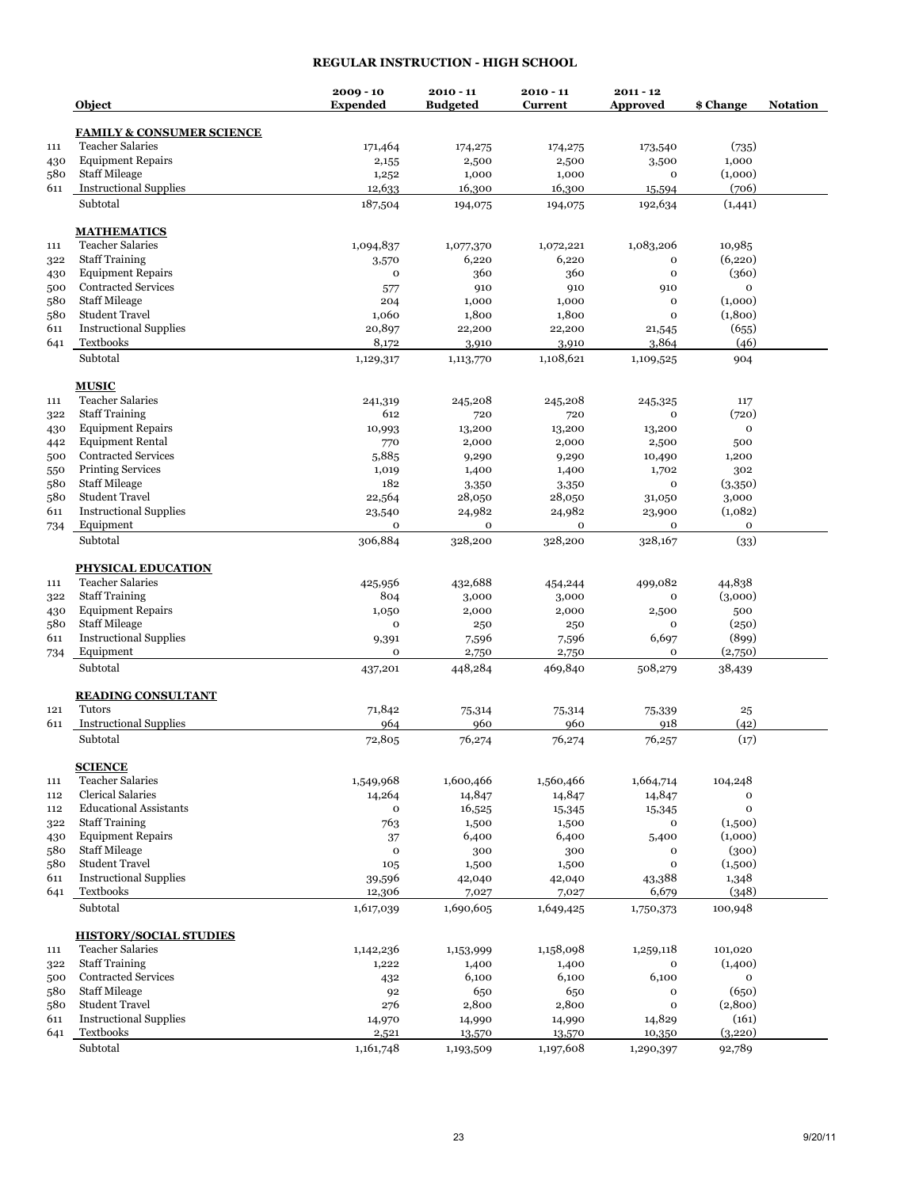# REGULAR INSTRUCTION - HIGH SCHOOL

| | Object | 2009 - 10 Expended | 2010 - 11 Budgeted | 2010 - 11 Current | 2011 - 12 Approved | $ Change | Notation |
|---|---|---|---|---|---|---|---|
| | **FAMILY & CONSUMER SCIENCE** | | | | | | |
| 111 | Teacher Salaries | 171,464 | 174,275 | 174,275 | 173,540 | (735) | |
| 430 | Equipment Repairs | 2,155 | 2,500 | 2,500 | 3,500 | 1,000 | |
| 580 | Staff Mileage | 1,252 | 1,000 | 1,000 | 0 | (1,000) | |
| 611 | Instructional Supplies | 12,633 | 16,300 | 16,300 | 15,594 | (706) | |
| | Subtotal | 187,504 | 194,075 | 194,075 | 192,634 | (1,441) | |
| | **MATHEMATICS** | | | | | | |
| 111 | Teacher Salaries | 1,094,837 | 1,077,370 | 1,072,221 | 1,083,206 | 10,985 | |
| 322 | Staff Training | 3,570 | 6,220 | 6,220 | 0 | (6,220) | |
| 430 | Equipment Repairs | 0 | 360 | 360 | 0 | (360) | |
| 500 | Contracted Services | 577 | 910 | 910 | 910 | 0 | |
| 580 | Staff Mileage | 204 | 1,000 | 1,000 | 0 | (1,000) | |
| 580 | Student Travel | 1,060 | 1,800 | 1,800 | 0 | (1,800) | |
| 611 | Instructional Supplies | 20,897 | 22,200 | 22,200 | 21,545 | (655) | |
| 641 | Textbooks | 8,172 | 3,910 | 3,910 | 3,864 | (46) | |
| | Subtotal | 1,129,317 | 1,113,770 | 1,108,621 | 1,109,525 | 904 | |
| | **MUSIC** | | | | | | |
| 111 | Teacher Salaries | 241,319 | 245,208 | 245,208 | 245,325 | 117 | |
| 322 | Staff Training | 612 | 720 | 720 | 0 | (720) | |
| 430 | Equipment Repairs | 10,993 | 13,200 | 13,200 | 13,200 | 0 | |
| 442 | Equipment Rental | 770 | 2,000 | 2,000 | 2,500 | 500 | |
| 500 | Contracted Services | 5,885 | 9,290 | 9,290 | 10,490 | 1,200 | |
| 550 | Printing Services | 1,019 | 1,400 | 1,400 | 1,702 | 302 | |
| 580 | Staff Mileage | 182 | 3,350 | 3,350 | 0 | (3,350) | |
| 580 | Student Travel | 22,564 | 28,050 | 28,050 | 31,050 | 3,000 | |
| 611 | Instructional Supplies | 23,540 | 24,982 | 24,982 | 23,900 | (1,082) | |
| 734 | Equipment | 0 | 0 | 0 | 0 | 0 | |
| | Subtotal | 306,884 | 328,200 | 328,200 | 328,167 | (33) | |
| | **PHYSICAL EDUCATION** | | | | | | |
| 111 | Teacher Salaries | 425,956 | 432,688 | 454,244 | 499,082 | 44,838 | |
| 322 | Staff Training | 804 | 3,000 | 3,000 | 0 | (3,000) | |
| 430 | Equipment Repairs | 1,050 | 2,000 | 2,000 | 2,500 | 500 | |
| 580 | Staff Mileage | 0 | 250 | 250 | 0 | (250) | |
| 611 | Instructional Supplies | 9,391 | 7,596 | 7,596 | 6,697 | (899) | |
| 734 | Equipment | 0 | 2,750 | 2,750 | 0 | (2,750) | |
| | Subtotal | 437,201 | 448,284 | 469,840 | 508,279 | 38,439 | |
| | **READING CONSULTANT** | | | | | | |
| 121 | Tutors | 71,842 | 75,314 | 75,314 | 75,339 | 25 | |
| 611 | Instructional Supplies | 964 | 960 | 960 | 918 | (42) | |
| | Subtotal | 72,805 | 76,274 | 76,274 | 76,257 | (17) | |
| | **SCIENCE** | | | | | | |
| 111 | Teacher Salaries | 1,549,968 | 1,600,466 | 1,560,466 | 1,664,714 | 104,248 | |
| 112 | Clerical Salaries | 14,264 | 14,847 | 14,847 | 14,847 | 0 | |
| 112 | Educational Assistants | 0 | 16,525 | 15,345 | 15,345 | 0 | |
| 322 | Staff Training | 763 | 1,500 | 1,500 | 0 | (1,500) | |
| 430 | Equipment Repairs | 37 | 6,400 | 6,400 | 5,400 | (1,000) | |
| 580 | Staff Mileage | 0 | 300 | 300 | 0 | (300) | |
| 580 | Student Travel | 105 | 1,500 | 1,500 | 0 | (1,500) | |
| 611 | Instructional Supplies | 39,596 | 42,040 | 42,040 | 43,388 | 1,348 | |
| 641 | Textbooks | 12,306 | 7,027 | 7,027 | 6,679 | (348) | |
| | Subtotal | 1,617,039 | 1,690,605 | 1,649,425 | 1,750,373 | 100,948 | |
| | **HISTORY/SOCIAL STUDIES** | | | | | | |
| 111 | Teacher Salaries | 1,142,236 | 1,153,999 | 1,158,098 | 1,259,118 | 101,020 | |
| 322 | Staff Training | 1,222 | 1,400 | 1,400 | 0 | (1,400) | |
| 500 | Contracted Services | 432 | 6,100 | 6,100 | 6,100 | 0 | |
| 580 | Staff Mileage | 92 | 650 | 650 | 0 | (650) | |
| 580 | Student Travel | 276 | 2,800 | 2,800 | 0 | (2,800) | |
| 611 | Instructional Supplies | 14,970 | 14,990 | 14,990 | 14,829 | (161) | |
| 641 | Textbooks | 2,521 | 13,570 | 13,570 | 10,350 | (3,220) | |
| | Subtotal | 1,161,748 | 1,193,509 | 1,197,608 | 1,290,397 | 92,789 | |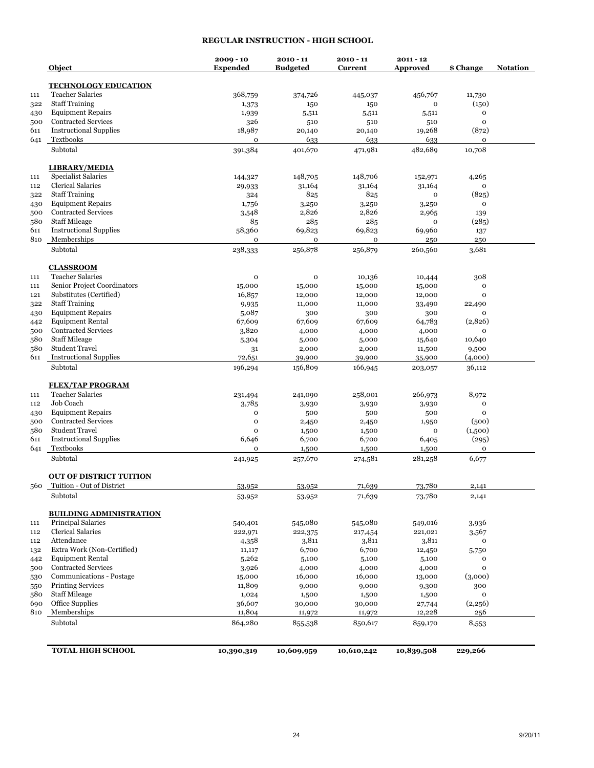# REGULAR INSTRUCTION - HIGH SCHOOL

| | Object | 2009 - 10 Expended | 2010 - 11 Budgeted | 2010 - 11 Current | 2011 - 12 Approved | $ Change | Notation |
|---|---|---|---|---|---|---|---|
| | **TECHNOLOGY EDUCATION** | | | | | | |
| 111 | Teacher Salaries | 368,759 | 374,726 | 445,037 | 456,767 | 11,730 | |
| 322 | Staff Training | 1,373 | 150 | 150 | 0 | (150) | |
| 430 | Equipment Repairs | 1,939 | 5,511 | 5,511 | 5,511 | 0 | |
| 500 | Contracted Services | 326 | 510 | 510 | 510 | 0 | |
| 611 | Instructional Supplies | 18,987 | 20,140 | 20,140 | 19,268 | (872) | |
| 641 | Textbooks | 0 | 633 | 633 | 633 | 0 | |
| | Subtotal | 391,384 | 401,670 | 471,981 | 482,689 | 10,708 | |
| | **LIBRARY/MEDIA** | | | | | | |
| 111 | Specialist Salaries | 144,327 | 148,705 | 148,706 | 152,971 | 4,265 | |
| 112 | Clerical Salaries | 29,933 | 31,164 | 31,164 | 31,164 | 0 | |
| 322 | Staff Training | 324 | 825 | 825 | 0 | (825) | |
| 430 | Equipment Repairs | 1,756 | 3,250 | 3,250 | 3,250 | 0 | |
| 500 | Contracted Services | 3,548 | 2,826 | 2,826 | 2,965 | 139 | |
| 580 | Staff Mileage | 85 | 285 | 285 | 0 | (285) | |
| 611 | Instructional Supplies | 58,360 | 69,823 | 69,823 | 69,960 | 137 | |
| 810 | Memberships | 0 | 0 | 0 | 250 | 250 | |
| | Subtotal | 238,333 | 256,878 | 256,879 | 260,560 | 3,681 | |
| | **CLASSROOM** | | | | | | |
| 111 | Teacher Salaries | 0 | 0 | 10,136 | 10,444 | 308 | |
| 111 | Senior Project Coordinators | 15,000 | 15,000 | 15,000 | 15,000 | 0 | |
| 121 | Substitutes (Certified) | 16,857 | 12,000 | 12,000 | 12,000 | 0 | |
| 322 | Staff Training | 9,935 | 11,000 | 11,000 | 33,490 | 22,490 | |
| 430 | Equipment Repairs | 5,087 | 300 | 300 | 300 | 0 | |
| 442 | Equipment Rental | 67,609 | 67,609 | 67,609 | 64,783 | (2,826) | |
| 500 | Contracted Services | 3,820 | 4,000 | 4,000 | 4,000 | 0 | |
| 580 | Staff Mileage | 5,304 | 5,000 | 5,000 | 15,640 | 10,640 | |
| 580 | Student Travel | 31 | 2,000 | 2,000 | 11,500 | 9,500 | |
| 611 | Instructional Supplies | 72,651 | 39,900 | 39,900 | 35,900 | (4,000) | |
| | Subtotal | 196,294 | 156,809 | 166,945 | 203,057 | 36,112 | |
| | **FLEX/TAP PROGRAM** | | | | | | |
| 111 | Teacher Salaries | 231,494 | 241,090 | 258,001 | 266,973 | 8,972 | |
| 112 | Job Coach | 3,785 | 3,930 | 3,930 | 3,930 | 0 | |
| 430 | Equipment Repairs | 0 | 500 | 500 | 500 | 0 | |
| 500 | Contracted Services | 0 | 2,450 | 2,450 | 1,950 | (500) | |
| 580 | Student Travel | 0 | 1,500 | 1,500 | 0 | (1,500) | |
| 611 | Instructional Supplies | 6,646 | 6,700 | 6,700 | 6,405 | (295) | |
| 641 | Textbooks | 0 | 1,500 | 1,500 | 1,500 | 0 | |
| | Subtotal | 241,925 | 257,670 | 274,581 | 281,258 | 6,677 | |
| | **OUT OF DISTRICT TUITION** | | | | | | |
| 560 | Tuition - Out of District | 53,952 | 53,952 | 71,639 | 73,780 | 2,141 | |
| | Subtotal | 53,952 | 53,952 | 71,639 | 73,780 | 2,141 | |
| | **BUILDING ADMINISTRATION** | | | | | | |
| 111 | Principal Salaries | 540,401 | 545,080 | 545,080 | 549,016 | 3,936 | |
| 112 | Clerical Salaries | 222,971 | 222,375 | 217,454 | 221,021 | 3,567 | |
| 112 | Attendance | 4,358 | 3,811 | 3,811 | 3,811 | 0 | |
| 132 | Extra Work (Non-Certified) | 11,117 | 6,700 | 6,700 | 12,450 | 5,750 | |
| 442 | Equipment Rental | 5,262 | 5,100 | 5,100 | 5,100 | 0 | |
| 500 | Contracted Services | 3,926 | 4,000 | 4,000 | 4,000 | 0 | |
| 530 | Communications - Postage | 15,000 | 16,000 | 16,000 | 13,000 | (3,000) | |
| 550 | Printing Services | 11,809 | 9,000 | 9,000 | 9,300 | 300 | |
| 580 | Staff Mileage | 1,024 | 1,500 | 1,500 | 1,500 | 0 | |
| 690 | Office Supplies | 36,607 | 30,000 | 30,000 | 27,744 | (2,256) | |
| 810 | Memberships | 11,804 | 11,972 | 11,972 | 12,228 | 256 | |
| | Subtotal | 864,280 | 855,538 | 850,617 | 859,170 | 8,553 | |
| | **TOTAL HIGH SCHOOL** | **10,390,319** | **10,609,959** | **10,610,242** | **10,839,508** | **229,266** | |

9/20/11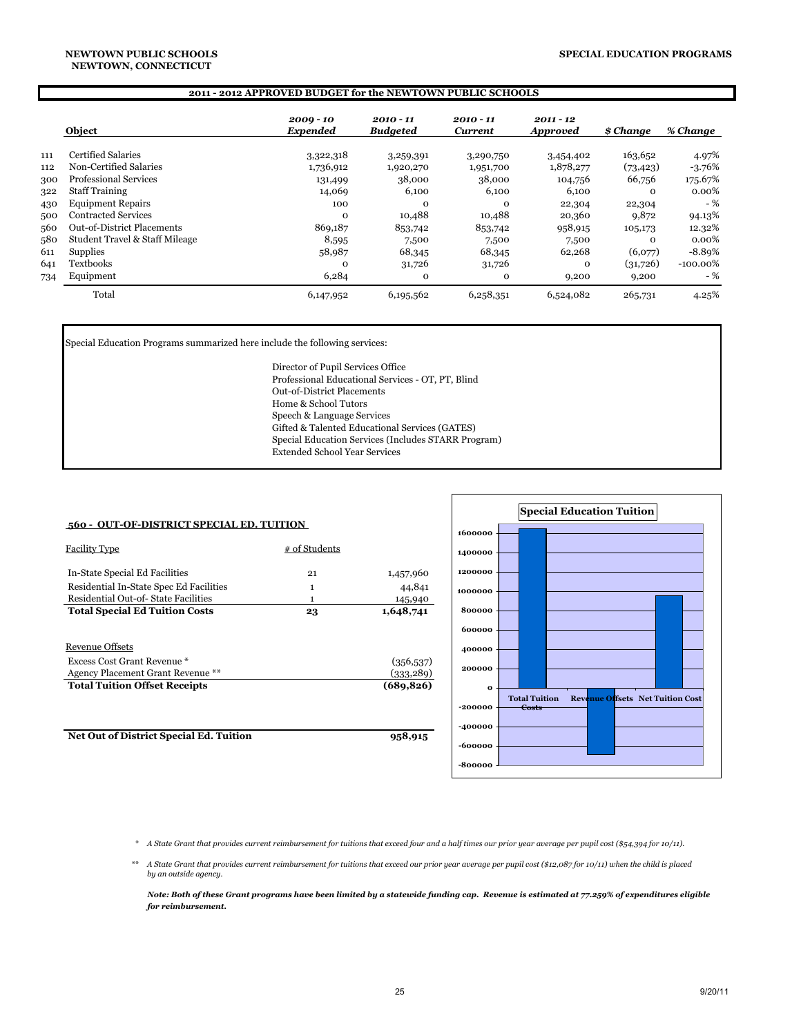**NEWTOWN PUBLIC SCHOOLS**
**NEWTOWN, CONNECTICUT**

**SPECIAL EDUCATION PROGRAMS**

## 2011 - 2012 APPROVED BUDGET for the NEWTOWN PUBLIC SCHOOLS

| | Object | *2009 - 10 Expended* | *2010 - 11 Budgeted* | *2010 - 11 Current* | *2011 - 12 Approved* | *$ Change* | *% Change* |
|---|---|---|---|---|---|---|---|
| 111 | Certified Salaries | 3,322,318 | 3,259,391 | 3,290,750 | 3,454,402 | 163,652 | 4.97% |
| 112 | Non-Certified Salaries | 1,736,912 | 1,920,270 | 1,951,700 | 1,878,277 | (73,423) | -3.76% |
| 300 | Professional Services | 131,499 | 38,000 | 38,000 | 104,756 | 66,756 | 175.67% |
| 322 | Staff Training | 14,069 | 6,100 | 6,100 | 6,100 | 0 | 0.00% |
| 430 | Equipment Repairs | 100 | 0 | 0 | 22,304 | 22,304 | - % |
| 500 | Contracted Services | 0 | 10,488 | 10,488 | 20,360 | 9,872 | 94.13% |
| 560 | Out-of-District Placements | 869,187 | 853,742 | 853,742 | 958,915 | 105,173 | 12.32% |
| 580 | Student Travel & Staff Mileage | 8,595 | 7,500 | 7,500 | 7,500 | 0 | 0.00% |
| 611 | Supplies | 58,987 | 68,345 | 68,345 | 62,268 | (6,077) | -8.89% |
| 641 | Textbooks | 0 | 31,726 | 31,726 | 0 | (31,726) | -100.00% |
| 734 | Equipment | 6,284 | 0 | 0 | 9,200 | 9,200 | - % |
| | Total | 6,147,952 | 6,195,562 | 6,258,351 | 6,524,082 | 265,731 | 4.25% |

Special Education Programs summarized here include the following services:

- Director of Pupil Services Office
- Professional Educational Services - OT, PT, Blind
- Out-of-District Placements
- Home & School Tutors
- Speech & Language Services
- Gifted & Talented Educational Services (GATES)
- Special Education Services (Includes STARR Program)
- Extended School Year Services

### 560 - OUT-OF-DISTRICT SPECIAL ED. TUITION

| Facility Type | # of Students | |
|---|---|---|
| In-State Special Ed Facilities | 21 | 1,457,960 |
| Residential In-State Spec Ed Facilities | 1 | 44,841 |
| Residential Out-of- State Facilities | 1 | 145,940 |
| **Total Special Ed Tuition Costs** | **23** | **1,648,741** |
| Revenue Offsets | | |
| Excess Cost Grant Revenue * | | (356,537) |
| Agency Placement Grant Revenue ** | | (333,289) |
| **Total Tuition Offset Receipts** | | **(689,826)** |
| **Net Out of District Special Ed. Tuition** | | **958,915** |

**Special Education Tuition**

| | Total Tuition Costs | Revenue Offsets | Net Tuition Cost |
|---|---|---|---|
| Amount | 1,648,741 | (689,826) | 958,915 |

\* *A State Grant that provides current reimbursement for tuitions that exceed four and a half times our prior year average per pupil cost ($54,394 for 10/11).*

\*\* *A State Grant that provides current reimbursement for tuitions that exceed our prior year average per pupil cost ($12,087 for 10/11) when the child is placed by an outside agency.*

***Note: Both of these Grant programs have been limited by a statewide funding cap. Revenue is estimated at 77.259% of expenditures eligible for reimbursement.***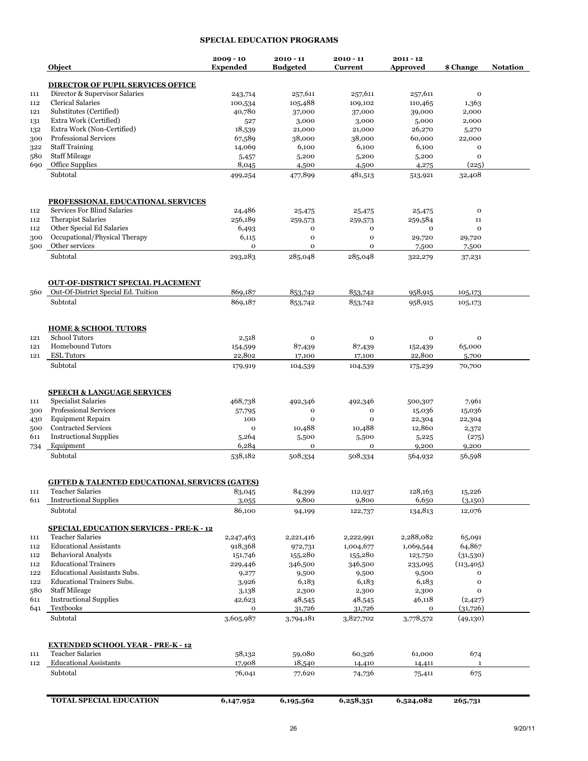## SPECIAL EDUCATION PROGRAMS

| | Object | 2009 - 10 Expended | 2010 - 11 Budgeted | 2010 - 11 Current | 2011 - 12 Approved | $ Change | Notation |
|---|---|---|---|---|---|---|---|
| | **DIRECTOR OF PUPIL SERVICES OFFICE** | | | | | | |
| 111 | Director & Supervisor Salaries | 243,714 | 257,611 | 257,611 | 257,611 | 0 | |
| 112 | Clerical Salaries | 100,534 | 105,488 | 109,102 | 110,465 | 1,363 | |
| 121 | Substitutes (Certified) | 40,780 | 37,000 | 37,000 | 39,000 | 2,000 | |
| 131 | Extra Work (Certified) | 527 | 3,000 | 3,000 | 5,000 | 2,000 | |
| 132 | Extra Work (Non-Certified) | 18,539 | 21,000 | 21,000 | 26,270 | 5,270 | |
| 300 | Professional Services | 67,589 | 38,000 | 38,000 | 60,000 | 22,000 | |
| 322 | Staff Training | 14,069 | 6,100 | 6,100 | 6,100 | 0 | |
| 580 | Staff Mileage | 5,457 | 5,200 | 5,200 | 5,200 | 0 | |
| 690 | Office Supplies | 8,045 | 4,500 | 4,500 | 4,275 | (225) | |
| | Subtotal | 499,254 | 477,899 | 481,513 | 513,921 | 32,408 | |
| | **PROFESSIONAL EDUCATIONAL SERVICES** | | | | | | |
| 112 | Services For Blind Salaries | 24,486 | 25,475 | 25,475 | 25,475 | 0 | |
| 112 | Therapist Salaries | 256,189 | 259,573 | 259,573 | 259,584 | 11 | |
| 112 | Other Special Ed Salaries | 6,493 | 0 | 0 | 0 | 0 | |
| 300 | Occupational/Physical Therapy | 6,115 | 0 | 0 | 29,720 | 29,720 | |
| 500 | Other services | 0 | 0 | 0 | 7,500 | 7,500 | |
| | Subtotal | 293,283 | 285,048 | 285,048 | 322,279 | 37,231 | |
| | **OUT-OF-DISTRICT SPECIAL PLACEMENT** | | | | | | |
| 560 | Out-Of-District Special Ed. Tuition | 869,187 | 853,742 | 853,742 | 958,915 | 105,173 | |
| | Subtotal | 869,187 | 853,742 | 853,742 | 958,915 | 105,173 | |
| | **HOME & SCHOOL TUTORS** | | | | | | |
| 121 | School Tutors | 2,518 | 0 | 0 | 0 | 0 | |
| 121 | Homebound Tutors | 154,599 | 87,439 | 87,439 | 152,439 | 65,000 | |
| 121 | ESL Tutors | 22,802 | 17,100 | 17,100 | 22,800 | 5,700 | |
| | Subtotal | 179,919 | 104,539 | 104,539 | 175,239 | 70,700 | |
| | **SPEECH & LANGUAGE SERVICES** | | | | | | |
| 111 | Specialist Salaries | 468,738 | 492,346 | 492,346 | 500,307 | 7,961 | |
| 300 | Professional Services | 57,795 | 0 | 0 | 15,036 | 15,036 | |
| 430 | Equipment Repairs | 100 | 0 | 0 | 22,304 | 22,304 | |
| 500 | Contracted Services | 0 | 10,488 | 10,488 | 12,860 | 2,372 | |
| 611 | Instructional Supplies | 5,264 | 5,500 | 5,500 | 5,225 | (275) | |
| 734 | Equipment | 6,284 | 0 | 0 | 9,200 | 9,200 | |
| | Subtotal | 538,182 | 508,334 | 508,334 | 564,932 | 56,598 | |
| | **GIFTED & TALENTED EDUCATIONAL SERVICES (GATES)** | | | | | | |
| 111 | Teacher Salaries | 83,045 | 84,399 | 112,937 | 128,163 | 15,226 | |
| 611 | Instructional Supplies | 3,055 | 9,800 | 9,800 | 6,650 | (3,150) | |
| | Subtotal | 86,100 | 94,199 | 122,737 | 134,813 | 12,076 | |
| | **SPECIAL EDUCATION SERVICES - PRE-K - 12** | | | | | | |
| 111 | Teacher Salaries | 2,247,463 | 2,221,416 | 2,222,991 | 2,288,082 | 65,091 | |
| 112 | Educational Assistants | 918,368 | 972,731 | 1,004,677 | 1,069,544 | 64,867 | |
| 112 | Behavioral Analysts | 151,746 | 155,280 | 155,280 | 123,750 | (31,530) | |
| 112 | Educational Trainers | 229,446 | 346,500 | 346,500 | 233,095 | (113,405) | |
| 122 | Educational Assistants Subs. | 9,277 | 9,500 | 9,500 | 9,500 | 0 | |
| 122 | Educational Trainers Subs. | 3,926 | 6,183 | 6,183 | 6,183 | 0 | |
| 580 | Staff Mileage | 3,138 | 2,300 | 2,300 | 2,300 | 0 | |
| 611 | Instructional Supplies | 42,623 | 48,545 | 48,545 | 46,118 | (2,427) | |
| 641 | Textbooks | 0 | 31,726 | 31,726 | 0 | (31,726) | |
| | Subtotal | 3,605,987 | 3,794,181 | 3,827,702 | 3,778,572 | (49,130) | |
| | **EXTENDED SCHOOL YEAR - PRE-K - 12** | | | | | | |
| 111 | Teacher Salaries | 58,132 | 59,080 | 60,326 | 61,000 | 674 | |
| 112 | Educational Assistants | 17,908 | 18,540 | 14,410 | 14,411 | 1 | |
| | Subtotal | 76,041 | 77,620 | 74,736 | 75,411 | 675 | |
| | **TOTAL SPECIAL EDUCATION** | **6,147,952** | **6,195,562** | **6,258,351** | **6,524,082** | **265,731** | |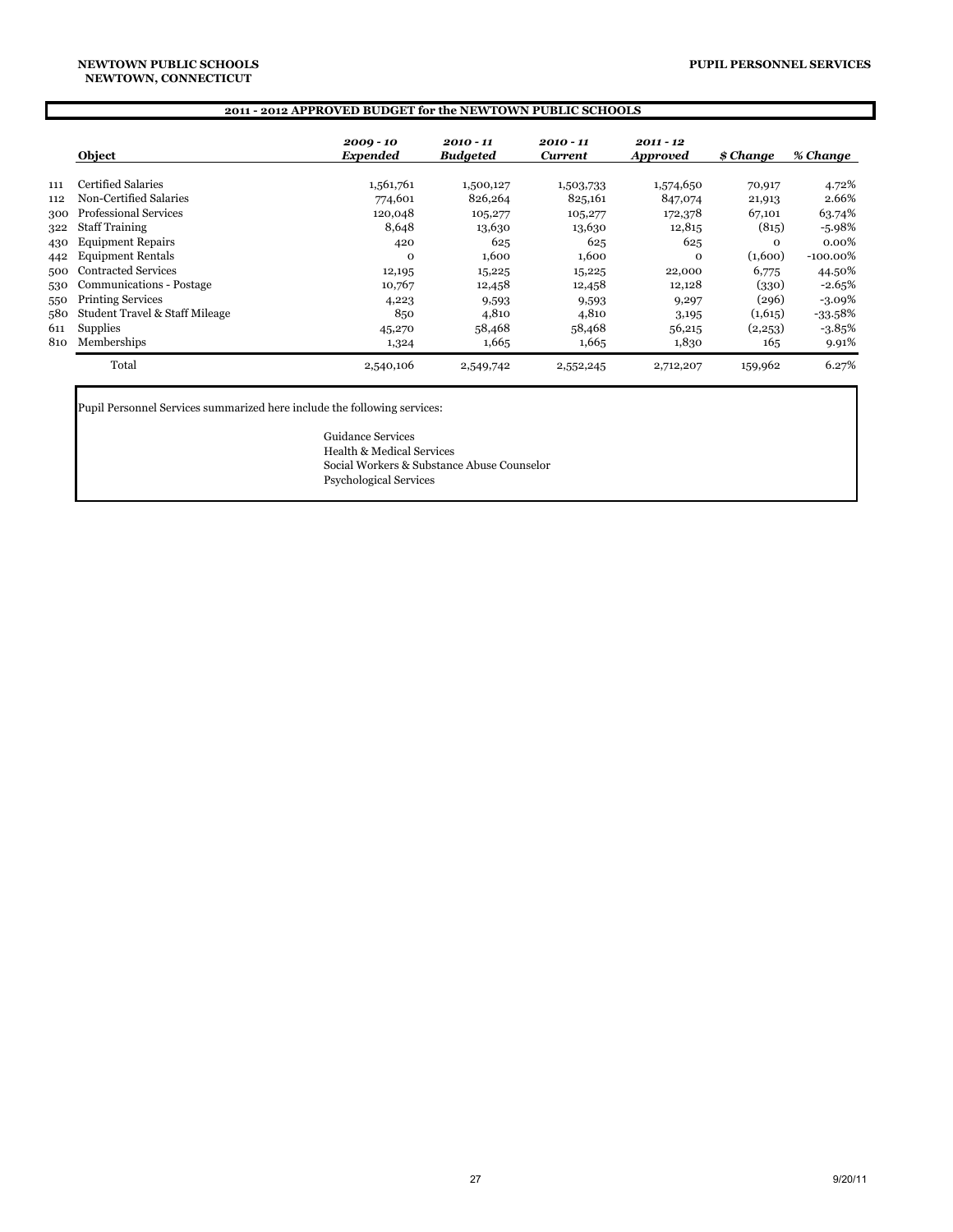**NEWTOWN PUBLIC SCHOOLS**
**NEWTOWN, CONNECTICUT**

**PUPIL PERSONNEL SERVICES**

## 2011 - 2012 APPROVED BUDGET for the NEWTOWN PUBLIC SCHOOLS

| | Object | *2009 - 10 Expended* | *2010 - 11 Budgeted* | *2010 - 11 Current* | *2011 - 12 Approved* | *$ Change* | *% Change* |
|---|---|---|---|---|---|---|---|
| 111 | Certified Salaries | 1,561,761 | 1,500,127 | 1,503,733 | 1,574,650 | 70,917 | 4.72% |
| 112 | Non-Certified Salaries | 774,601 | 826,264 | 825,161 | 847,074 | 21,913 | 2.66% |
| 300 | Professional Services | 120,048 | 105,277 | 105,277 | 172,378 | 67,101 | 63.74% |
| 322 | Staff Training | 8,648 | 13,630 | 13,630 | 12,815 | (815) | -5.98% |
| 430 | Equipment Repairs | 420 | 625 | 625 | 625 | 0 | 0.00% |
| 442 | Equipment Rentals | 0 | 1,600 | 1,600 | 0 | (1,600) | -100.00% |
| 500 | Contracted Services | 12,195 | 15,225 | 15,225 | 22,000 | 6,775 | 44.50% |
| 530 | Communications - Postage | 10,767 | 12,458 | 12,458 | 12,128 | (330) | -2.65% |
| 550 | Printing Services | 4,223 | 9,593 | 9,593 | 9,297 | (296) | -3.09% |
| 580 | Student Travel & Staff Mileage | 850 | 4,810 | 4,810 | 3,195 | (1,615) | -33.58% |
| 611 | Supplies | 45,270 | 58,468 | 58,468 | 56,215 | (2,253) | -3.85% |
| 810 | Memberships | 1,324 | 1,665 | 1,665 | 1,830 | 165 | 9.91% |
| | Total | 2,540,106 | 2,549,742 | 2,552,245 | 2,712,207 | 159,962 | 6.27% |

Pupil Personnel Services summarized here include the following services:

Guidance Services
Health & Medical Services
Social Workers & Substance Abuse Counselor
Psychological Services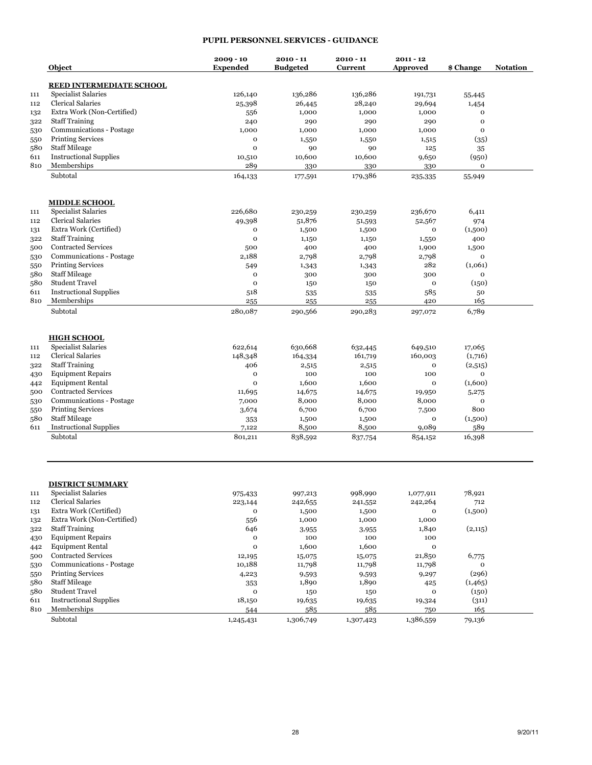# PUPIL PERSONNEL SERVICES - GUIDANCE

| | Object | 2009 - 10 Expended | 2010 - 11 Budgeted | 2010 - 11 Current | 2011 - 12 Approved | $ Change | Notation |
|---|---|---|---|---|---|---|---|
| | **REED INTERMEDIATE SCHOOL** | | | | | | |
| 111 | Specialist Salaries | 126,140 | 136,286 | 136,286 | 191,731 | 55,445 | |
| 112 | Clerical Salaries | 25,398 | 26,445 | 28,240 | 29,694 | 1,454 | |
| 132 | Extra Work (Non-Certified) | 556 | 1,000 | 1,000 | 1,000 | 0 | |
| 322 | Staff Training | 240 | 290 | 290 | 290 | 0 | |
| 530 | Communications - Postage | 1,000 | 1,000 | 1,000 | 1,000 | 0 | |
| 550 | Printing Services | 0 | 1,550 | 1,550 | 1,515 | (35) | |
| 580 | Staff Mileage | 0 | 90 | 90 | 125 | 35 | |
| 611 | Instructional Supplies | 10,510 | 10,600 | 10,600 | 9,650 | (950) | |
| 810 | Memberships | 289 | 330 | 330 | 330 | 0 | |
| | Subtotal | 164,133 | 177,591 | 179,386 | 235,335 | 55,949 | |
| | **MIDDLE SCHOOL** | | | | | | |
| 111 | Specialist Salaries | 226,680 | 230,259 | 230,259 | 236,670 | 6,411 | |
| 112 | Clerical Salaries | 49,398 | 51,876 | 51,593 | 52,567 | 974 | |
| 131 | Extra Work (Certified) | 0 | 1,500 | 1,500 | 0 | (1,500) | |
| 322 | Staff Training | 0 | 1,150 | 1,150 | 1,550 | 400 | |
| 500 | Contracted Services | 500 | 400 | 400 | 1,900 | 1,500 | |
| 530 | Communications - Postage | 2,188 | 2,798 | 2,798 | 2,798 | 0 | |
| 550 | Printing Services | 549 | 1,343 | 1,343 | 282 | (1,061) | |
| 580 | Staff Mileage | 0 | 300 | 300 | 300 | 0 | |
| 580 | Student Travel | 0 | 150 | 150 | 0 | (150) | |
| 611 | Instructional Supplies | 518 | 535 | 535 | 585 | 50 | |
| 810 | Memberships | 255 | 255 | 255 | 420 | 165 | |
| | Subtotal | 280,087 | 290,566 | 290,283 | 297,072 | 6,789 | |
| | **HIGH SCHOOL** | | | | | | |
| 111 | Specialist Salaries | 622,614 | 630,668 | 632,445 | 649,510 | 17,065 | |
| 112 | Clerical Salaries | 148,348 | 164,334 | 161,719 | 160,003 | (1,716) | |
| 322 | Staff Training | 406 | 2,515 | 2,515 | 0 | (2,515) | |
| 430 | Equipment Repairs | 0 | 100 | 100 | 100 | 0 | |
| 442 | Equipment Rental | 0 | 1,600 | 1,600 | 0 | (1,600) | |
| 500 | Contracted Services | 11,695 | 14,675 | 14,675 | 19,950 | 5,275 | |
| 530 | Communications - Postage | 7,000 | 8,000 | 8,000 | 8,000 | 0 | |
| 550 | Printing Services | 3,674 | 6,700 | 6,700 | 7,500 | 800 | |
| 580 | Staff Mileage | 353 | 1,500 | 1,500 | 0 | (1,500) | |
| 611 | Instructional Supplies | 7,122 | 8,500 | 8,500 | 9,089 | 589 | |
| | Subtotal | 801,211 | 838,592 | 837,754 | 854,152 | 16,398 | |
| | **DISTRICT SUMMARY** | | | | | | |
| 111 | Specialist Salaries | 975,433 | 997,213 | 998,990 | 1,077,911 | 78,921 | |
| 112 | Clerical Salaries | 223,144 | 242,655 | 241,552 | 242,264 | 712 | |
| 131 | Extra Work (Certified) | 0 | 1,500 | 1,500 | 0 | (1,500) | |
| 132 | Extra Work (Non-Certified) | 556 | 1,000 | 1,000 | 1,000 | | |
| 322 | Staff Training | 646 | 3,955 | 3,955 | 1,840 | (2,115) | |
| 430 | Equipment Repairs | 0 | 100 | 100 | 100 | | |
| 442 | Equipment Rental | 0 | 1,600 | 1,600 | 0 | | |
| 500 | Contracted Services | 12,195 | 15,075 | 15,075 | 21,850 | 6,775 | |
| 530 | Communications - Postage | 10,188 | 11,798 | 11,798 | 11,798 | 0 | |
| 550 | Printing Services | 4,223 | 9,593 | 9,593 | 9,297 | (296) | |
| 580 | Staff Mileage | 353 | 1,890 | 1,890 | 425 | (1,465) | |
| 580 | Student Travel | 0 | 150 | 150 | 0 | (150) | |
| 611 | Instructional Supplies | 18,150 | 19,635 | 19,635 | 19,324 | (311) | |
| 810 | Memberships | 544 | 585 | 585 | 750 | 165 | |
| | Subtotal | 1,245,431 | 1,306,749 | 1,307,423 | 1,386,559 | 79,136 | |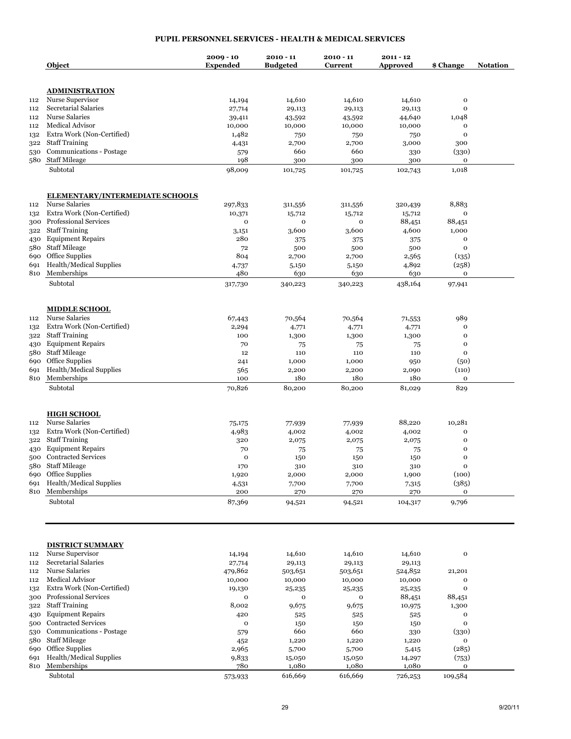## PUPIL PERSONNEL SERVICES - HEALTH & MEDICAL SERVICES

| | Object | 2009 - 10 Expended | 2010 - 11 Budgeted | 2010 - 11 Current | 2011 - 12 Approved | $ Change | Notation |
|---|---|---|---|---|---|---|---|
| | **ADMINISTRATION** | | | | | | |
| 112 | Nurse Supervisor | 14,194 | 14,610 | 14,610 | 14,610 | 0 | |
| 112 | Secretarial Salaries | 27,714 | 29,113 | 29,113 | 29,113 | 0 | |
| 112 | Nurse Salaries | 39,411 | 43,592 | 43,592 | 44,640 | 1,048 | |
| 112 | Medical Advisor | 10,000 | 10,000 | 10,000 | 10,000 | 0 | |
| 132 | Extra Work (Non-Certified) | 1,482 | 750 | 750 | 750 | 0 | |
| 322 | Staff Training | 4,431 | 2,700 | 2,700 | 3,000 | 300 | |
| 530 | Communications - Postage | 579 | 660 | 660 | 330 | (330) | |
| 580 | Staff Mileage | 198 | 300 | 300 | 300 | 0 | |
| | Subtotal | 98,009 | 101,725 | 101,725 | 102,743 | 1,018 | |
| | **ELEMENTARY/INTERMEDIATE SCHOOLS** | | | | | | |
| 112 | Nurse Salaries | 297,833 | 311,556 | 311,556 | 320,439 | 8,883 | |
| 132 | Extra Work (Non-Certified) | 10,371 | 15,712 | 15,712 | 15,712 | 0 | |
| 300 | Professional Services | 0 | 0 | 0 | 88,451 | 88,451 | |
| 322 | Staff Training | 3,151 | 3,600 | 3,600 | 4,600 | 1,000 | |
| 430 | Equipment Repairs | 280 | 375 | 375 | 375 | 0 | |
| 580 | Staff Mileage | 72 | 500 | 500 | 500 | 0 | |
| 690 | Office Supplies | 804 | 2,700 | 2,700 | 2,565 | (135) | |
| 691 | Health/Medical Supplies | 4,737 | 5,150 | 5,150 | 4,892 | (258) | |
| 810 | Memberships | 480 | 630 | 630 | 630 | 0 | |
| | Subtotal | 317,730 | 340,223 | 340,223 | 438,164 | 97,941 | |
| | **MIDDLE SCHOOL** | | | | | | |
| 112 | Nurse Salaries | 67,443 | 70,564 | 70,564 | 71,553 | 989 | |
| 132 | Extra Work (Non-Certified) | 2,294 | 4,771 | 4,771 | 4,771 | 0 | |
| 322 | Staff Training | 100 | 1,300 | 1,300 | 1,300 | 0 | |
| 430 | Equipment Repairs | 70 | 75 | 75 | 75 | 0 | |
| 580 | Staff Mileage | 12 | 110 | 110 | 110 | 0 | |
| 690 | Office Supplies | 241 | 1,000 | 1,000 | 950 | (50) | |
| 691 | Health/Medical Supplies | 565 | 2,200 | 2,200 | 2,090 | (110) | |
| 810 | Memberships | 100 | 180 | 180 | 180 | 0 | |
| | Subtotal | 70,826 | 80,200 | 80,200 | 81,029 | 829 | |
| | **HIGH SCHOOL** | | | | | | |
| 112 | Nurse Salaries | 75,175 | 77,939 | 77,939 | 88,220 | 10,281 | |
| 132 | Extra Work (Non-Certified) | 4,983 | 4,002 | 4,002 | 4,002 | 0 | |
| 322 | Staff Training | 320 | 2,075 | 2,075 | 2,075 | 0 | |
| 430 | Equipment Repairs | 70 | 75 | 75 | 75 | 0 | |
| 500 | Contracted Services | 0 | 150 | 150 | 150 | 0 | |
| 580 | Staff Mileage | 170 | 310 | 310 | 310 | 0 | |
| 690 | Office Supplies | 1,920 | 2,000 | 2,000 | 1,900 | (100) | |
| 691 | Health/Medical Supplies | 4,531 | 7,700 | 7,700 | 7,315 | (385) | |
| 810 | Memberships | 200 | 270 | 270 | 270 | 0 | |
| | Subtotal | 87,369 | 94,521 | 94,521 | 104,317 | 9,796 | |
| | **DISTRICT SUMMARY** | | | | | | |
| 112 | Nurse Supervisor | 14,194 | 14,610 | 14,610 | 14,610 | 0 | |
| 112 | Secretarial Salaries | 27,714 | 29,113 | 29,113 | 29,113 | | |
| 112 | Nurse Salaries | 479,862 | 503,651 | 503,651 | 524,852 | 21,201 | |
| 112 | Medical Advisor | 10,000 | 10,000 | 10,000 | 10,000 | 0 | |
| 132 | Extra Work (Non-Certified) | 19,130 | 25,235 | 25,235 | 25,235 | 0 | |
| 300 | Professional Services | 0 | 0 | 0 | 88,451 | 88,451 | |
| 322 | Staff Training | 8,002 | 9,675 | 9,675 | 10,975 | 1,300 | |
| 430 | Equipment Repairs | 420 | 525 | 525 | 525 | 0 | |
| 500 | Contracted Services | 0 | 150 | 150 | 150 | 0 | |
| 530 | Communications - Postage | 579 | 660 | 660 | 330 | (330) | |
| 580 | Staff Mileage | 452 | 1,220 | 1,220 | 1,220 | 0 | |
| 690 | Office Supplies | 2,965 | 5,700 | 5,700 | 5,415 | (285) | |
| 691 | Health/Medical Supplies | 9,833 | 15,050 | 15,050 | 14,297 | (753) | |
| 810 | Memberships | 780 | 1,080 | 1,080 | 1,080 | 0 | |
| | Subtotal | 573,933 | 616,669 | 616,669 | 726,253 | 109,584 | |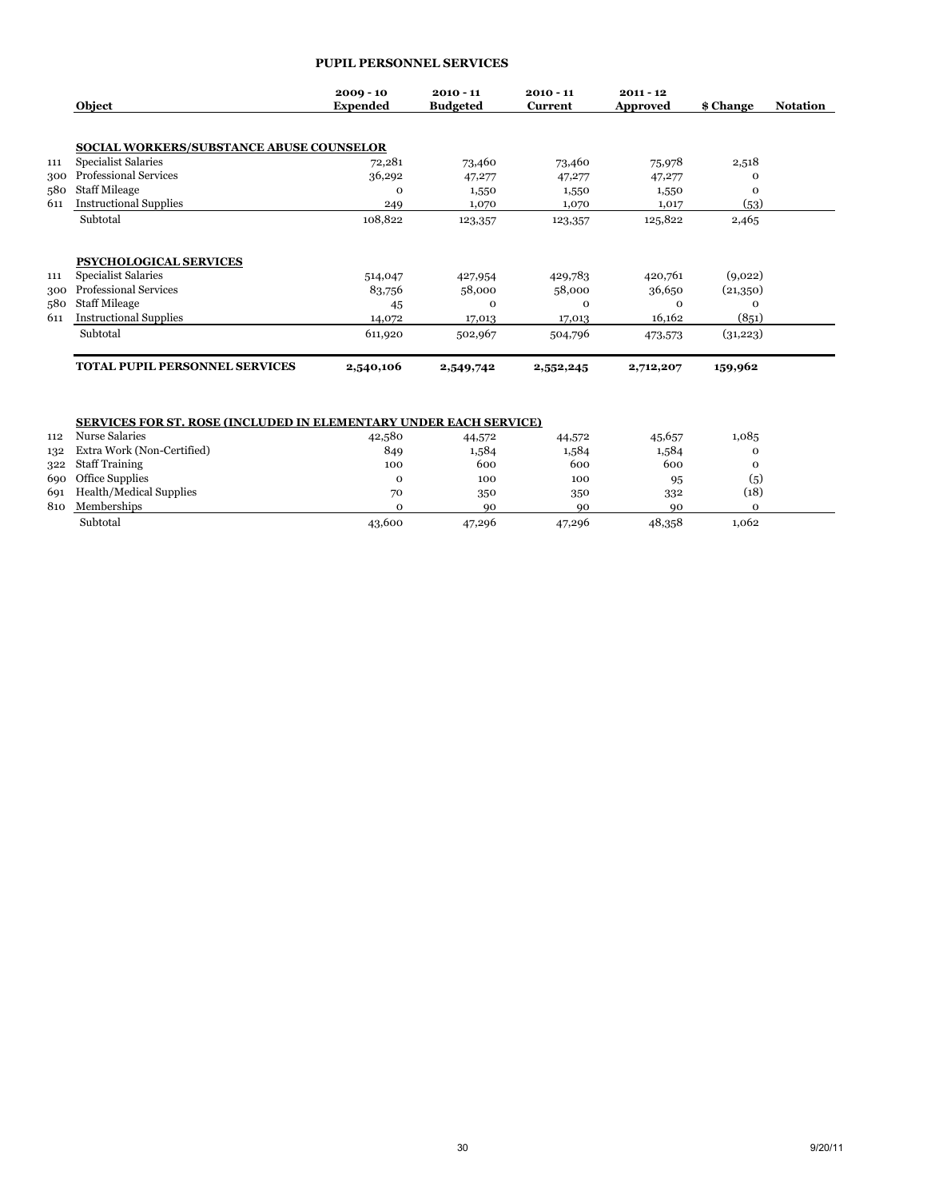## PUPIL PERSONNEL SERVICES

| | Object | 2009 - 10 Expended | 2010 - 11 Budgeted | 2010 - 11 Current | 2011 - 12 Approved | $ Change | Notation |
|---|---|---|---|---|---|---|---|
| | **SOCIAL WORKERS/SUBSTANCE ABUSE COUNSELOR** | | | | | | |
| 111 | Specialist Salaries | 72,281 | 73,460 | 73,460 | 75,978 | 2,518 | |
| 300 | Professional Services | 36,292 | 47,277 | 47,277 | 47,277 | 0 | |
| 580 | Staff Mileage | 0 | 1,550 | 1,550 | 1,550 | 0 | |
| 611 | Instructional Supplies | 249 | 1,070 | 1,070 | 1,017 | (53) | |
| | Subtotal | 108,822 | 123,357 | 123,357 | 125,822 | 2,465 | |
| | **PSYCHOLOGICAL SERVICES** | | | | | | |
| 111 | Specialist Salaries | 514,047 | 427,954 | 429,783 | 420,761 | (9,022) | |
| 300 | Professional Services | 83,756 | 58,000 | 58,000 | 36,650 | (21,350) | |
| 580 | Staff Mileage | 45 | 0 | 0 | 0 | 0 | |
| 611 | Instructional Supplies | 14,072 | 17,013 | 17,013 | 16,162 | (851) | |
| | Subtotal | 611,920 | 502,967 | 504,796 | 473,573 | (31,223) | |
| | **TOTAL PUPIL PERSONNEL SERVICES** | **2,540,106** | **2,549,742** | **2,552,245** | **2,712,207** | **159,962** | |

| | Object | 2009 - 10 Expended | 2010 - 11 Budgeted | 2010 - 11 Current | 2011 - 12 Approved | $ Change | Notation |
|---|---|---|---|---|---|---|---|
| | **SERVICES FOR ST. ROSE (INCLUDED IN ELEMENTARY UNDER EACH SERVICE)** | | | | | | |
| 112 | Nurse Salaries | 42,580 | 44,572 | 44,572 | 45,657 | 1,085 | |
| 132 | Extra Work (Non-Certified) | 849 | 1,584 | 1,584 | 1,584 | 0 | |
| 322 | Staff Training | 100 | 600 | 600 | 600 | 0 | |
| 690 | Office Supplies | 0 | 100 | 100 | 95 | (5) | |
| 691 | Health/Medical Supplies | 70 | 350 | 350 | 332 | (18) | |
| 810 | Memberships | 0 | 90 | 90 | 90 | 0 | |
| | Subtotal | 43,600 | 47,296 | 47,296 | 48,358 | 1,062 | |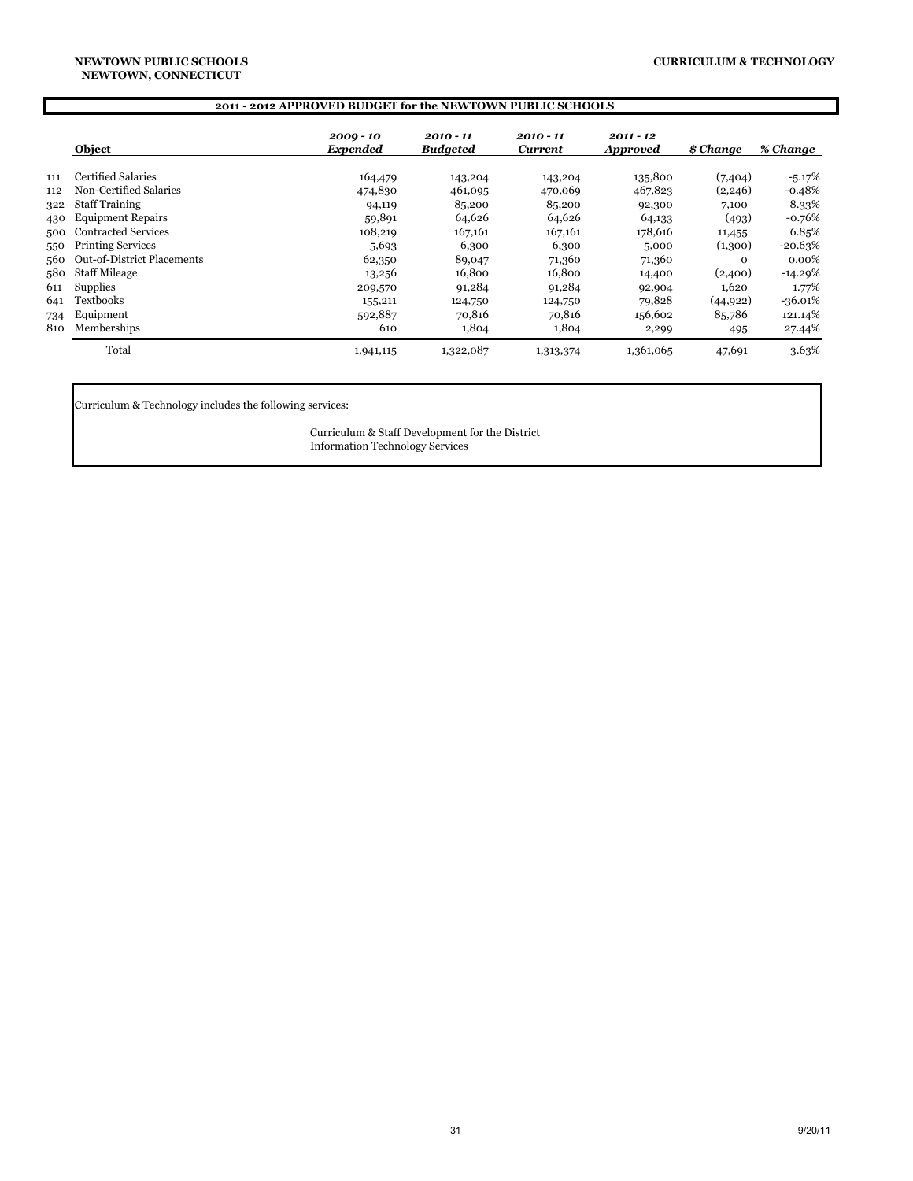NEWTOWN PUBLIC SCHOOLS
NEWTOWN, CONNECTICUT

CURRICULUM & TECHNOLOGY

## 2011 - 2012 APPROVED BUDGET for the NEWTOWN PUBLIC SCHOOLS

| | Object | *2009 - 10 Expended* | *2010 - 11 Budgeted* | *2010 - 11 Current* | *2011 - 12 Approved* | *$ Change* | *% Change* |
|---|---|---|---|---|---|---|---|
| 111 | Certified Salaries | 164,479 | 143,204 | 143,204 | 135,800 | (7,404) | -5.17% |
| 112 | Non-Certified Salaries | 474,830 | 461,095 | 470,069 | 467,823 | (2,246) | -0.48% |
| 322 | Staff Training | 94,119 | 85,200 | 85,200 | 92,300 | 7,100 | 8.33% |
| 430 | Equipment Repairs | 59,891 | 64,626 | 64,626 | 64,133 | (493) | -0.76% |
| 500 | Contracted Services | 108,219 | 167,161 | 167,161 | 178,616 | 11,455 | 6.85% |
| 550 | Printing Services | 5,693 | 6,300 | 6,300 | 5,000 | (1,300) | -20.63% |
| 560 | Out-of-District Placements | 62,350 | 89,047 | 71,360 | 71,360 | 0 | 0.00% |
| 580 | Staff Mileage | 13,256 | 16,800 | 16,800 | 14,400 | (2,400) | -14.29% |
| 611 | Supplies | 209,570 | 91,284 | 91,284 | 92,904 | 1,620 | 1.77% |
| 641 | Textbooks | 155,211 | 124,750 | 124,750 | 79,828 | (44,922) | -36.01% |
| 734 | Equipment | 592,887 | 70,816 | 70,816 | 156,602 | 85,786 | 121.14% |
| 810 | Memberships | 610 | 1,804 | 1,804 | 2,299 | 495 | 27.44% |
| | Total | 1,941,115 | 1,322,087 | 1,313,374 | 1,361,065 | 47,691 | 3.63% |

Curriculum & Technology includes the following services:

Curriculum & Staff Development for the District
Information Technology Services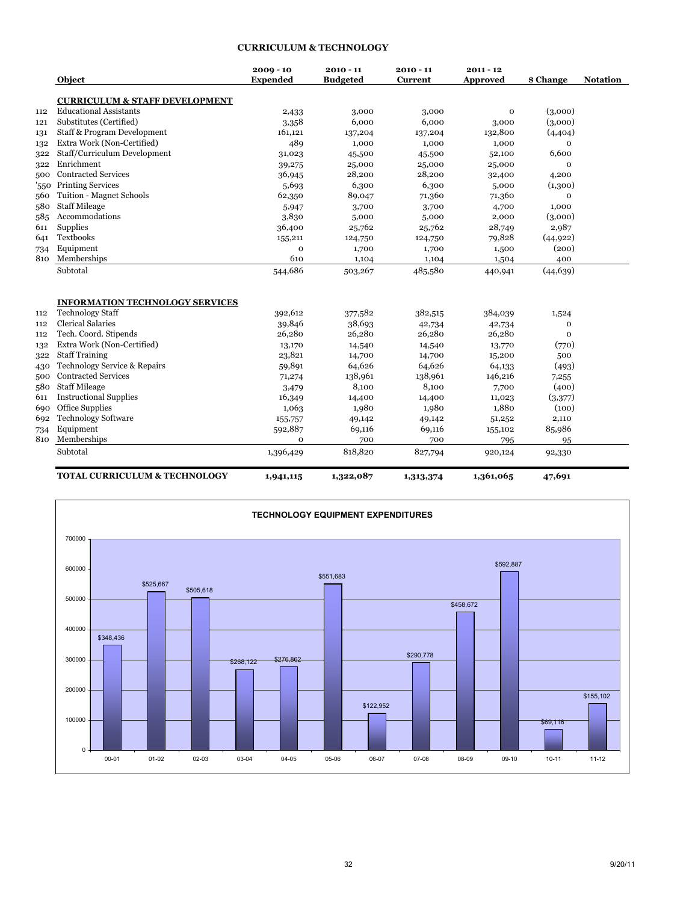## CURRICULUM & TECHNOLOGY

| | Object | 2009 - 10 Expended | 2010 - 11 Budgeted | 2010 - 11 Current | 2011 - 12 Approved | $ Change | Notation |
|---|---|---|---|---|---|---|---|
| | **CURRICULUM & STAFF DEVELOPMENT** | | | | | | |
| 112 | Educational Assistants | 2,433 | 3,000 | 3,000 | 0 | (3,000) | |
| 121 | Substitutes (Certified) | 3,358 | 6,000 | 6,000 | 3,000 | (3,000) | |
| 131 | Staff & Program Development | 161,121 | 137,204 | 137,204 | 132,800 | (4,404) | |
| 132 | Extra Work (Non-Certified) | 489 | 1,000 | 1,000 | 1,000 | 0 | |
| 322 | Staff/Curriculum Development | 31,023 | 45,500 | 45,500 | 52,100 | 6,600 | |
| 322 | Enrichment | 39,275 | 25,000 | 25,000 | 25,000 | 0 | |
| 500 | Contracted Services | 36,945 | 28,200 | 28,200 | 32,400 | 4,200 | |
| '550 | Printing Services | 5,693 | 6,300 | 6,300 | 5,000 | (1,300) | |
| 560 | Tuition - Magnet Schools | 62,350 | 89,047 | 71,360 | 71,360 | 0 | |
| 580 | Staff Mileage | 5,947 | 3,700 | 3,700 | 4,700 | 1,000 | |
| 585 | Accommodations | 3,830 | 5,000 | 5,000 | 2,000 | (3,000) | |
| 611 | Supplies | 36,400 | 25,762 | 25,762 | 28,749 | 2,987 | |
| 641 | Textbooks | 155,211 | 124,750 | 124,750 | 79,828 | (44,922) | |
| 734 | Equipment | 0 | 1,700 | 1,700 | 1,500 | (200) | |
| 810 | Memberships | 610 | 1,104 | 1,104 | 1,504 | 400 | |
| | Subtotal | 544,686 | 503,267 | 485,580 | 440,941 | (44,639) | |
| | **INFORMATION TECHNOLOGY SERVICES** | | | | | | |
| 112 | Technology Staff | 392,612 | 377,582 | 382,515 | 384,039 | 1,524 | |
| 112 | Clerical Salaries | 39,846 | 38,693 | 42,734 | 42,734 | 0 | |
| 112 | Tech. Coord. Stipends | 26,280 | 26,280 | 26,280 | 26,280 | 0 | |
| 132 | Extra Work (Non-Certified) | 13,170 | 14,540 | 14,540 | 13,770 | (770) | |
| 322 | Staff Training | 23,821 | 14,700 | 14,700 | 15,200 | 500 | |
| 430 | Technology Service & Repairs | 59,891 | 64,626 | 64,626 | 64,133 | (493) | |
| 500 | Contracted Services | 71,274 | 138,961 | 138,961 | 146,216 | 7,255 | |
| 580 | Staff Mileage | 3,479 | 8,100 | 8,100 | 7,700 | (400) | |
| 611 | Instructional Supplies | 16,349 | 14,400 | 14,400 | 11,023 | (3,377) | |
| 690 | Office Supplies | 1,063 | 1,980 | 1,980 | 1,880 | (100) | |
| 692 | Technology Software | 155,757 | 49,142 | 49,142 | 51,252 | 2,110 | |
| 734 | Equipment | 592,887 | 69,116 | 69,116 | 155,102 | 85,986 | |
| 810 | Memberships | 0 | 700 | 700 | 795 | 95 | |
| | Subtotal | 1,396,429 | 818,820 | 827,794 | 920,124 | 92,330 | |
| | **TOTAL CURRICULUM & TECHNOLOGY** | **1,941,115** | **1,322,087** | **1,313,374** | **1,361,065** | **47,691** | |

### TECHNOLOGY EQUIPMENT EXPENDITURES

| Year | Expenditure |
|---|---|
| 00-01 | $348,436 |
| 01-02 | $525,667 |
| 02-03 | $505,618 |
| 03-04 | $268,122 |
| 04-05 | $276,862 |
| 05-06 | $551,683 |
| 06-07 | $122,952 |
| 07-08 | $290,778 |
| 08-09 | $458,672 |
| 09-10 | $592,887 |
| 10-11 | $69,116 |
| 11-12 | $155,102 |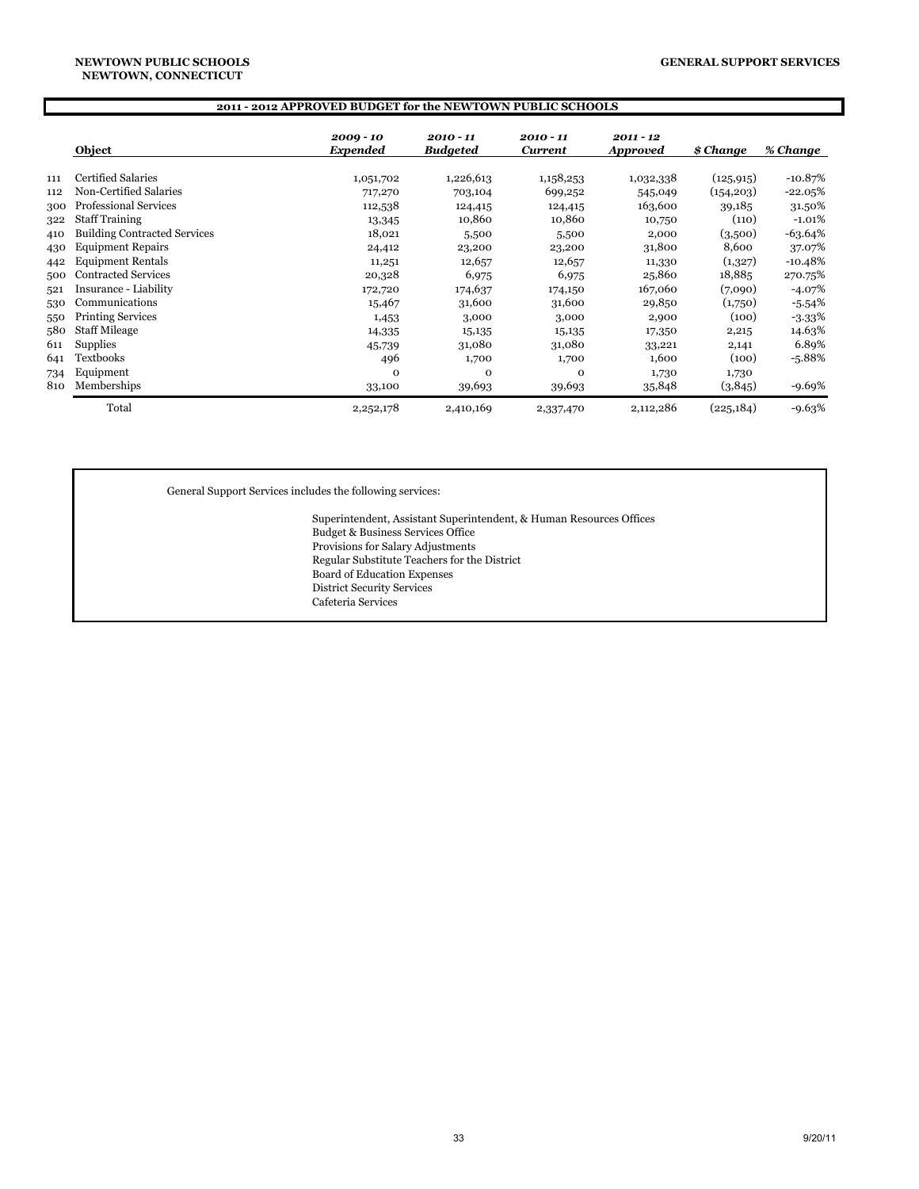**NEWTOWN PUBLIC SCHOOLS**
**NEWTOWN, CONNECTICUT**

**GENERAL SUPPORT SERVICES**

## 2011 - 2012 APPROVED BUDGET for the NEWTOWN PUBLIC SCHOOLS

| | Object | *2009 - 10 Expended* | *2010 - 11 Budgeted* | *2010 - 11 Current* | *2011 - 12 Approved* | *$ Change* | *% Change* |
|---|---|---|---|---|---|---|---|
| 111 | Certified Salaries | 1,051,702 | 1,226,613 | 1,158,253 | 1,032,338 | (125,915) | -10.87% |
| 112 | Non-Certified Salaries | 717,270 | 703,104 | 699,252 | 545,049 | (154,203) | -22.05% |
| 300 | Professional Services | 112,538 | 124,415 | 124,415 | 163,600 | 39,185 | 31.50% |
| 322 | Staff Training | 13,345 | 10,860 | 10,860 | 10,750 | (110) | -1.01% |
| 410 | Building Contracted Services | 18,021 | 5,500 | 5,500 | 2,000 | (3,500) | -63.64% |
| 430 | Equipment Repairs | 24,412 | 23,200 | 23,200 | 31,800 | 8,600 | 37.07% |
| 442 | Equipment Rentals | 11,251 | 12,657 | 12,657 | 11,330 | (1,327) | -10.48% |
| 500 | Contracted Services | 20,328 | 6,975 | 6,975 | 25,860 | 18,885 | 270.75% |
| 521 | Insurance - Liability | 172,720 | 174,637 | 174,150 | 167,060 | (7,090) | -4.07% |
| 530 | Communications | 15,467 | 31,600 | 31,600 | 29,850 | (1,750) | -5.54% |
| 550 | Printing Services | 1,453 | 3,000 | 3,000 | 2,900 | (100) | -3.33% |
| 580 | Staff Mileage | 14,335 | 15,135 | 15,135 | 17,350 | 2,215 | 14.63% |
| 611 | Supplies | 45,739 | 31,080 | 31,080 | 33,221 | 2,141 | 6.89% |
| 641 | Textbooks | 496 | 1,700 | 1,700 | 1,600 | (100) | -5.88% |
| 734 | Equipment | 0 | 0 | 0 | 1,730 | 1,730 | |
| 810 | Memberships | 33,100 | 39,693 | 39,693 | 35,848 | (3,845) | -9.69% |
| | Total | 2,252,178 | 2,410,169 | 2,337,470 | 2,112,286 | (225,184) | -9.63% |

General Support Services includes the following services:

- Superintendent, Assistant Superintendent, & Human Resources Offices
- Budget & Business Services Office
- Provisions for Salary Adjustments
- Regular Substitute Teachers for the District
- Board of Education Expenses
- District Security Services
- Cafeteria Services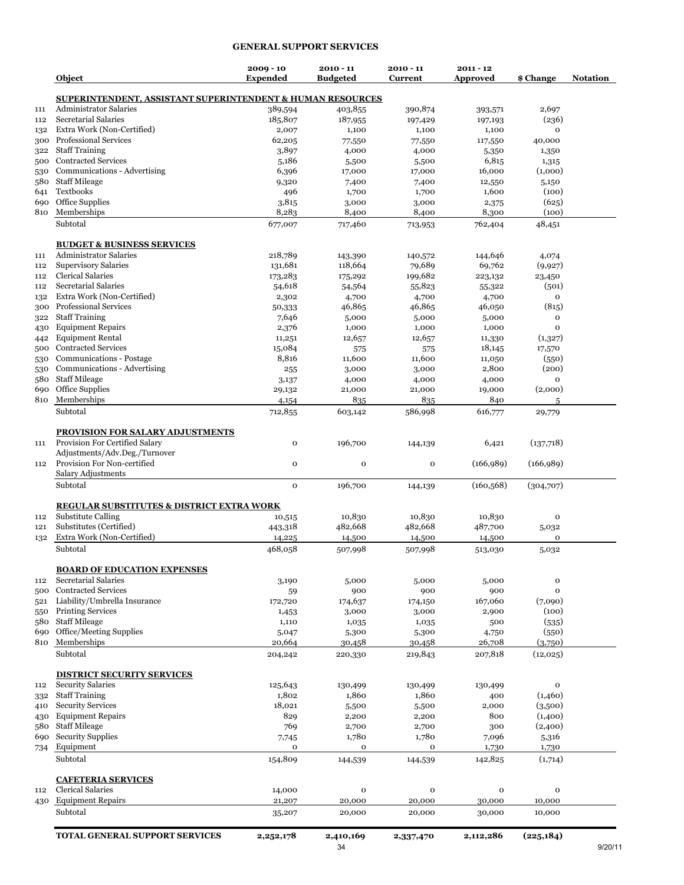## GENERAL SUPPORT SERVICES

| | Object | 2009 - 10 Expended | 2010 - 11 Budgeted | 2010 - 11 Current | 2011 - 12 Approved | $ Change | Notation |
|---|---|---|---|---|---|---|---|
| | **SUPERINTENDENT, ASSISTANT SUPERINTENDENT & HUMAN RESOURCES** | | | | | | |
| 111 | Administrator Salaries | 389,594 | 403,855 | 390,874 | 393,571 | 2,697 | |
| 112 | Secretarial Salaries | 185,807 | 187,955 | 197,429 | 197,193 | (236) | |
| 132 | Extra Work (Non-Certified) | 2,007 | 1,100 | 1,100 | 1,100 | 0 | |
| 300 | Professional Services | 62,205 | 77,550 | 77,550 | 117,550 | 40,000 | |
| 322 | Staff Training | 3,897 | 4,000 | 4,000 | 5,350 | 1,350 | |
| 500 | Contracted Services | 5,186 | 5,500 | 5,500 | 6,815 | 1,315 | |
| 530 | Communications - Advertising | 6,396 | 17,000 | 17,000 | 16,000 | (1,000) | |
| 580 | Staff Mileage | 9,320 | 7,400 | 7,400 | 12,550 | 5,150 | |
| 641 | Textbooks | 496 | 1,700 | 1,700 | 1,600 | (100) | |
| 690 | Office Supplies | 3,815 | 3,000 | 3,000 | 2,375 | (625) | |
| 810 | Memberships | 8,283 | 8,400 | 8,400 | 8,300 | (100) | |
| | Subtotal | 677,007 | 717,460 | 713,953 | 762,404 | 48,451 | |
| | **BUDGET & BUSINESS SERVICES** | | | | | | |
| 111 | Administrator Salaries | 218,789 | 143,390 | 140,572 | 144,646 | 4,074 | |
| 112 | Supervisory Salaries | 131,681 | 118,664 | 79,689 | 69,762 | (9,927) | |
| 112 | Clerical Salaries | 173,283 | 175,292 | 199,682 | 223,132 | 23,450 | |
| 112 | Secretarial Salaries | 54,618 | 54,564 | 55,823 | 55,322 | (501) | |
| 132 | Extra Work (Non-Certified) | 2,302 | 4,700 | 4,700 | 4,700 | 0 | |
| 300 | Professional Services | 50,333 | 46,865 | 46,865 | 46,050 | (815) | |
| 322 | Staff Training | 7,646 | 5,000 | 5,000 | 5,000 | 0 | |
| 430 | Equipment Repairs | 2,376 | 1,000 | 1,000 | 1,000 | 0 | |
| 442 | Equipment Rental | 11,251 | 12,657 | 12,657 | 11,330 | (1,327) | |
| 500 | Contracted Services | 15,084 | 575 | 575 | 18,145 | 17,570 | |
| 530 | Communications - Postage | 8,816 | 11,600 | 11,600 | 11,050 | (550) | |
| 530 | Communications - Advertising | 255 | 3,000 | 3,000 | 2,800 | (200) | |
| 580 | Staff Mileage | 3,137 | 4,000 | 4,000 | 4,000 | 0 | |
| 690 | Office Supplies | 29,132 | 21,000 | 21,000 | 19,000 | (2,000) | |
| 810 | Memberships | 4,154 | 835 | 835 | 840 | 5 | |
| | Subtotal | 712,855 | 603,142 | 586,998 | 616,777 | 29,779 | |
| | **PROVISION FOR SALARY ADJUSTMENTS** | | | | | | |
| 111 | Provision For Certified Salary Adjustments/Adv.Deg./Turnover | 0 | 196,700 | 144,139 | 6,421 | (137,718) | |
| 112 | Provision For Non-certified Salary Adjustments | 0 | 0 | 0 | (166,989) | (166,989) | |
| | Subtotal | 0 | 196,700 | 144,139 | (160,568) | (304,707) | |
| | **REGULAR SUBSTITUTES & DISTRICT EXTRA WORK** | | | | | | |
| 112 | Substitute Calling | 10,515 | 10,830 | 10,830 | 10,830 | 0 | |
| 121 | Substitutes (Certified) | 443,318 | 482,668 | 482,668 | 487,700 | 5,032 | |
| 132 | Extra Work (Non-Certified) | 14,225 | 14,500 | 14,500 | 14,500 | 0 | |
| | Subtotal | 468,058 | 507,998 | 507,998 | 513,030 | 5,032 | |
| | **BOARD OF EDUCATION EXPENSES** | | | | | | |
| 112 | Secretarial Salaries | 3,190 | 5,000 | 5,000 | 5,000 | 0 | |
| 500 | Contracted Services | 59 | 900 | 900 | 900 | 0 | |
| 521 | Liability/Umbrella Insurance | 172,720 | 174,637 | 174,150 | 167,060 | (7,090) | |
| 550 | Printing Services | 1,453 | 3,000 | 3,000 | 2,900 | (100) | |
| 580 | Staff Mileage | 1,110 | 1,035 | 1,035 | 500 | (535) | |
| 690 | Office/Meeting Supplies | 5,047 | 5,300 | 5,300 | 4,750 | (550) | |
| 810 | Memberships | 20,664 | 30,458 | 30,458 | 26,708 | (3,750) | |
| | Subtotal | 204,242 | 220,330 | 219,843 | 207,818 | (12,025) | |
| | **DISTRICT SECURITY SERVICES** | | | | | | |
| 112 | Security Salaries | 125,643 | 130,499 | 130,499 | 130,499 | 0 | |
| 332 | Staff Training | 1,802 | 1,860 | 1,860 | 400 | (1,460) | |
| 410 | Security Services | 18,021 | 5,500 | 5,500 | 2,000 | (3,500) | |
| 430 | Equipment Repairs | 829 | 2,200 | 2,200 | 800 | (1,400) | |
| 580 | Staff Mileage | 769 | 2,700 | 2,700 | 300 | (2,400) | |
| 690 | Security Supplies | 7,745 | 1,780 | 1,780 | 7,096 | 5,316 | |
| 734 | Equipment | 0 | 0 | 0 | 1,730 | 1,730 | |
| | Subtotal | 154,809 | 144,539 | 144,539 | 142,825 | (1,714) | |
| | **CAFETERIA SERVICES** | | | | | | |
| 112 | Clerical Salaries | 14,000 | 0 | 0 | 0 | 0 | |
| 430 | Equipment Repairs | 21,207 | 20,000 | 20,000 | 30,000 | 10,000 | |
| | Subtotal | 35,207 | 20,000 | 20,000 | 30,000 | 10,000 | |
| | **TOTAL GENERAL SUPPORT SERVICES** | **2,252,178** | **2,410,169** | **2,337,470** | **2,112,286** | **(225,184)** | |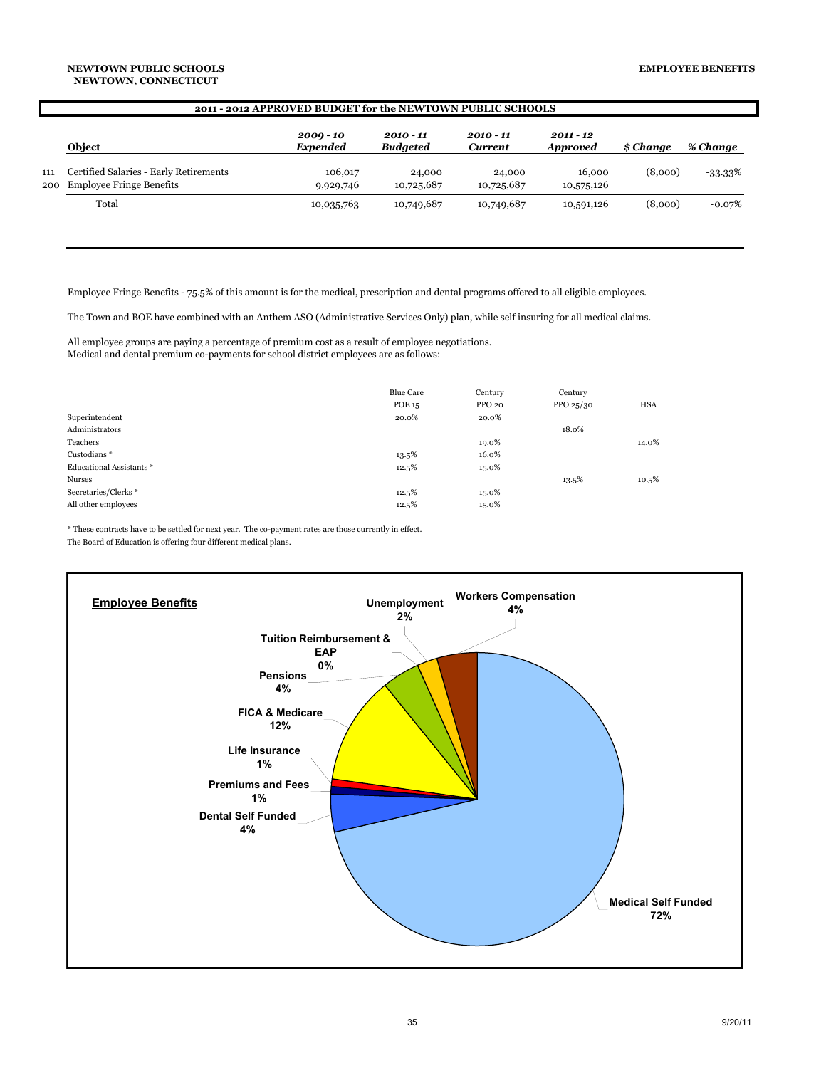**NEWTOWN PUBLIC SCHOOLS**
**NEWTOWN, CONNECTICUT**

**EMPLOYEE BENEFITS**

**2011 - 2012 APPROVED BUDGET for the NEWTOWN PUBLIC SCHOOLS**

| | Object | *2009 - 10 Expended* | *2010 - 11 Budgeted* | *2010 - 11 Current* | *2011 - 12 Approved* | *$ Change* | *% Change* |
|---|---|---|---|---|---|---|---|
| 111 | Certified Salaries - Early Retirements | 106,017 | 24,000 | 24,000 | 16,000 | (8,000) | -33.33% |
| 200 | Employee Fringe Benefits | 9,929,746 | 10,725,687 | 10,725,687 | 10,575,126 | | |
| | Total | 10,035,763 | 10,749,687 | 10,749,687 | 10,591,126 | (8,000) | -0.07% |

Employee Fringe Benefits - 75.5% of this amount is for the medical, prescription and dental programs offered to all eligible employees.

The Town and BOE have combined with an Anthem ASO (Administrative Services Only) plan, while self insuring for all medical claims.

All employee groups are paying a percentage of premium cost as a result of employee negotiations.
Medical and dental premium co-payments for school district employees are as follows:

| | Blue Care POE 15 | Century PPO 20 | Century PPO 25/30 | HSA |
|---|---|---|---|---|
| Superintendent | 20.0% | 20.0% | | |
| Administrators | | | 18.0% | |
| Teachers | | 19.0% | | 14.0% |
| Custodians * | 13.5% | 16.0% | | |
| Educational Assistants * | 12.5% | 15.0% | | |
| Nurses | | | 13.5% | 10.5% |
| Secretaries/Clerks * | 12.5% | 15.0% | | |
| All other employees | 12.5% | 15.0% | | |

* These contracts have to be settled for next year. The co-payment rates are those currently in effect.

The Board of Education is offering four different medical plans.

**Employee Benefits**

| Category | Percent |
|---|---|
| Medical Self Funded | 72% |
| Dental Self Funded | 4% |
| Premiums and Fees | 1% |
| Life Insurance | 1% |
| FICA & Medicare | 12% |
| Pensions | 4% |
| Tuition Reimbursement & EAP | 0% |
| Unemployment | 2% |
| Workers Compensation | 4% |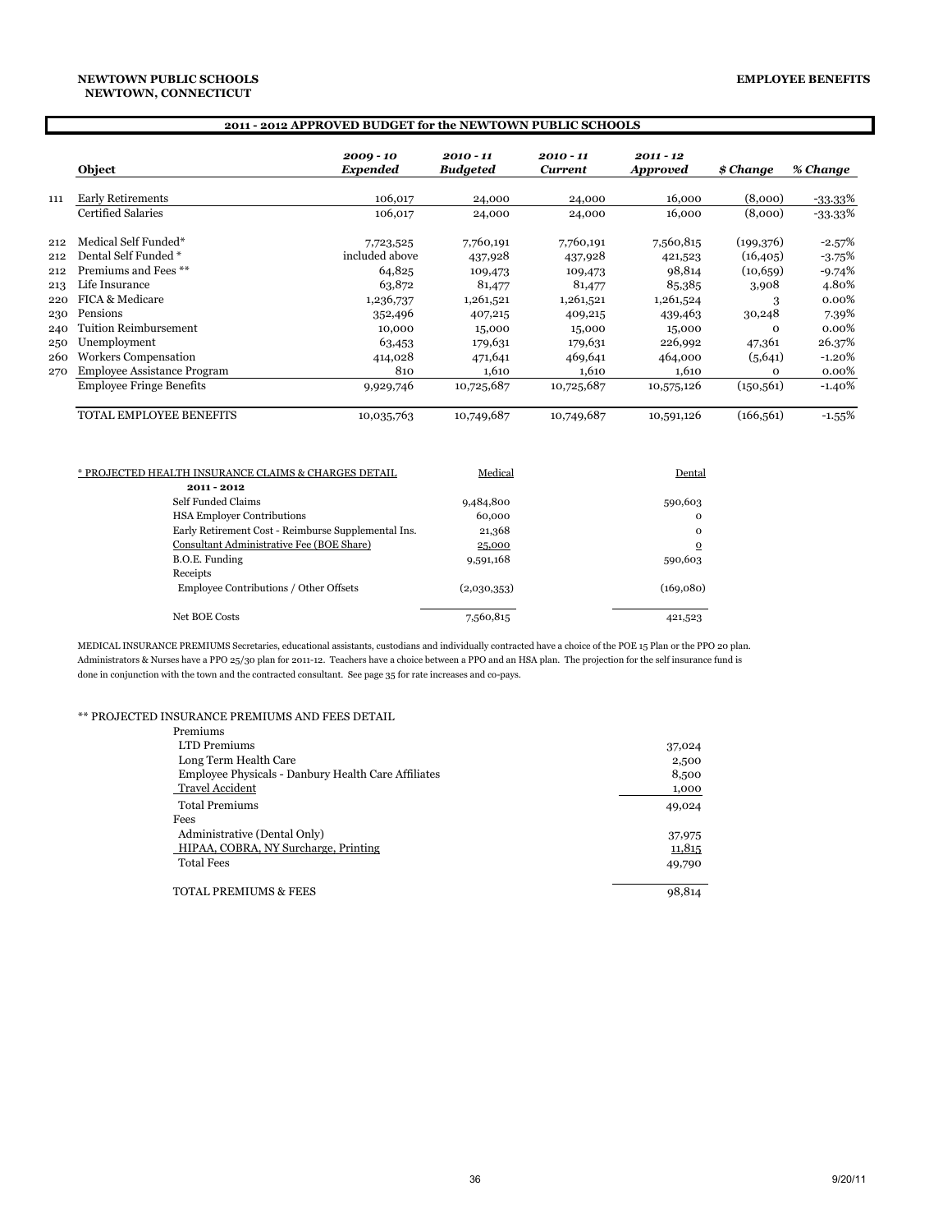**NEWTOWN PUBLIC SCHOOLS**
**NEWTOWN, CONNECTICUT**

**EMPLOYEE BENEFITS**

## 2011 - 2012 APPROVED BUDGET for the NEWTOWN PUBLIC SCHOOLS

| | Object | *2009 - 10 Expended* | *2010 - 11 Budgeted* | *2010 - 11 Current* | *2011 - 12 Approved* | *$ Change* | *% Change* |
|---|---|---|---|---|---|---|---|
| 111 | Early Retirements | 106,017 | 24,000 | 24,000 | 16,000 | (8,000) | -33.33% |
| | Certified Salaries | 106,017 | 24,000 | 24,000 | 16,000 | (8,000) | -33.33% |
| 212 | Medical Self Funded* | 7,723,525 | 7,760,191 | 7,760,191 | 7,560,815 | (199,376) | -2.57% |
| 212 | Dental Self Funded * | included above | 437,928 | 437,928 | 421,523 | (16,405) | -3.75% |
| 212 | Premiums and Fees ** | 64,825 | 109,473 | 109,473 | 98,814 | (10,659) | -9.74% |
| 213 | Life Insurance | 63,872 | 81,477 | 81,477 | 85,385 | 3,908 | 4.80% |
| 220 | FICA & Medicare | 1,236,737 | 1,261,521 | 1,261,521 | 1,261,524 | 3 | 0.00% |
| 230 | Pensions | 352,496 | 407,215 | 409,215 | 439,463 | 30,248 | 7.39% |
| 240 | Tuition Reimbursement | 10,000 | 15,000 | 15,000 | 15,000 | 0 | 0.00% |
| 250 | Unemployment | 63,453 | 179,631 | 179,631 | 226,992 | 47,361 | 26.37% |
| 260 | Workers Compensation | 414,028 | 471,641 | 469,641 | 464,000 | (5,641) | -1.20% |
| 270 | Employee Assistance Program | 810 | 1,610 | 1,610 | 1,610 | 0 | 0.00% |
| | Employee Fringe Benefits | 9,929,746 | 10,725,687 | 10,725,687 | 10,575,126 | (150,561) | -1.40% |
| | TOTAL EMPLOYEE BENEFITS | 10,035,763 | 10,749,687 | 10,749,687 | 10,591,126 | (166,561) | -1.55% |

| * PROJECTED HEALTH INSURANCE CLAIMS & CHARGES DETAIL 2011 - 2012 | Medical | Dental |
|---|---|---|
| Self Funded Claims | 9,484,800 | 590,603 |
| HSA Employer Contributions | 60,000 | 0 |
| Early Retirement Cost - Reimburse Supplemental Ins. | 21,368 | 0 |
| Consultant Administrative Fee (BOE Share) | 25,000 | 0 |
| B.O.E. Funding | 9,591,168 | 590,603 |
| Receipts | | |
| Employee Contributions / Other Offsets | (2,030,353) | (169,080) |
| Net BOE Costs | 7,560,815 | 421,523 |

MEDICAL INSURANCE PREMIUMS Secretaries, educational assistants, custodians and individually contracted have a choice of the POE 15 Plan or the PPO 20 plan. Administrators & Nurses have a PPO 25/30 plan for 2011-12. Teachers have a choice between a PPO and an HSA plan. The projection for the self insurance fund is done in conjunction with the town and the contracted consultant. See page 35 for rate increases and co-pays.

| ** PROJECTED INSURANCE PREMIUMS AND FEES DETAIL | |
|---|---|
| Premiums | |
| LTD Premiums | 37,024 |
| Long Term Health Care | 2,500 |
| Employee Physicals - Danbury Health Care Affiliates | 8,500 |
| Travel Accident | 1,000 |
| Total Premiums | 49,024 |
| Fees | |
| Administrative (Dental Only) | 37,975 |
| HIPAA, COBRA, NY Surcharge, Printing | 11,815 |
| Total Fees | 49,790 |
| TOTAL PREMIUMS & FEES | 98,814 |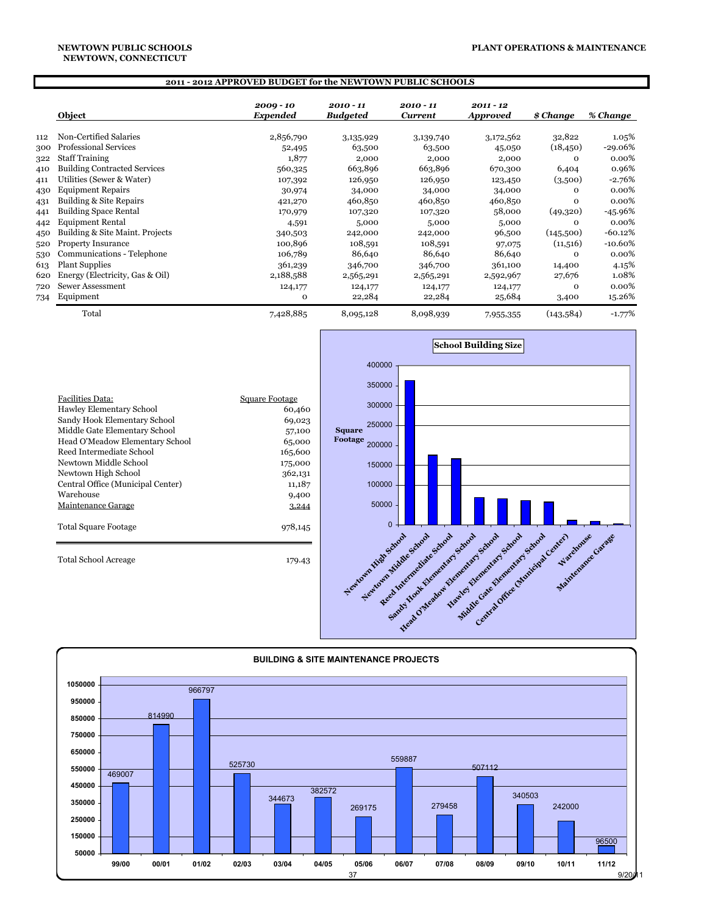NEWTOWN PUBLIC SCHOOLS
NEWTOWN, CONNECTICUT

PLANT OPERATIONS & MAINTENANCE

## 2011 - 2012 APPROVED BUDGET for the NEWTOWN PUBLIC SCHOOLS

| | Object | 2009 - 10 Expended | 2010 - 11 Budgeted | 2010 - 11 Current | 2011 - 12 Approved | $ Change | % Change |
|---|---|---|---|---|---|---|---|
| 112 | Non-Certified Salaries | 2,856,790 | 3,135,929 | 3,139,740 | 3,172,562 | 32,822 | 1.05% |
| 300 | Professional Services | 52,495 | 63,500 | 63,500 | 45,050 | (18,450) | -29.06% |
| 322 | Staff Training | 1,877 | 2,000 | 2,000 | 2,000 | 0 | 0.00% |
| 410 | Building Contracted Services | 560,325 | 663,896 | 663,896 | 670,300 | 6,404 | 0.96% |
| 411 | Utilities (Sewer & Water) | 107,392 | 126,950 | 126,950 | 123,450 | (3,500) | -2.76% |
| 430 | Equipment Repairs | 30,974 | 34,000 | 34,000 | 34,000 | 0 | 0.00% |
| 431 | Building & Site Repairs | 421,270 | 460,850 | 460,850 | 460,850 | 0 | 0.00% |
| 441 | Building Space Rental | 170,979 | 107,320 | 107,320 | 58,000 | (49,320) | -45.96% |
| 442 | Equipment Rental | 4,591 | 5,000 | 5,000 | 5,000 | 0 | 0.00% |
| 450 | Building & Site Maint. Projects | 340,503 | 242,000 | 242,000 | 96,500 | (145,500) | -60.12% |
| 520 | Property Insurance | 100,896 | 108,591 | 108,591 | 97,075 | (11,516) | -10.60% |
| 530 | Communications - Telephone | 106,789 | 86,640 | 86,640 | 86,640 | 0 | 0.00% |
| 613 | Plant Supplies | 361,239 | 346,700 | 346,700 | 361,100 | 14,400 | 4.15% |
| 620 | Energy (Electricity, Gas & Oil) | 2,188,588 | 2,565,291 | 2,565,291 | 2,592,967 | 27,676 | 1.08% |
| 720 | Sewer Assessment | 124,177 | 124,177 | 124,177 | 124,177 | 0 | 0.00% |
| 734 | Equipment | 0 | 22,284 | 22,284 | 25,684 | 3,400 | 15.26% |
| | Total | 7,428,885 | 8,095,128 | 8,098,939 | 7,955,355 | (143,584) | -1.77% |

| Facilities Data: | Square Footage |
|---|---|
| Hawley Elementary School | 60,460 |
| Sandy Hook Elementary School | 69,023 |
| Middle Gate Elementary School | 57,100 |
| Head O'Meadow Elementary School | 65,000 |
| Reed Intermediate School | 165,600 |
| Newtown Middle School | 175,000 |
| Newtown High School | 362,131 |
| Central Office (Municipal Center) | 11,187 |
| Warehouse | 9,400 |
| Maintenance Garage | 3,244 |
| Total Square Footage | 978,145 |
| Total School Acreage | 179.43 |

**School Building Size**

**BUILDING & SITE MAINTENANCE PROJECTS**

| 99/00 | 00/01 | 01/02 | 02/03 | 03/04 | 04/05 | 05/06 | 06/07 | 07/08 | 08/09 | 09/10 | 10/11 | 11/12 |
|---|---|---|---|---|---|---|---|---|---|---|---|---|
| 469007 | 814990 | 966797 | 525730 | 344673 | 382572 | 269175 | 559887 | 279458 | 507112 | 340503 | 242000 | 96500 |

9/20/11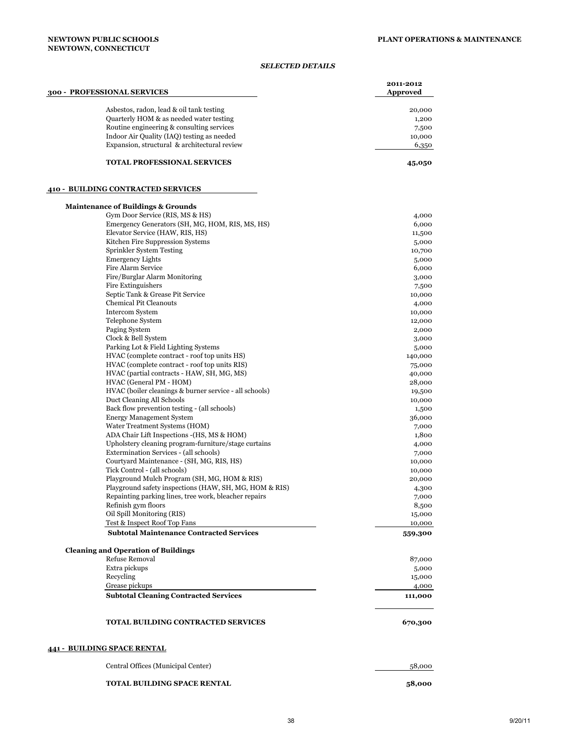NEWTOWN PUBLIC SCHOOLS
NEWTOWN, CONNECTICUT

PLANT OPERATIONS & MAINTENANCE

***SELECTED DETAILS***

| 300 - PROFESSIONAL SERVICES | 2011-2012 Approved |
|---|---|
| Asbestos, radon, lead & oil tank testing | 20,000 |
| Quarterly HOM & as needed water testing | 1,200 |
| Routine engineering & consulting services | 7,500 |
| Indoor Air Quality (IAQ) testing as needed | 10,000 |
| Expansion, structural & architectural review | 6,350 |
| **TOTAL PROFESSIONAL SERVICES** | **45,050** |

| 410 - BUILDING CONTRACTED SERVICES | |
|---|---|
| **Maintenance of Buildings & Grounds** | |
| Gym Door Service (RIS, MS & HS) | 4,000 |
| Emergency Generators (SH, MG, HOM, RIS, MS, HS) | 6,000 |
| Elevator Service (HAW, RIS, HS) | 11,500 |
| Kitchen Fire Suppression Systems | 5,000 |
| Sprinkler System Testing | 10,700 |
| Emergency Lights | 5,000 |
| Fire Alarm Service | 6,000 |
| Fire/Burglar Alarm Monitoring | 3,000 |
| Fire Extinguishers | 7,500 |
| Septic Tank & Grease Pit Service | 10,000 |
| Chemical Pit Cleanouts | 4,000 |
| Intercom System | 10,000 |
| Telephone System | 12,000 |
| Paging System | 2,000 |
| Clock & Bell System | 3,000 |
| Parking Lot & Field Lighting Systems | 5,000 |
| HVAC (complete contract - roof top units HS) | 140,000 |
| HVAC (complete contract - roof top units RIS) | 75,000 |
| HVAC (partial contracts - HAW, SH, MG, MS) | 40,000 |
| HVAC (General PM - HOM) | 28,000 |
| HVAC (boiler cleanings & burner service - all schools) | 19,500 |
| Duct Cleaning All Schools | 10,000 |
| Back flow prevention testing - (all schools) | 1,500 |
| Energy Management System | 36,000 |
| Water Treatment Systems (HOM) | 7,000 |
| ADA Chair Lift Inspections -(HS, MS & HOM) | 1,800 |
| Upholstery cleaning program-furniture/stage curtains | 4,000 |
| Extermination Services - (all schools) | 7,000 |
| Courtyard Maintenance - (SH, MG, RIS, HS) | 10,000 |
| Tick Control - (all schools) | 10,000 |
| Playground Mulch Program (SH, MG, HOM & RIS) | 20,000 |
| Playground safety inspections (HAW, SH, MG, HOM & RIS) | 4,300 |
| Repainting parking lines, tree work, bleacher repairs | 7,000 |
| Refinish gym floors | 8,500 |
| Oil Spill Monitoring (RIS) | 15,000 |
| Test & Inspect Roof Top Fans | 10,000 |
| **Subtotal Maintenance Contracted Services** | **559,300** |
| **Cleaning and Operation of Buildings** | |
| Refuse Removal | 87,000 |
| Extra pickups | 5,000 |
| Recycling | 15,000 |
| Grease pickups | 4,000 |
| **Subtotal Cleaning Contracted Services** | **111,000** |
| **TOTAL BUILDING CONTRACTED SERVICES** | **670,300** |

| 441 - BUILDING SPACE RENTAL | |
|---|---|
| Central Offices (Municipal Center) | 58,000 |
| **TOTAL BUILDING SPACE RENTAL** | **58,000** |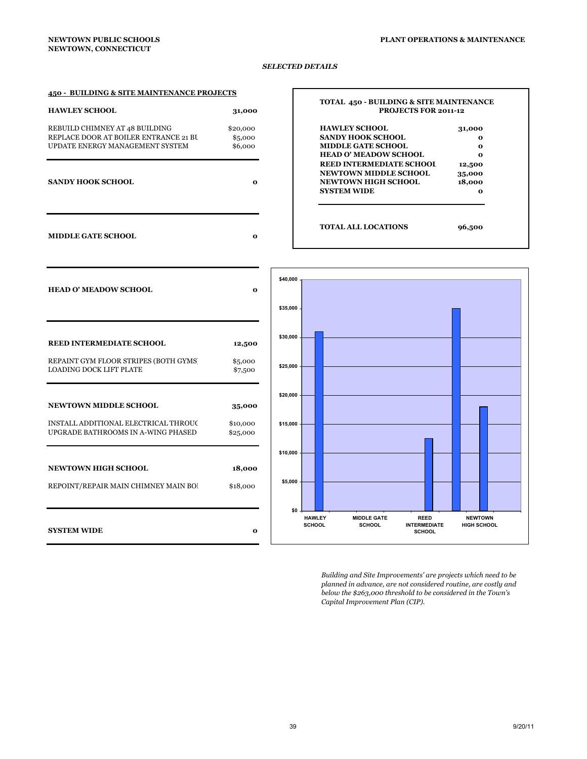**NEWTOWN PUBLIC SCHOOLS**
**NEWTOWN, CONNECTICUT**

**PLANT OPERATIONS & MAINTENANCE**

***SELECTED DETAILS***

## 450 - BUILDING & SITE MAINTENANCE PROJECTS

| **HAWLEY SCHOOL** | **31,000** |
|---|---|
| REBUILD CHIMNEY AT 48 BUILDING | $20,000 |
| REPLACE DOOR AT BOILER ENTRANCE 21 BU | $5,000 |
| UPDATE ENERGY MANAGEMENT SYSTEM | $6,000 |

| **SANDY HOOK SCHOOL** | **0** |
|---|---|

| **MIDDLE GATE SCHOOL** | **0** |
|---|---|

| **HEAD O' MEADOW SCHOOL** | **0** |
|---|---|

| **REED INTERMEDIATE SCHOOL** | **12,500** |
|---|---|
| REPAINT GYM FLOOR STRIPES (BOTH GYMS | $5,000 |
| LOADING DOCK LIFT PLATE | $7,500 |

| **NEWTOWN MIDDLE SCHOOL** | **35,000** |
|---|---|
| INSTALL ADDITIONAL ELECTRICAL THROU( | $10,000 |
| UPGRADE BATHROOMS IN A-WING PHASED | $25,000 |

| **NEWTOWN HIGH SCHOOL** | **18,000** |
|---|---|
| REPOINT/REPAIR MAIN CHIMNEY MAIN BO | $18,000 |

| **SYSTEM WIDE** | **0** |
|---|---|

**TOTAL 450 - BUILDING & SITE MAINTENANCE PROJECTS FOR 2011-12**

| | |
|---|---|
| **HAWLEY SCHOOL** | **31,000** |
| **SANDY HOOK SCHOOL** | **0** |
| **MIDDLE GATE SCHOOL** | **0** |
| **HEAD O' MEADOW SCHOOL** | **0** |
| **REED INTERMEDIATE SCHOOL** | **12,500** |
| **NEWTOWN MIDDLE SCHOOL** | **35,000** |
| **NEWTOWN HIGH SCHOOL** | **18,000** |
| **SYSTEM WIDE** | **0** |
| **TOTAL ALL LOCATIONS** | **96,500** |

*Building and Site Improvements' are projects which need to be planned in advance, are not considered routine, are costly and below the $263,000 threshold to be considered in the Town's Capital Improvement Plan (CIP).*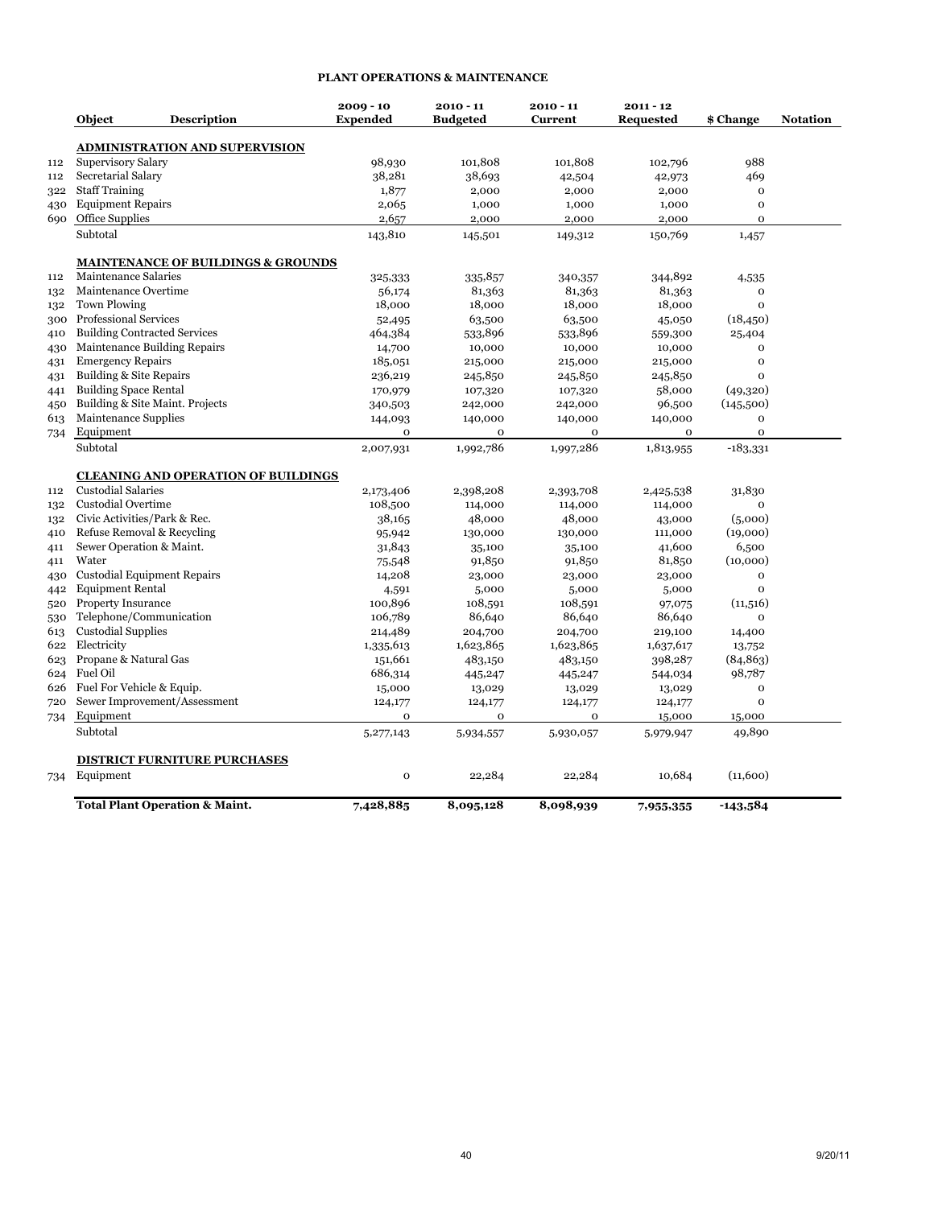# PLANT OPERATIONS & MAINTENANCE

| Object | Description | 2009 - 10 Expended | 2010 - 11 Budgeted | 2010 - 11 Current | 2011 - 12 Requested | $ Change | Notation |
|---|---|---|---|---|---|---|---|
| | **ADMINISTRATION AND SUPERVISION** | | | | | | |
| 112 | Supervisory Salary | 98,930 | 101,808 | 101,808 | 102,796 | 988 | |
| 112 | Secretarial Salary | 38,281 | 38,693 | 42,504 | 42,973 | 469 | |
| 322 | Staff Training | 1,877 | 2,000 | 2,000 | 2,000 | 0 | |
| 430 | Equipment Repairs | 2,065 | 1,000 | 1,000 | 1,000 | 0 | |
| 690 | Office Supplies | 2,657 | 2,000 | 2,000 | 2,000 | 0 | |
| | Subtotal | 143,810 | 145,501 | 149,312 | 150,769 | 1,457 | |
| | **MAINTENANCE OF BUILDINGS & GROUNDS** | | | | | | |
| 112 | Maintenance Salaries | 325,333 | 335,857 | 340,357 | 344,892 | 4,535 | |
| 132 | Maintenance Overtime | 56,174 | 81,363 | 81,363 | 81,363 | 0 | |
| 132 | Town Plowing | 18,000 | 18,000 | 18,000 | 18,000 | 0 | |
| 300 | Professional Services | 52,495 | 63,500 | 63,500 | 45,050 | (18,450) | |
| 410 | Building Contracted Services | 464,384 | 533,896 | 533,896 | 559,300 | 25,404 | |
| 430 | Maintenance Building Repairs | 14,700 | 10,000 | 10,000 | 10,000 | 0 | |
| 431 | Emergency Repairs | 185,051 | 215,000 | 215,000 | 215,000 | 0 | |
| 431 | Building & Site Repairs | 236,219 | 245,850 | 245,850 | 245,850 | 0 | |
| 441 | Building Space Rental | 170,979 | 107,320 | 107,320 | 58,000 | (49,320) | |
| 450 | Building & Site Maint. Projects | 340,503 | 242,000 | 242,000 | 96,500 | (145,500) | |
| 613 | Maintenance Supplies | 144,093 | 140,000 | 140,000 | 140,000 | 0 | |
| 734 | Equipment | 0 | 0 | 0 | 0 | 0 | |
| | Subtotal | 2,007,931 | 1,992,786 | 1,997,286 | 1,813,955 | -183,331 | |
| | **CLEANING AND OPERATION OF BUILDINGS** | | | | | | |
| 112 | Custodial Salaries | 2,173,406 | 2,398,208 | 2,393,708 | 2,425,538 | 31,830 | |
| 132 | Custodial Overtime | 108,500 | 114,000 | 114,000 | 114,000 | 0 | |
| 132 | Civic Activities/Park & Rec. | 38,165 | 48,000 | 48,000 | 43,000 | (5,000) | |
| 410 | Refuse Removal & Recycling | 95,942 | 130,000 | 130,000 | 111,000 | (19,000) | |
| 411 | Sewer Operation & Maint. | 31,843 | 35,100 | 35,100 | 41,600 | 6,500 | |
| 411 | Water | 75,548 | 91,850 | 91,850 | 81,850 | (10,000) | |
| 430 | Custodial Equipment Repairs | 14,208 | 23,000 | 23,000 | 23,000 | 0 | |
| 442 | Equipment Rental | 4,591 | 5,000 | 5,000 | 5,000 | 0 | |
| 520 | Property Insurance | 100,896 | 108,591 | 108,591 | 97,075 | (11,516) | |
| 530 | Telephone/Communication | 106,789 | 86,640 | 86,640 | 86,640 | 0 | |
| 613 | Custodial Supplies | 214,489 | 204,700 | 204,700 | 219,100 | 14,400 | |
| 622 | Electricity | 1,335,613 | 1,623,865 | 1,623,865 | 1,637,617 | 13,752 | |
| 623 | Propane & Natural Gas | 151,661 | 483,150 | 483,150 | 398,287 | (84,863) | |
| 624 | Fuel Oil | 686,314 | 445,247 | 445,247 | 544,034 | 98,787 | |
| 626 | Fuel For Vehicle & Equip. | 15,000 | 13,029 | 13,029 | 13,029 | 0 | |
| 720 | Sewer Improvement/Assessment | 124,177 | 124,177 | 124,177 | 124,177 | 0 | |
| 734 | Equipment | 0 | 0 | 0 | 15,000 | 15,000 | |
| | Subtotal | 5,277,143 | 5,934,557 | 5,930,057 | 5,979,947 | 49,890 | |
| | **DISTRICT FURNITURE PURCHASES** | | | | | | |
| 734 | Equipment | 0 | 22,284 | 22,284 | 10,684 | (11,600) | |
| | **Total Plant Operation & Maint.** | **7,428,885** | **8,095,128** | **8,098,939** | **7,955,355** | **-143,584** | |

9/20/11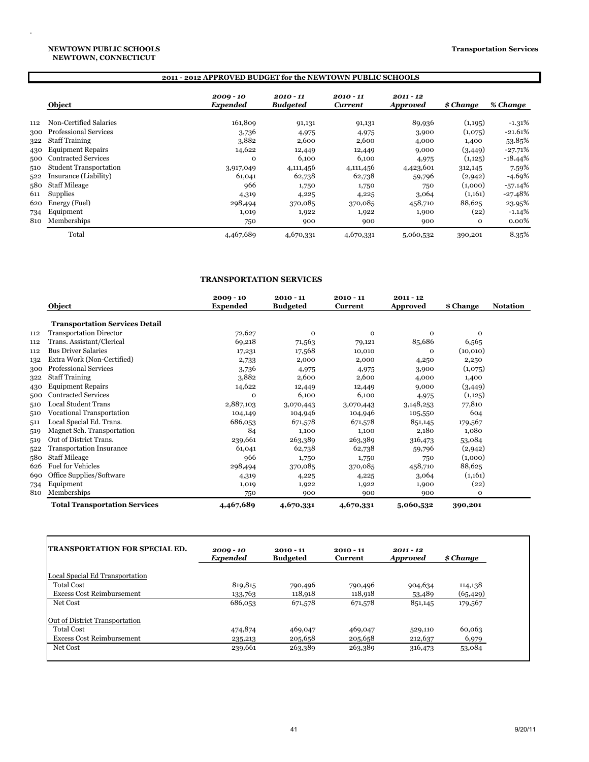**NEWTOWN PUBLIC SCHOOLS**
**NEWTOWN, CONNECTICUT**

**Transportation Services**

## 2011 - 2012 APPROVED BUDGET for the NEWTOWN PUBLIC SCHOOLS

| | Object | *2009 - 10 Expended* | *2010 - 11 Budgeted* | *2010 - 11 Current* | *2011 - 12 Approved* | *$ Change* | *% Change* |
|---|---|---|---|---|---|---|---|
| 112 | Non-Certified Salaries | 161,809 | 91,131 | 91,131 | 89,936 | (1,195) | -1.31% |
| 300 | Professional Services | 3,736 | 4,975 | 4,975 | 3,900 | (1,075) | -21.61% |
| 322 | Staff Training | 3,882 | 2,600 | 2,600 | 4,000 | 1,400 | 53.85% |
| 430 | Equipment Repairs | 14,622 | 12,449 | 12,449 | 9,000 | (3,449) | -27.71% |
| 500 | Contracted Services | 0 | 6,100 | 6,100 | 4,975 | (1,125) | -18.44% |
| 510 | Student Transportation | 3,917,049 | 4,111,456 | 4,111,456 | 4,423,601 | 312,145 | 7.59% |
| 522 | Insurance (Liability) | 61,041 | 62,738 | 62,738 | 59,796 | (2,942) | -4.69% |
| 580 | Staff Mileage | 966 | 1,750 | 1,750 | 750 | (1,000) | -57.14% |
| 611 | Supplies | 4,319 | 4,225 | 4,225 | 3,064 | (1,161) | -27.48% |
| 620 | Energy (Fuel) | 298,494 | 370,085 | 370,085 | 458,710 | 88,625 | 23.95% |
| 734 | Equipment | 1,019 | 1,922 | 1,922 | 1,900 | (22) | -1.14% |
| 810 | Memberships | 750 | 900 | 900 | 900 | 0 | 0.00% |
| | Total | 4,467,689 | 4,670,331 | 4,670,331 | 5,060,532 | 390,201 | 8.35% |

## TRANSPORTATION SERVICES

| | Object | 2009 - 10 Expended | 2010 - 11 Budgeted | 2010 - 11 Current | 2011 - 12 Approved | $ Change | Notation |
|---|---|---|---|---|---|---|---|
| | **Transportation Services Detail** | | | | | | |
| 112 | Transportation Director | 72,627 | 0 | 0 | 0 | 0 | |
| 112 | Trans. Assistant/Clerical | 69,218 | 71,563 | 79,121 | 85,686 | 6,565 | |
| 112 | Bus Driver Salaries | 17,231 | 17,568 | 10,010 | 0 | (10,010) | |
| 132 | Extra Work (Non-Certified) | 2,733 | 2,000 | 2,000 | 4,250 | 2,250 | |
| 300 | Professional Services | 3,736 | 4,975 | 4,975 | 3,900 | (1,075) | |
| 322 | Staff Training | 3,882 | 2,600 | 2,600 | 4,000 | 1,400 | |
| 430 | Equipment Repairs | 14,622 | 12,449 | 12,449 | 9,000 | (3,449) | |
| 500 | Contracted Services | 0 | 6,100 | 6,100 | 4,975 | (1,125) | |
| 510 | Local Student Trans | 2,887,103 | 3,070,443 | 3,070,443 | 3,148,253 | 77,810 | |
| 510 | Vocational Transportation | 104,149 | 104,946 | 104,946 | 105,550 | 604 | |
| 511 | Local Special Ed. Trans. | 686,053 | 671,578 | 671,578 | 851,145 | 179,567 | |
| 519 | Magnet Sch. Transportation | 84 | 1,100 | 1,100 | 2,180 | 1,080 | |
| 519 | Out of District Trans. | 239,661 | 263,389 | 263,389 | 316,473 | 53,084 | |
| 522 | Transportation Insurance | 61,041 | 62,738 | 62,738 | 59,796 | (2,942) | |
| 580 | Staff Mileage | 966 | 1,750 | 1,750 | 750 | (1,000) | |
| 626 | Fuel for Vehicles | 298,494 | 370,085 | 370,085 | 458,710 | 88,625 | |
| 690 | Office Supplies/Software | 4,319 | 4,225 | 4,225 | 3,064 | (1,161) | |
| 734 | Equipment | 1,019 | 1,922 | 1,922 | 1,900 | (22) | |
| 810 | Memberships | 750 | 900 | 900 | 900 | 0 | |
| | **Total Transportation Services** | **4,467,689** | **4,670,331** | **4,670,331** | **5,060,532** | **390,201** | |

| TRANSPORTATION FOR SPECIAL ED. | *2009 - 10 Expended* | 2010 - 11 Budgeted | 2010 - 11 Current | *2011 - 12 Approved* | *$ Change* |
|---|---|---|---|---|---|
| Local Special Ed Transportation | | | | | |
| Total Cost | 819,815 | 790,496 | 790,496 | 904,634 | 114,138 |
| Excess Cost Reimbursement | 133,763 | 118,918 | 118,918 | 53,489 | (65,429) |
| Net Cost | 686,053 | 671,578 | 671,578 | 851,145 | 179,567 |
| Out of District Transportation | | | | | |
| Total Cost | 474,874 | 469,047 | 469,047 | 529,110 | 60,063 |
| Excess Cost Reimbursement | 235,213 | 205,658 | 205,658 | 212,637 | 6,979 |
| Net Cost | 239,661 | 263,389 | 263,389 | 316,473 | 53,084 |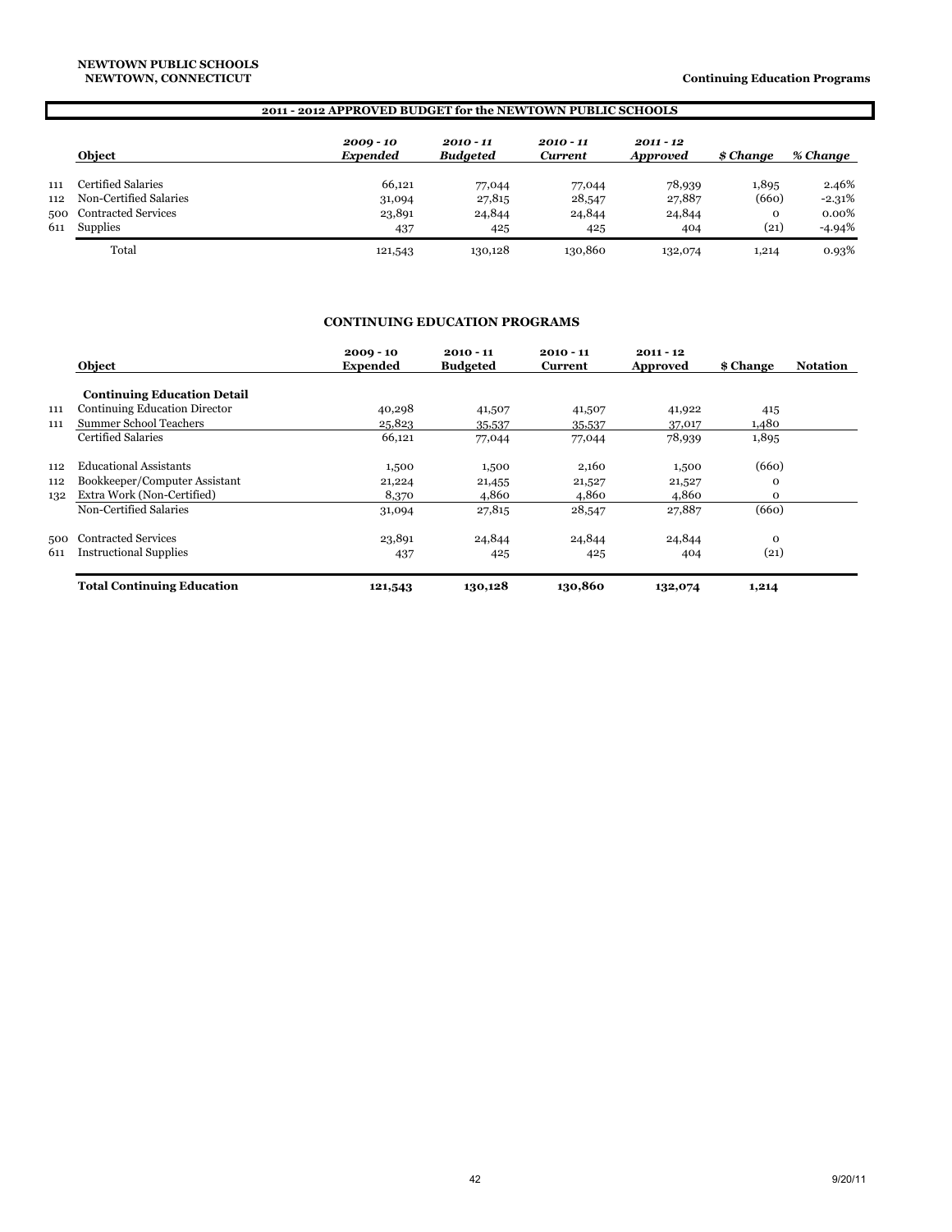**NEWTOWN PUBLIC SCHOOLS**
**NEWTOWN, CONNECTICUT**

**Continuing Education Programs**

## 2011 - 2012 APPROVED BUDGET for the NEWTOWN PUBLIC SCHOOLS

| | Object | *2009 - 10 Expended* | *2010 - 11 Budgeted* | *2010 - 11 Current* | *2011 - 12 Approved* | *$ Change* | *% Change* |
|---|---|---|---|---|---|---|---|
| 111 | Certified Salaries | 66,121 | 77,044 | 77,044 | 78,939 | 1,895 | 2.46% |
| 112 | Non-Certified Salaries | 31,094 | 27,815 | 28,547 | 27,887 | (660) | -2.31% |
| 500 | Contracted Services | 23,891 | 24,844 | 24,844 | 24,844 | 0 | 0.00% |
| 611 | Supplies | 437 | 425 | 425 | 404 | (21) | -4.94% |
| | Total | 121,543 | 130,128 | 130,860 | 132,074 | 1,214 | 0.93% |

## CONTINUING EDUCATION PROGRAMS

| | Object | 2009 - 10 Expended | 2010 - 11 Budgeted | 2010 - 11 Current | 2011 - 12 Approved | $ Change | Notation |
|---|---|---|---|---|---|---|---|
| | **Continuing Education Detail** | | | | | | |
| 111 | Continuing Education Director | 40,298 | 41,507 | 41,507 | 41,922 | 415 | |
| 111 | Summer School Teachers | 25,823 | 35,537 | 35,537 | 37,017 | 1,480 | |
| | Certified Salaries | 66,121 | 77,044 | 77,044 | 78,939 | 1,895 | |
| 112 | Educational Assistants | 1,500 | 1,500 | 2,160 | 1,500 | (660) | |
| 112 | Bookkeeper/Computer Assistant | 21,224 | 21,455 | 21,527 | 21,527 | 0 | |
| 132 | Extra Work (Non-Certified) | 8,370 | 4,860 | 4,860 | 4,860 | 0 | |
| | Non-Certified Salaries | 31,094 | 27,815 | 28,547 | 27,887 | (660) | |
| 500 | Contracted Services | 23,891 | 24,844 | 24,844 | 24,844 | 0 | |
| 611 | Instructional Supplies | 437 | 425 | 425 | 404 | (21) | |
| | **Total Continuing Education** | **121,543** | **130,128** | **130,860** | **132,074** | **1,214** | |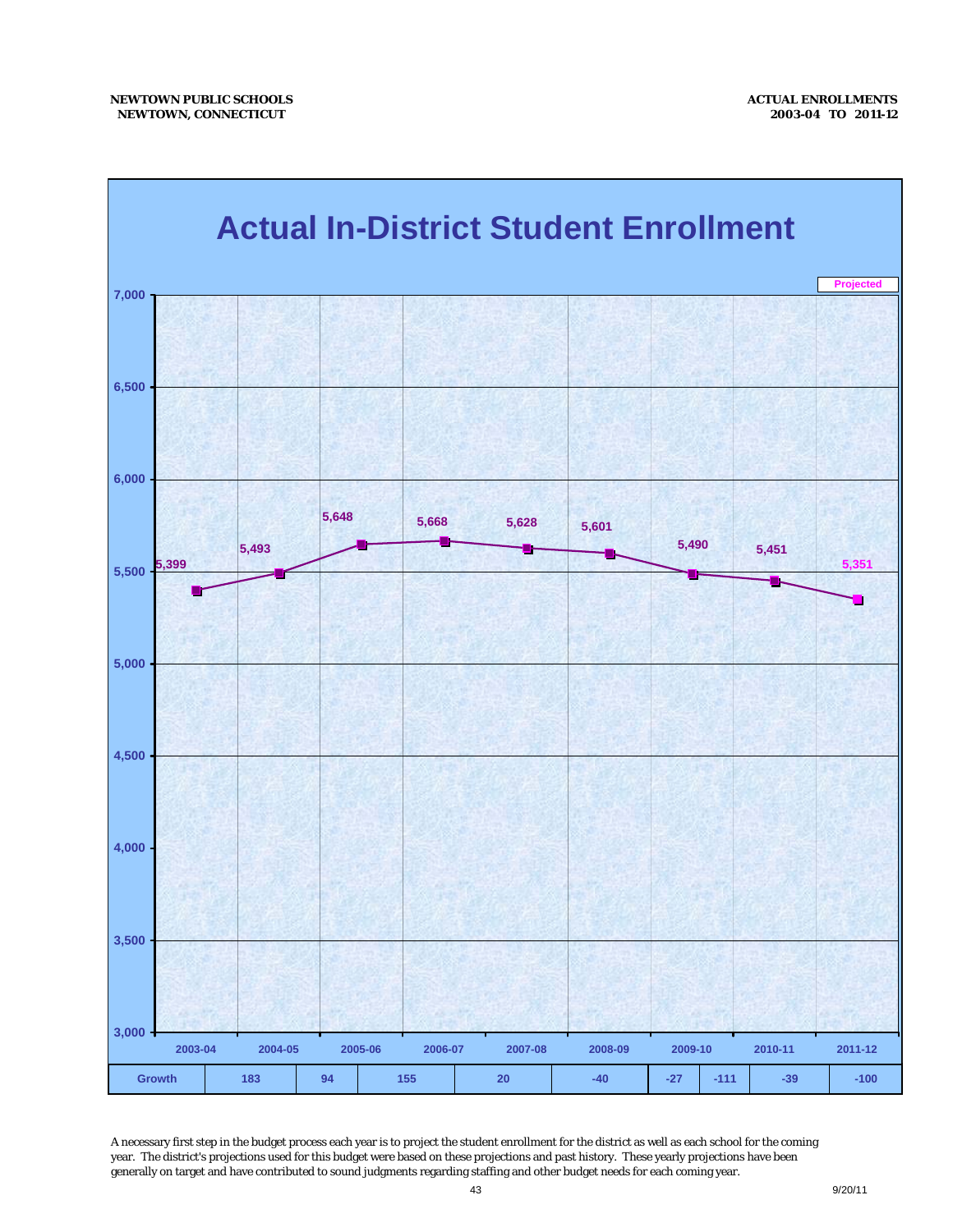NEWTOWN PUBLIC SCHOOLS
NEWTOWN, CONNECTICUT

ACTUAL ENROLLMENTS
2003-04 TO 2011-12

# Actual In-District Student Enrollment

| Year | 2003-04 | 2004-05 | 2005-06 | 2006-07 | 2007-08 | 2008-09 | 2009-10 | 2010-11 | 2011-12 (Projected) |
|---|---|---|---|---|---|---|---|---|---|
| Enrollment | 5,399 | 5,493 | 5,648 | 5,668 | 5,628 | 5,601 | 5,490 | 5,451 | 5,351 |

| Growth | 183 | 94 | 155 | 20 | -40 | -27 | -111 | -39 | -100 |
|---|---|---|---|---|---|---|---|---|---|

A necessary first step in the budget process each year is to project the student enrollment for the district as well as each school for the coming year. The district's projections used for this budget were based on these projections and past history. These yearly projections have been generally on target and have contributed to sound judgments regarding staffing and other budget needs for each coming year.

9/20/11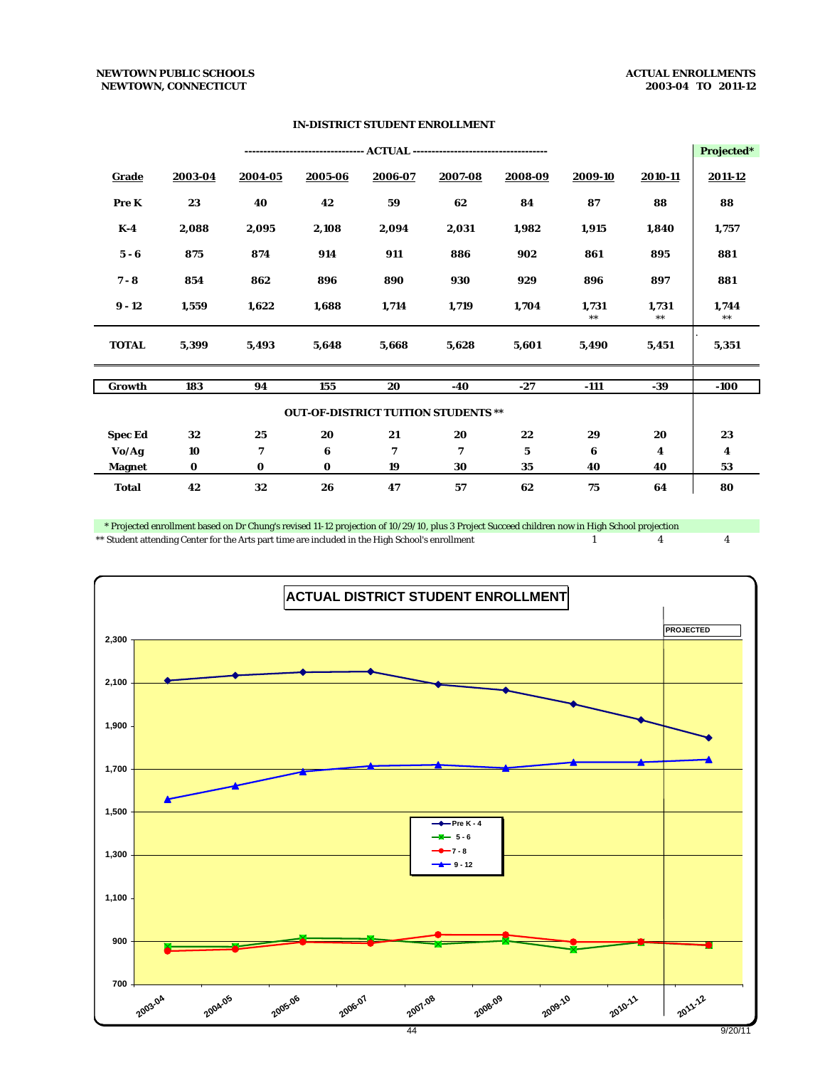NEWTOWN PUBLIC SCHOOLS
NEWTOWN, CONNECTICUT

ACTUAL ENROLLMENTS
2003-04 TO 2011-12

## IN-DISTRICT STUDENT ENROLLMENT

| | ACTUAL | | | | | | | | Projected* |
|---|---|---|---|---|---|---|---|---|---|
| **Grade** | **2003-04** | **2004-05** | **2005-06** | **2006-07** | **2007-08** | **2008-09** | **2009-10** | **2010-11** | **2011-12** |
| **Pre K** | 23 | 40 | 42 | 59 | 62 | 84 | 87 | 88 | 88 |
| **K-4** | 2,088 | 2,095 | 2,108 | 2,094 | 2,031 | 1,982 | 1,915 | 1,840 | 1,757 |
| **5 - 6** | 875 | 874 | 914 | 911 | 886 | 902 | 861 | 895 | 881 |
| **7 - 8** | 854 | 862 | 896 | 890 | 930 | 929 | 896 | 897 | 881 |
| **9 - 12** | 1,559 | 1,622 | 1,688 | 1,714 | 1,719 | 1,704 | 1,731 ** | 1,731 ** | 1,744 ** |
| **TOTAL** | 5,399 | 5,493 | 5,648 | 5,668 | 5,628 | 5,601 | 5,490 | 5,451 | 5,351 |
| **Growth** | 183 | 94 | 155 | 20 | -40 | -27 | -111 | -39 | -100 |

## OUT-OF-DISTRICT TUITION STUDENTS **

| | 2003-04 | 2004-05 | 2005-06 | 2006-07 | 2007-08 | 2008-09 | 2009-10 | 2010-11 | 2011-12 |
|---|---|---|---|---|---|---|---|---|---|
| **Spec Ed** | 32 | 25 | 20 | 21 | 20 | 22 | 29 | 20 | 23 |
| **Vo/Ag** | 10 | 7 | 6 | 7 | 7 | 5 | 6 | 4 | 4 |
| **Magnet** | 0 | 0 | 0 | 19 | 30 | 35 | 40 | 40 | 53 |
| **Total** | 42 | 32 | 26 | 47 | 57 | 62 | 75 | 64 | 80 |

\* Projected enrollment based on Dr Chung's revised 11-12 projection of 10/29/10, plus 3 Project Succeed children now in High School projection

** Student attending Center for the Arts part time are included in the High School's enrollment — 1 (2009-10), 4 (2010-11), 4 (2011-12)

## ACTUAL DISTRICT STUDENT ENROLLMENT

| | 2003-04 | 2004-05 | 2005-06 | 2006-07 | 2007-08 | 2008-09 | 2009-10 | 2010-11 | 2011-12 (PROJECTED) |
|---|---|---|---|---|---|---|---|---|---|
| Pre K - 4 | 2,111 | 2,135 | 2,150 | 2,153 | 2,093 | 2,066 | 2,002 | 1,928 | 1,845 |
| 5 - 6 | 875 | 874 | 914 | 911 | 886 | 902 | 861 | 895 | 881 |
| 7 - 8 | 854 | 862 | 896 | 890 | 930 | 929 | 896 | 897 | 881 |
| 9 - 12 | 1,559 | 1,622 | 1,688 | 1,714 | 1,719 | 1,704 | 1,731 | 1,731 | 1,744 |

9/20/11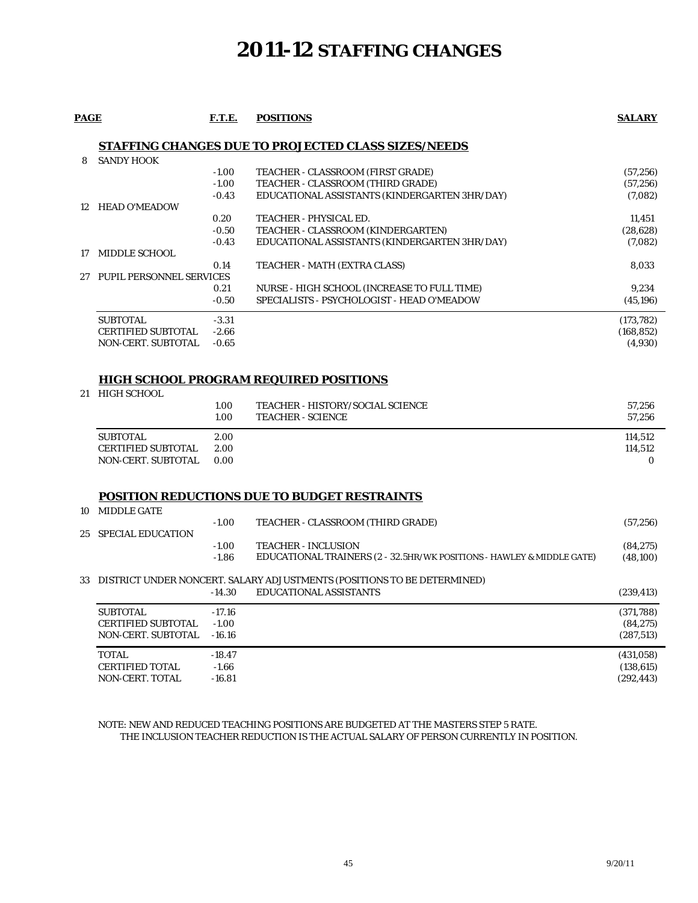# 2011-12 STAFFING CHANGES

| PAGE | | F.T.E. | POSITIONS | SALARY |
|---|---|---|---|---|
| | **STAFFING CHANGES DUE TO PROJECTED CLASS SIZES/NEEDS** | | | |
| 8 | SANDY HOOK | | | |
| | | -1.00 | TEACHER - CLASSROOM (FIRST GRADE) | (57,256) |
| | | -1.00 | TEACHER - CLASSROOM (THIRD GRADE) | (57,256) |
| | | -0.43 | EDUCATIONAL ASSISTANTS (KINDERGARTEN 3HR/DAY) | (7,082) |
| 12 | HEAD O'MEADOW | | | |
| | | 0.20 | TEACHER - PHYSICAL ED. | 11,451 |
| | | -0.50 | TEACHER - CLASSROOM (KINDERGARTEN) | (28,628) |
| | | -0.43 | EDUCATIONAL ASSISTANTS (KINDERGARTEN 3HR/DAY) | (7,082) |
| 17 | MIDDLE SCHOOL | | | |
| | | 0.14 | TEACHER - MATH (EXTRA CLASS) | 8,033 |
| 27 | PUPIL PERSONNEL SERVICES | | | |
| | | 0.21 | NURSE - HIGH SCHOOL (INCREASE TO FULL TIME) | 9,234 |
| | | -0.50 | SPECIALISTS - PSYCHOLOGIST - HEAD O'MEADOW | (45,196) |
| | SUBTOTAL | -3.31 | | (173,782) |
| | CERTIFIED SUBTOTAL | -2.66 | | (168,852) |
| | NON-CERT. SUBTOTAL | -0.65 | | (4,930) |
| | **HIGH SCHOOL PROGRAM REQUIRED POSITIONS** | | | |
| 21 | HIGH SCHOOL | | | |
| | | 1.00 | TEACHER - HISTORY/SOCIAL SCIENCE | 57,256 |
| | | 1.00 | TEACHER - SCIENCE | 57,256 |
| | SUBTOTAL | 2.00 | | 114,512 |
| | CERTIFIED SUBTOTAL | 2.00 | | 114,512 |
| | NON-CERT. SUBTOTAL | 0.00 | | 0 |
| | **POSITION REDUCTIONS DUE TO BUDGET RESTRAINTS** | | | |
| 10 | MIDDLE GATE | | | |
| | | -1.00 | TEACHER - CLASSROOM (THIRD GRADE) | (57,256) |
| 25 | SPECIAL EDUCATION | | | |
| | | -1.00 | TEACHER - INCLUSION | (84,275) |
| | | -1.86 | EDUCATIONAL TRAINERS (2 - 32.5HR/WK POSITIONS - HAWLEY & MIDDLE GATE) | (48,100) |
| 33 | DISTRICT UNDER NONCERT. SALARY ADJUSTMENTS (POSITIONS TO BE DETERMINED) | | | |
| | | -14.30 | EDUCATIONAL ASSISTANTS | (239,413) |
| | SUBTOTAL | -17.16 | | (371,788) |
| | CERTIFIED SUBTOTAL | -1.00 | | (84,275) |
| | NON-CERT. SUBTOTAL | -16.16 | | (287,513) |
| | TOTAL | -18.47 | | (431,058) |
| | CERTIFIED TOTAL | -1.66 | | (138,615) |
| | NON-CERT. TOTAL | -16.81 | | (292,443) |

NOTE: NEW AND REDUCED TEACHING POSITIONS ARE BUDGETED AT THE MASTERS STEP 5 RATE.
THE INCLUSION TEACHER REDUCTION IS THE ACTUAL SALARY OF PERSON CURRENTLY IN POSITION.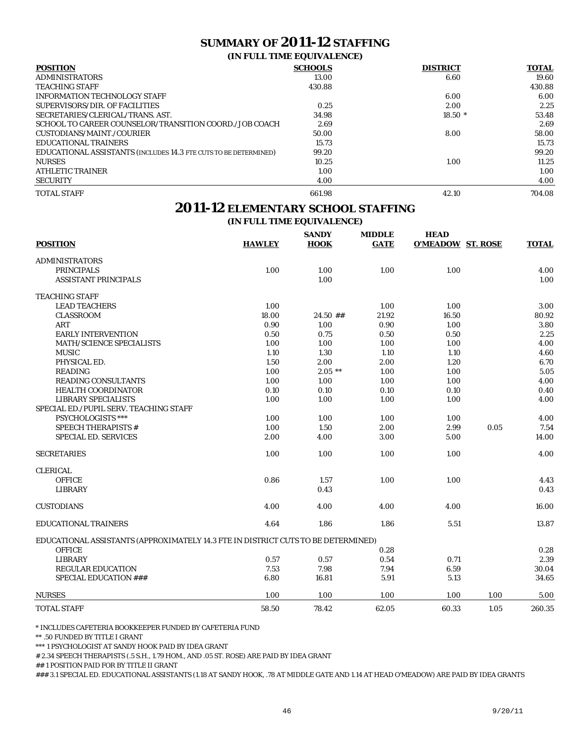# SUMMARY OF 2011-12 STAFFING

## (IN FULL TIME EQUIVALENCE)

| POSITION | SCHOOLS | DISTRICT | TOTAL |
|---|---|---|---|
| ADMINISTRATORS | 13.00 | 6.60 | 19.60 |
| TEACHING STAFF | 430.88 | | 430.88 |
| INFORMATION TECHNOLOGY STAFF | | 6.00 | 6.00 |
| SUPERVISORS/DIR. OF FACILITIES | 0.25 | 2.00 | 2.25 |
| SECRETARIES/CLERICAL/TRANS. AST. | 34.98 | 18.50 * | 53.48 |
| SCHOOL TO CAREER COUNSELOR/TRANSITION COORD./JOB COACH | 2.69 | | 2.69 |
| CUSTODIANS/MAINT./COURIER | 50.00 | 8.00 | 58.00 |
| EDUCATIONAL TRAINERS | 15.73 | | 15.73 |
| EDUCATIONAL ASSISTANTS (INCLUDES 14.3 FTE CUTS TO BE DETERMINED) | 99.20 | | 99.20 |
| NURSES | 10.25 | 1.00 | 11.25 |
| ATHLETIC TRAINER | 1.00 | | 1.00 |
| SECURITY | 4.00 | | 4.00 |
| TOTAL STAFF | 661.98 | 42.10 | 704.08 |

# 2011-12 ELEMENTARY SCHOOL STAFFING

## (IN FULL TIME EQUIVALENCE)

| POSITION | HAWLEY | SANDY HOOK | MIDDLE GATE | HEAD O'MEADOW | ST. ROSE | TOTAL |
|---|---|---|---|---|---|---|
| ADMINISTRATORS | | | | | | |
| PRINCIPALS | 1.00 | 1.00 | 1.00 | 1.00 | | 4.00 |
| ASSISTANT PRINCIPALS | | 1.00 | | | | 1.00 |
| TEACHING STAFF | | | | | | |
| LEAD TEACHERS | 1.00 | | 1.00 | 1.00 | | 3.00 |
| CLASSROOM | 18.00 | 24.50 ## | 21.92 | 16.50 | | 80.92 |
| ART | 0.90 | 1.00 | 0.90 | 1.00 | | 3.80 |
| EARLY INTERVENTION | 0.50 | 0.75 | 0.50 | 0.50 | | 2.25 |
| MATH/SCIENCE SPECIALISTS | 1.00 | 1.00 | 1.00 | 1.00 | | 4.00 |
| MUSIC | 1.10 | 1.30 | 1.10 | 1.10 | | 4.60 |
| PHYSICAL ED. | 1.50 | 2.00 | 2.00 | 1.20 | | 6.70 |
| READING | 1.00 | 2.05 ** | 1.00 | 1.00 | | 5.05 |
| READING CONSULTANTS | 1.00 | 1.00 | 1.00 | 1.00 | | 4.00 |
| HEALTH COORDINATOR | 0.10 | 0.10 | 0.10 | 0.10 | | 0.40 |
| LIBRARY SPECIALISTS | 1.00 | 1.00 | 1.00 | 1.00 | | 4.00 |
| SPECIAL ED./PUPIL SERV. TEACHING STAFF | | | | | | |
| PSYCHOLOGISTS *** | 1.00 | 1.00 | 1.00 | 1.00 | | 4.00 |
| SPEECH THERAPISTS # | 1.00 | 1.50 | 2.00 | 2.99 | 0.05 | 7.54 |
| SPECIAL ED. SERVICES | 2.00 | 4.00 | 3.00 | 5.00 | | 14.00 |
| SECRETARIES | 1.00 | 1.00 | 1.00 | 1.00 | | 4.00 |
| CLERICAL | | | | | | |
| OFFICE | 0.86 | 1.57 | 1.00 | 1.00 | | 4.43 |
| LIBRARY | | 0.43 | | | | 0.43 |
| CUSTODIANS | 4.00 | 4.00 | 4.00 | 4.00 | | 16.00 |
| EDUCATIONAL TRAINERS | 4.64 | 1.86 | 1.86 | 5.51 | | 13.87 |
| EDUCATIONAL ASSISTANTS (APPROXIMATELY 14.3 FTE IN DISTRICT CUTS TO BE DETERMINED) | | | | | | |
| OFFICE | | | 0.28 | | | 0.28 |
| LIBRARY | 0.57 | 0.57 | 0.54 | 0.71 | | 2.39 |
| REGULAR EDUCATION | 7.53 | 7.98 | 7.94 | 6.59 | | 30.04 |
| SPECIAL EDUCATION ### | 6.80 | 16.81 | 5.91 | 5.13 | | 34.65 |
| NURSES | 1.00 | 1.00 | 1.00 | 1.00 | 1.00 | 5.00 |
| TOTAL STAFF | 58.50 | 78.42 | 62.05 | 60.33 | 1.05 | 260.35 |

\* INCLUDES CAFETERIA BOOKKEEPER FUNDED BY CAFETERIA FUND

** .50 FUNDED BY TITLE I GRANT

*** 1 PSYCHOLOGIST AT SANDY HOOK PAID BY IDEA GRANT

# 2.34 SPEECH THERAPISTS (.5 S.H., 1.79 HOM., AND .05 ST. ROSE) ARE PAID BY IDEA GRANT

## 1 POSITION PAID FOR BY TITLE II GRANT

### 3.1 SPECIAL ED. EDUCATIONAL ASSISTANTS (1.18 AT SANDY HOOK, .78 AT MIDDLE GATE AND 1.14 AT HEAD O'MEADOW) ARE PAID BY IDEA GRANTS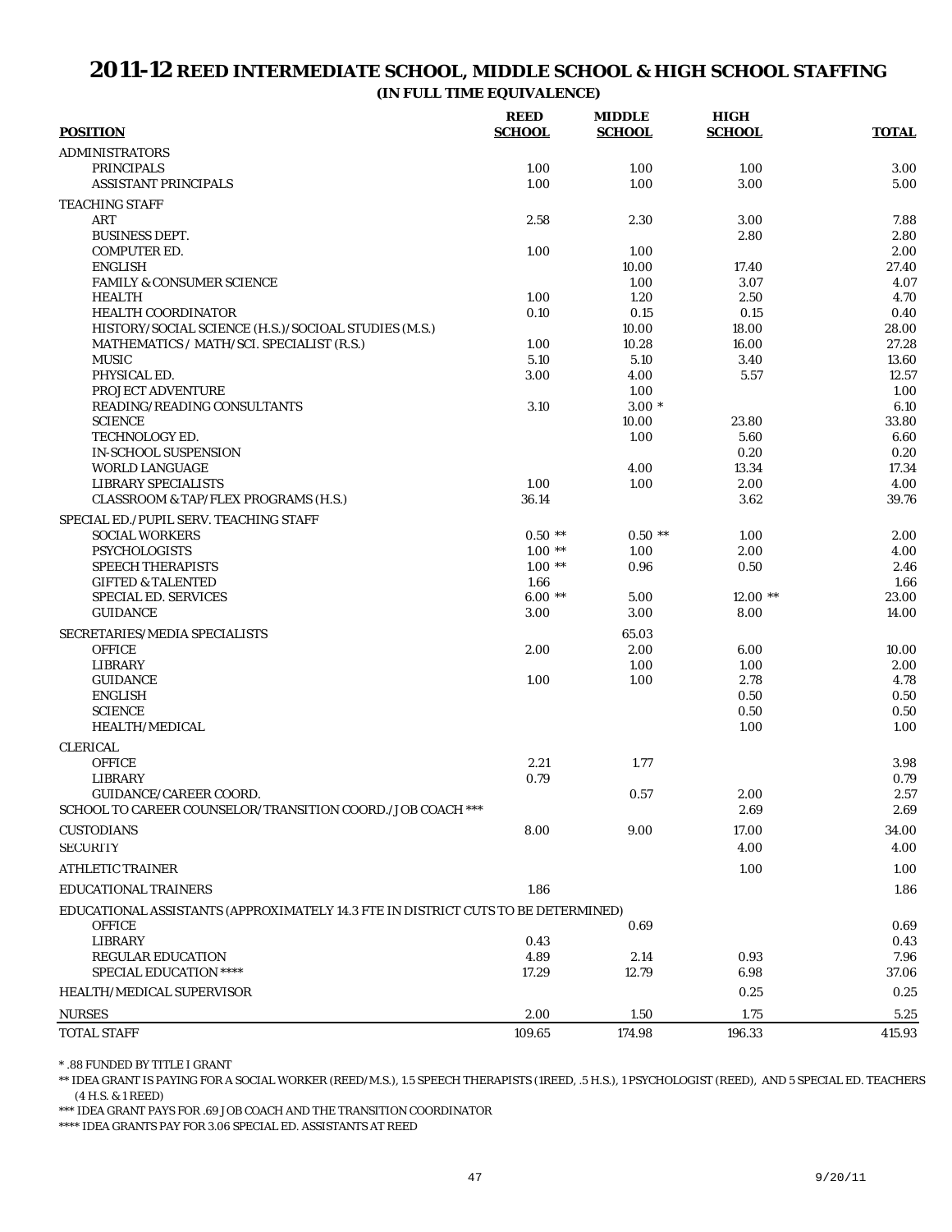# 2011-12 REED INTERMEDIATE SCHOOL, MIDDLE SCHOOL & HIGH SCHOOL STAFFING

**(IN FULL TIME EQUIVALENCE)**

| POSITION | REED SCHOOL | MIDDLE SCHOOL | HIGH SCHOOL | TOTAL |
|---|---|---|---|---|
| ADMINISTRATORS | | | | |
| PRINCIPALS | 1.00 | 1.00 | 1.00 | 3.00 |
| ASSISTANT PRINCIPALS | 1.00 | 1.00 | 3.00 | 5.00 |
| TEACHING STAFF | | | | |
| ART | 2.58 | 2.30 | 3.00 | 7.88 |
| BUSINESS DEPT. | | | 2.80 | 2.80 |
| COMPUTER ED. | 1.00 | 1.00 | | 2.00 |
| ENGLISH | | 10.00 | 17.40 | 27.40 |
| FAMILY & CONSUMER SCIENCE | | 1.00 | 3.07 | 4.07 |
| HEALTH | 1.00 | 1.20 | 2.50 | 4.70 |
| HEALTH COORDINATOR | 0.10 | 0.15 | 0.15 | 0.40 |
| HISTORY/SOCIAL SCIENCE (H.S.)/SOCIOAL STUDIES (M.S.) | | 10.00 | 18.00 | 28.00 |
| MATHEMATICS / MATH/SCI. SPECIALIST (R.S.) | 1.00 | 10.28 | 16.00 | 27.28 |
| MUSIC | 5.10 | 5.10 | 3.40 | 13.60 |
| PHYSICAL ED. | 3.00 | 4.00 | 5.57 | 12.57 |
| PROJECT ADVENTURE | | 1.00 | | 1.00 |
| READING/READING CONSULTANTS | 3.10 | 3.00 * | | 6.10 |
| SCIENCE | | 10.00 | 23.80 | 33.80 |
| TECHNOLOGY ED. | | 1.00 | 5.60 | 6.60 |
| IN-SCHOOL SUSPENSION | | | 0.20 | 0.20 |
| WORLD LANGUAGE | | 4.00 | 13.34 | 17.34 |
| LIBRARY SPECIALISTS | 1.00 | 1.00 | 2.00 | 4.00 |
| CLASSROOM & TAP/FLEX PROGRAMS (H.S.) | 36.14 | | 3.62 | 39.76 |
| SPECIAL ED./PUPIL SERV. TEACHING STAFF | | | | |
| SOCIAL WORKERS | 0.50 ** | 0.50 ** | 1.00 | 2.00 |
| PSYCHOLOGISTS | 1.00 ** | 1.00 | 2.00 | 4.00 |
| SPEECH THERAPISTS | 1.00 ** | 0.96 | 0.50 | 2.46 |
| GIFTED & TALENTED | 1.66 | | | 1.66 |
| SPECIAL ED. SERVICES | 6.00 ** | 5.00 | 12.00 ** | 23.00 |
| GUIDANCE | 3.00 | 3.00 | 8.00 | 14.00 |
| SECRETARIES/MEDIA SPECIALISTS | | 65.03 | | |
| OFFICE | 2.00 | 2.00 | 6.00 | 10.00 |
| LIBRARY | | 1.00 | 1.00 | 2.00 |
| GUIDANCE | 1.00 | 1.00 | 2.78 | 4.78 |
| ENGLISH | | | 0.50 | 0.50 |
| SCIENCE | | | 0.50 | 0.50 |
| HEALTH/MEDICAL | | | 1.00 | 1.00 |
| CLERICAL | | | | |
| OFFICE | 2.21 | 1.77 | | 3.98 |
| LIBRARY | 0.79 | | | 0.79 |
| GUIDANCE/CAREER COORD. | | 0.57 | 2.00 | 2.57 |
| SCHOOL TO CAREER COUNSELOR/TRANSITION COORD./JOB COACH *** | | | 2.69 | 2.69 |
| CUSTODIANS | 8.00 | 9.00 | 17.00 | 34.00 |
| SECURITY | | | 4.00 | 4.00 |
| ATHLETIC TRAINER | | | 1.00 | 1.00 |
| EDUCATIONAL TRAINERS | 1.86 | | | 1.86 |
| EDUCATIONAL ASSISTANTS (APPROXIMATELY 14.3 FTE IN DISTRICT CUTS TO BE DETERMINED) | | | | |
| OFFICE | | 0.69 | | 0.69 |
| LIBRARY | 0.43 | | | 0.43 |
| REGULAR EDUCATION | 4.89 | 2.14 | 0.93 | 7.96 |
| SPECIAL EDUCATION **** | 17.29 | 12.79 | 6.98 | 37.06 |
| HEALTH/MEDICAL SUPERVISOR | | | 0.25 | 0.25 |
| NURSES | 2.00 | 1.50 | 1.75 | 5.25 |
| TOTAL STAFF | 109.65 | 174.98 | 196.33 | 415.93 |

* .88 FUNDED BY TITLE I GRANT

** IDEA GRANT IS PAYING FOR A SOCIAL WORKER (REED/M.S.), 1.5 SPEECH THERAPISTS (1REED, .5 H.S.), 1 PSYCHOLOGIST (REED), AND 5 SPECIAL ED. TEACHERS (4 H.S. & 1 REED)

*** IDEA GRANT PAYS FOR .69 JOB COACH AND THE TRANSITION COORDINATOR

**** IDEA GRANTS PAY FOR 3.06 SPECIAL ED. ASSISTANTS AT REED

9/20/11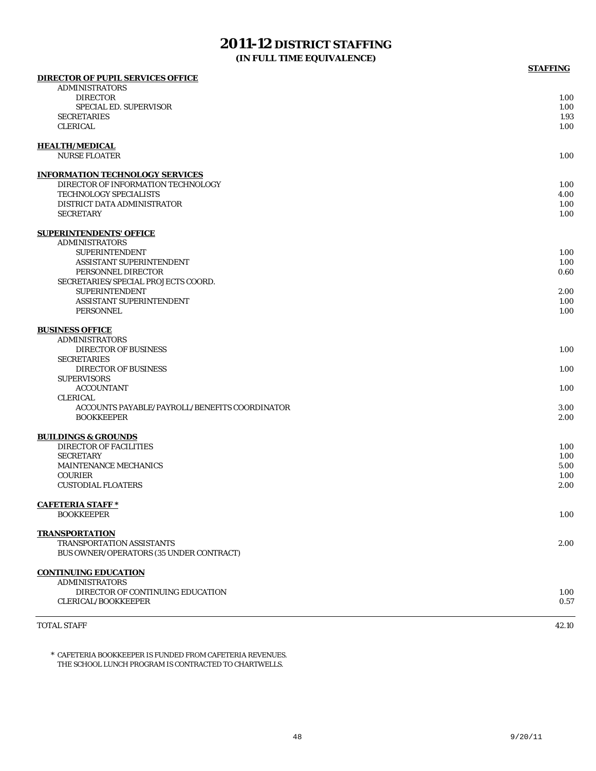# 2011-12 DISTRICT STAFFING
## (IN FULL TIME EQUIVALENCE)

| | STAFFING |
|---|---|
| **DIRECTOR OF PUPIL SERVICES OFFICE** | |
| ADMINISTRATORS | |
| DIRECTOR | 1.00 |
| SPECIAL ED. SUPERVISOR | 1.00 |
| SECRETARIES | 1.93 |
| CLERICAL | 1.00 |
| **HEALTH/MEDICAL** | |
| NURSE FLOATER | 1.00 |
| **INFORMATION TECHNOLOGY SERVICES** | |
| DIRECTOR OF INFORMATION TECHNOLOGY | 1.00 |
| TECHNOLOGY SPECIALISTS | 4.00 |
| DISTRICT DATA ADMINISTRATOR | 1.00 |
| SECRETARY | 1.00 |
| **SUPERINTENDENTS' OFFICE** | |
| ADMINISTRATORS | |
| SUPERINTENDENT | 1.00 |
| ASSISTANT SUPERINTENDENT | 1.00 |
| PERSONNEL DIRECTOR | 0.60 |
| SECRETARIES/SPECIAL PROJECTS COORD. | |
| SUPERINTENDENT | 2.00 |
| ASSISTANT SUPERINTENDENT | 1.00 |
| PERSONNEL | 1.00 |
| **BUSINESS OFFICE** | |
| ADMINISTRATORS | |
| DIRECTOR OF BUSINESS | 1.00 |
| SECRETARIES | |
| DIRECTOR OF BUSINESS | 1.00 |
| SUPERVISORS | |
| ACCOUNTANT | 1.00 |
| CLERICAL | |
| ACCOUNTS PAYABLE/PAYROLL/BENEFITS COORDINATOR | 3.00 |
| BOOKKEEPER | 2.00 |
| **BUILDINGS & GROUNDS** | |
| DIRECTOR OF FACILITIES | 1.00 |
| SECRETARY | 1.00 |
| MAINTENANCE MECHANICS | 5.00 |
| COURIER | 1.00 |
| CUSTODIAL FLOATERS | 2.00 |
| **CAFETERIA STAFF *** | |
| BOOKKEEPER | 1.00 |
| **TRANSPORTATION** | |
| TRANSPORTATION ASSISTANTS | 2.00 |
| BUS OWNER/OPERATORS (35 UNDER CONTRACT) | |
| **CONTINUING EDUCATION** | |
| ADMINISTRATORS | |
| DIRECTOR OF CONTINUING EDUCATION | 1.00 |
| CLERICAL/BOOKKEEPER | 0.57 |
| TOTAL STAFF | 42.10 |

\* CAFETERIA BOOKKEEPER IS FUNDED FROM CAFETERIA REVENUES.
THE SCHOOL LUNCH PROGRAM IS CONTRACTED TO CHARTWELLS.

9/20/11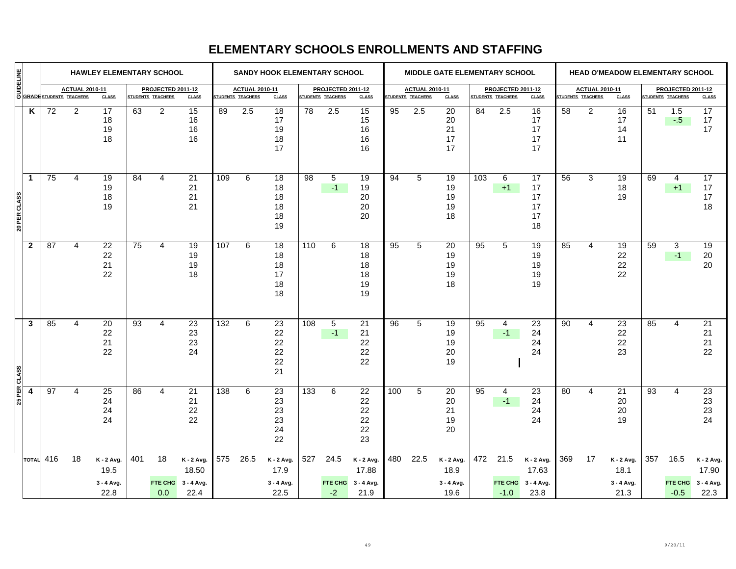# ELEMENTARY SCHOOLS ENROLLMENTS AND STAFFING

| GUIDELINE | GRADE | HAWLEY ELEMENTARY SCHOOL | | | | | | SANDY HOOK ELEMENTARY SCHOOL | | | | | | MIDDLE GATE ELEMENTARY SCHOOL | | | | | | HEAD O'MEADOW ELEMENTARY SCHOOL | | | | | |
|---|---|---|---|---|---|---|---|---|---|---|---|---|---|---|---|---|---|---|---|---|---|---|---|---|---|
| | | ACTUAL 2010-11 | | | PROJECTED 2011-12 | | | ACTUAL 2010-11 | | | PROJECTED 2011-12 | | | ACTUAL 2010-11 | | | PROJECTED 2011-12 | | | ACTUAL 2010-11 | | | PROJECTED 2011-12 | | |
| | | STUDENTS | TEACHERS | CLASS | STUDENTS | TEACHERS | CLASS | STUDENTS | TEACHERS | CLASS | STUDENTS | TEACHERS | CLASS | STUDENTS | TEACHERS | CLASS | STUDENTS | TEACHERS | CLASS | STUDENTS | TEACHERS | CLASS | STUDENTS | TEACHERS | CLASS |
| 20 PER CLASS | K | 72 | 2 | 17 18 19 18 | 63 | 2 | 15 16 16 16 | 89 | 2.5 | 18 17 19 18 17 | 78 | 2.5 | 15 15 16 16 16 | 95 | 2.5 | 20 20 21 17 17 | 84 | 2.5 | 16 17 17 17 17 | 58 | 2 | 16 17 14 11 | 51 | 1.5 -.5 | 17 17 17 |
| 20 PER CLASS | 1 | 75 | 4 | 19 19 18 19 | 84 | 4 | 21 21 21 21 | 109 | 6 | 18 18 18 18 18 19 | 98 | 5 -1 | 19 19 20 20 20 | 94 | 5 | 19 19 19 19 18 | 103 | 6 +1 | 17 17 17 17 17 18 | 56 | 3 | 19 18 19 | 69 | 4 +1 | 17 17 17 18 |
| 20 PER CLASS | 2 | 87 | 4 | 22 22 21 22 | 75 | 4 | 19 19 19 18 | 107 | 6 | 18 18 18 17 18 18 | 110 | 6 | 18 18 18 18 19 19 | 95 | 5 | 20 19 19 19 18 | 95 | 5 | 19 19 19 19 19 | 85 | 4 | 19 22 22 22 | 59 | 3 -1 | 19 20 20 |
| 25 PER CLASS | 3 | 85 | 4 | 20 22 21 22 | 93 | 4 | 23 23 23 24 | 132 | 6 | 23 22 22 22 22 21 | 108 | 5 -1 | 21 21 22 22 22 | 96 | 5 | 19 19 19 20 19 | 95 | 4 -1 | 23 24 24 24 | 90 | 4 | 23 22 22 23 | 85 | 4 | 21 21 21 22 |
| 25 PER CLASS | 4 | 97 | 4 | 25 24 24 24 | 86 | 4 | 21 21 22 22 | 138 | 6 | 23 23 23 23 24 22 | 133 | 6 | 22 22 22 22 22 23 | 100 | 5 | 20 20 21 19 20 | 95 | 4 -1 | 23 24 24 24 | 80 | 4 | 21 20 20 19 | 93 | 4 | 23 23 23 24 |
| | TOTAL | 416 | 18 | K - 2 Avg. 19.5 3 - 4 Avg. 22.8 | 401 | 18 FTE CHG 0.0 | K - 2 Avg. 18.50 3 - 4 Avg. 22.4 | 575 | 26.5 | K - 2 Avg. 17.9 3 - 4 Avg. 22.5 | 527 | 24.5 FTE CHG -2 | K - 2 Avg. 17.88 3 - 4 Avg. 21.9 | 480 | 22.5 | K - 2 Avg. 18.9 3 - 4 Avg. 19.6 | 472 | 21.5 FTE CHG -1.0 | K - 2 Avg. 17.63 3 - 4 Avg. 23.8 | 369 | 17 | K - 2 Avg. 18.1 3 - 4 Avg. 21.3 | 357 | 16.5 FTE CHG -0.5 | K - 2 Avg. 17.90 3 - 4 Avg. 22.3 |

9/20/11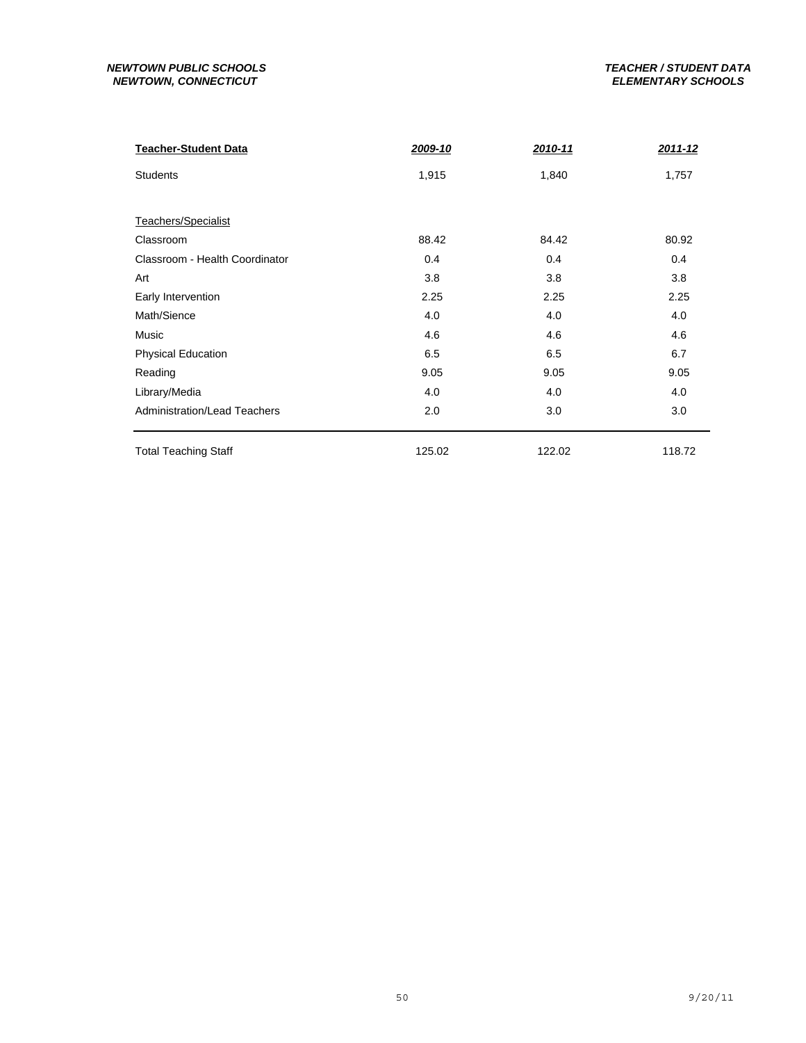**NEWTOWN PUBLIC SCHOOLS**
**NEWTOWN, CONNECTICUT**

**TEACHER / STUDENT DATA**
**ELEMENTARY SCHOOLS**

| Teacher-Student Data | 2009-10 | 2010-11 | 2011-12 |
|---|---|---|---|
| Students | 1,915 | 1,840 | 1,757 |
| | | | |
| Teachers/Specialist | | | |
| Classroom | 88.42 | 84.42 | 80.92 |
| Classroom - Health Coordinator | 0.4 | 0.4 | 0.4 |
| Art | 3.8 | 3.8 | 3.8 |
| Early Intervention | 2.25 | 2.25 | 2.25 |
| Math/Sience | 4.0 | 4.0 | 4.0 |
| Music | 4.6 | 4.6 | 4.6 |
| Physical Education | 6.5 | 6.5 | 6.7 |
| Reading | 9.05 | 9.05 | 9.05 |
| Library/Media | 4.0 | 4.0 | 4.0 |
| Administration/Lead Teachers | 2.0 | 3.0 | 3.0 |
| Total Teaching Staff | 125.02 | 122.02 | 118.72 |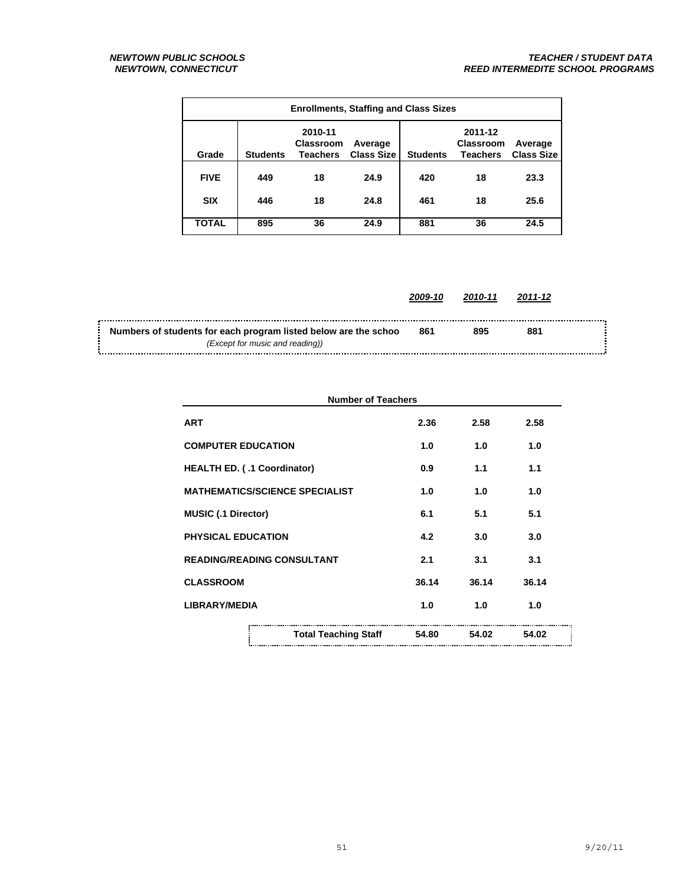**NEWTOWN PUBLIC SCHOOLS**
**NEWTOWN, CONNECTICUT**

**TEACHER / STUDENT DATA**
**REED INTERMEDITE SCHOOL PROGRAMS**

| Enrollments, Staffing and Class Sizes | | | | | | |
|---|---|---|---|---|---|---|
| | 2010-11 | | | 2011-12 | | |
| Grade | Students | Classroom Teachers | Average Class Size | Students | Classroom Teachers | Average Class Size |
| FIVE | 449 | 18 | 24.9 | 420 | 18 | 23.3 |
| SIX | 446 | 18 | 24.8 | 461 | 18 | 25.6 |
| TOTAL | 895 | 36 | 24.9 | 881 | 36 | 24.5 |

| | 2009-10 | 2010-11 | 2011-12 |
|---|---|---|---|
| Numbers of students for each program listed below are the schoo *(Except for music and reading))* | 861 | 895 | 881 |

| Number of Teachers | | | |
|---|---|---|---|
| ART | 2.36 | 2.58 | 2.58 |
| COMPUTER EDUCATION | 1.0 | 1.0 | 1.0 |
| HEALTH ED. ( .1 Coordinator) | 0.9 | 1.1 | 1.1 |
| MATHEMATICS/SCIENCE SPECIALIST | 1.0 | 1.0 | 1.0 |
| MUSIC (.1 Director) | 6.1 | 5.1 | 5.1 |
| PHYSICAL EDUCATION | 4.2 | 3.0 | 3.0 |
| READING/READING CONSULTANT | 2.1 | 3.1 | 3.1 |
| CLASSROOM | 36.14 | 36.14 | 36.14 |
| LIBRARY/MEDIA | 1.0 | 1.0 | 1.0 |
| Total Teaching Staff | 54.80 | 54.02 | 54.02 |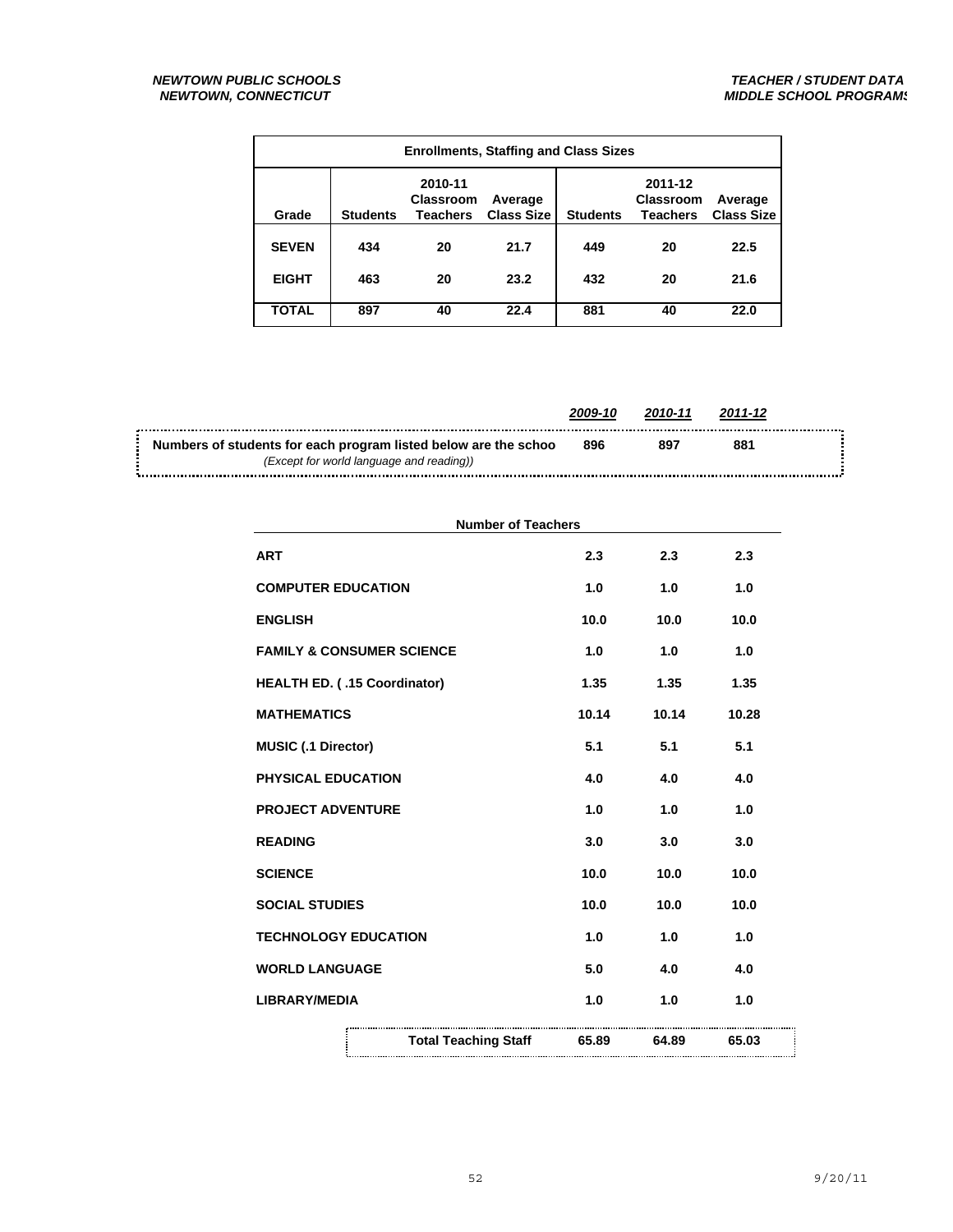*NEWTOWN PUBLIC SCHOOLS*
*NEWTOWN, CONNECTICUT*

*TEACHER / STUDENT DATA*
*MIDDLE SCHOOL PROGRAMS*

**Enrollments, Staffing and Class Sizes**

| Grade | Students | 2010-11 Classroom Teachers | Average Class Size | Students | 2011-12 Classroom Teachers | Average Class Size |
|---|---|---|---|---|---|---|
| SEVEN | 434 | 20 | 21.7 | 449 | 20 | 22.5 |
| EIGHT | 463 | 20 | 23.2 | 432 | 20 | 21.6 |
| TOTAL | 897 | 40 | 22.4 | 881 | 40 | 22.0 |

| | *2009-10* | *2010-11* | *2011-12* |
|---|---|---|---|
| **Numbers of students for each program listed below are the schoo** *(Except for world language and reading))* | 896 | 897 | 881 |

| Number of Teachers | 2009-10 | 2010-11 | 2011-12 |
|---|---|---|---|
| ART | 2.3 | 2.3 | 2.3 |
| COMPUTER EDUCATION | 1.0 | 1.0 | 1.0 |
| ENGLISH | 10.0 | 10.0 | 10.0 |
| FAMILY & CONSUMER SCIENCE | 1.0 | 1.0 | 1.0 |
| HEALTH ED. ( .15 Coordinator) | 1.35 | 1.35 | 1.35 |
| MATHEMATICS | 10.14 | 10.14 | 10.28 |
| MUSIC (.1 Director) | 5.1 | 5.1 | 5.1 |
| PHYSICAL EDUCATION | 4.0 | 4.0 | 4.0 |
| PROJECT ADVENTURE | 1.0 | 1.0 | 1.0 |
| READING | 3.0 | 3.0 | 3.0 |
| SCIENCE | 10.0 | 10.0 | 10.0 |
| SOCIAL STUDIES | 10.0 | 10.0 | 10.0 |
| TECHNOLOGY EDUCATION | 1.0 | 1.0 | 1.0 |
| WORLD LANGUAGE | 5.0 | 4.0 | 4.0 |
| LIBRARY/MEDIA | 1.0 | 1.0 | 1.0 |
| **Total Teaching Staff** | **65.89** | **64.89** | **65.03** |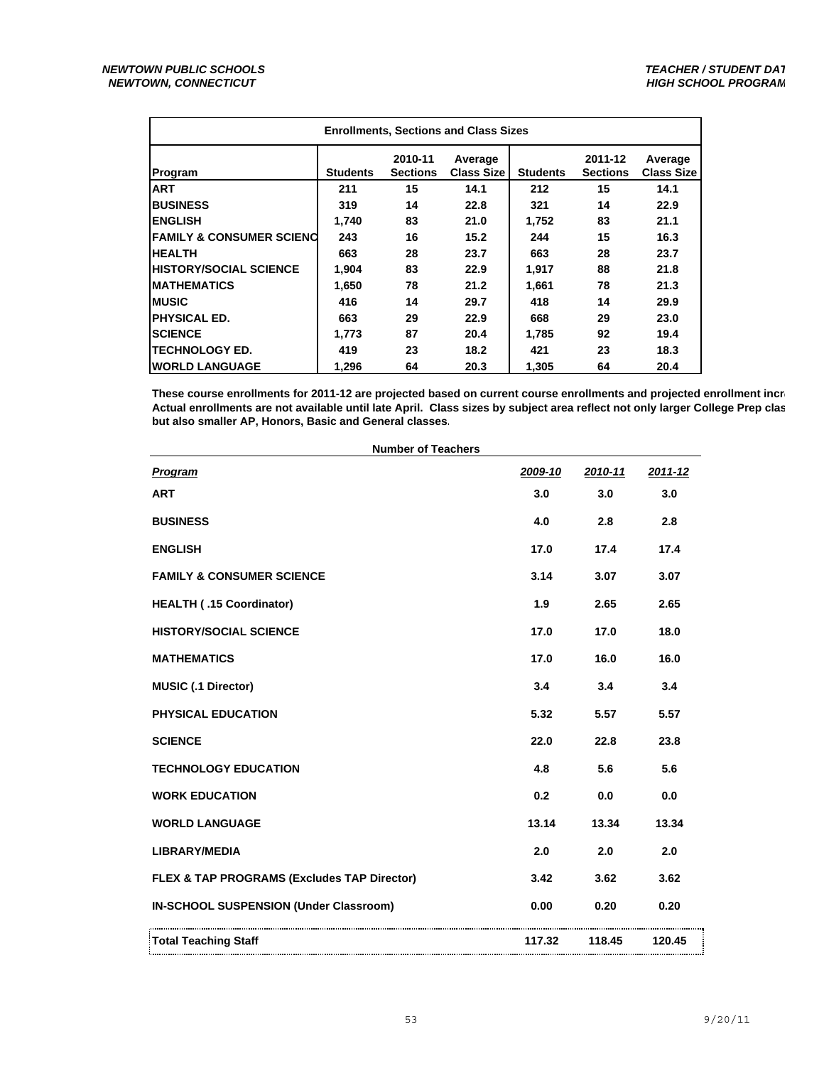*NEWTOWN PUBLIC SCHOOLS*
*NEWTOWN, CONNECTICUT*

*TEACHER / STUDENT DAT*
*HIGH SCHOOL PROGRAM*

| Enrollments, Sections and Class Sizes | | | | | | |
|---|---|---|---|---|---|---|
| **Program** | **Students** | **2010-11 Sections** | **Average Class Size** | **Students** | **2011-12 Sections** | **Average Class Size** |
| **ART** | **211** | **15** | **14.1** | **212** | **15** | **14.1** |
| **BUSINESS** | **319** | **14** | **22.8** | **321** | **14** | **22.9** |
| **ENGLISH** | **1,740** | **83** | **21.0** | **1,752** | **83** | **21.1** |
| **FAMILY & CONSUMER SCIENC** | **243** | **16** | **15.2** | **244** | **15** | **16.3** |
| **HEALTH** | **663** | **28** | **23.7** | **663** | **28** | **23.7** |
| **HISTORY/SOCIAL SCIENCE** | **1,904** | **83** | **22.9** | **1,917** | **88** | **21.8** |
| **MATHEMATICS** | **1,650** | **78** | **21.2** | **1,661** | **78** | **21.3** |
| **MUSIC** | **416** | **14** | **29.7** | **418** | **14** | **29.9** |
| **PHYSICAL ED.** | **663** | **29** | **22.9** | **668** | **29** | **23.0** |
| **SCIENCE** | **1,773** | **87** | **20.4** | **1,785** | **92** | **19.4** |
| **TECHNOLOGY ED.** | **419** | **23** | **18.2** | **421** | **23** | **18.3** |
| **WORLD LANGUAGE** | **1,296** | **64** | **20.3** | **1,305** | **64** | **20.4** |

**These course enrollments for 2011-12 are projected based on current course enrollments and projected enrollment incr Actual enrollments are not available until late April. Class sizes by subject area reflect not only larger College Prep clas but also smaller AP, Honors, Basic and General classes.**

| Number of Teachers | | | |
|---|---|---|---|
| ***Program*** | ***2009-10*** | ***2010-11*** | ***2011-12*** |
| **ART** | **3.0** | **3.0** | **3.0** |
| **BUSINESS** | **4.0** | **2.8** | **2.8** |
| **ENGLISH** | **17.0** | **17.4** | **17.4** |
| **FAMILY & CONSUMER SCIENCE** | **3.14** | **3.07** | **3.07** |
| **HEALTH ( .15 Coordinator)** | **1.9** | **2.65** | **2.65** |
| **HISTORY/SOCIAL SCIENCE** | **17.0** | **17.0** | **18.0** |
| **MATHEMATICS** | **17.0** | **16.0** | **16.0** |
| **MUSIC (.1 Director)** | **3.4** | **3.4** | **3.4** |
| **PHYSICAL EDUCATION** | **5.32** | **5.57** | **5.57** |
| **SCIENCE** | **22.0** | **22.8** | **23.8** |
| **TECHNOLOGY EDUCATION** | **4.8** | **5.6** | **5.6** |
| **WORK EDUCATION** | **0.2** | **0.0** | **0.0** |
| **WORLD LANGUAGE** | **13.14** | **13.34** | **13.34** |
| **LIBRARY/MEDIA** | **2.0** | **2.0** | **2.0** |
| **FLEX & TAP PROGRAMS (Excludes TAP Director)** | **3.42** | **3.62** | **3.62** |
| **IN-SCHOOL SUSPENSION (Under Classroom)** | **0.00** | **0.20** | **0.20** |
| **Total Teaching Staff** | **117.32** | **118.45** | **120.45** |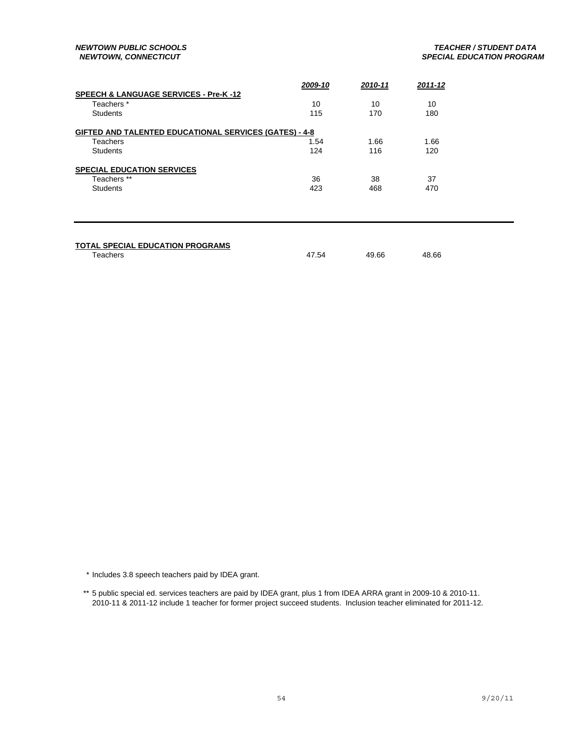***NEWTOWN PUBLIC SCHOOLS***
***NEWTOWN, CONNECTICUT***

***TEACHER / STUDENT DATA***
***SPECIAL EDUCATION PROGRAM***

| | ***2009-10*** | ***2010-11*** | ***2011-12*** |
|---|---|---|---|
| **SPEECH & LANGUAGE SERVICES - Pre-K -12** | | | |
| Teachers * | 10 | 10 | 10 |
| Students | 115 | 170 | 180 |
| **GIFTED AND TALENTED EDUCATIONAL SERVICES (GATES) - 4-8** | | | |
| Teachers | 1.54 | 1.66 | 1.66 |
| Students | 124 | 116 | 120 |
| **SPECIAL EDUCATION SERVICES** | | | |
| Teachers ** | 36 | 38 | 37 |
| Students | 423 | 468 | 470 |
| **TOTAL SPECIAL EDUCATION PROGRAMS** | | | |
| Teachers | 47.54 | 49.66 | 48.66 |

\* Includes 3.8 speech teachers paid by IDEA grant.

** 5 public special ed. services teachers are paid by IDEA grant, plus 1 from IDEA ARRA grant in 2009-10 & 2010-11. 2010-11 & 2011-12 include 1 teacher for former project succeed students. Inclusion teacher eliminated for 2011-12.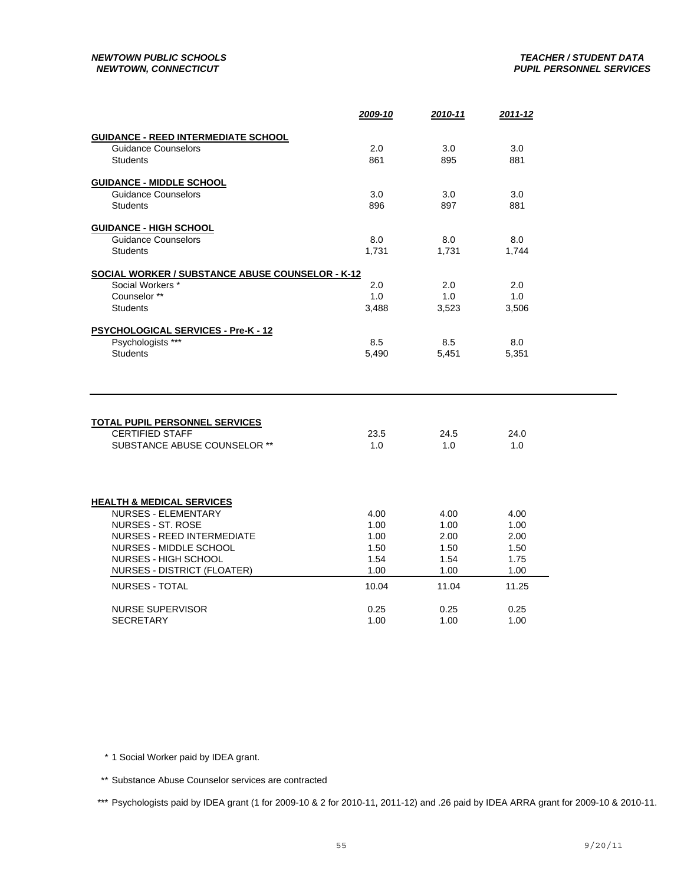*NEWTOWN PUBLIC SCHOOLS*
*NEWTOWN, CONNECTICUT*

*TEACHER / STUDENT DATA*
*PUPIL PERSONNEL SERVICES*

| | 2009-10 | 2010-11 | 2011-12 |
|---|---|---|---|
| **GUIDANCE - REED INTERMEDIATE SCHOOL** | | | |
| Guidance Counselors | 2.0 | 3.0 | 3.0 |
| Students | 861 | 895 | 881 |
| **GUIDANCE - MIDDLE SCHOOL** | | | |
| Guidance Counselors | 3.0 | 3.0 | 3.0 |
| Students | 896 | 897 | 881 |
| **GUIDANCE - HIGH SCHOOL** | | | |
| Guidance Counselors | 8.0 | 8.0 | 8.0 |
| Students | 1,731 | 1,731 | 1,744 |
| **SOCIAL WORKER / SUBSTANCE ABUSE COUNSELOR - K-12** | | | |
| Social Workers * | 2.0 | 2.0 | 2.0 |
| Counselor ** | 1.0 | 1.0 | 1.0 |
| Students | 3,488 | 3,523 | 3,506 |
| **PSYCHOLOGICAL SERVICES - Pre-K - 12** | | | |
| Psychologists *** | 8.5 | 8.5 | 8.0 |
| Students | 5,490 | 5,451 | 5,351 |

| | 2009-10 | 2010-11 | 2011-12 |
|---|---|---|---|
| **TOTAL PUPIL PERSONNEL SERVICES** | | | |
| CERTIFIED STAFF | 23.5 | 24.5 | 24.0 |
| SUBSTANCE ABUSE COUNSELOR ** | 1.0 | 1.0 | 1.0 |

| | 2009-10 | 2010-11 | 2011-12 |
|---|---|---|---|
| **HEALTH & MEDICAL SERVICES** | | | |
| NURSES - ELEMENTARY | 4.00 | 4.00 | 4.00 |
| NURSES - ST. ROSE | 1.00 | 1.00 | 1.00 |
| NURSES - REED INTERMEDIATE | 1.00 | 2.00 | 2.00 |
| NURSES - MIDDLE SCHOOL | 1.50 | 1.50 | 1.50 |
| NURSES - HIGH SCHOOL | 1.54 | 1.54 | 1.75 |
| NURSES - DISTRICT (FLOATER) | 1.00 | 1.00 | 1.00 |
| NURSES - TOTAL | 10.04 | 11.04 | 11.25 |
| NURSE SUPERVISOR | 0.25 | 0.25 | 0.25 |
| SECRETARY | 1.00 | 1.00 | 1.00 |

\* 1 Social Worker paid by IDEA grant.

\*\* Substance Abuse Counselor services are contracted

\*\*\* Psychologists paid by IDEA grant (1 for 2009-10 & 2 for 2010-11, 2011-12) and .26 paid by IDEA ARRA grant for 2009-10 & 2010-11.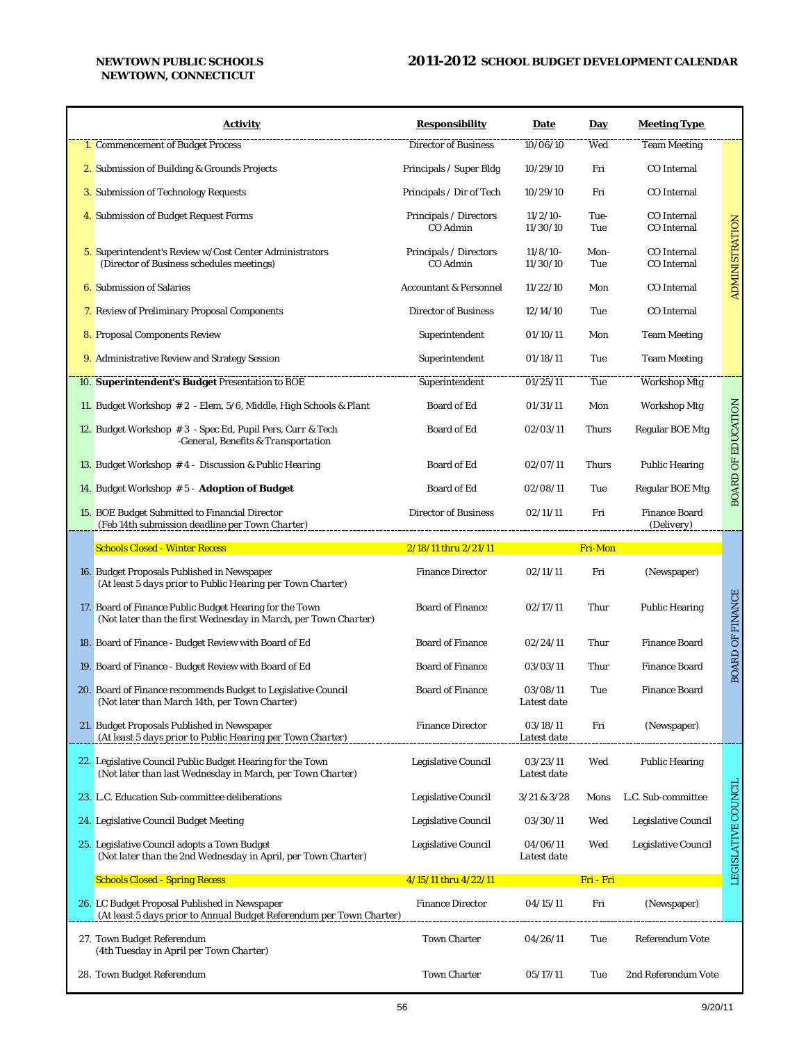**NEWTOWN PUBLIC SCHOOLS**
**NEWTOWN, CONNECTICUT**

## 2011-2012 SCHOOL BUDGET DEVELOPMENT CALENDAR

| Activity | Responsibility | Date | Day | Meeting Type | |
|---|---|---|---|---|---|
| 1. Commencement of Budget Process | Director of Business | 10/06/10 | Wed | Team Meeting | ADMINISTRATION |
| 2. Submission of Building & Grounds Projects | Principals / Super Bldg | 10/29/10 | Fri | CO Internal | ADMINISTRATION |
| 3. Submission of Technology Requests | Principals / Dir of Tech | 10/29/10 | Fri | CO Internal | ADMINISTRATION |
| 4. Submission of Budget Request Forms | Principals / Directors CO Admin | 11/2/10- 11/30/10 | Tue- Tue | CO Internal CO Internal | ADMINISTRATION |
| 5. Superintendent's Review w/Cost Center Administrators (Director of Business schedules meetings) | Principals / Directors CO Admin | 11/8/10- 11/30/10 | Mon- Tue | CO Internal CO Internal | ADMINISTRATION |
| 6. Submission of Salaries | Accountant & Personnel | 11/22/10 | Mon | CO Internal | ADMINISTRATION |
| 7. Review of Preliminary Proposal Components | Director of Business | 12/14/10 | Tue | CO Internal | ADMINISTRATION |
| 8. Proposal Components Review | Superintendent | 01/10/11 | Mon | Team Meeting | ADMINISTRATION |
| 9. Administrative Review and Strategy Session | Superintendent | 01/18/11 | Tue | Team Meeting | ADMINISTRATION |
| 10. **Superintendent's Budget** Presentation to BOE | Superintendent | 01/25/11 | Tue | Workshop Mtg | BOARD OF EDUCATION |
| 11. Budget Workshop # 2 - Elem, 5/6, Middle, High Schools & Plant | Board of Ed | 01/31/11 | Mon | Workshop Mtg | BOARD OF EDUCATION |
| 12. Budget Workshop # 3 - Spec Ed, Pupil Pers, Curr & Tech -General, Benefits & Transportation | Board of Ed | 02/03/11 | Thurs | Regular BOE Mtg | BOARD OF EDUCATION |
| 13. Budget Workshop # 4 - Discussion & Public Hearing | Board of Ed | 02/07/11 | Thurs | Public Hearing | BOARD OF EDUCATION |
| 14. Budget Workshop # 5 - **Adoption of Budget** | Board of Ed | 02/08/11 | Tue | Regular BOE Mtg | BOARD OF EDUCATION |
| 15. BOE Budget Submitted to Financial Director (Feb 14th submission deadline per Town Charter) | Director of Business | 02/11/11 | Fri | Finance Board (Delivery) | BOARD OF EDUCATION |
| Schools Closed - Winter Recess | 2/18/11 thru 2/21/11 | | Fri-Mon | | BOARD OF FINANCE |
| 16. Budget Proposals Published in Newspaper (At least 5 days prior to Public Hearing per Town Charter) | Finance Director | 02/11/11 | Fri | (Newspaper) | BOARD OF FINANCE |
| 17. Board of Finance Public Budget Hearing for the Town (Not later than the first Wednesday in March, per Town Charter) | Board of Finance | 02/17/11 | Thur | Public Hearing | BOARD OF FINANCE |
| 18. Board of Finance - Budget Review with Board of Ed | Board of Finance | 02/24/11 | Thur | Finance Board | BOARD OF FINANCE |
| 19. Board of Finance - Budget Review with Board of Ed | Board of Finance | 03/03/11 | Thur | Finance Board | BOARD OF FINANCE |
| 20. Board of Finance recommends Budget to Legislative Council (Not later than March 14th, per Town Charter) | Board of Finance | 03/08/11 Latest date | Tue | Finance Board | BOARD OF FINANCE |
| 21. Budget Proposals Published in Newspaper (At least 5 days prior to Public Hearing per Town Charter) | Finance Director | 03/18/11 Latest date | Fri | (Newspaper) | BOARD OF FINANCE |
| 22. Legislative Council Public Budget Hearing for the Town (Not later than last Wednesday in March, per Town Charter) | Legislative Council | 03/23/11 Latest date | Wed | Public Hearing | LEGISLATIVE COUNCIL |
| 23. L.C. Education Sub-committee deliberations | Legislative Council | 3/21 & 3/28 | Mons | L.C. Sub-committee | LEGISLATIVE COUNCIL |
| 24. Legislative Council Budget Meeting | Legislative Council | 03/30/11 | Wed | Legislative Council | LEGISLATIVE COUNCIL |
| 25. Legislative Council adopts a Town Budget (Not later than the 2nd Wednesday in April, per Town Charter) | Legislative Council | 04/06/11 Latest date | Wed | Legislative Council | LEGISLATIVE COUNCIL |
| Schools Closed - Spring Recess | 4/15/11 thru 4/22/11 | | Fri - Fri | | LEGISLATIVE COUNCIL |
| 26. LC Budget Proposal Published in Newspaper (At least 5 days prior to Annual Budget Referendum per Town Charter) | Finance Director | 04/15/11 | Fri | (Newspaper) | LEGISLATIVE COUNCIL |
| 27. Town Budget Referendum (4th Tuesday in April per Town Charter) | Town Charter | 04/26/11 | Tue | Referendum Vote | |
| 28. Town Budget Referendum | Town Charter | 05/17/11 | Tue | 2nd Referendum Vote | |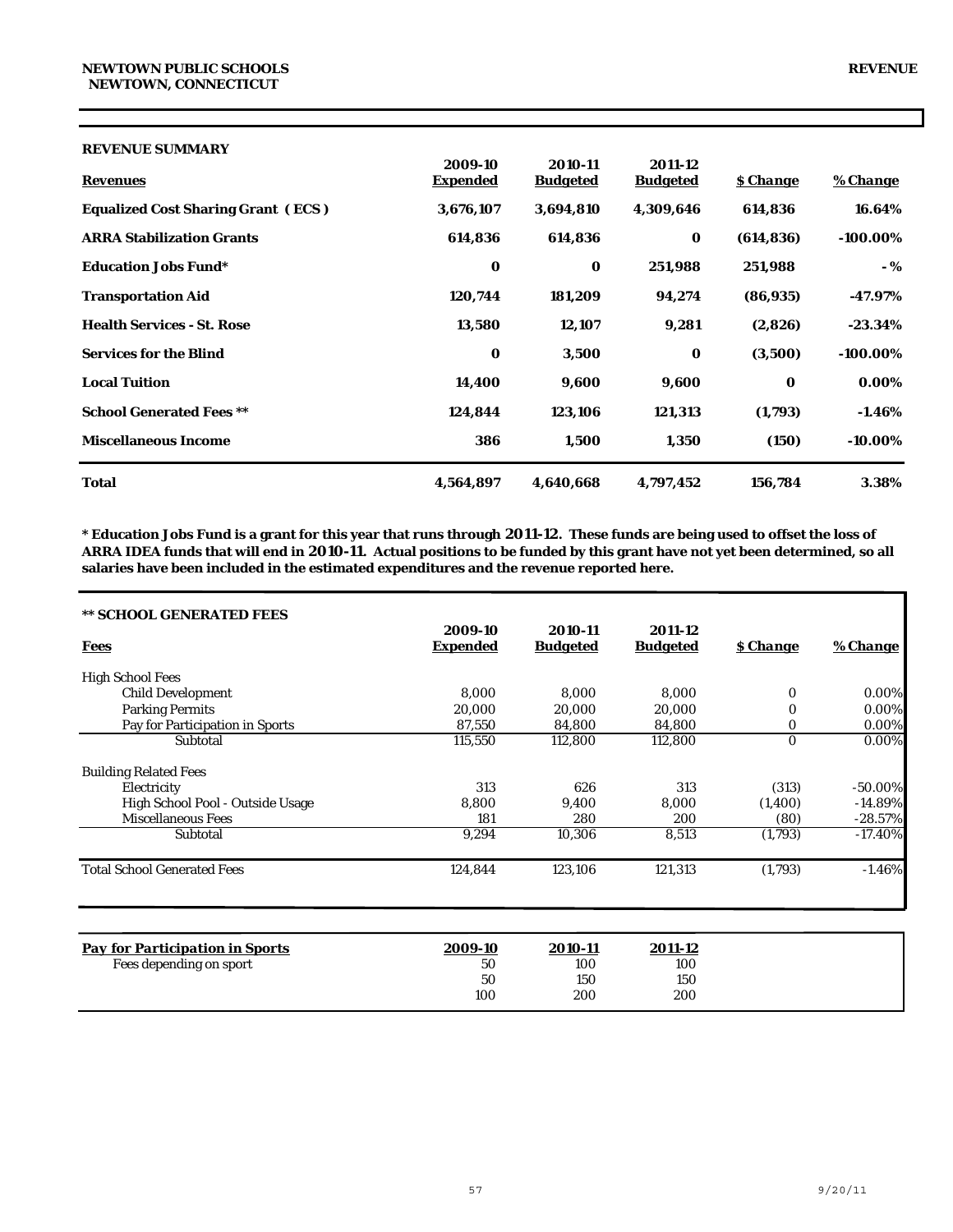**NEWTOWN PUBLIC SCHOOLS**
**NEWTOWN, CONNECTICUT**

**REVENUE**

## REVENUE SUMMARY

| Revenues | 2009-10 Expended | 2010-11 Budgeted | 2011-12 Budgeted | $ Change | % Change |
|---|---|---|---|---|---|
| **Equalized Cost Sharing Grant ( ECS )** | **3,676,107** | **3,694,810** | **4,309,646** | **614,836** | **16.64%** |
| **ARRA Stabilization Grants** | **614,836** | **614,836** | **0** | **(614,836)** | **-100.00%** |
| **Education Jobs Fund*** | **0** | **0** | **251,988** | **251,988** | **- %** |
| **Transportation Aid** | **120,744** | **181,209** | **94,274** | **(86,935)** | **-47.97%** |
| **Health Services - St. Rose** | **13,580** | **12,107** | **9,281** | **(2,826)** | **-23.34%** |
| **Services for the Blind** | **0** | **3,500** | **0** | **(3,500)** | **-100.00%** |
| **Local Tuition** | **14,400** | **9,600** | **9,600** | **0** | **0.00%** |
| **School Generated Fees **** | **124,844** | **123,106** | **121,313** | **(1,793)** | **-1.46%** |
| **Miscellaneous Income** | **386** | **1,500** | **1,350** | **(150)** | **-10.00%** |
| **Total** | **4,564,897** | **4,640,668** | **4,797,452** | **156,784** | **3.38%** |

**\* Education Jobs Fund is a grant for this year that runs through 2011-12. These funds are being used to offset the loss of ARRA IDEA funds that will end in 2010-11. Actual positions to be funded by this grant have not yet been determined, so all salaries have been included in the estimated expenditures and the revenue reported here.**

## ** SCHOOL GENERATED FEES

| Fees | 2009-10 Expended | 2010-11 Budgeted | 2011-12 Budgeted | $ Change | % Change |
|---|---|---|---|---|---|
| High School Fees | | | | | |
| Child Development | 8,000 | 8,000 | 8,000 | 0 | 0.00% |
| Parking Permits | 20,000 | 20,000 | 20,000 | 0 | 0.00% |
| Pay for Participation in Sports | 87,550 | 84,800 | 84,800 | 0 | 0.00% |
| Subtotal | 115,550 | 112,800 | 112,800 | 0 | 0.00% |
| Building Related Fees | | | | | |
| Electricity | 313 | 626 | 313 | (313) | -50.00% |
| High School Pool - Outside Usage | 8,800 | 9,400 | 8,000 | (1,400) | -14.89% |
| Miscellaneous Fees | 181 | 280 | 200 | (80) | -28.57% |
| Subtotal | 9,294 | 10,306 | 8,513 | (1,793) | -17.40% |
| Total School Generated Fees | 124,844 | 123,106 | 121,313 | (1,793) | -1.46% |

| Pay for Participation in Sports | 2009-10 | 2010-11 | 2011-12 |
|---|---|---|---|
| Fees depending on sport | 50 | 100 | 100 |
| | 50 | 150 | 150 |
| | 100 | 200 | 200 |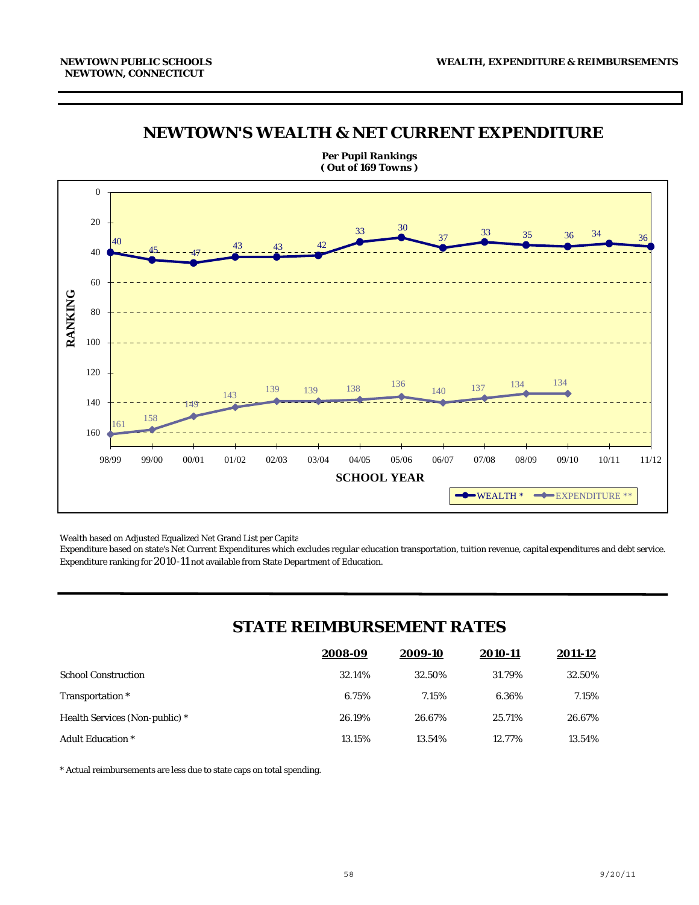# NEWTOWN'S WEALTH & NET CURRENT EXPENDITURE

**Per Pupil Rankings**
**( Out of 169 Towns )**

| SCHOOL YEAR | 98/99 | 99/00 | 00/01 | 01/02 | 02/03 | 03/04 | 04/05 | 05/06 | 06/07 | 07/08 | 08/09 | 09/10 | 10/11 | 11/12 |
|---|---|---|---|---|---|---|---|---|---|---|---|---|---|---|
| WEALTH * | 40 | 45 | 47 | 43 | 43 | 42 | 33 | 30 | 37 | 33 | 35 | 36 | 34 | 36 |
| EXPENDITURE ** | 161 | 158 | 149 | 143 | 139 | 139 | 138 | 136 | 140 | 137 | 134 | 134 | | |

Wealth based on Adjusted Equalized Net Grand List per Capita

Expenditure based on state's Net Current Expenditures which excludes regular education transportation, tuition revenue, capital expenditures and debt service.

Expenditure ranking for 2010-11 not available from State Department of Education.

# STATE REIMBURSEMENT RATES

| | 2008-09 | 2009-10 | 2010-11 | 2011-12 |
|---|---|---|---|---|
| School Construction | 32.14% | 32.50% | 31.79% | 32.50% |
| Transportation * | 6.75% | 7.15% | 6.36% | 7.15% |
| Health Services (Non-public) * | 26.19% | 26.67% | 25.71% | 26.67% |
| Adult Education * | 13.15% | 13.54% | 12.77% | 13.54% |

* Actual reimbursements are less due to state caps on total spending.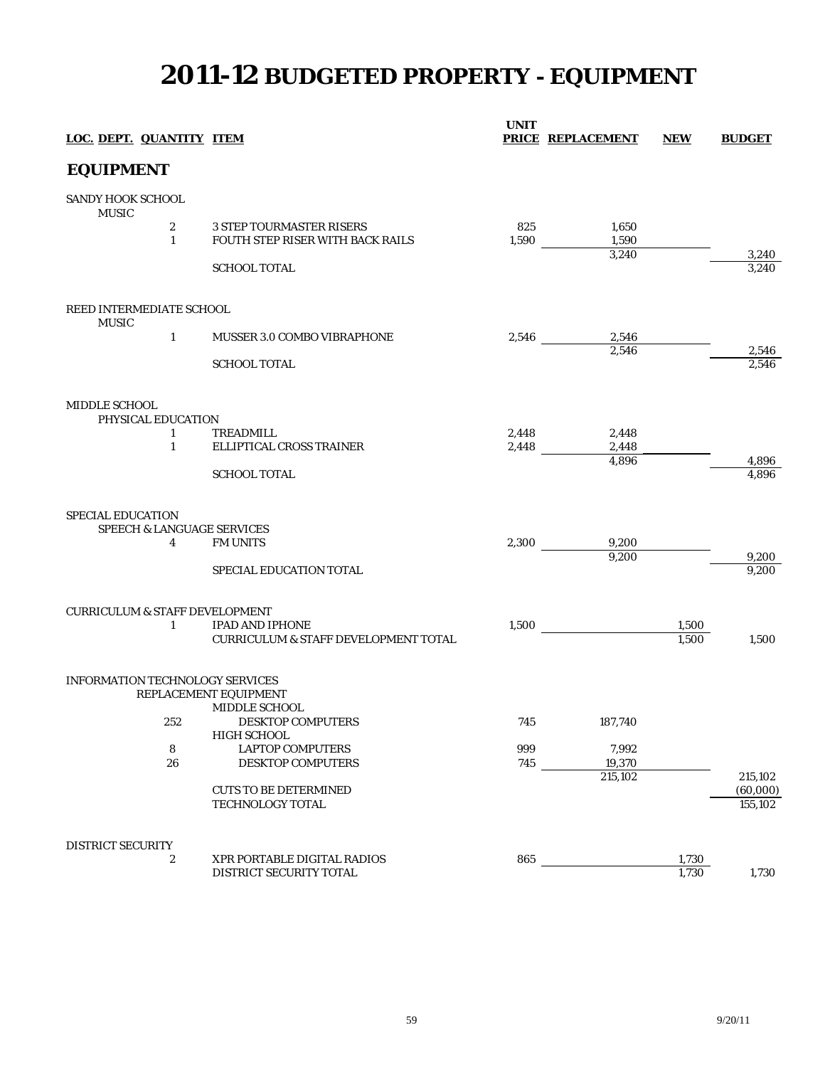# 2011-12 BUDGETED PROPERTY - EQUIPMENT

| LOC. DEPT. | QUANTITY | ITEM | UNIT PRICE | REPLACEMENT | NEW | BUDGET |
|---|---|---|---|---|---|---|
| **EQUIPMENT** | | | | | | |
| SANDY HOOK SCHOOL | | | | | | |
| MUSIC | | | | | | |
| | 2 | 3 STEP TOURMASTER RISERS | 825 | 1,650 | | |
| | 1 | FOUTH STEP RISER WITH BACK RAILS | 1,590 | 1,590 | | |
| | | | | 3,240 | | 3,240 |
| | | SCHOOL TOTAL | | | | 3,240 |
| REED INTERMEDIATE SCHOOL | | | | | | |
| MUSIC | | | | | | |
| | 1 | MUSSER 3.0 COMBO VIBRAPHONE | 2,546 | 2,546 | | |
| | | | | 2,546 | | 2,546 |
| | | SCHOOL TOTAL | | | | 2,546 |
| MIDDLE SCHOOL | | | | | | |
| PHYSICAL EDUCATION | | | | | | |
| | 1 | TREADMILL | 2,448 | 2,448 | | |
| | 1 | ELLIPTICAL CROSS TRAINER | 2,448 | 2,448 | | |
| | | | | 4,896 | | 4,896 |
| | | SCHOOL TOTAL | | | | 4,896 |
| SPECIAL EDUCATION | | | | | | |
| SPEECH & LANGUAGE SERVICES | | | | | | |
| | 4 | FM UNITS | 2,300 | 9,200 | | |
| | | | | 9,200 | | 9,200 |
| | | SPECIAL EDUCATION TOTAL | | | | 9,200 |
| CURRICULUM & STAFF DEVELOPMENT | | | | | | |
| | 1 | IPAD AND IPHONE | 1,500 | | 1,500 | |
| | | CURRICULUM & STAFF DEVELOPMENT TOTAL | | | 1,500 | 1,500 |
| INFORMATION TECHNOLOGY SERVICES | | | | | | |
| | | REPLACEMENT EQUIPMENT | | | | |
| | | MIDDLE SCHOOL | | | | |
| | 252 | DESKTOP COMPUTERS | 745 | 187,740 | | |
| | | HIGH SCHOOL | | | | |
| | 8 | LAPTOP COMPUTERS | 999 | 7,992 | | |
| | 26 | DESKTOP COMPUTERS | 745 | 19,370 | | |
| | | | | 215,102 | | 215,102 |
| | | CUTS TO BE DETERMINED | | | | (60,000) |
| | | TECHNOLOGY TOTAL | | | | 155,102 |
| DISTRICT SECURITY | | | | | | |
| | 2 | XPR PORTABLE DIGITAL RADIOS | 865 | | 1,730 | |
| | | DISTRICT SECURITY TOTAL | | | 1,730 | 1,730 |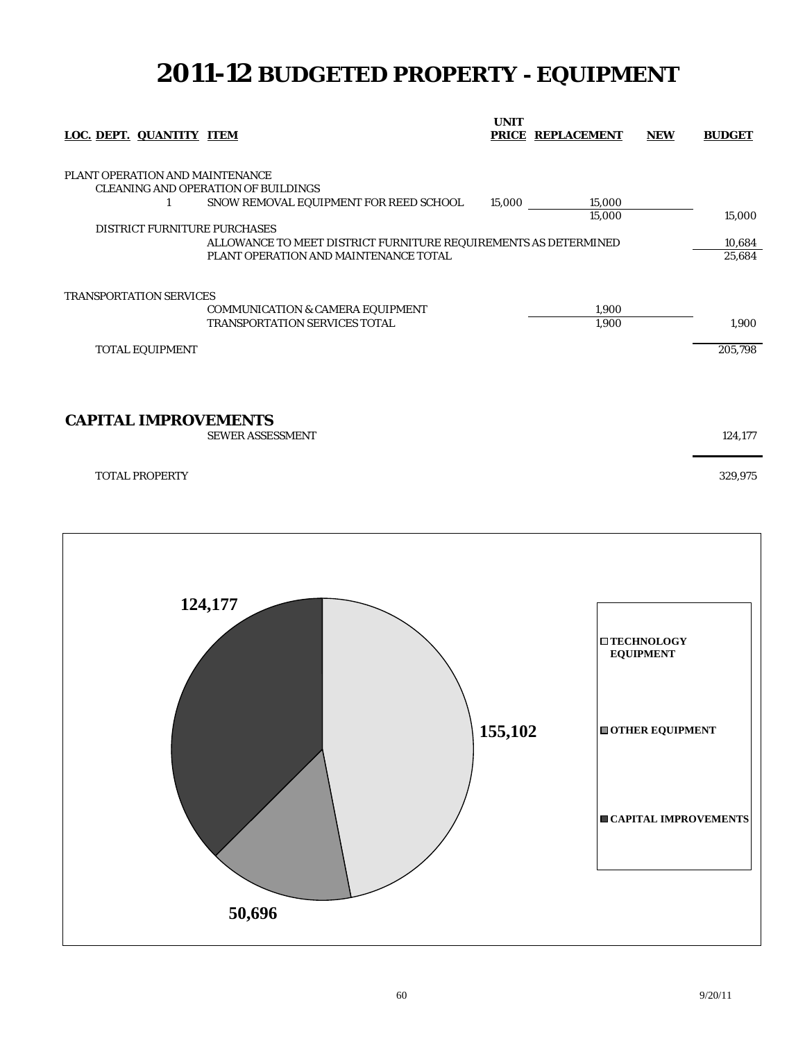# 2011-12 BUDGETED PROPERTY - EQUIPMENT

| LOC. | DEPT. | QUANTITY | ITEM | UNIT PRICE | REPLACEMENT | NEW | BUDGET |
|---|---|---|---|---|---|---|---|
| PLANT OPERATION AND MAINTENANCE | | | | | | | |
| | CLEANING AND OPERATION OF BUILDINGS | | | | | | |
| | | 1 | SNOW REMOVAL EQUIPMENT FOR REED SCHOOL | 15,000 | 15,000 | | |
| | | | | | 15,000 | | 15,000 |
| | DISTRICT FURNITURE PURCHASES | | | | | | |
| | | | ALLOWANCE TO MEET DISTRICT FURNITURE REQUIREMENTS AS DETERMINED | | | | 10,684 |
| | | | PLANT OPERATION AND MAINTENANCE TOTAL | | | | 25,684 |
| TRANSPORTATION SERVICES | | | | | | | |
| | | | COMMUNICATION & CAMERA EQUIPMENT | | 1,900 | | |
| | | | TRANSPORTATION SERVICES TOTAL | | 1,900 | | 1,900 |
| | TOTAL EQUIPMENT | | | | | | 205,798 |

## CAPITAL IMPROVEMENTS

| | | |
|---|---|---|
| | SEWER ASSESSMENT | 124,177 |
| TOTAL PROPERTY | | 329,975 |

| Category | Amount |
|---|---|
| TECHNOLOGY EQUIPMENT | 155,102 |
| OTHER EQUIPMENT | 50,696 |
| CAPITAL IMPROVEMENTS | 124,177 |

9/20/11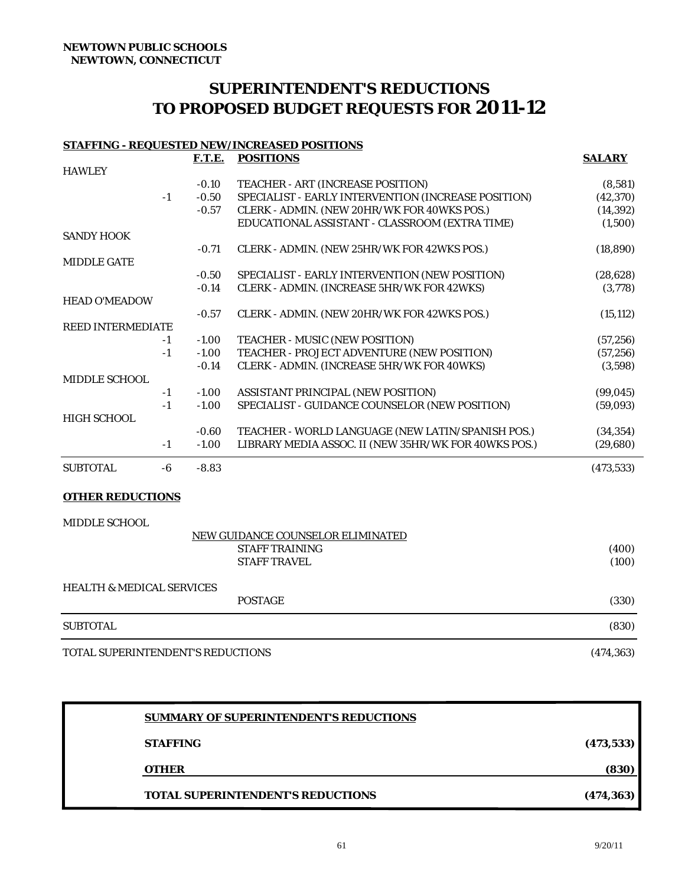**NEWTOWN PUBLIC SCHOOLS**
**NEWTOWN, CONNECTICUT**

# SUPERINTENDENT'S REDUCTIONS TO PROPOSED BUDGET REQUESTS FOR 2011-12

**STAFFING - REQUESTED NEW/INCREASED POSITIONS**

| | | F.T.E. | POSITIONS | SALARY |
|---|---|---|---|---|
| HAWLEY | | | | |
| | | -0.10 | TEACHER - ART (INCREASE POSITION) | (8,581) |
| | -1 | -0.50 | SPECIALIST - EARLY INTERVENTION (INCREASE POSITION) | (42,370) |
| | | -0.57 | CLERK - ADMIN. (NEW 20HR/WK FOR 40WKS POS.) | (14,392) |
| | | | EDUCATIONAL ASSISTANT - CLASSROOM (EXTRA TIME) | (1,500) |
| SANDY HOOK | | | | |
| | | -0.71 | CLERK - ADMIN. (NEW 25HR/WK FOR 42WKS POS.) | (18,890) |
| MIDDLE GATE | | | | |
| | | -0.50 | SPECIALIST - EARLY INTERVENTION (NEW POSITION) | (28,628) |
| | | -0.14 | CLERK - ADMIN. (INCREASE 5HR/WK FOR 42WKS) | (3,778) |
| HEAD O'MEADOW | | | | |
| | | -0.57 | CLERK - ADMIN. (NEW 20HR/WK FOR 42WKS POS.) | (15,112) |
| REED INTERMEDIATE | | | | |
| | -1 | -1.00 | TEACHER - MUSIC (NEW POSITION) | (57,256) |
| | -1 | -1.00 | TEACHER - PROJECT ADVENTURE (NEW POSITION) | (57,256) |
| | | -0.14 | CLERK - ADMIN. (INCREASE 5HR/WK FOR 40WKS) | (3,598) |
| MIDDLE SCHOOL | | | | |
| | -1 | -1.00 | ASSISTANT PRINCIPAL (NEW POSITION) | (99,045) |
| | -1 | -1.00 | SPECIALIST - GUIDANCE COUNSELOR (NEW POSITION) | (59,093) |
| HIGH SCHOOL | | | | |
| | | -0.60 | TEACHER - WORLD LANGUAGE (NEW LATIN/SPANISH POS.) | (34,354) |
| | -1 | -1.00 | LIBRARY MEDIA ASSOC. II (NEW 35HR/WK FOR 40WKS POS.) | (29,680) |
| SUBTOTAL | -6 | -8.83 | | (473,533) |

**OTHER REDUCTIONS**

| | | |
|---|---|---|
| MIDDLE SCHOOL | | |
| | NEW GUIDANCE COUNSELOR ELIMINATED | |
| | STAFF TRAINING | (400) |
| | STAFF TRAVEL | (100) |
| HEALTH & MEDICAL SERVICES | | |
| | POSTAGE | (330) |
| SUBTOTAL | | (830) |
| TOTAL SUPERINTENDENT'S REDUCTIONS | | (474,363) |

**SUMMARY OF SUPERINTENDENT'S REDUCTIONS**

| | |
|---|---|
| **STAFFING** | **(473,533)** |
| **OTHER** | **(830)** |
| **TOTAL SUPERINTENDENT'S REDUCTIONS** | **(474,363)** |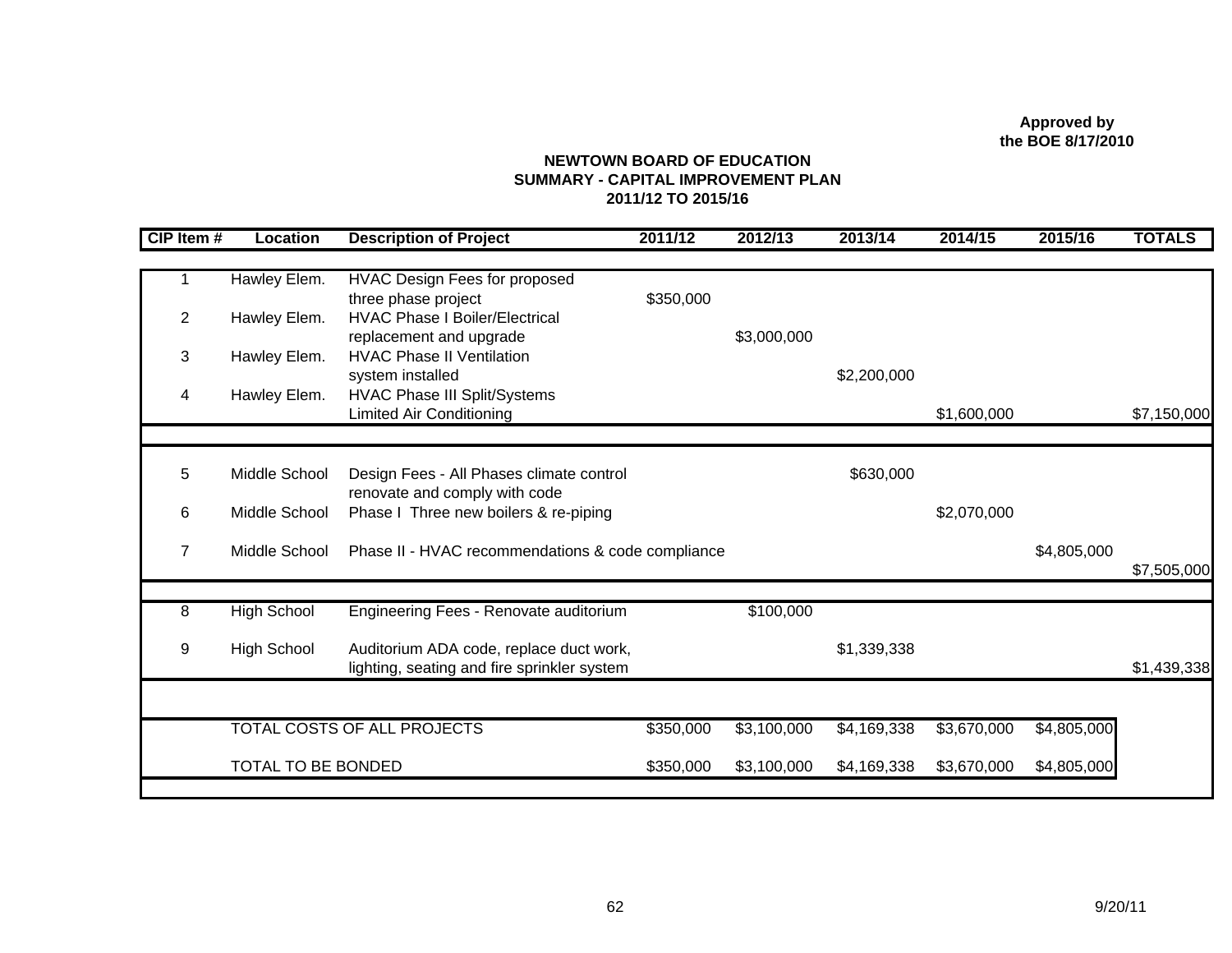**Approved by the BOE 8/17/2010**

**NEWTOWN BOARD OF EDUCATION**
**SUMMARY - CAPITAL IMPROVEMENT PLAN**
**2011/12 TO 2015/16**

| CIP Item # | Location | Description of Project | 2011/12 | 2012/13 | 2013/14 | 2014/15 | 2015/16 | TOTALS |
|---|---|---|---|---|---|---|---|---|
| 1 | Hawley Elem. | HVAC Design Fees for proposed three phase project | $350,000 | | | | | |
| 2 | Hawley Elem. | HVAC Phase I Boiler/Electrical replacement and upgrade | | $3,000,000 | | | | |
| 3 | Hawley Elem. | HVAC Phase II Ventilation system installed | | | $2,200,000 | | | |
| 4 | Hawley Elem. | HVAC Phase III Split/Systems Limited Air Conditioning | | | | $1,600,000 | | $7,150,000 |
| 5 | Middle School | Design Fees - All Phases climate control renovate and comply with code | | | $630,000 | | | |
| 6 | Middle School | Phase I Three new boilers & re-piping | | | | $2,070,000 | | |
| 7 | Middle School | Phase II - HVAC recommendations & code compliance | | | | | $4,805,000 | $7,505,000 |
| 8 | High School | Engineering Fees - Renovate auditorium | | $100,000 | | | | |
| 9 | High School | Auditorium ADA code, replace duct work, lighting, seating and fire sprinkler system | | | $1,339,338 | | | $1,439,338 |
| | TOTAL COSTS OF ALL PROJECTS | | $350,000 | $3,100,000 | $4,169,338 | $3,670,000 | $4,805,000 | |
| | TOTAL TO BE BONDED | | $350,000 | $3,100,000 | $4,169,338 | $3,670,000 | $4,805,000 | |

9/20/11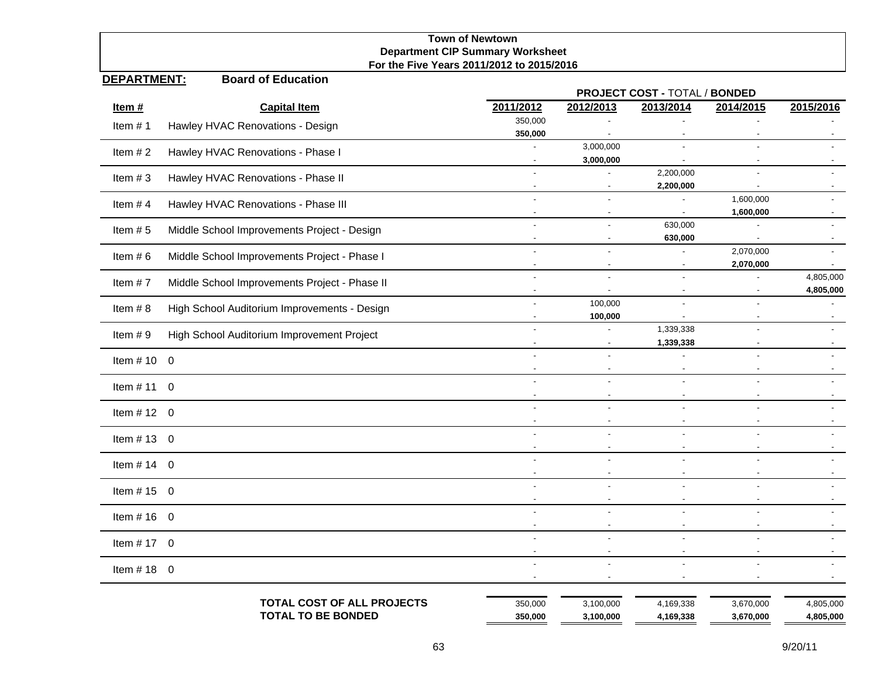**Town of Newtown**
**Department CIP Summary Worksheet**
**For the Five Years 2011/2012 to 2015/2016**

**DEPARTMENT:** **Board of Education**

| Item # | Capital Item | | PROJECT COST - TOTAL / **BONDED** | | | |
|---|---|---|---|---|---|---|
| | | 2011/2012 | 2012/2013 | 2013/2014 | 2014/2015 | 2015/2016 |
| Item # 1 | Hawley HVAC Renovations - Design | 350,000 | - | - | - | - |
| | | **350,000** | - | - | - | - |
| Item # 2 | Hawley HVAC Renovations - Phase I | - | 3,000,000 | - | - | - |
| | | - | **3,000,000** | - | - | - |
| Item # 3 | Hawley HVAC Renovations - Phase II | - | - | 2,200,000 | - | - |
| | | - | - | **2,200,000** | - | - |
| Item # 4 | Hawley HVAC Renovations - Phase III | - | - | - | 1,600,000 | - |
| | | - | - | - | **1,600,000** | - |
| Item # 5 | Middle School Improvements Project - Design | - | - | 630,000 | - | - |
| | | - | - | **630,000** | - | - |
| Item # 6 | Middle School Improvements Project - Phase I | - | - | - | 2,070,000 | - |
| | | - | - | - | **2,070,000** | - |
| Item # 7 | Middle School Improvements Project - Phase II | - | - | - | - | 4,805,000 |
| | | - | - | - | - | **4,805,000** |
| Item # 8 | High School Auditorium Improvements - Design | - | 100,000 | - | - | - |
| | | - | **100,000** | - | - | - |
| Item # 9 | High School Auditorium Improvement Project | - | - | 1,339,338 | - | - |
| | | - | - | **1,339,338** | - | - |
| Item # 10 | 0 | - | - | - | - | - |
| | | - | - | - | - | - |
| Item # 11 | 0 | - | - | - | - | - |
| | | - | - | - | - | - |
| Item # 12 | 0 | - | - | - | - | - |
| | | - | - | - | - | - |
| Item # 13 | 0 | - | - | - | - | - |
| | | - | - | - | - | - |
| Item # 14 | 0 | - | - | - | - | - |
| | | - | - | - | - | - |
| Item # 15 | 0 | - | - | - | - | - |
| | | - | - | - | - | - |
| Item # 16 | 0 | - | - | - | - | - |
| | | - | - | - | - | - |
| Item # 17 | 0 | - | - | - | - | - |
| | | - | - | - | - | - |
| Item # 18 | 0 | - | - | - | - | - |
| | | - | - | - | - | - |
| | **TOTAL COST OF ALL PROJECTS** | 350,000 | 3,100,000 | 4,169,338 | 3,670,000 | 4,805,000 |
| | **TOTAL TO BE BONDED** | **350,000** | **3,100,000** | **4,169,338** | **3,670,000** | **4,805,000** |

9/20/11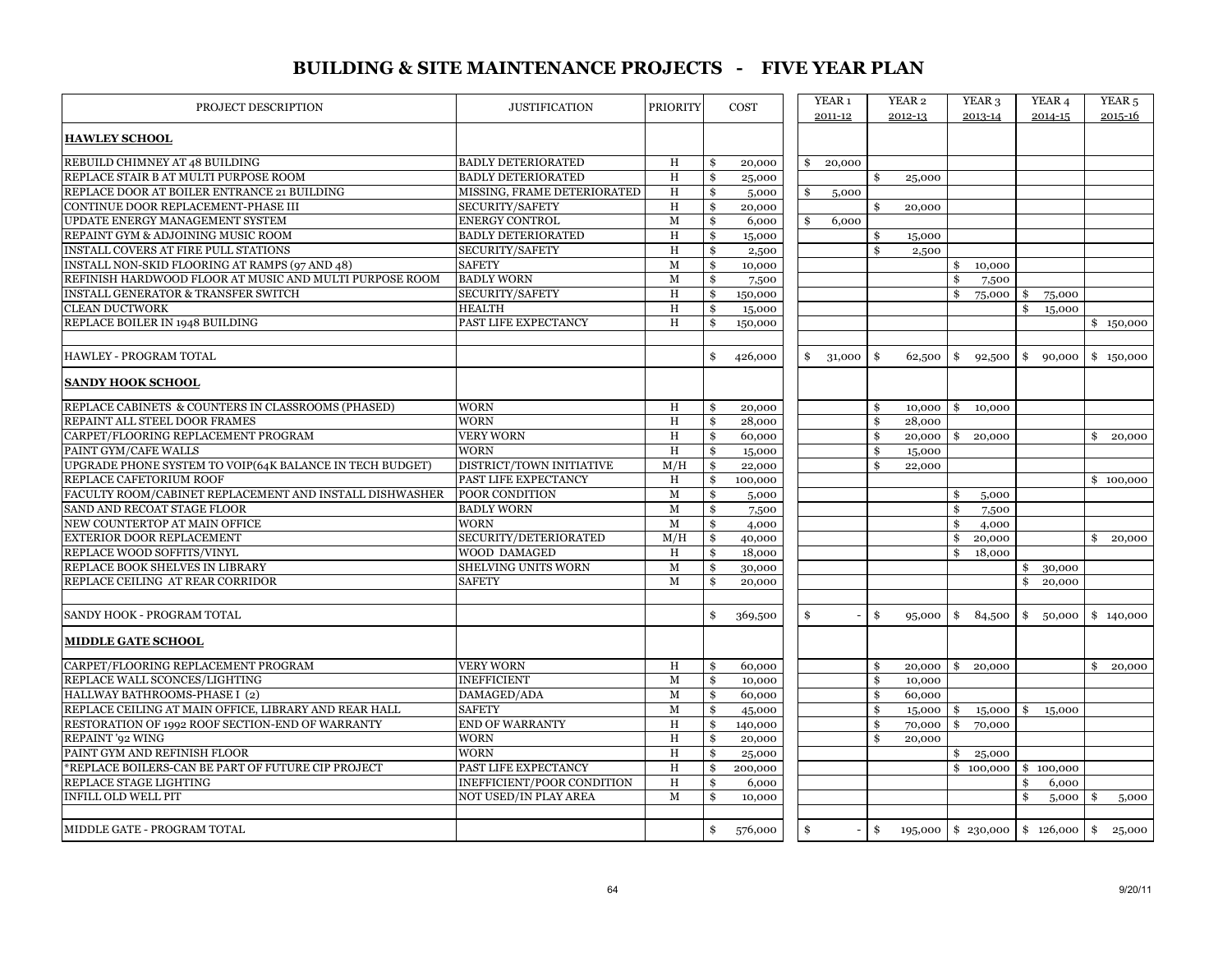# BUILDING & SITE MAINTENANCE PROJECTS - FIVE YEAR PLAN

| PROJECT DESCRIPTION | JUSTIFICATION | PRIORITY | COST | YEAR 1 2011-12 | YEAR 2 2012-13 | YEAR 3 2013-14 | YEAR 4 2014-15 | YEAR 5 2015-16 |
|---|---|---|---|---|---|---|---|---|
| **HAWLEY SCHOOL** | | | | | | | | |
| REBUILD CHIMNEY AT 48 BUILDING | BADLY DETERIORATED | H | $ 20,000 | $ 20,000 | | | | |
| REPLACE STAIR B AT MULTI PURPOSE ROOM | BADLY DETERIORATED | H | $ 25,000 | | $ 25,000 | | | |
| REPLACE DOOR AT BOILER ENTRANCE 21 BUILDING | MISSING, FRAME DETERIORATED | H | $ 5,000 | $ 5,000 | | | | |
| CONTINUE DOOR REPLACEMENT-PHASE III | SECURITY/SAFETY | H | $ 20,000 | | $ 20,000 | | | |
| UPDATE ENERGY MANAGEMENT SYSTEM | ENERGY CONTROL | M | $ 6,000 | $ 6,000 | | | | |
| REPAINT GYM & ADJOINING MUSIC ROOM | BADLY DETERIORATED | H | $ 15,000 | | $ 15,000 | | | |
| INSTALL COVERS AT FIRE PULL STATIONS | SECURITY/SAFETY | H | $ 2,500 | | $ 2,500 | | | |
| INSTALL NON-SKID FLOORING AT RAMPS (97 AND 48) | SAFETY | M | $ 10,000 | | | $ 10,000 | | |
| REFINISH HARDWOOD FLOOR AT MUSIC AND MULTI PURPOSE ROOM | BADLY WORN | M | $ 7,500 | | | $ 7,500 | | |
| INSTALL GENERATOR & TRANSFER SWITCH | SECURITY/SAFETY | H | $ 150,000 | | | $ 75,000 | $ 75,000 | |
| CLEAN DUCTWORK | HEALTH | H | $ 15,000 | | | | $ 15,000 | |
| REPLACE BOILER IN 1948 BUILDING | PAST LIFE EXPECTANCY | H | $ 150,000 | | | | | $ 150,000 |
| | | | | | | | | |
| HAWLEY - PROGRAM TOTAL | | | $ 426,000 | $ 31,000 | $ 62,500 | $ 92,500 | $ 90,000 | $ 150,000 |
| **SANDY HOOK SCHOOL** | | | | | | | | |
| REPLACE CABINETS & COUNTERS IN CLASSROOMS (PHASED) | WORN | H | $ 20,000 | | $ 10,000 | $ 10,000 | | |
| REPAINT ALL STEEL DOOR FRAMES | WORN | H | $ 28,000 | | $ 28,000 | | | |
| CARPET/FLOORING REPLACEMENT PROGRAM | VERY WORN | H | $ 60,000 | | $ 20,000 | $ 20,000 | | $ 20,000 |
| PAINT GYM/CAFE WALLS | WORN | H | $ 15,000 | | $ 15,000 | | | |
| UPGRADE PHONE SYSTEM TO VOIP(64K BALANCE IN TECH BUDGET) | DISTRICT/TOWN INITIATIVE | M/H | $ 22,000 | | $ 22,000 | | | |
| REPLACE CAFETORIUM ROOF | PAST LIFE EXPECTANCY | H | $ 100,000 | | | | | $ 100,000 |
| FACULTY ROOM/CABINET REPLACEMENT AND INSTALL DISHWASHER | POOR CONDITION | M | $ 5,000 | | | $ 5,000 | | |
| SAND AND RECOAT STAGE FLOOR | BADLY WORN | M | $ 7,500 | | | $ 7,500 | | |
| NEW COUNTERTOP AT MAIN OFFICE | WORN | M | $ 4,000 | | | $ 4,000 | | |
| EXTERIOR DOOR REPLACEMENT | SECURITY/DETERIORATED | M/H | $ 40,000 | | | $ 20,000 | | $ 20,000 |
| REPLACE WOOD SOFFITS/VINYL | WOOD DAMAGED | H | $ 18,000 | | | $ 18,000 | | |
| REPLACE BOOK SHELVES IN LIBRARY | SHELVING UNITS WORN | M | $ 30,000 | | | | $ 30,000 | |
| REPLACE CEILING AT REAR CORRIDOR | SAFETY | M | $ 20,000 | | | | $ 20,000 | |
| | | | | | | | | |
| SANDY HOOK - PROGRAM TOTAL | | | $ 369,500 | $ - | $ 95,000 | $ 84,500 | $ 50,000 | $ 140,000 |
| **MIDDLE GATE SCHOOL** | | | | | | | | |
| CARPET/FLOORING REPLACEMENT PROGRAM | VERY WORN | H | $ 60,000 | | $ 20,000 | $ 20,000 | | $ 20,000 |
| REPLACE WALL SCONCES/LIGHTING | INEFFICIENT | M | $ 10,000 | | $ 10,000 | | | |
| HALLWAY BATHROOMS-PHASE I (2) | DAMAGED/ADA | M | $ 60,000 | | $ 60,000 | | | |
| REPLACE CEILING AT MAIN OFFICE, LIBRARY AND REAR HALL | SAFETY | M | $ 45,000 | | $ 15,000 | $ 15,000 | $ 15,000 | |
| RESTORATION OF 1992 ROOF SECTION-END OF WARRANTY | END OF WARRANTY | H | $ 140,000 | | $ 70,000 | $ 70,000 | | |
| REPAINT '92 WING | WORN | H | $ 20,000 | | $ 20,000 | | | |
| PAINT GYM AND REFINISH FLOOR | WORN | H | $ 25,000 | | | $ 25,000 | | |
| *REPLACE BOILERS-CAN BE PART OF FUTURE CIP PROJECT | PAST LIFE EXPECTANCY | H | $ 200,000 | | | $ 100,000 | $ 100,000 | |
| REPLACE STAGE LIGHTING | INEFFICIENT/POOR CONDITION | H | $ 6,000 | | | | $ 6,000 | |
| INFILL OLD WELL PIT | NOT USED/IN PLAY AREA | M | $ 10,000 | | | | $ 5,000 | $ 5,000 |
| | | | | | | | | |
| MIDDLE GATE - PROGRAM TOTAL | | | $ 576,000 | $ - | $ 195,000 | $ 230,000 | $ 126,000 | $ 25,000 |

9/20/11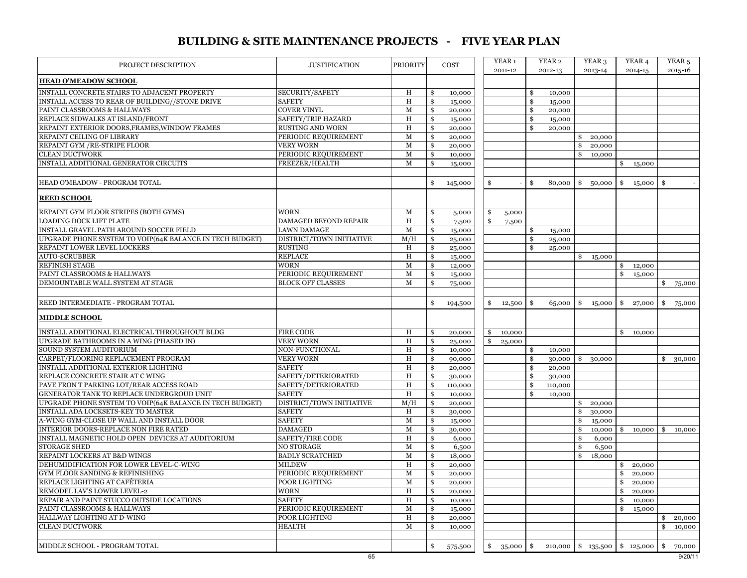# BUILDING & SITE MAINTENANCE PROJECTS - FIVE YEAR PLAN

| PROJECT DESCRIPTION | JUSTIFICATION | PRIORITY | COST | YEAR 1 2011-12 | YEAR 2 2012-13 | YEAR 3 2013-14 | YEAR 4 2014-15 | YEAR 5 2015-16 |
|---|---|---|---|---|---|---|---|---|
| **HEAD O'MEADOW SCHOOL** | | | | | | | | |
| INSTALL CONCRETE STAIRS TO ADJACENT PROPERTY | SECURITY/SAFETY | H | $ 10,000 | | $ 10,000 | | | |
| INSTALL ACCESS TO REAR OF BUILDING//STONE DRIVE | SAFETY | H | $ 15,000 | | $ 15,000 | | | |
| PAINT CLASSROOMS & HALLWAYS | COVER VINYL | M | $ 20,000 | | $ 20,000 | | | |
| REPLACE SIDWALKS AT ISLAND/FRONT | SAFETY/TRIP HAZARD | H | $ 15,000 | | $ 15,000 | | | |
| REPAINT EXTERIOR DOORS,FRAMES,WINDOW FRAMES | RUSTING AND WORN | H | $ 20,000 | | $ 20,000 | | | |
| REPAINT CEILING OF LIBRARY | PERIODIC REQUIREMENT | M | $ 20,000 | | | $ 20,000 | | |
| REPAINT GYM /RE-STRIPE FLOOR | VERY WORN | M | $ 20,000 | | | $ 20,000 | | |
| CLEAN DUCTWORK | PERIODIC REQUIREMENT | M | $ 10,000 | | | $ 10,000 | | |
| INSTALL ADDITIONAL GENERATOR CIRCUITS | FREEZER/HEALTH | M | $ 15,000 | | | | $ 15,000 | |
| HEAD O'MEADOW - PROGRAM TOTAL | | | $ 145,000 | $ - | $ 80,000 | $ 50,000 | $ 15,000 | $ - |
| **REED SCHOOL** | | | | | | | | |
| REPAINT GYM FLOOR STRIPES (BOTH GYMS) | WORN | M | $ 5,000 | $ 5,000 | | | | |
| LOADING DOCK LIFT PLATE | DAMAGED BEYOND REPAIR | H | $ 7,500 | $ 7,500 | | | | |
| INSTALL GRAVEL PATH AROUND SOCCER FIELD | LAWN DAMAGE | M | $ 15,000 | | $ 15,000 | | | |
| UPGRADE PHONE SYSTEM TO VOIP(64K BALANCE IN TECH BUDGET) | DISTRICT/TOWN INITIATIVE | M/H | $ 25,000 | | $ 25,000 | | | |
| REPAINT LOWER LEVEL LOCKERS | RUSTING | H | $ 25,000 | | $ 25,000 | | | |
| AUTO-SCRUBBER | REPLACE | H | $ 15,000 | | | $ 15,000 | | |
| REFINISH STAGE | WORN | M | $ 12,000 | | | | $ 12,000 | |
| PAINT CLASSROOMS & HALLWAYS | PERIODIC REQUIREMENT | M | $ 15,000 | | | | $ 15,000 | |
| DEMOUNTABLE WALL SYSTEM AT STAGE | BLOCK OFF CLASSES | M | $ 75,000 | | | | | $ 75,000 |
| REED INTERMEDIATE - PROGRAM TOTAL | | | $ 194,500 | $ 12,500 | $ 65,000 | $ 15,000 | $ 27,000 | $ 75,000 |
| **MIDDLE SCHOOL** | | | | | | | | |
| INSTALL ADDITIONAL ELECTRICAL THROUGHOUT BLDG | FIRE CODE | H | $ 20,000 | $ 10,000 | | | $ 10,000 | |
| UPGRADE BATHROOMS IN A WING (PHASED IN) | VERY WORN | H | $ 25,000 | $ 25,000 | | | | |
| SOUND SYSTEM AUDITORIUM | NON-FUNCTIONAL | H | $ 10,000 | | $ 10,000 | | | |
| CARPET/FLOORING REPLACEMENT PROGRAM | VERY WORN | H | $ 90,000 | | $ 30,000 | $ 30,000 | | $ 30,000 |
| INSTALL ADDITIONAL EXTERIOR LIGHTING | SAFETY | H | $ 20,000 | | $ 20,000 | | | |
| REPLACE CONCRETE STAIR AT C WING | SAFETY/DETERIORATED | H | $ 30,000 | | $ 30,000 | | | |
| PAVE FRON T PARKING LOT/REAR ACCESS ROAD | SAFETY/DETERIORATED | H | $ 110,000 | | $ 110,000 | | | |
| GENERATOR TANK TO REPLACE UNDERGROUD UNIT | SAFETY | H | $ 10,000 | | $ 10,000 | | | |
| UPGRADE PHONE SYSTEM TO VOIP(64K BALANCE IN TECH BUDGET) | DISTRICT/TOWN INITIATIVE | M/H | $ 20,000 | | | $ 20,000 | | |
| INSTALL ADA LOCKSETS-KEY TO MASTER | SAFETY | H | $ 30,000 | | | $ 30,000 | | |
| A-WING GYM-CLOSE UP WALL AND INSTALL DOOR | SAFETY | M | $ 15,000 | | | $ 15,000 | | |
| INTERIOR DOORS-REPLACE NON FIRE RATED | DAMAGED | M | $ 30,000 | | | $ 10,000 | $ 10,000 | $ 10,000 |
| INSTALL MAGNETIC HOLD OPEN DEVICES AT AUDITORIUM | SAFETY/FIRE CODE | H | $ 6,000 | | | $ 6,000 | | |
| STORAGE SHED | NO STORAGE | M | $ 6,500 | | | $ 6,500 | | |
| REPAINT LOCKERS AT B&D WINGS | BADLY SCRATCHED | M | $ 18,000 | | | $ 18,000 | | |
| DEHUMIDIFICATION FOR LOWER LEVEL-C-WING | MILDEW | H | $ 20,000 | | | | $ 20,000 | |
| GYM FLOOR SANDING & REFINISHING | PERIODIC REQUIREMENT | M | $ 20,000 | | | | $ 20,000 | |
| REPLACE LIGHTING AT CAFÉTERIA | POOR LIGHTING | M | $ 20,000 | | | | $ 20,000 | |
| REMODEL LAV'S LOWER LEVEL-2 | WORN | H | $ 20,000 | | | | $ 20,000 | |
| REPAIR AND PAINT STUCCO OUTSIDE LOCATIONS | SAFETY | H | $ 10,000 | | | | $ 10,000 | |
| PAINT CLASSROOMS & HALLWAYS | PERIODIC REQUIREMENT | M | $ 15,000 | | | | $ 15,000 | |
| HALLWAY LIGHTING AT D-WING | POOR LIGHTING | H | $ 20,000 | | | | | $ 20,000 |
| CLEAN DUCTWORK | HEALTH | M | $ 10,000 | | | | | $ 10,000 |
| MIDDLE SCHOOL - PROGRAM TOTAL | | | $ 575,500 | $ 35,000 | $ 210,000 | $ 135,500 | $ 125,000 | $ 70,000 |

9/20/11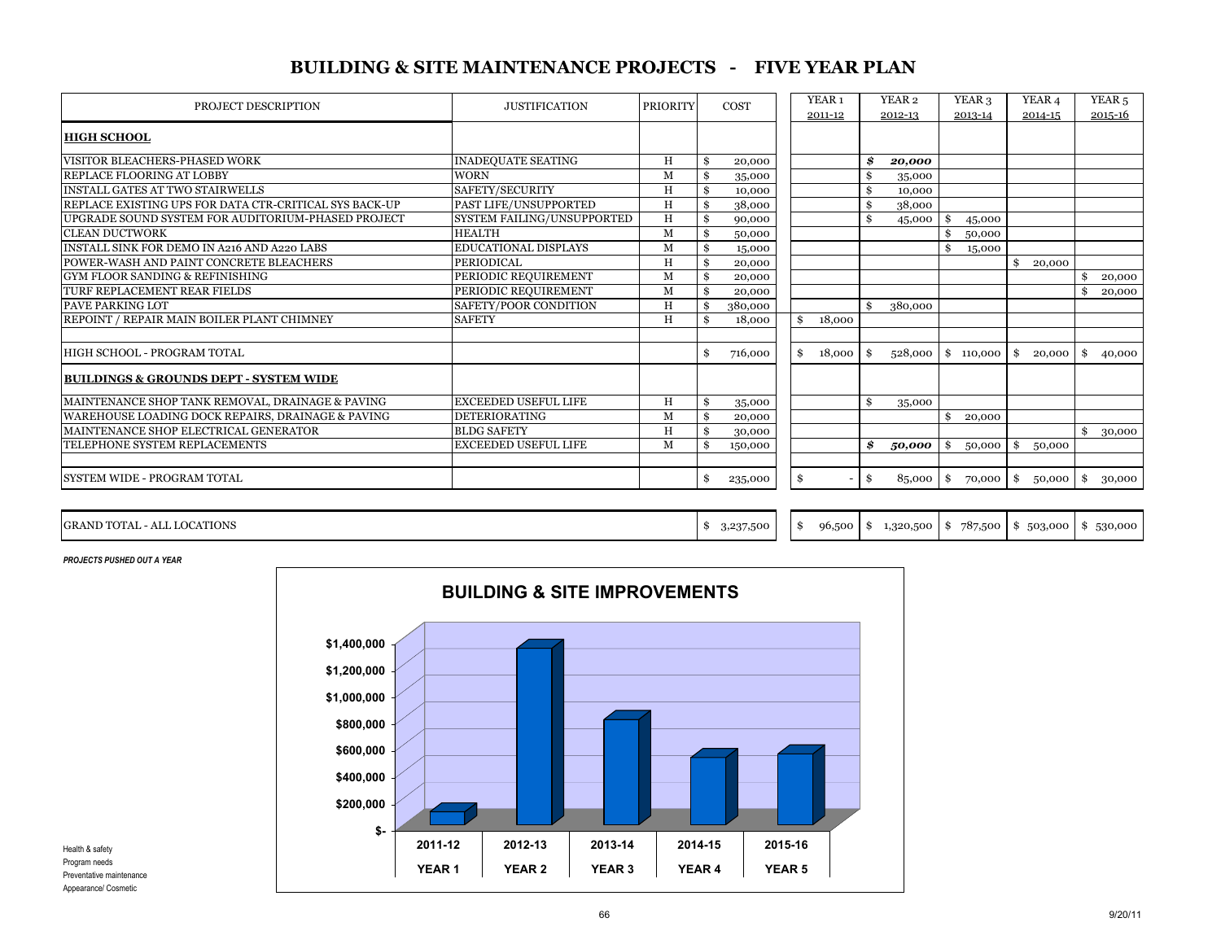# BUILDING & SITE MAINTENANCE PROJECTS - FIVE YEAR PLAN

| PROJECT DESCRIPTION | JUSTIFICATION | PRIORITY | COST | YEAR 1 2011-12 | YEAR 2 2012-13 | YEAR 3 2013-14 | YEAR 4 2014-15 | YEAR 5 2015-16 |
|---|---|---|---|---|---|---|---|---|
| **HIGH SCHOOL** | | | | | | | | |
| VISITOR BLEACHERS-PHASED WORK | INADEQUATE SEATING | H | $ 20,000 | | ***$ 20,000*** | | | |
| REPLACE FLOORING AT LOBBY | WORN | M | $ 35,000 | | $ 35,000 | | | |
| INSTALL GATES AT TWO STAIRWELLS | SAFETY/SECURITY | H | $ 10,000 | | $ 10,000 | | | |
| REPLACE EXISTING UPS FOR DATA CTR-CRITICAL SYS BACK-UP | PAST LIFE/UNSUPPORTED | H | $ 38,000 | | $ 38,000 | | | |
| UPGRADE SOUND SYSTEM FOR AUDITORIUM-PHASED PROJECT | SYSTEM FAILING/UNSUPPORTED | H | $ 90,000 | | $ 45,000 | $ 45,000 | | |
| CLEAN DUCTWORK | HEALTH | M | $ 50,000 | | | $ 50,000 | | |
| INSTALL SINK FOR DEMO IN A216 AND A220 LABS | EDUCATIONAL DISPLAYS | M | $ 15,000 | | | $ 15,000 | | |
| POWER-WASH AND PAINT CONCRETE BLEACHERS | PERIODICAL | H | $ 20,000 | | | | $ 20,000 | |
| GYM FLOOR SANDING & REFINISHING | PERIODIC REQUIREMENT | M | $ 20,000 | | | | | $ 20,000 |
| TURF REPLACEMENT REAR FIELDS | PERIODIC REQUIREMENT | M | $ 20,000 | | | | | $ 20,000 |
| PAVE PARKING LOT | SAFETY/POOR CONDITION | H | $ 380,000 | | $ 380,000 | | | |
| REPOINT / REPAIR MAIN BOILER PLANT CHIMNEY | SAFETY | H | $ 18,000 | $ 18,000 | | | | |
| HIGH SCHOOL - PROGRAM TOTAL | | | $ 716,000 | $ 18,000 | $ 528,000 | $ 110,000 | $ 20,000 | $ 40,000 |
| **BUILDINGS & GROUNDS DEPT - SYSTEM WIDE** | | | | | | | | |
| MAINTENANCE SHOP TANK REMOVAL, DRAINAGE & PAVING | EXCEEDED USEFUL LIFE | H | $ 35,000 | | $ 35,000 | | | |
| WAREHOUSE LOADING DOCK REPAIRS, DRAINAGE & PAVING | DETERIORATING | M | $ 20,000 | | | $ 20,000 | | |
| MAINTENANCE SHOP ELECTRICAL GENERATOR | BLDG SAFETY | H | $ 30,000 | | | | | $ 30,000 |
| TELEPHONE SYSTEM REPLACEMENTS | EXCEEDED USEFUL LIFE | M | $ 150,000 | | ***$ 50,000*** | $ 50,000 | $ 50,000 | |
| SYSTEM WIDE - PROGRAM TOTAL | | | $ 235,000 | $ - | $ 85,000 | $ 70,000 | $ 50,000 | $ 30,000 |
| GRAND TOTAL - ALL LOCATIONS | | | $ 3,237,500 | $ 96,500 | $ 1,320,500 | $ 787,500 | $ 503,000 | $ 530,000 |

***PROJECTS PUSHED OUT A YEAR***

BUILDING & SITE IMPROVEMENTS

$1,400,000
$1,200,000
$1,000,000
$800,000
$600,000
$400,000
$200,000
$-

2011-12 YEAR 1
2012-13 YEAR 2
2013-14 YEAR 3
2014-15 YEAR 4
2015-16 YEAR 5

Health & safety
Program needs
Preventative maintenance
Appearance/ Cosmetic

9/20/11